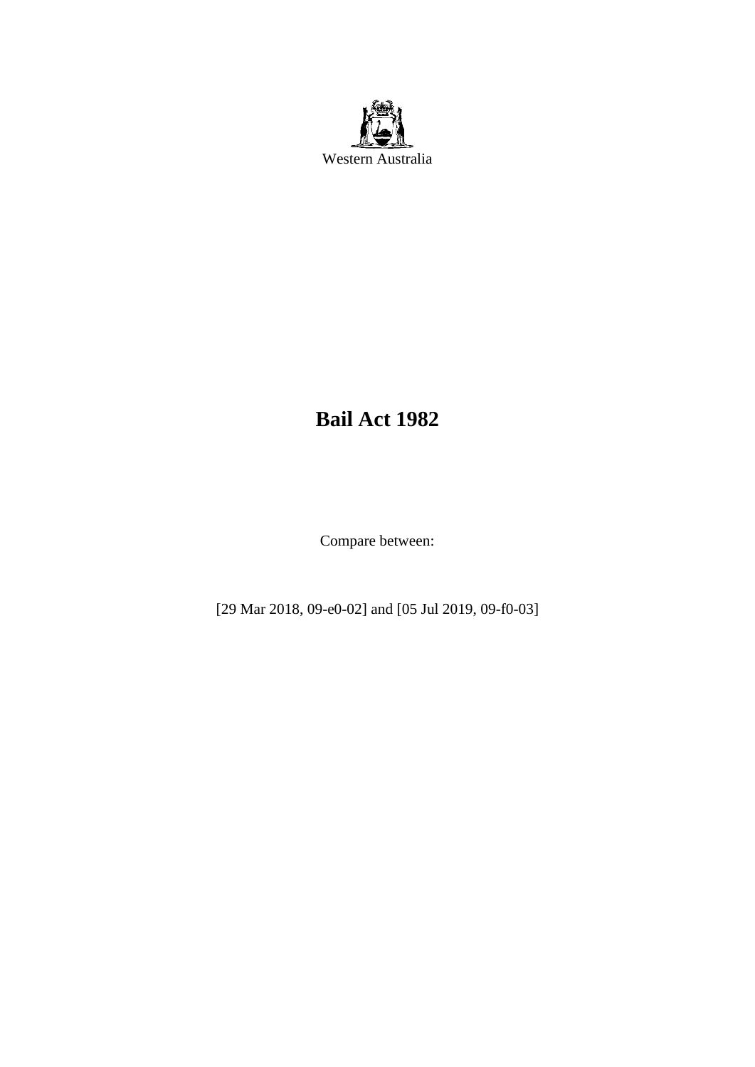Western Australia

# Bail Act 1982

Compare between:

[29 Mar 2018, 09-e0-02] and [05 Jul 2019, 09-f0-03]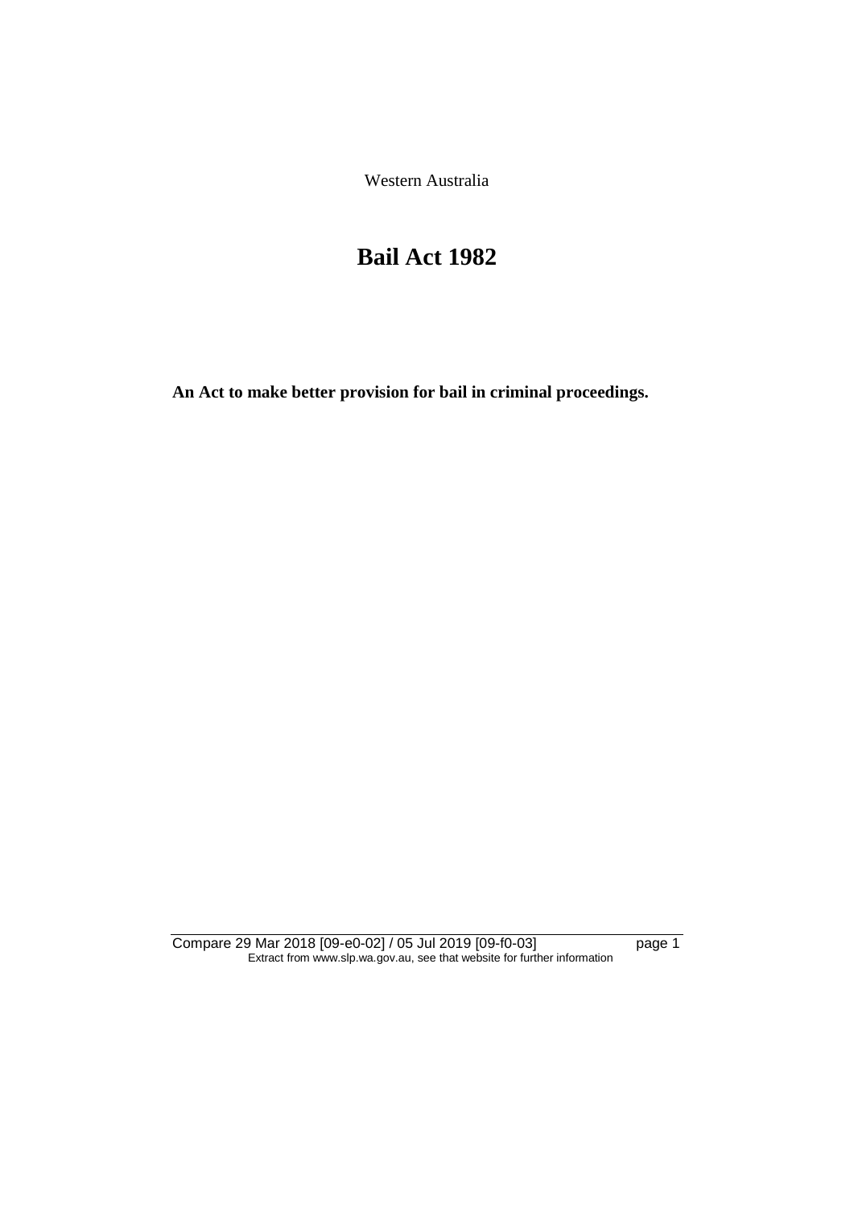Western Australia

# Bail Act 1982

**An Act to make better provision for bail in criminal proceedings.**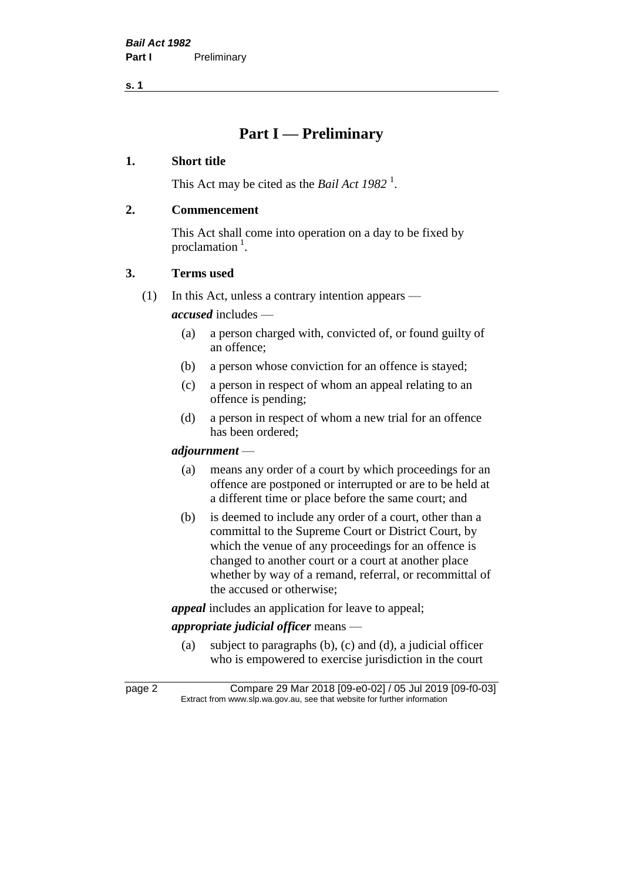# Part I — Preliminary

## 1. Short title

This Act may be cited as the *Bail Act 1982* [1].

## 2. Commencement

This Act shall come into operation on a day to be fixed by proclamation [1].

## 3. Terms used

(1) In this Act, unless a contrary intention appears —

***accused*** includes —

- (a) a person charged with, convicted of, or found guilty of an offence;
- (b) a person whose conviction for an offence is stayed;
- (c) a person in respect of whom an appeal relating to an offence is pending;
- (d) a person in respect of whom a new trial for an offence has been ordered;

***adjournment*** —

- (a) means any order of a court by which proceedings for an offence are postponed or interrupted or are to be held at a different time or place before the same court; and
- (b) is deemed to include any order of a court, other than a committal to the Supreme Court or District Court, by which the venue of any proceedings for an offence is changed to another court or a court at another place whether by way of a remand, referral, or recommittal of the accused or otherwise;

***appeal*** includes an application for leave to appeal;

***appropriate judicial officer*** means —

- (a) subject to paragraphs (b), (c) and (d), a judicial officer who is empowered to exercise jurisdiction in the court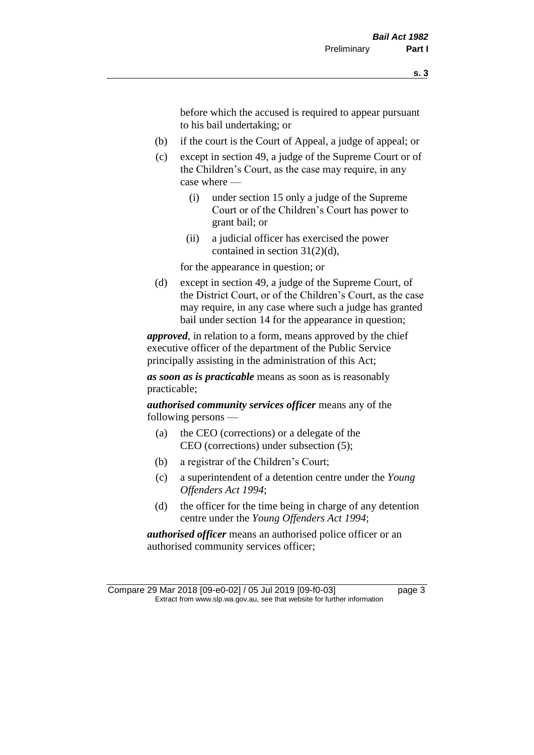before which the accused is required to appear pursuant to his bail undertaking; or

(b) if the court is the Court of Appeal, a judge of appeal; or

(c) except in section 49, a judge of the Supreme Court or of the Children's Court, as the case may require, in any case where —

  (i) under section 15 only a judge of the Supreme Court or of the Children's Court has power to grant bail; or

  (ii) a judicial officer has exercised the power contained in section 31(2)(d),

for the appearance in question; or

(d) except in section 49, a judge of the Supreme Court, of the District Court, or of the Children's Court, as the case may require, in any case where such a judge has granted bail under section 14 for the appearance in question;

***approved***, in relation to a form, means approved by the chief executive officer of the department of the Public Service principally assisting in the administration of this Act;

***as soon as is practicable*** means as soon as is reasonably practicable;

***authorised community services officer*** means any of the following persons —

(a) the CEO (corrections) or a delegate of the CEO (corrections) under subsection (5);

(b) a registrar of the Children's Court;

(c) a superintendent of a detention centre under the *Young Offenders Act 1994*;

(d) the officer for the time being in charge of any detention centre under the *Young Offenders Act 1994*;

***authorised officer*** means an authorised police officer or an authorised community services officer;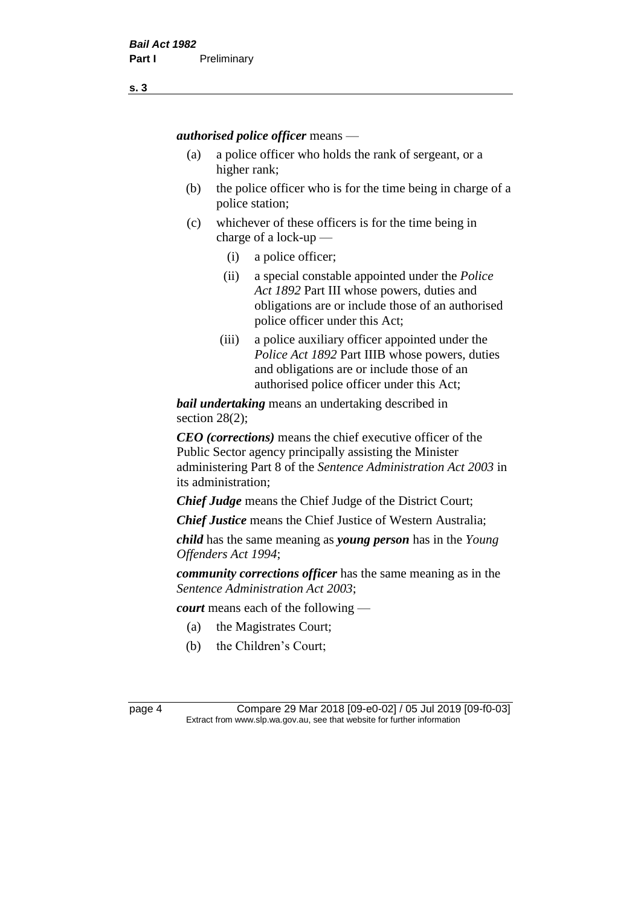***authorised police officer*** means —

(a) a police officer who holds the rank of sergeant, or a higher rank;

(b) the police officer who is for the time being in charge of a police station;

(c) whichever of these officers is for the time being in charge of a lock-up —

  (i) a police officer;

  (ii) a special constable appointed under the *Police Act 1892* Part III whose powers, duties and obligations are or include those of an authorised police officer under this Act;

  (iii) a police auxiliary officer appointed under the *Police Act 1892* Part IIIB whose powers, duties and obligations are or include those of an authorised police officer under this Act;

***bail undertaking*** means an undertaking described in section 28(2);

***CEO (corrections)*** means the chief executive officer of the Public Sector agency principally assisting the Minister administering Part 8 of the *Sentence Administration Act 2003* in its administration;

***Chief Judge*** means the Chief Judge of the District Court;

***Chief Justice*** means the Chief Justice of Western Australia;

***child*** has the same meaning as ***young person*** has in the *Young Offenders Act 1994*;

***community corrections officer*** has the same meaning as in the *Sentence Administration Act 2003*;

***court*** means each of the following —

(a) the Magistrates Court;

(b) the Children's Court;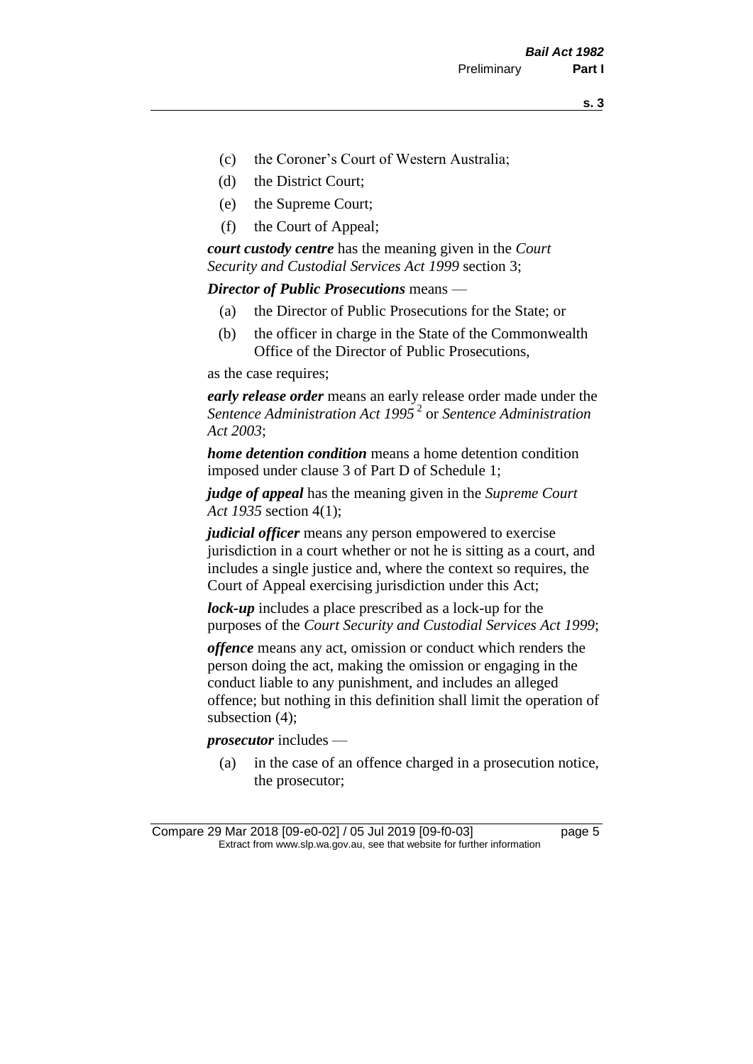(c) the Coroner's Court of Western Australia;

(d) the District Court;

(e) the Supreme Court;

(f) the Court of Appeal;

***court custody centre*** has the meaning given in the *Court Security and Custodial Services Act 1999* section 3;

***Director of Public Prosecutions*** means —

(a) the Director of Public Prosecutions for the State; or

(b) the officer in charge in the State of the Commonwealth Office of the Director of Public Prosecutions,

as the case requires;

***early release order*** means an early release order made under the *Sentence Administration Act 1995* [2] or *Sentence Administration Act 2003*;

***home detention condition*** means a home detention condition imposed under clause 3 of Part D of Schedule 1;

***judge of appeal*** has the meaning given in the *Supreme Court Act 1935* section 4(1);

***judicial officer*** means any person empowered to exercise jurisdiction in a court whether or not he is sitting as a court, and includes a single justice and, where the context so requires, the Court of Appeal exercising jurisdiction under this Act;

***lock-up*** includes a place prescribed as a lock-up for the purposes of the *Court Security and Custodial Services Act 1999*;

***offence*** means any act, omission or conduct which renders the person doing the act, making the omission or engaging in the conduct liable to any punishment, and includes an alleged offence; but nothing in this definition shall limit the operation of subsection (4);

***prosecutor*** includes —

(a) in the case of an offence charged in a prosecution notice, the prosecutor;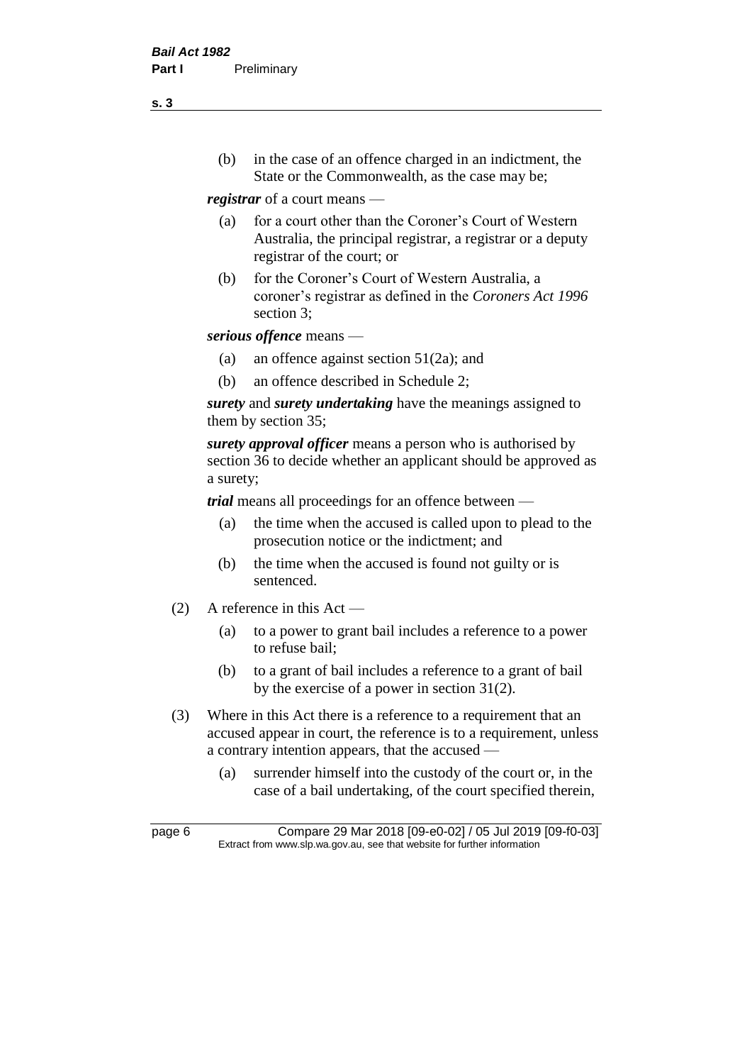(b) in the case of an offence charged in an indictment, the State or the Commonwealth, as the case may be;

***registrar*** of a court means —

(a) for a court other than the Coroner's Court of Western Australia, the principal registrar, a registrar or a deputy registrar of the court; or

(b) for the Coroner's Court of Western Australia, a coroner's registrar as defined in the *Coroners Act 1996* section 3;

***serious offence*** means —

(a) an offence against section 51(2a); and

(b) an offence described in Schedule 2;

***surety*** and ***surety undertaking*** have the meanings assigned to them by section 35;

***surety approval officer*** means a person who is authorised by section 36 to decide whether an applicant should be approved as a surety;

***trial*** means all proceedings for an offence between —

(a) the time when the accused is called upon to plead to the prosecution notice or the indictment; and

(b) the time when the accused is found not guilty or is sentenced.

(2) A reference in this Act —

(a) to a power to grant bail includes a reference to a power to refuse bail;

(b) to a grant of bail includes a reference to a grant of bail by the exercise of a power in section 31(2).

(3) Where in this Act there is a reference to a requirement that an accused appear in court, the reference is to a requirement, unless a contrary intention appears, that the accused —

(a) surrender himself into the custody of the court or, in the case of a bail undertaking, of the court specified therein,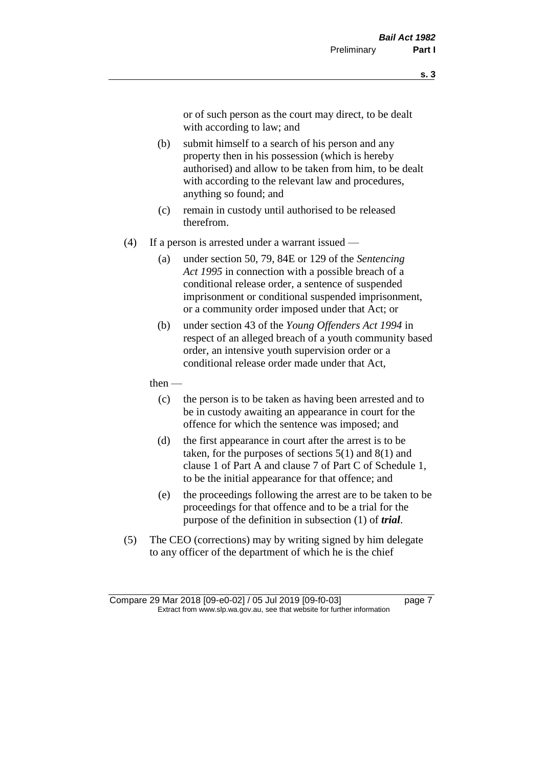or of such person as the court may direct, to be dealt with according to law; and

(b) submit himself to a search of his person and any property then in his possession (which is hereby authorised) and allow to be taken from him, to be dealt with according to the relevant law and procedures, anything so found; and

(c) remain in custody until authorised to be released therefrom.

(4) If a person is arrested under a warrant issued —

(a) under section 50, 79, 84E or 129 of the *Sentencing Act 1995* in connection with a possible breach of a conditional release order, a sentence of suspended imprisonment or conditional suspended imprisonment, or a community order imposed under that Act; or

(b) under section 43 of the *Young Offenders Act 1994* in respect of an alleged breach of a youth community based order, an intensive youth supervision order or a conditional release order made under that Act,

then —

(c) the person is to be taken as having been arrested and to be in custody awaiting an appearance in court for the offence for which the sentence was imposed; and

(d) the first appearance in court after the arrest is to be taken, for the purposes of sections 5(1) and 8(1) and clause 1 of Part A and clause 7 of Part C of Schedule 1, to be the initial appearance for that offence; and

(e) the proceedings following the arrest are to be taken to be proceedings for that offence and to be a trial for the purpose of the definition in subsection (1) of ***trial***.

(5) The CEO (corrections) may by writing signed by him delegate to any officer of the department of which he is the chief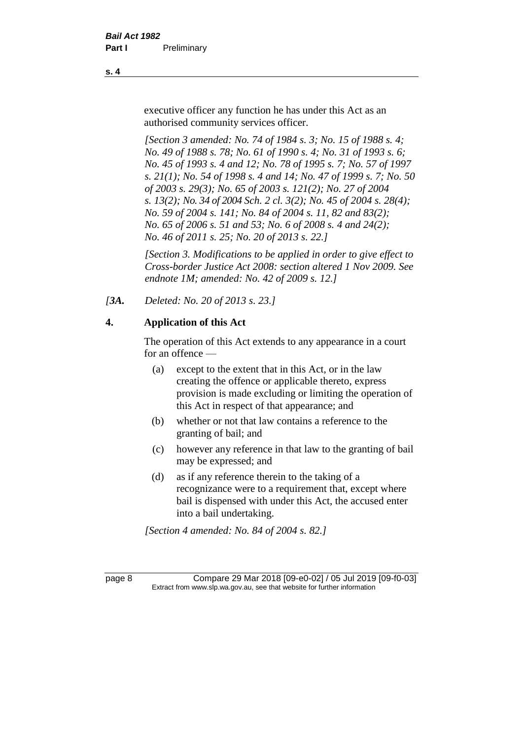executive officer any function he has under this Act as an authorised community services officer.

*[Section 3 amended: No. 74 of 1984 s. 3; No. 15 of 1988 s. 4; No. 49 of 1988 s. 78; No. 61 of 1990 s. 4; No. 31 of 1993 s. 6; No. 45 of 1993 s. 4 and 12; No. 78 of 1995 s. 7; No. 57 of 1997 s. 21(1); No. 54 of 1998 s. 4 and 14; No. 47 of 1999 s. 7; No. 50 of 2003 s. 29(3); No. 65 of 2003 s. 121(2); No. 27 of 2004 s. 13(2); No. 34 of 2004 Sch. 2 cl. 3(2); No. 45 of 2004 s. 28(4); No. 59 of 2004 s. 141; No. 84 of 2004 s. 11, 82 and 83(2); No. 65 of 2006 s. 51 and 53; No. 6 of 2008 s. 4 and 24(2); No. 46 of 2011 s. 25; No. 20 of 2013 s. 22.]*

*[Section 3. Modifications to be applied in order to give effect to Cross-border Justice Act 2008: section altered 1 Nov 2009. See endnote 1M; amended: No. 42 of 2009 s. 12.]*

*[3A. Deleted: No. 20 of 2013 s. 23.]*

**4. Application of this Act**

The operation of this Act extends to any appearance in a court for an offence —

(a) except to the extent that in this Act, or in the law creating the offence or applicable thereto, express provision is made excluding or limiting the operation of this Act in respect of that appearance; and

(b) whether or not that law contains a reference to the granting of bail; and

(c) however any reference in that law to the granting of bail may be expressed; and

(d) as if any reference therein to the taking of a recognizance were to a requirement that, except where bail is dispensed with under this Act, the accused enter into a bail undertaking.

*[Section 4 amended: No. 84 of 2004 s. 82.]*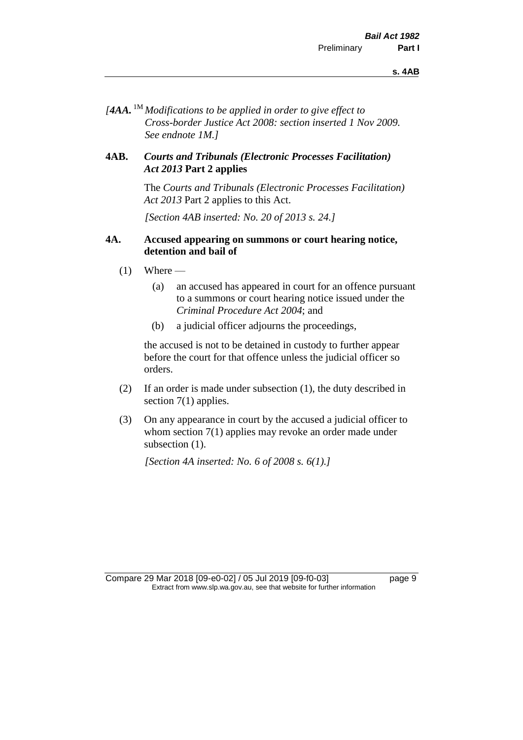*[4AA.* [1M] *Modifications to be applied in order to give effect to Cross-border Justice Act 2008: section inserted 1 Nov 2009. See endnote 1M.]*

**4AB. *Courts and Tribunals (Electronic Processes Facilitation) Act 2013* Part 2 applies**

The *Courts and Tribunals (Electronic Processes Facilitation) Act 2013* Part 2 applies to this Act.

*[Section 4AB inserted: No. 20 of 2013 s. 24.]*

**4A. Accused appearing on summons or court hearing notice, detention and bail of**

(1) Where —

(a) an accused has appeared in court for an offence pursuant to a summons or court hearing notice issued under the *Criminal Procedure Act 2004*; and

(b) a judicial officer adjourns the proceedings,

the accused is not to be detained in custody to further appear before the court for that offence unless the judicial officer so orders.

(2) If an order is made under subsection (1), the duty described in section 7(1) applies.

(3) On any appearance in court by the accused a judicial officer to whom section 7(1) applies may revoke an order made under subsection (1).

*[Section 4A inserted: No. 6 of 2008 s. 6(1).]*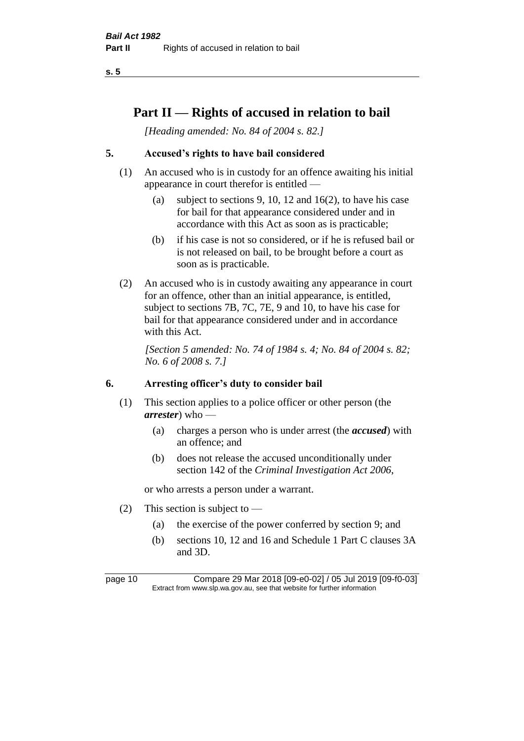# Part II — Rights of accused in relation to bail

*[Heading amended: No. 84 of 2004 s. 82.]*

## 5. Accused's rights to have bail considered

(1) An accused who is in custody for an offence awaiting his initial appearance in court therefor is entitled —

- (a) subject to sections 9, 10, 12 and 16(2), to have his case for bail for that appearance considered under and in accordance with this Act as soon as is practicable;
- (b) if his case is not so considered, or if he is refused bail or is not released on bail, to be brought before a court as soon as is practicable.

(2) An accused who is in custody awaiting any appearance in court for an offence, other than an initial appearance, is entitled, subject to sections 7B, 7C, 7E, 9 and 10, to have his case for bail for that appearance considered under and in accordance with this Act.

*[Section 5 amended: No. 74 of 1984 s. 4; No. 84 of 2004 s. 82; No. 6 of 2008 s. 7.]*

## 6. Arresting officer's duty to consider bail

(1) This section applies to a police officer or other person (the ***arrester***) who —

- (a) charges a person who is under arrest (the ***accused***) with an offence; and
- (b) does not release the accused unconditionally under section 142 of the *Criminal Investigation Act 2006*,

or who arrests a person under a warrant.

(2) This section is subject to —

- (a) the exercise of the power conferred by section 9; and
- (b) sections 10, 12 and 16 and Schedule 1 Part C clauses 3A and 3D.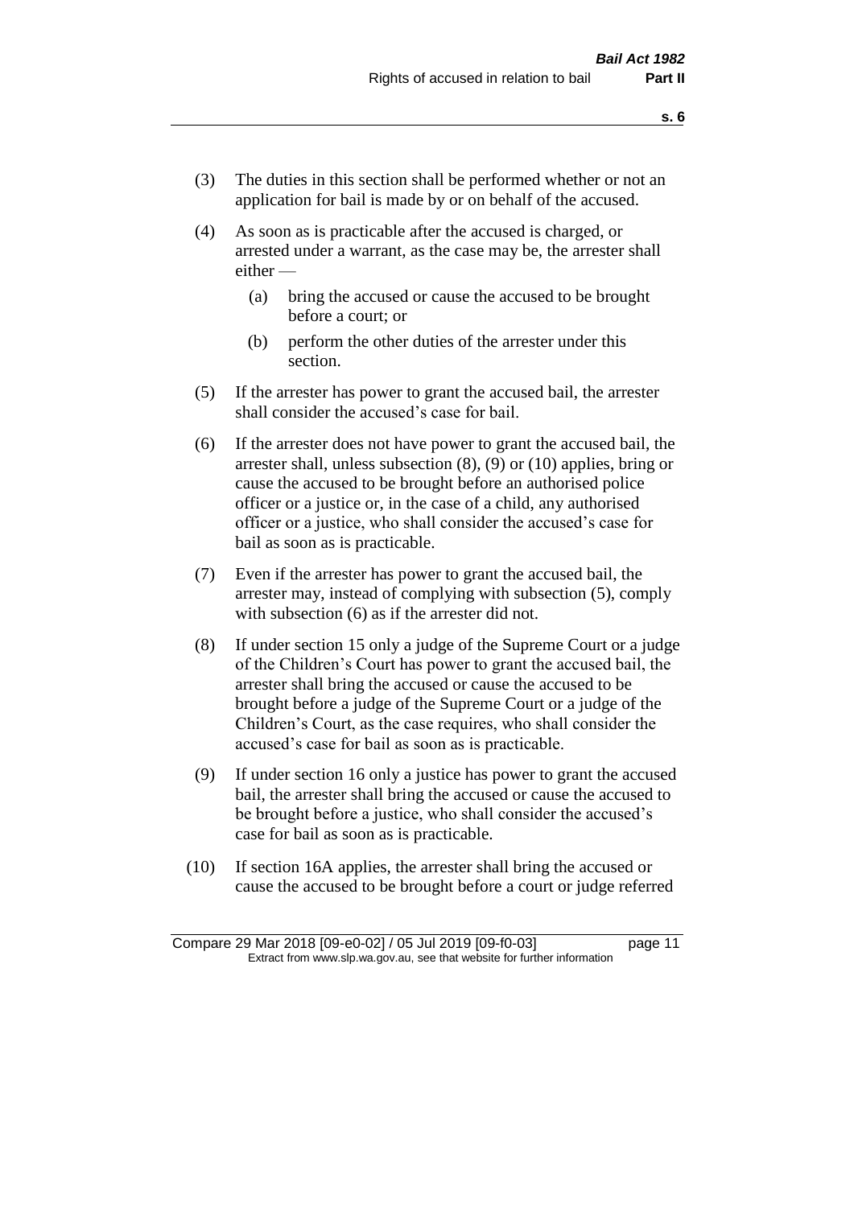(3) The duties in this section shall be performed whether or not an application for bail is made by or on behalf of the accused.

(4) As soon as is practicable after the accused is charged, or arrested under a warrant, as the case may be, the arrester shall either —

  (a) bring the accused or cause the accused to be brought before a court; or

  (b) perform the other duties of the arrester under this section.

(5) If the arrester has power to grant the accused bail, the arrester shall consider the accused's case for bail.

(6) If the arrester does not have power to grant the accused bail, the arrester shall, unless subsection (8), (9) or (10) applies, bring or cause the accused to be brought before an authorised police officer or a justice or, in the case of a child, any authorised officer or a justice, who shall consider the accused's case for bail as soon as is practicable.

(7) Even if the arrester has power to grant the accused bail, the arrester may, instead of complying with subsection (5), comply with subsection (6) as if the arrester did not.

(8) If under section 15 only a judge of the Supreme Court or a judge of the Children's Court has power to grant the accused bail, the arrester shall bring the accused or cause the accused to be brought before a judge of the Supreme Court or a judge of the Children's Court, as the case requires, who shall consider the accused's case for bail as soon as is practicable.

(9) If under section 16 only a justice has power to grant the accused bail, the arrester shall bring the accused or cause the accused to be brought before a justice, who shall consider the accused's case for bail as soon as is practicable.

(10) If section 16A applies, the arrester shall bring the accused or cause the accused to be brought before a court or judge referred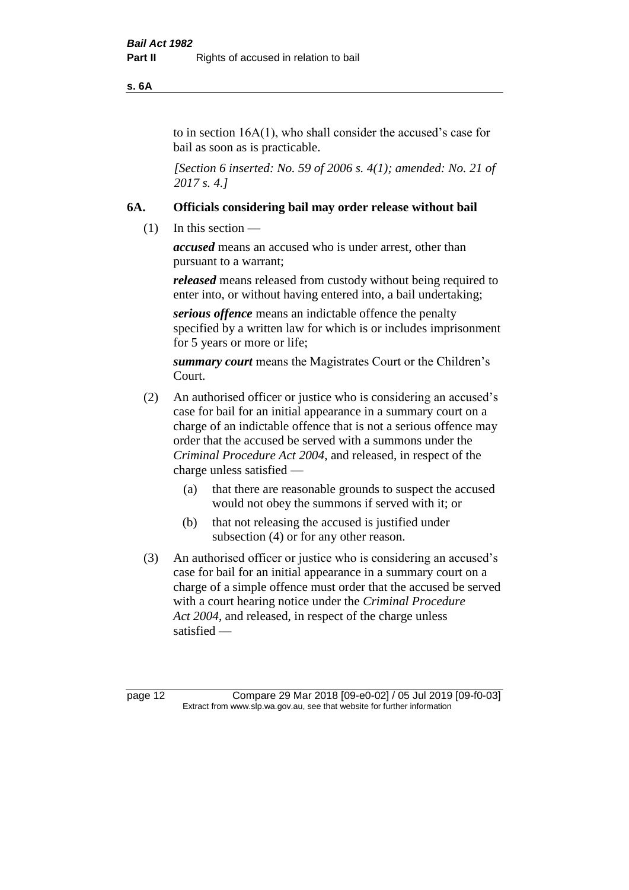to in section 16A(1), who shall consider the accused's case for bail as soon as is practicable.

*[Section 6 inserted: No. 59 of 2006 s. 4(1); amended: No. 21 of 2017 s. 4.]*

### 6A. Officials considering bail may order release without bail

(1) In this section —

***accused*** means an accused who is under arrest, other than pursuant to a warrant;

***released*** means released from custody without being required to enter into, or without having entered into, a bail undertaking;

***serious offence*** means an indictable offence the penalty specified by a written law for which is or includes imprisonment for 5 years or more or life;

***summary court*** means the Magistrates Court or the Children's Court.

(2) An authorised officer or justice who is considering an accused's case for bail for an initial appearance in a summary court on a charge of an indictable offence that is not a serious offence may order that the accused be served with a summons under the *Criminal Procedure Act 2004*, and released, in respect of the charge unless satisfied —

- (a) that there are reasonable grounds to suspect the accused would not obey the summons if served with it; or
- (b) that not releasing the accused is justified under subsection (4) or for any other reason.

(3) An authorised officer or justice who is considering an accused's case for bail for an initial appearance in a summary court on a charge of a simple offence must order that the accused be served with a court hearing notice under the *Criminal Procedure Act 2004*, and released, in respect of the charge unless satisfied —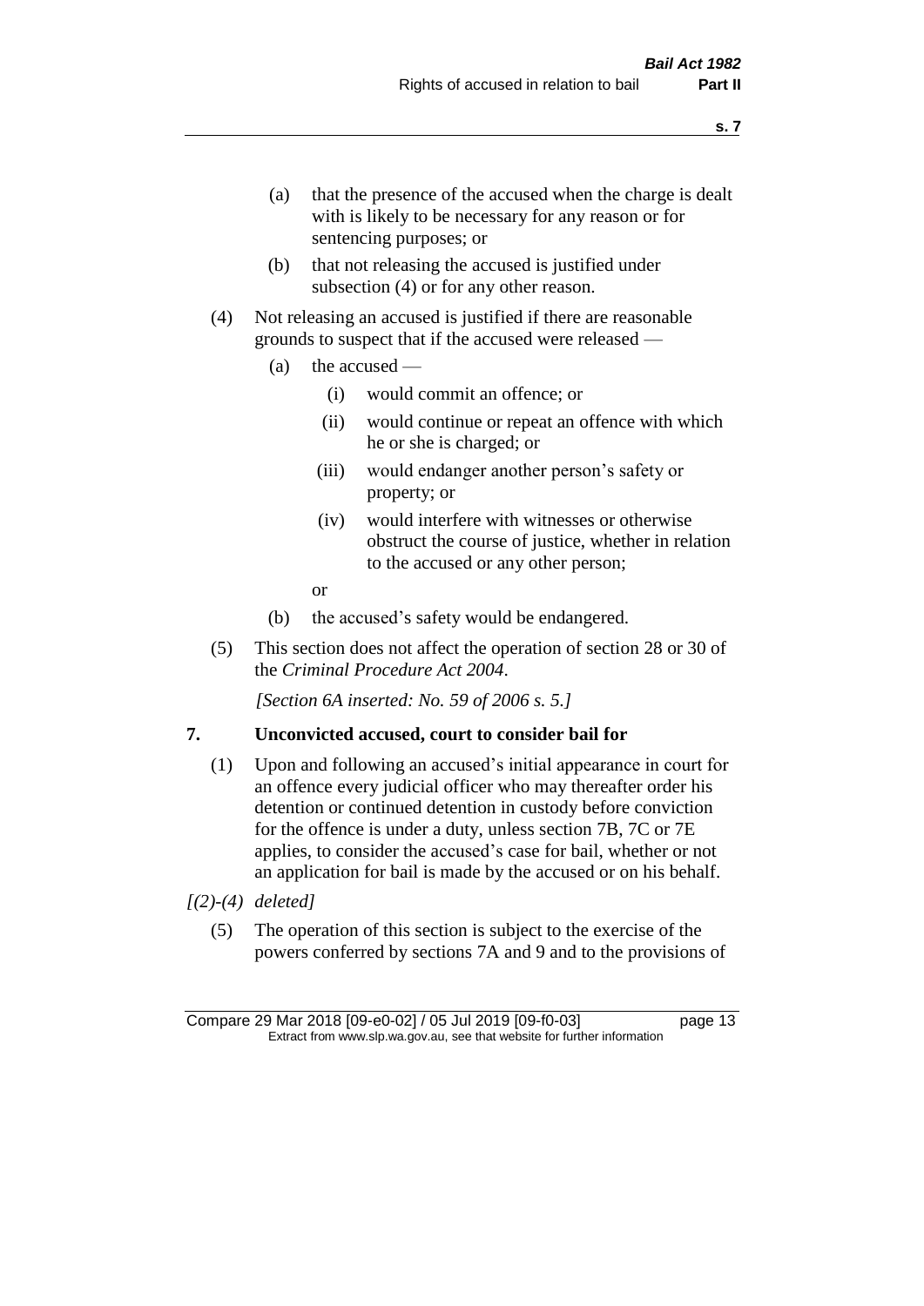(a) that the presence of the accused when the charge is dealt with is likely to be necessary for any reason or for sentencing purposes; or

(b) that not releasing the accused is justified under subsection (4) or for any other reason.

(4) Not releasing an accused is justified if there are reasonable grounds to suspect that if the accused were released —

(a) the accused —

(i) would commit an offence; or

(ii) would continue or repeat an offence with which he or she is charged; or

(iii) would endanger another person's safety or property; or

(iv) would interfere with witnesses or otherwise obstruct the course of justice, whether in relation to the accused or any other person;

or

(b) the accused's safety would be endangered.

(5) This section does not affect the operation of section 28 or 30 of the *Criminal Procedure Act 2004*.

*[Section 6A inserted: No. 59 of 2006 s. 5.]*

## 7. Unconvicted accused, court to consider bail for

(1) Upon and following an accused's initial appearance in court for an offence every judicial officer who may thereafter order his detention or continued detention in custody before conviction for the offence is under a duty, unless section 7B, 7C or 7E applies, to consider the accused's case for bail, whether or not an application for bail is made by the accused or on his behalf.

*[(2)-(4) deleted]*

(5) The operation of this section is subject to the exercise of the powers conferred by sections 7A and 9 and to the provisions of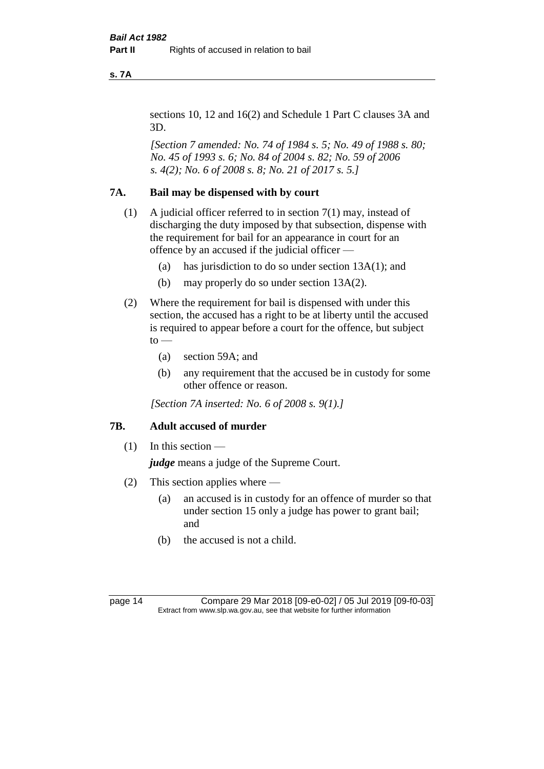sections 10, 12 and 16(2) and Schedule 1 Part C clauses 3A and 3D.

*[Section 7 amended: No. 74 of 1984 s. 5; No. 49 of 1988 s. 80; No. 45 of 1993 s. 6; No. 84 of 2004 s. 82; No. 59 of 2006 s. 4(2); No. 6 of 2008 s. 8; No. 21 of 2017 s. 5.]*

## 7A. Bail may be dispensed with by court

(1) A judicial officer referred to in section 7(1) may, instead of discharging the duty imposed by that subsection, dispense with the requirement for bail for an appearance in court for an offence by an accused if the judicial officer —

- (a) has jurisdiction to do so under section 13A(1); and
- (b) may properly do so under section 13A(2).

(2) Where the requirement for bail is dispensed with under this section, the accused has a right to be at liberty until the accused is required to appear before a court for the offence, but subject to —

- (a) section 59A; and
- (b) any requirement that the accused be in custody for some other offence or reason.

*[Section 7A inserted: No. 6 of 2008 s. 9(1).]*

## 7B. Adult accused of murder

(1) In this section —

***judge*** means a judge of the Supreme Court.

(2) This section applies where —

- (a) an accused is in custody for an offence of murder so that under section 15 only a judge has power to grant bail; and
- (b) the accused is not a child.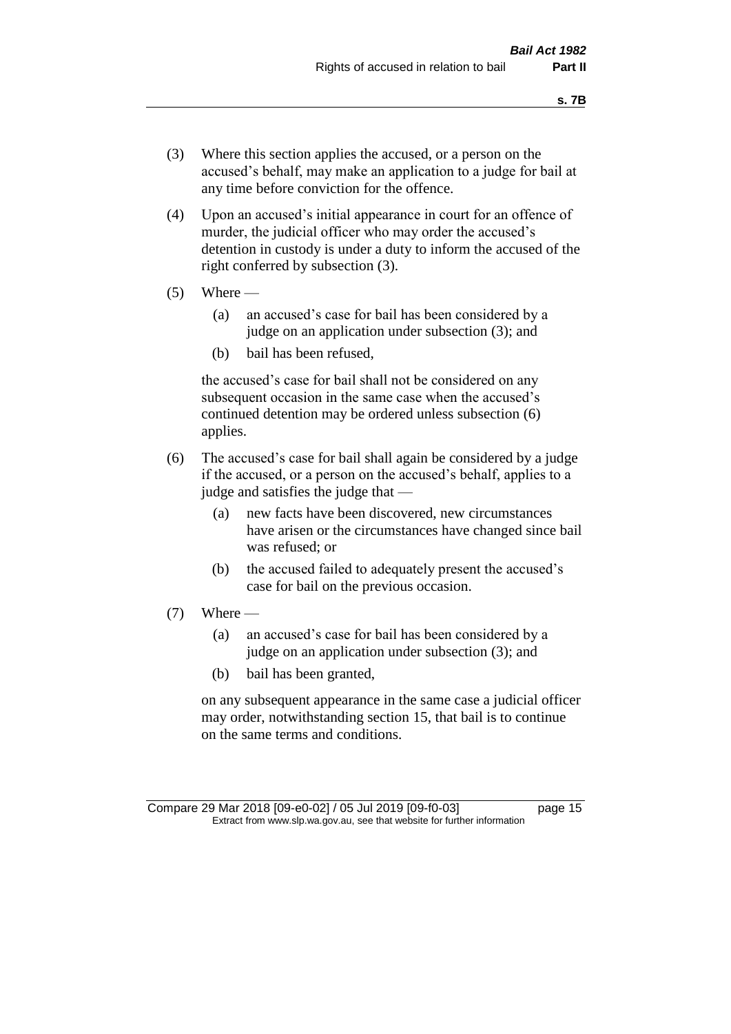(3) Where this section applies the accused, or a person on the accused's behalf, may make an application to a judge for bail at any time before conviction for the offence.

(4) Upon an accused's initial appearance in court for an offence of murder, the judicial officer who may order the accused's detention in custody is under a duty to inform the accused of the right conferred by subsection (3).

(5) Where —

   (a) an accused's case for bail has been considered by a judge on an application under subsection (3); and

   (b) bail has been refused,

   the accused's case for bail shall not be considered on any subsequent occasion in the same case when the accused's continued detention may be ordered unless subsection (6) applies.

(6) The accused's case for bail shall again be considered by a judge if the accused, or a person on the accused's behalf, applies to a judge and satisfies the judge that —

   (a) new facts have been discovered, new circumstances have arisen or the circumstances have changed since bail was refused; or

   (b) the accused failed to adequately present the accused's case for bail on the previous occasion.

(7) Where —

   (a) an accused's case for bail has been considered by a judge on an application under subsection (3); and

   (b) bail has been granted,

   on any subsequent appearance in the same case a judicial officer may order, notwithstanding section 15, that bail is to continue on the same terms and conditions.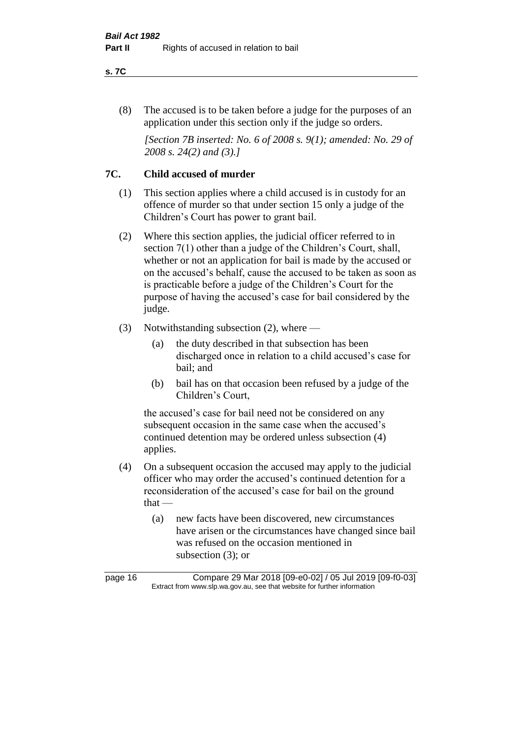(8) The accused is to be taken before a judge for the purposes of an application under this section only if the judge so orders.

*[Section 7B inserted: No. 6 of 2008 s. 9(1); amended: No. 29 of 2008 s. 24(2) and (3).]*

## 7C. Child accused of murder

(1) This section applies where a child accused is in custody for an offence of murder so that under section 15 only a judge of the Children's Court has power to grant bail.

(2) Where this section applies, the judicial officer referred to in section 7(1) other than a judge of the Children's Court, shall, whether or not an application for bail is made by the accused or on the accused's behalf, cause the accused to be taken as soon as is practicable before a judge of the Children's Court for the purpose of having the accused's case for bail considered by the judge.

(3) Notwithstanding subsection (2), where —

- (a) the duty described in that subsection has been discharged once in relation to a child accused's case for bail; and
- (b) bail has on that occasion been refused by a judge of the Children's Court,

the accused's case for bail need not be considered on any subsequent occasion in the same case when the accused's continued detention may be ordered unless subsection (4) applies.

(4) On a subsequent occasion the accused may apply to the judicial officer who may order the accused's continued detention for a reconsideration of the accused's case for bail on the ground that —

- (a) new facts have been discovered, new circumstances have arisen or the circumstances have changed since bail was refused on the occasion mentioned in subsection (3); or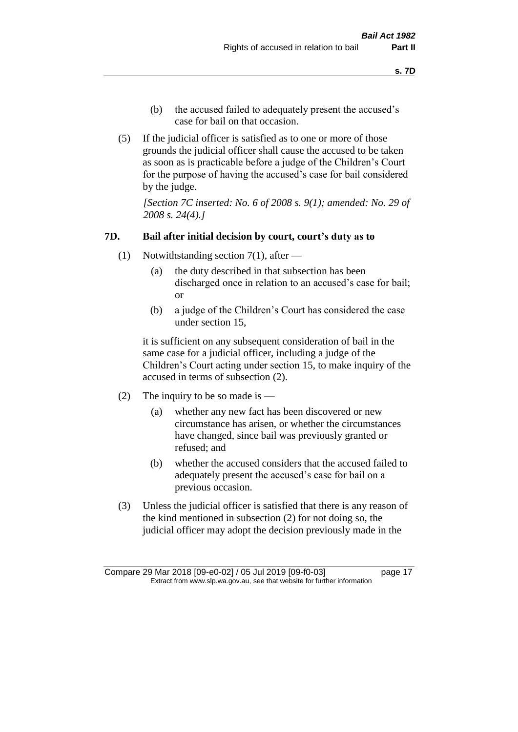(b) the accused failed to adequately present the accused's case for bail on that occasion.

(5) If the judicial officer is satisfied as to one or more of those grounds the judicial officer shall cause the accused to be taken as soon as is practicable before a judge of the Children's Court for the purpose of having the accused's case for bail considered by the judge.

*[Section 7C inserted: No. 6 of 2008 s. 9(1); amended: No. 29 of 2008 s. 24(4).]*

### 7D. Bail after initial decision by court, court's duty as to

(1) Notwithstanding section 7(1), after —

(a) the duty described in that subsection has been discharged once in relation to an accused's case for bail; or

(b) a judge of the Children's Court has considered the case under section 15,

it is sufficient on any subsequent consideration of bail in the same case for a judicial officer, including a judge of the Children's Court acting under section 15, to make inquiry of the accused in terms of subsection (2).

(2) The inquiry to be so made is —

(a) whether any new fact has been discovered or new circumstance has arisen, or whether the circumstances have changed, since bail was previously granted or refused; and

(b) whether the accused considers that the accused failed to adequately present the accused's case for bail on a previous occasion.

(3) Unless the judicial officer is satisfied that there is any reason of the kind mentioned in subsection (2) for not doing so, the judicial officer may adopt the decision previously made in the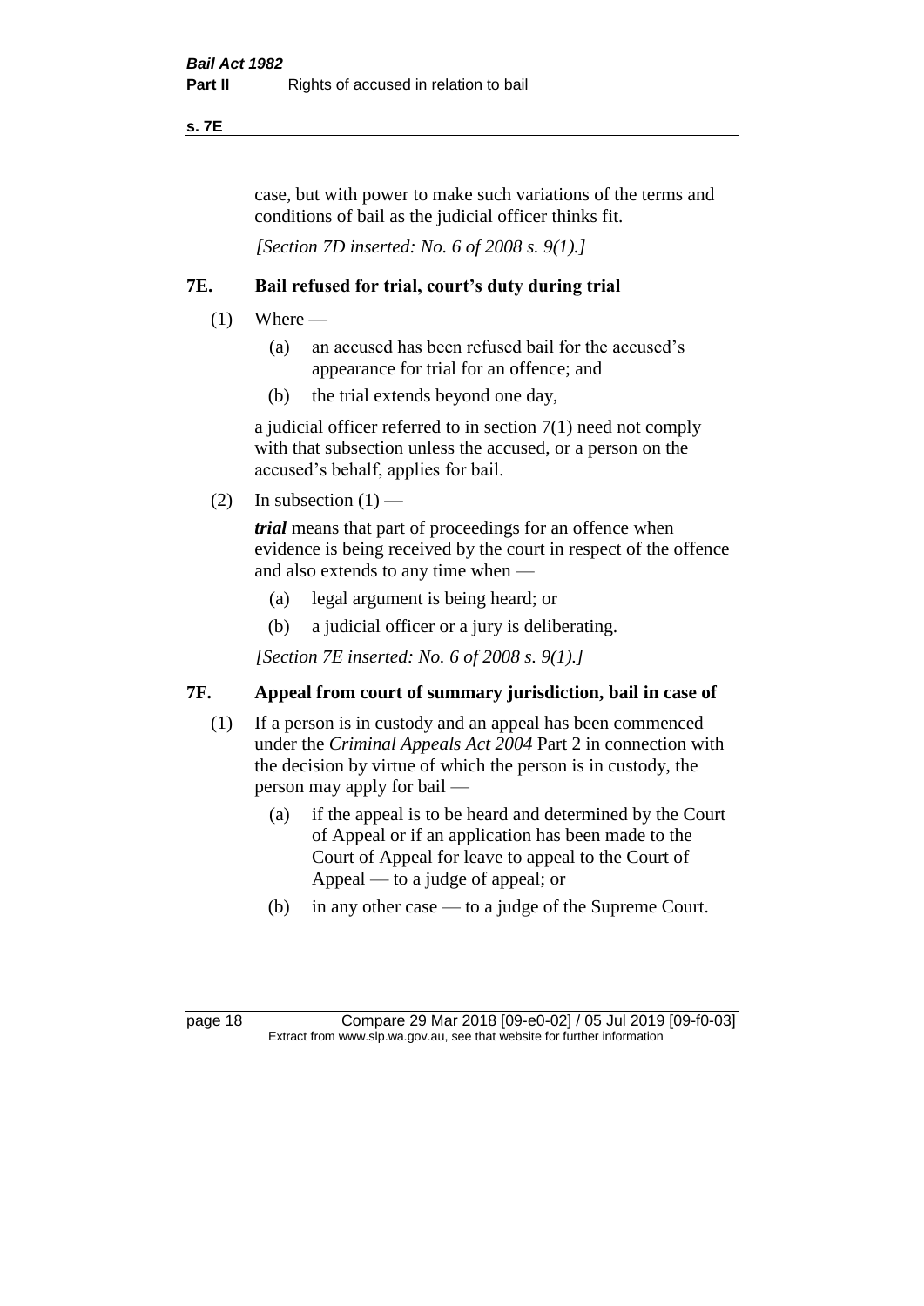case, but with power to make such variations of the terms and conditions of bail as the judicial officer thinks fit.

*[Section 7D inserted: No. 6 of 2008 s. 9(1).]*

## 7E. Bail refused for trial, court's duty during trial

(1) Where —

  (a) an accused has been refused bail for the accused's appearance for trial for an offence; and

  (b) the trial extends beyond one day,

a judicial officer referred to in section 7(1) need not comply with that subsection unless the accused, or a person on the accused's behalf, applies for bail.

(2) In subsection (1) —

***trial*** means that part of proceedings for an offence when evidence is being received by the court in respect of the offence and also extends to any time when —

  (a) legal argument is being heard; or

  (b) a judicial officer or a jury is deliberating.

*[Section 7E inserted: No. 6 of 2008 s. 9(1).]*

## 7F. Appeal from court of summary jurisdiction, bail in case of

(1) If a person is in custody and an appeal has been commenced under the *Criminal Appeals Act 2004* Part 2 in connection with the decision by virtue of which the person is in custody, the person may apply for bail —

  (a) if the appeal is to be heard and determined by the Court of Appeal or if an application has been made to the Court of Appeal for leave to appeal to the Court of Appeal — to a judge of appeal; or

  (b) in any other case — to a judge of the Supreme Court.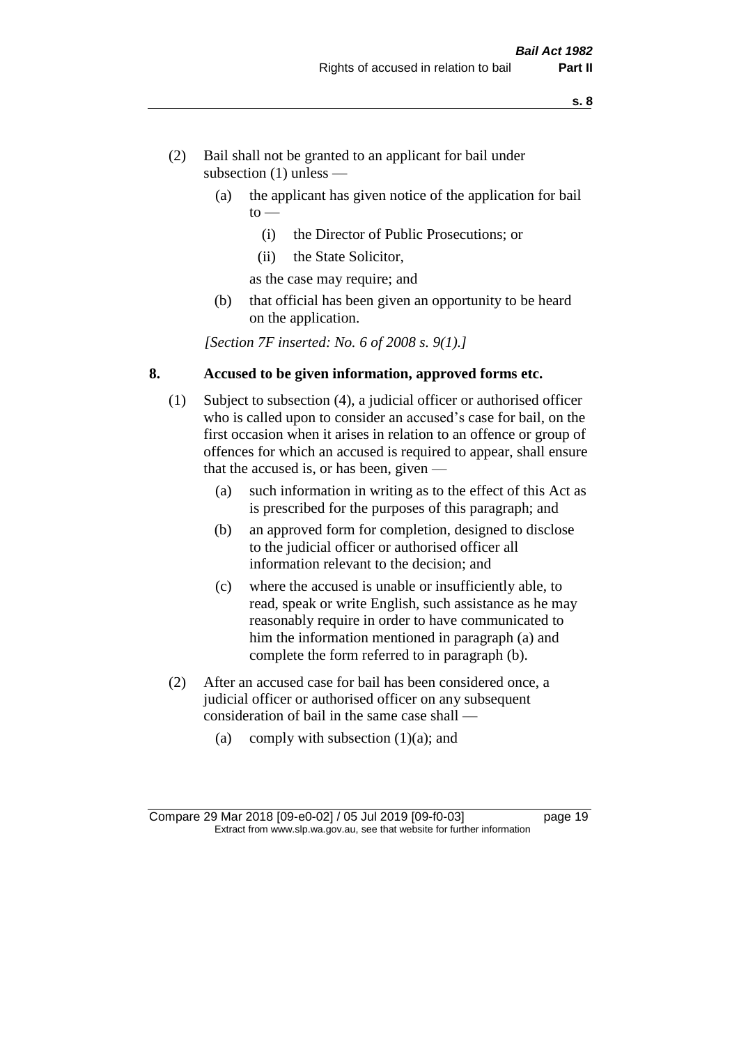(2) Bail shall not be granted to an applicant for bail under subsection (1) unless —

(a) the applicant has given notice of the application for bail to —

(i) the Director of Public Prosecutions; or

(ii) the State Solicitor,

as the case may require; and

(b) that official has been given an opportunity to be heard on the application.

*[Section 7F inserted: No. 6 of 2008 s. 9(1).]*

## 8. Accused to be given information, approved forms etc.

(1) Subject to subsection (4), a judicial officer or authorised officer who is called upon to consider an accused's case for bail, on the first occasion when it arises in relation to an offence or group of offences for which an accused is required to appear, shall ensure that the accused is, or has been, given —

(a) such information in writing as to the effect of this Act as is prescribed for the purposes of this paragraph; and

(b) an approved form for completion, designed to disclose to the judicial officer or authorised officer all information relevant to the decision; and

(c) where the accused is unable or insufficiently able, to read, speak or write English, such assistance as he may reasonably require in order to have communicated to him the information mentioned in paragraph (a) and complete the form referred to in paragraph (b).

(2) After an accused case for bail has been considered once, a judicial officer or authorised officer on any subsequent consideration of bail in the same case shall —

(a) comply with subsection (1)(a); and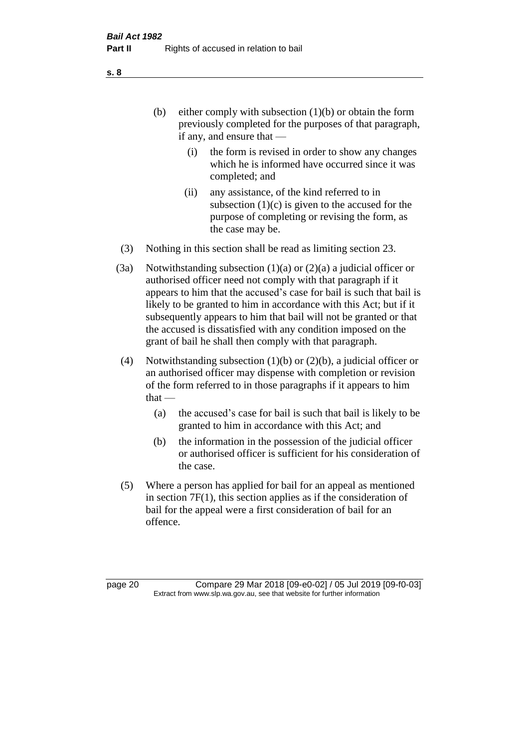- (b) either comply with subsection (1)(b) or obtain the form previously completed for the purposes of that paragraph, if any, and ensure that —
  - (i) the form is revised in order to show any changes which he is informed have occurred since it was completed; and
  - (ii) any assistance, of the kind referred to in subsection (1)(c) is given to the accused for the purpose of completing or revising the form, as the case may be.

(3) Nothing in this section shall be read as limiting section 23.

(3a) Notwithstanding subsection (1)(a) or (2)(a) a judicial officer or authorised officer need not comply with that paragraph if it appears to him that the accused's case for bail is such that bail is likely to be granted to him in accordance with this Act; but if it subsequently appears to him that bail will not be granted or that the accused is dissatisfied with any condition imposed on the grant of bail he shall then comply with that paragraph.

(4) Notwithstanding subsection (1)(b) or (2)(b), a judicial officer or an authorised officer may dispense with completion or revision of the form referred to in those paragraphs if it appears to him that —

- (a) the accused's case for bail is such that bail is likely to be granted to him in accordance with this Act; and
- (b) the information in the possession of the judicial officer or authorised officer is sufficient for his consideration of the case.

(5) Where a person has applied for bail for an appeal as mentioned in section 7F(1), this section applies as if the consideration of bail for the appeal were a first consideration of bail for an offence.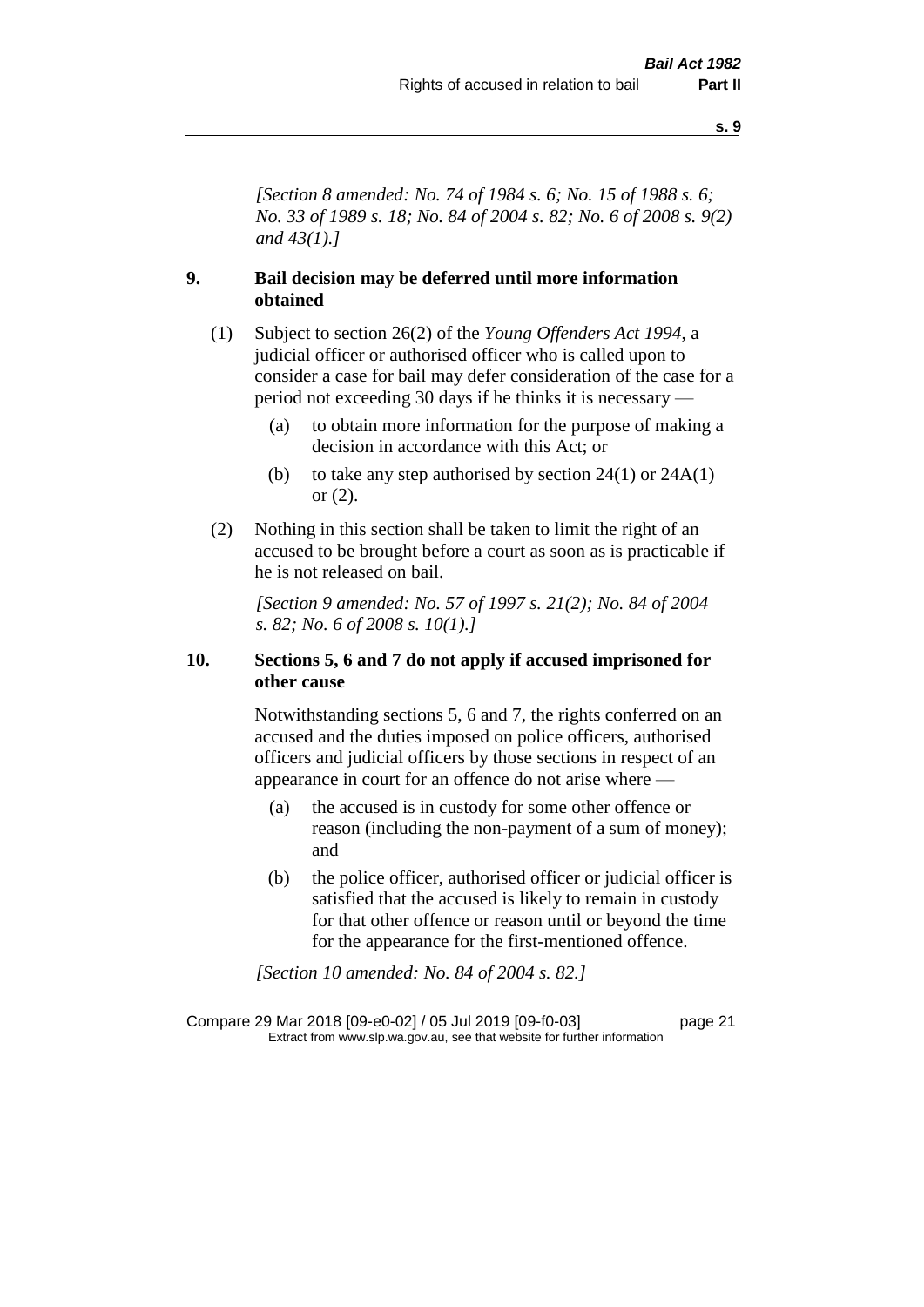*[Section 8 amended: No. 74 of 1984 s. 6; No. 15 of 1988 s. 6; No. 33 of 1989 s. 18; No. 84 of 2004 s. 82; No. 6 of 2008 s. 9(2) and 43(1).]*

## 9. Bail decision may be deferred until more information obtained

(1) Subject to section 26(2) of the *Young Offenders Act 1994*, a judicial officer or authorised officer who is called upon to consider a case for bail may defer consideration of the case for a period not exceeding 30 days if he thinks it is necessary —

- (a) to obtain more information for the purpose of making a decision in accordance with this Act; or
- (b) to take any step authorised by section 24(1) or 24A(1) or (2).

(2) Nothing in this section shall be taken to limit the right of an accused to be brought before a court as soon as is practicable if he is not released on bail.

*[Section 9 amended: No. 57 of 1997 s. 21(2); No. 84 of 2004 s. 82; No. 6 of 2008 s. 10(1).]*

## 10. Sections 5, 6 and 7 do not apply if accused imprisoned for other cause

Notwithstanding sections 5, 6 and 7, the rights conferred on an accused and the duties imposed on police officers, authorised officers and judicial officers by those sections in respect of an appearance in court for an offence do not arise where —

- (a) the accused is in custody for some other offence or reason (including the non-payment of a sum of money); and
- (b) the police officer, authorised officer or judicial officer is satisfied that the accused is likely to remain in custody for that other offence or reason until or beyond the time for the appearance for the first-mentioned offence.

*[Section 10 amended: No. 84 of 2004 s. 82.]*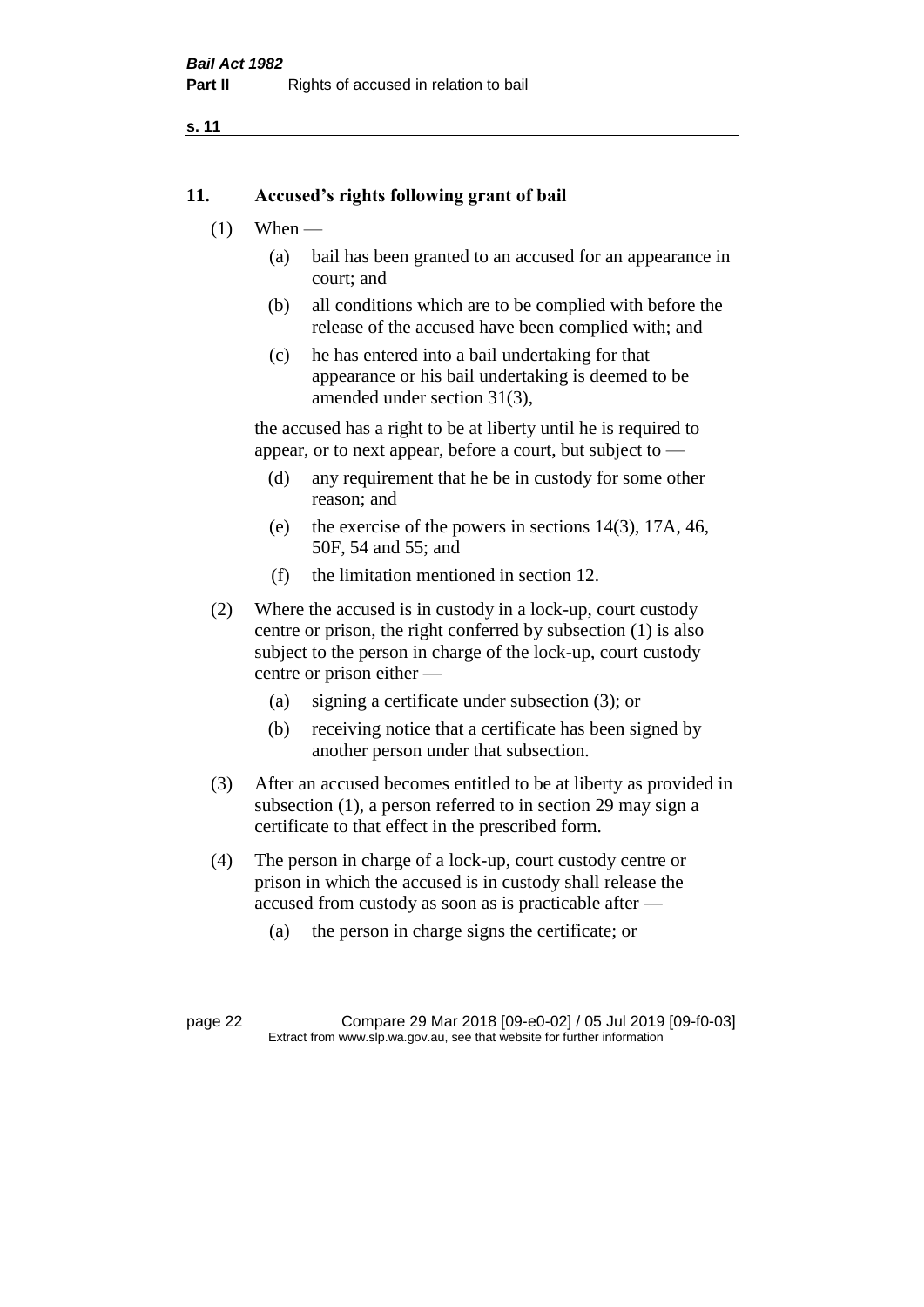## 11. Accused's rights following grant of bail

(1) When —

(a) bail has been granted to an accused for an appearance in court; and

(b) all conditions which are to be complied with before the release of the accused have been complied with; and

(c) he has entered into a bail undertaking for that appearance or his bail undertaking is deemed to be amended under section 31(3),

the accused has a right to be at liberty until he is required to appear, or to next appear, before a court, but subject to —

(d) any requirement that he be in custody for some other reason; and

(e) the exercise of the powers in sections 14(3), 17A, 46, 50F, 54 and 55; and

(f) the limitation mentioned in section 12.

(2) Where the accused is in custody in a lock-up, court custody centre or prison, the right conferred by subsection (1) is also subject to the person in charge of the lock-up, court custody centre or prison either —

(a) signing a certificate under subsection (3); or

(b) receiving notice that a certificate has been signed by another person under that subsection.

(3) After an accused becomes entitled to be at liberty as provided in subsection (1), a person referred to in section 29 may sign a certificate to that effect in the prescribed form.

(4) The person in charge of a lock-up, court custody centre or prison in which the accused is in custody shall release the accused from custody as soon as is practicable after —

(a) the person in charge signs the certificate; or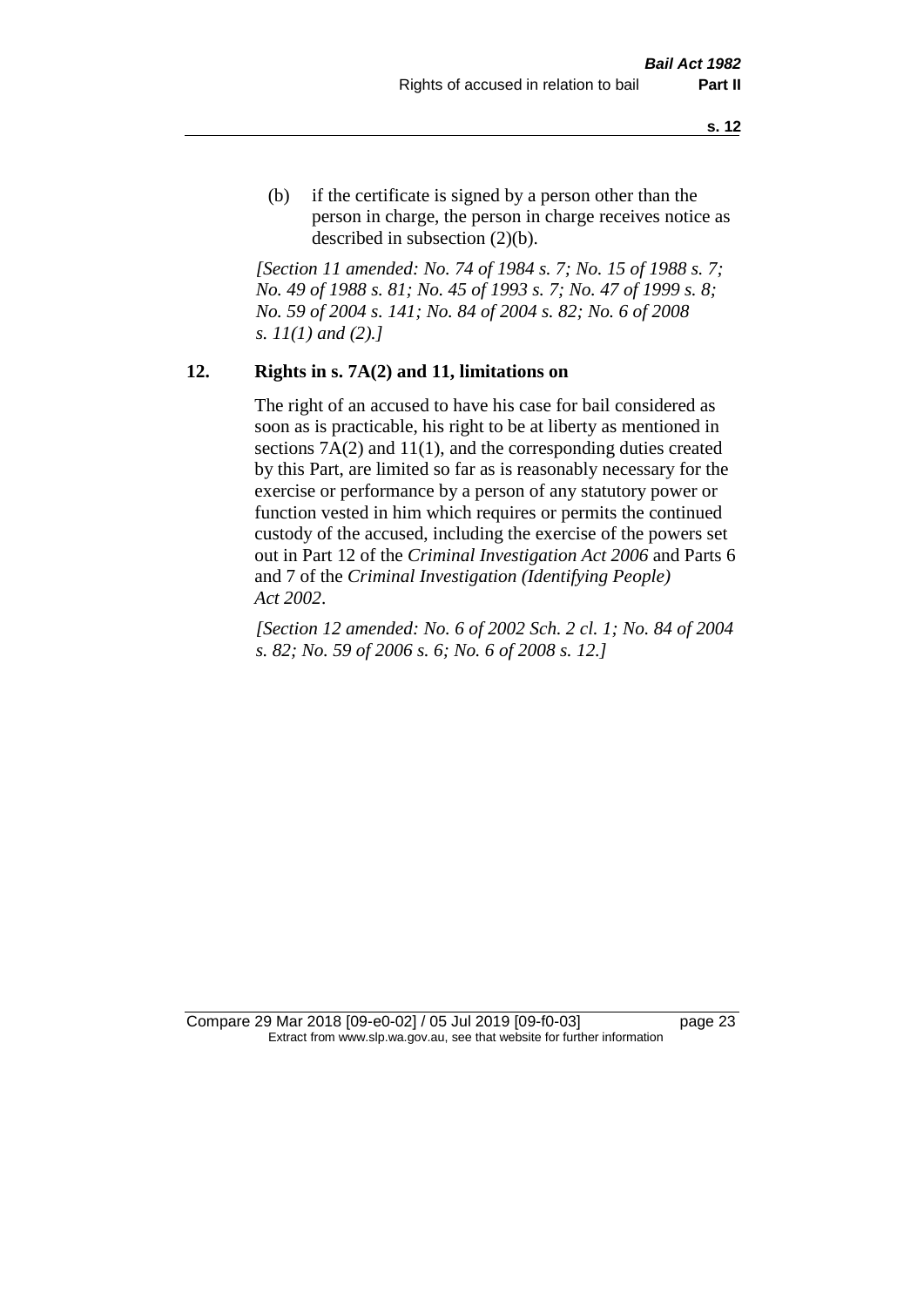(b) if the certificate is signed by a person other than the person in charge, the person in charge receives notice as described in subsection (2)(b).

*[Section 11 amended: No. 74 of 1984 s. 7; No. 15 of 1988 s. 7; No. 49 of 1988 s. 81; No. 45 of 1993 s. 7; No. 47 of 1999 s. 8; No. 59 of 2004 s. 141; No. 84 of 2004 s. 82; No. 6 of 2008 s. 11(1) and (2).]*

## 12. Rights in s. 7A(2) and 11, limitations on

The right of an accused to have his case for bail considered as soon as is practicable, his right to be at liberty as mentioned in sections 7A(2) and 11(1), and the corresponding duties created by this Part, are limited so far as is reasonably necessary for the exercise or performance by a person of any statutory power or function vested in him which requires or permits the continued custody of the accused, including the exercise of the powers set out in Part 12 of the *Criminal Investigation Act 2006* and Parts 6 and 7 of the *Criminal Investigation (Identifying People) Act 2002*.

*[Section 12 amended: No. 6 of 2002 Sch. 2 cl. 1; No. 84 of 2004 s. 82; No. 59 of 2006 s. 6; No. 6 of 2008 s. 12.]*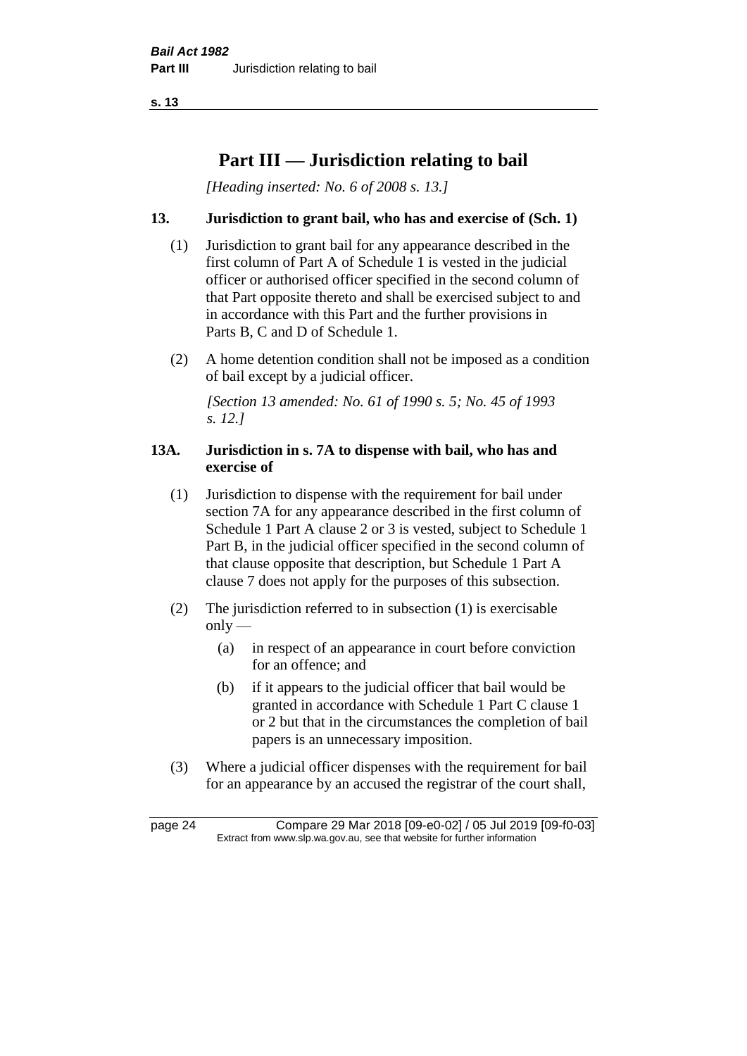# Part III — Jurisdiction relating to bail

*[Heading inserted: No. 6 of 2008 s. 13.]*

## 13. Jurisdiction to grant bail, who has and exercise of (Sch. 1)

(1) Jurisdiction to grant bail for any appearance described in the first column of Part A of Schedule 1 is vested in the judicial officer or authorised officer specified in the second column of that Part opposite thereto and shall be exercised subject to and in accordance with this Part and the further provisions in Parts B, C and D of Schedule 1.

(2) A home detention condition shall not be imposed as a condition of bail except by a judicial officer.

*[Section 13 amended: No. 61 of 1990 s. 5; No. 45 of 1993 s. 12.]*

## 13A. Jurisdiction in s. 7A to dispense with bail, who has and exercise of

(1) Jurisdiction to dispense with the requirement for bail under section 7A for any appearance described in the first column of Schedule 1 Part A clause 2 or 3 is vested, subject to Schedule 1 Part B, in the judicial officer specified in the second column of that clause opposite that description, but Schedule 1 Part A clause 7 does not apply for the purposes of this subsection.

(2) The jurisdiction referred to in subsection (1) is exercisable only —

  (a) in respect of an appearance in court before conviction for an offence; and

  (b) if it appears to the judicial officer that bail would be granted in accordance with Schedule 1 Part C clause 1 or 2 but that in the circumstances the completion of bail papers is an unnecessary imposition.

(3) Where a judicial officer dispenses with the requirement for bail for an appearance by an accused the registrar of the court shall,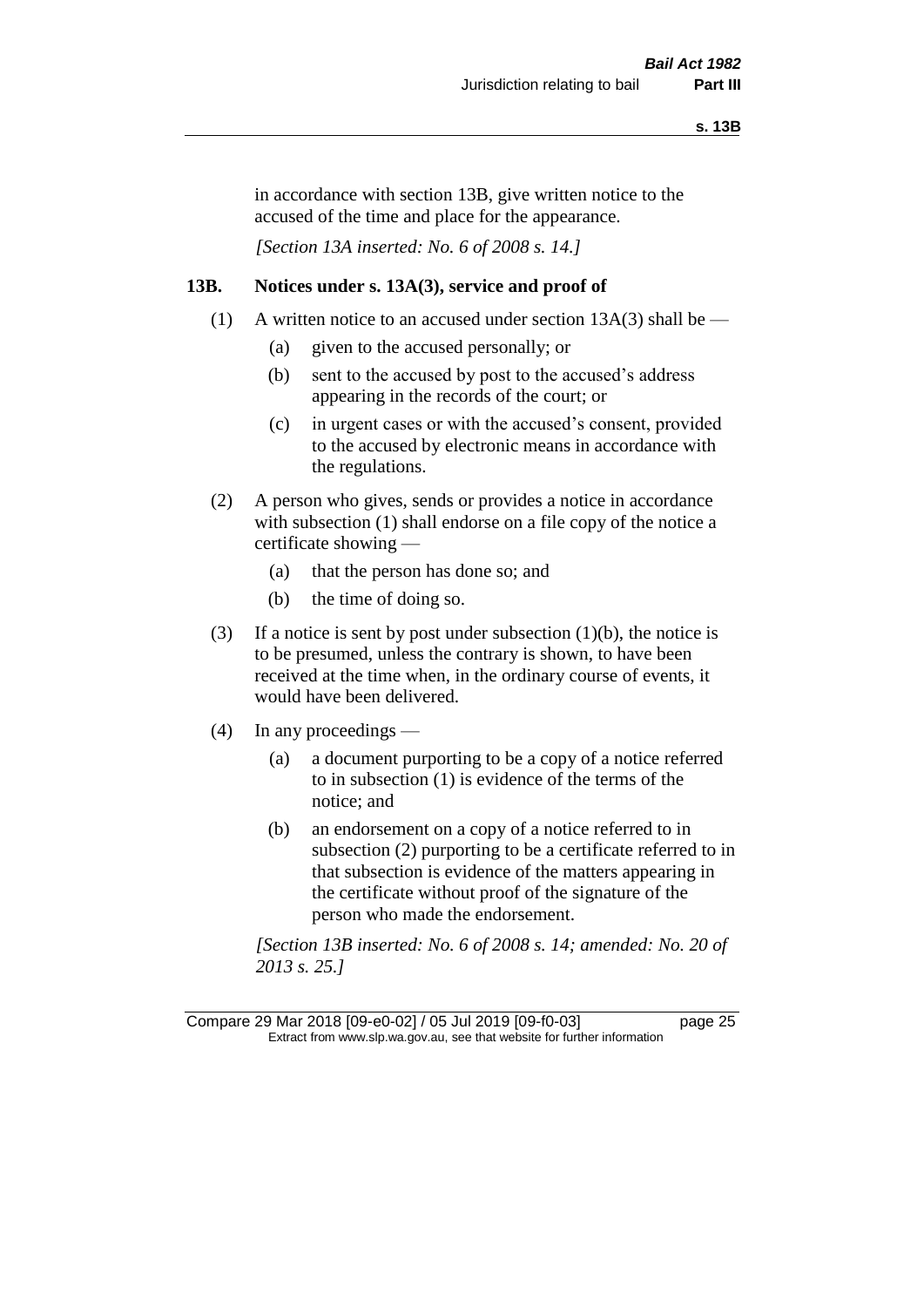in accordance with section 13B, give written notice to the accused of the time and place for the appearance.

*[Section 13A inserted: No. 6 of 2008 s. 14.]*

### 13B. Notices under s. 13A(3), service and proof of

(1) A written notice to an accused under section 13A(3) shall be —

(a) given to the accused personally; or

(b) sent to the accused by post to the accused's address appearing in the records of the court; or

(c) in urgent cases or with the accused's consent, provided to the accused by electronic means in accordance with the regulations.

(2) A person who gives, sends or provides a notice in accordance with subsection (1) shall endorse on a file copy of the notice a certificate showing —

(a) that the person has done so; and

(b) the time of doing so.

(3) If a notice is sent by post under subsection (1)(b), the notice is to be presumed, unless the contrary is shown, to have been received at the time when, in the ordinary course of events, it would have been delivered.

(4) In any proceedings —

(a) a document purporting to be a copy of a notice referred to in subsection (1) is evidence of the terms of the notice; and

(b) an endorsement on a copy of a notice referred to in subsection (2) purporting to be a certificate referred to in that subsection is evidence of the matters appearing in the certificate without proof of the signature of the person who made the endorsement.

*[Section 13B inserted: No. 6 of 2008 s. 14; amended: No. 20 of 2013 s. 25.]*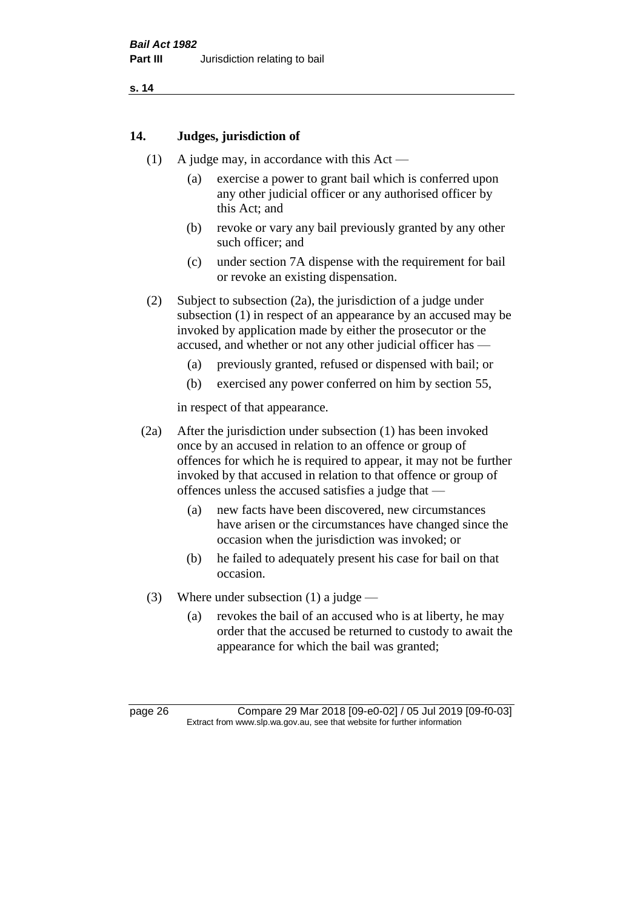## 14. Judges, jurisdiction of

(1) A judge may, in accordance with this Act —

  (a) exercise a power to grant bail which is conferred upon any other judicial officer or any authorised officer by this Act; and

  (b) revoke or vary any bail previously granted by any other such officer; and

  (c) under section 7A dispense with the requirement for bail or revoke an existing dispensation.

(2) Subject to subsection (2a), the jurisdiction of a judge under subsection (1) in respect of an appearance by an accused may be invoked by application made by either the prosecutor or the accused, and whether or not any other judicial officer has —

  (a) previously granted, refused or dispensed with bail; or

  (b) exercised any power conferred on him by section 55,

in respect of that appearance.

(2a) After the jurisdiction under subsection (1) has been invoked once by an accused in relation to an offence or group of offences for which he is required to appear, it may not be further invoked by that accused in relation to that offence or group of offences unless the accused satisfies a judge that —

  (a) new facts have been discovered, new circumstances have arisen or the circumstances have changed since the occasion when the jurisdiction was invoked; or

  (b) he failed to adequately present his case for bail on that occasion.

(3) Where under subsection (1) a judge —

  (a) revokes the bail of an accused who is at liberty, he may order that the accused be returned to custody to await the appearance for which the bail was granted;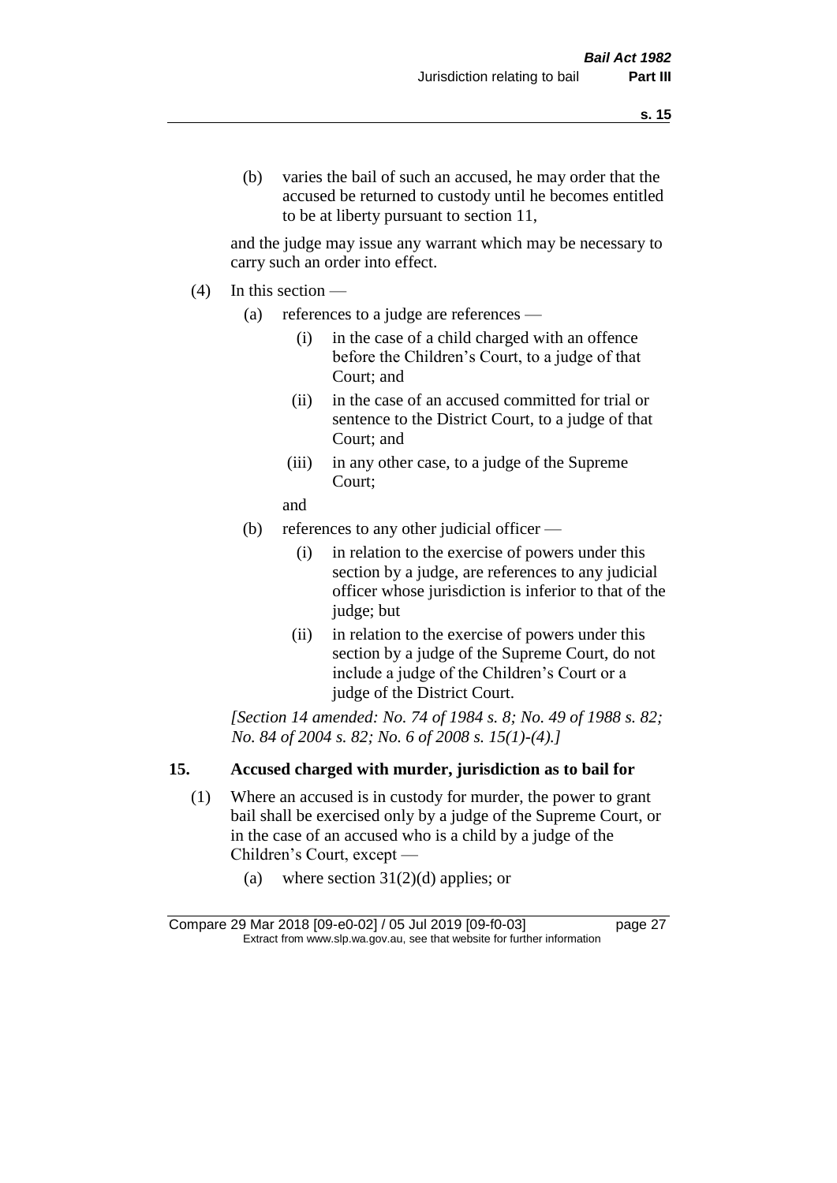(b) varies the bail of such an accused, he may order that the accused be returned to custody until he becomes entitled to be at liberty pursuant to section 11,

and the judge may issue any warrant which may be necessary to carry such an order into effect.

(4) In this section —

(a) references to a judge are references —

(i) in the case of a child charged with an offence before the Children's Court, to a judge of that Court; and

(ii) in the case of an accused committed for trial or sentence to the District Court, to a judge of that Court; and

(iii) in any other case, to a judge of the Supreme Court;

and

(b) references to any other judicial officer —

(i) in relation to the exercise of powers under this section by a judge, are references to any judicial officer whose jurisdiction is inferior to that of the judge; but

(ii) in relation to the exercise of powers under this section by a judge of the Supreme Court, do not include a judge of the Children's Court or a judge of the District Court.

*[Section 14 amended: No. 74 of 1984 s. 8; No. 49 of 1988 s. 82; No. 84 of 2004 s. 82; No. 6 of 2008 s. 15(1)-(4).]*

## 15. Accused charged with murder, jurisdiction as to bail for

(1) Where an accused is in custody for murder, the power to grant bail shall be exercised only by a judge of the Supreme Court, or in the case of an accused who is a child by a judge of the Children's Court, except —

(a) where section 31(2)(d) applies; or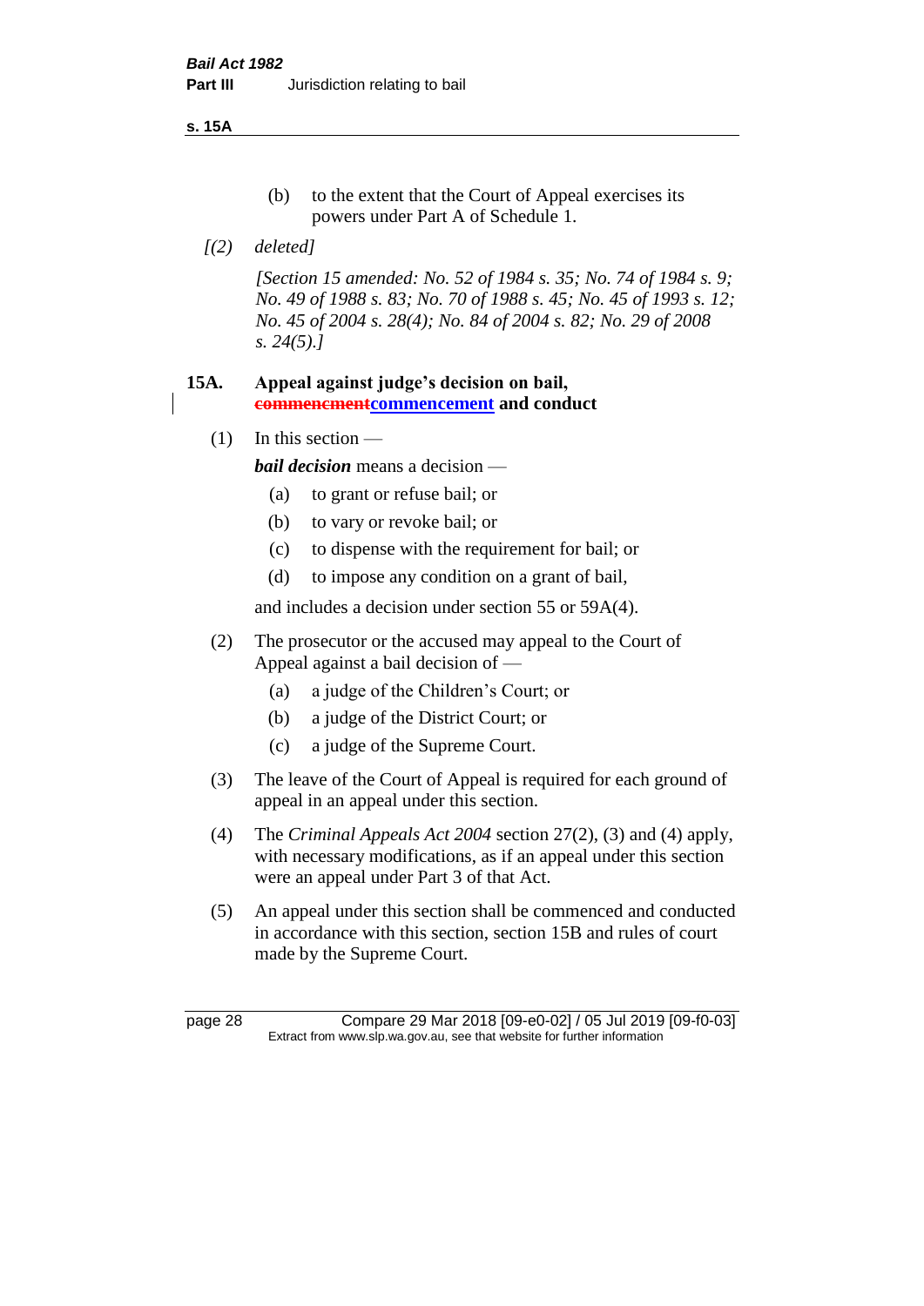(b) to the extent that the Court of Appeal exercises its powers under Part A of Schedule 1.

*[(2) deleted]*

*[Section 15 amended: No. 52 of 1984 s. 35; No. 74 of 1984 s. 9; No. 49 of 1988 s. 83; No. 70 of 1988 s. 45; No. 45 of 1993 s. 12; No. 45 of 2004 s. 28(4); No. 84 of 2004 s. 82; No. 29 of 2008 s. 24(5).]*

## 15A. Appeal against judge's decision on bail, ~~commencment~~commencement and conduct

(1) In this section —

***bail decision*** means a decision —

(a) to grant or refuse bail; or

(b) to vary or revoke bail; or

(c) to dispense with the requirement for bail; or

(d) to impose any condition on a grant of bail,

and includes a decision under section 55 or 59A(4).

(2) The prosecutor or the accused may appeal to the Court of Appeal against a bail decision of —

(a) a judge of the Children's Court; or

(b) a judge of the District Court; or

(c) a judge of the Supreme Court.

(3) The leave of the Court of Appeal is required for each ground of appeal in an appeal under this section.

(4) The *Criminal Appeals Act 2004* section 27(2), (3) and (4) apply, with necessary modifications, as if an appeal under this section were an appeal under Part 3 of that Act.

(5) An appeal under this section shall be commenced and conducted in accordance with this section, section 15B and rules of court made by the Supreme Court.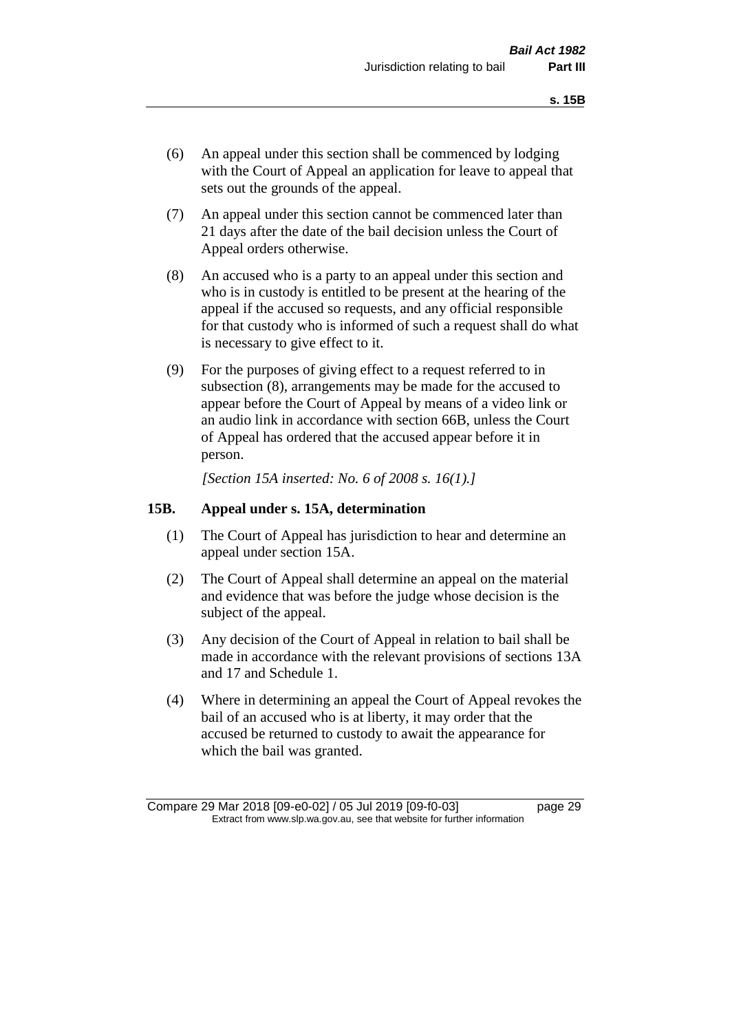(6) An appeal under this section shall be commenced by lodging with the Court of Appeal an application for leave to appeal that sets out the grounds of the appeal.

(7) An appeal under this section cannot be commenced later than 21 days after the date of the bail decision unless the Court of Appeal orders otherwise.

(8) An accused who is a party to an appeal under this section and who is in custody is entitled to be present at the hearing of the appeal if the accused so requests, and any official responsible for that custody who is informed of such a request shall do what is necessary to give effect to it.

(9) For the purposes of giving effect to a request referred to in subsection (8), arrangements may be made for the accused to appear before the Court of Appeal by means of a video link or an audio link in accordance with section 66B, unless the Court of Appeal has ordered that the accused appear before it in person.

*[Section 15A inserted: No. 6 of 2008 s. 16(1).]*

### 15B. Appeal under s. 15A, determination

(1) The Court of Appeal has jurisdiction to hear and determine an appeal under section 15A.

(2) The Court of Appeal shall determine an appeal on the material and evidence that was before the judge whose decision is the subject of the appeal.

(3) Any decision of the Court of Appeal in relation to bail shall be made in accordance with the relevant provisions of sections 13A and 17 and Schedule 1.

(4) Where in determining an appeal the Court of Appeal revokes the bail of an accused who is at liberty, it may order that the accused be returned to custody to await the appearance for which the bail was granted.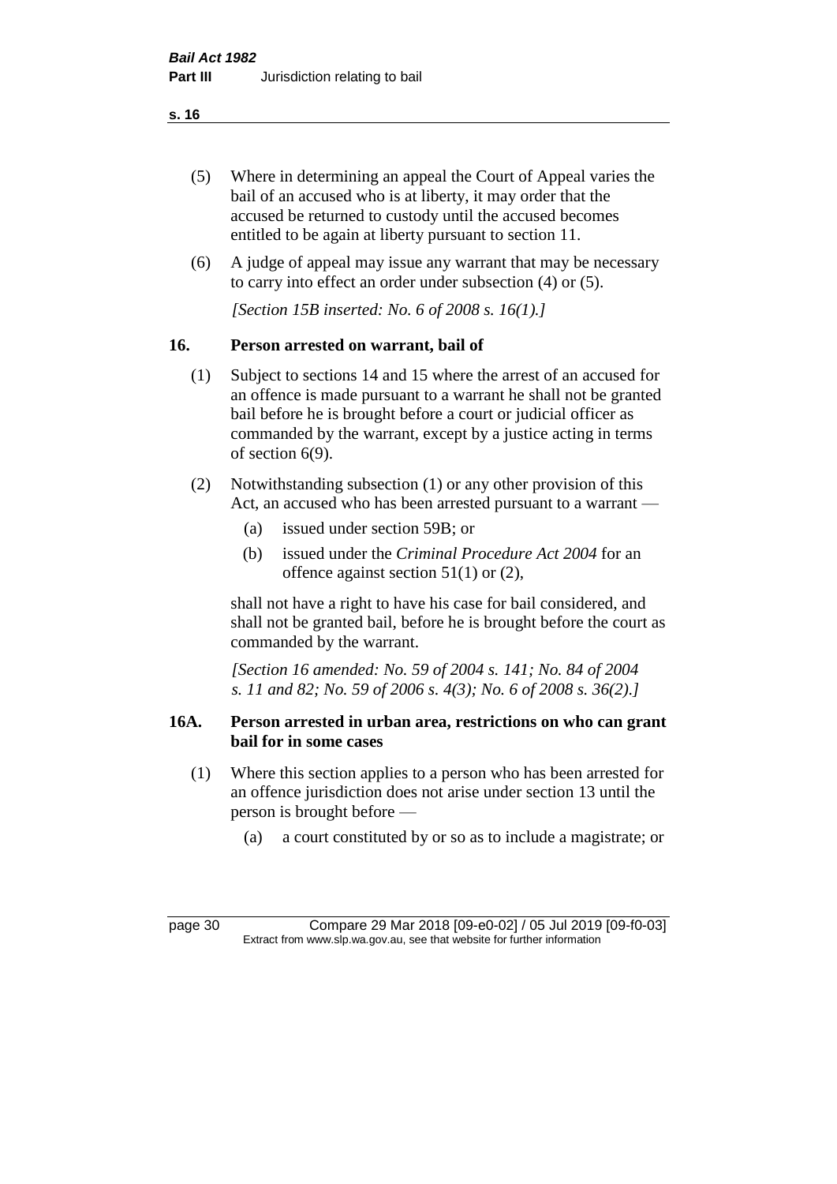(5) Where in determining an appeal the Court of Appeal varies the bail of an accused who is at liberty, it may order that the accused be returned to custody until the accused becomes entitled to be again at liberty pursuant to section 11.

(6) A judge of appeal may issue any warrant that may be necessary to carry into effect an order under subsection (4) or (5).

*[Section 15B inserted: No. 6 of 2008 s. 16(1).]*

## 16. Person arrested on warrant, bail of

(1) Subject to sections 14 and 15 where the arrest of an accused for an offence is made pursuant to a warrant he shall not be granted bail before he is brought before a court or judicial officer as commanded by the warrant, except by a justice acting in terms of section 6(9).

(2) Notwithstanding subsection (1) or any other provision of this Act, an accused who has been arrested pursuant to a warrant —

(a) issued under section 59B; or

(b) issued under the *Criminal Procedure Act 2004* for an offence against section 51(1) or (2),

shall not have a right to have his case for bail considered, and shall not be granted bail, before he is brought before the court as commanded by the warrant.

*[Section 16 amended: No. 59 of 2004 s. 141; No. 84 of 2004 s. 11 and 82; No. 59 of 2006 s. 4(3); No. 6 of 2008 s. 36(2).]*

## 16A. Person arrested in urban area, restrictions on who can grant bail for in some cases

(1) Where this section applies to a person who has been arrested for an offence jurisdiction does not arise under section 13 until the person is brought before —

(a) a court constituted by or so as to include a magistrate; or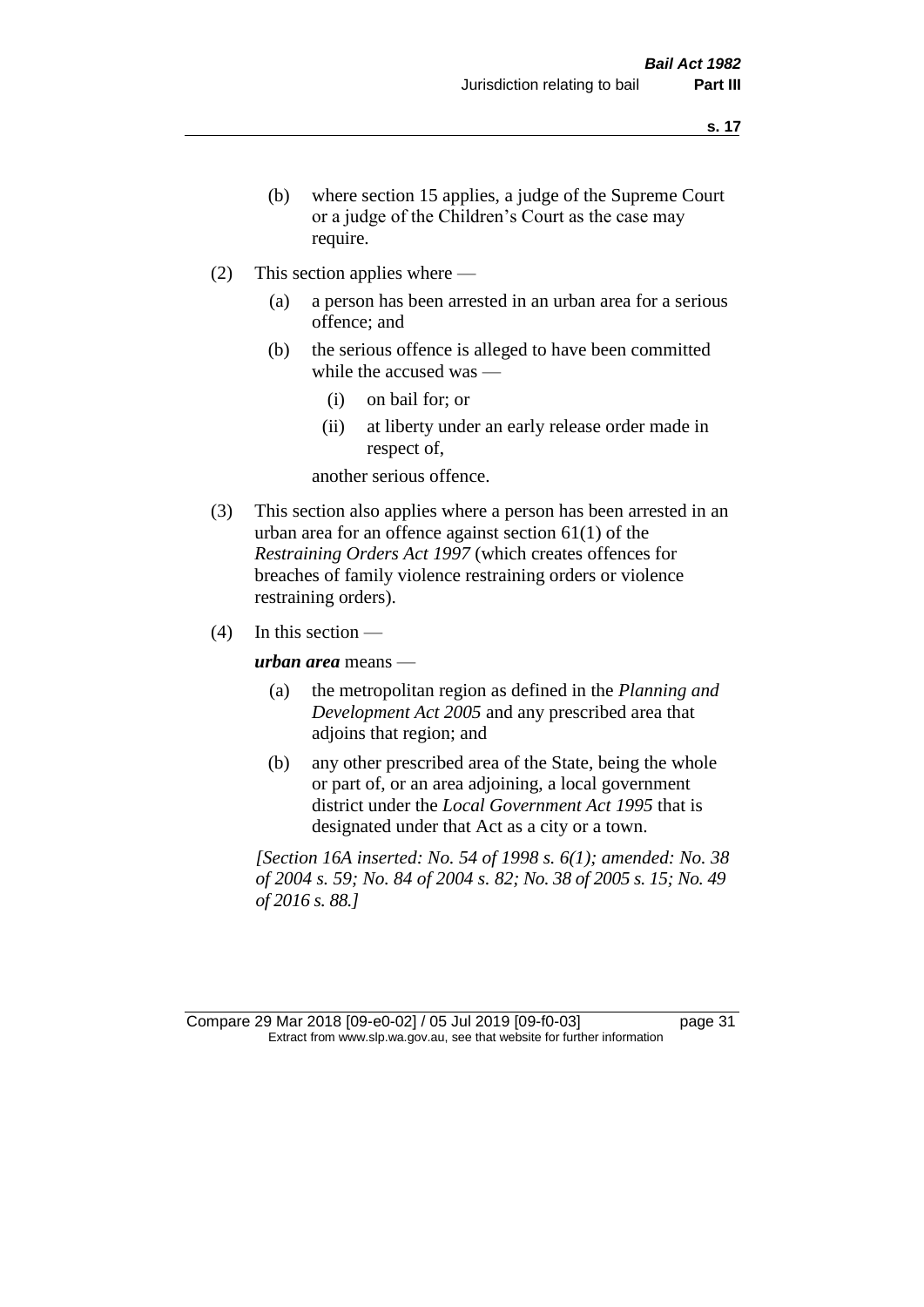(b) where section 15 applies, a judge of the Supreme Court or a judge of the Children's Court as the case may require.

(2) This section applies where —

(a) a person has been arrested in an urban area for a serious offence; and

(b) the serious offence is alleged to have been committed while the accused was —

(i) on bail for; or

(ii) at liberty under an early release order made in respect of,

another serious offence.

(3) This section also applies where a person has been arrested in an urban area for an offence against section 61(1) of the *Restraining Orders Act 1997* (which creates offences for breaches of family violence restraining orders or violence restraining orders).

(4) In this section —

***urban area*** means —

(a) the metropolitan region as defined in the *Planning and Development Act 2005* and any prescribed area that adjoins that region; and

(b) any other prescribed area of the State, being the whole or part of, or an area adjoining, a local government district under the *Local Government Act 1995* that is designated under that Act as a city or a town.

*[Section 16A inserted: No. 54 of 1998 s. 6(1); amended: No. 38 of 2004 s. 59; No. 84 of 2004 s. 82; No. 38 of 2005 s. 15; No. 49 of 2016 s. 88.]*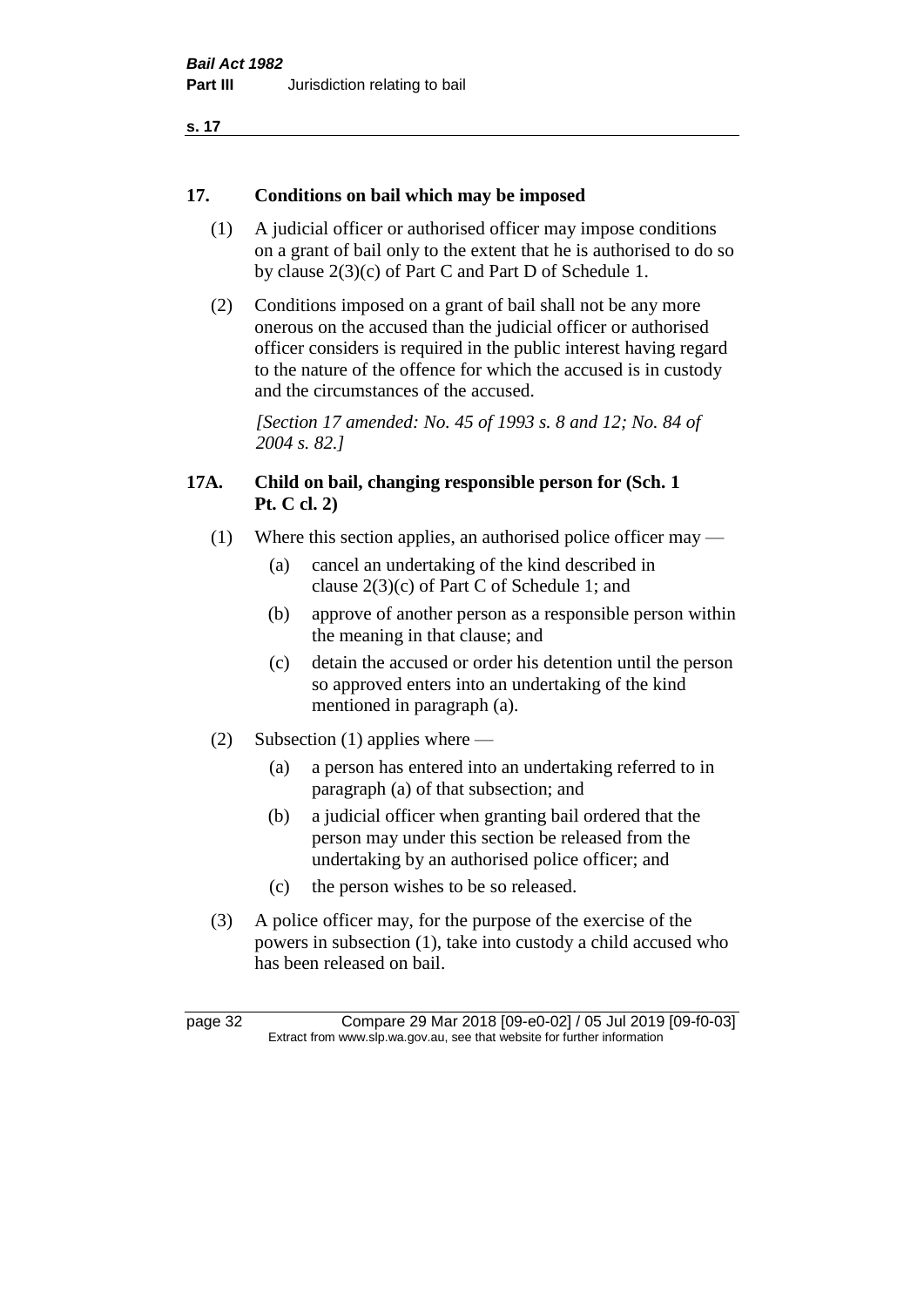## 17. Conditions on bail which may be imposed

(1) A judicial officer or authorised officer may impose conditions on a grant of bail only to the extent that he is authorised to do so by clause 2(3)(c) of Part C and Part D of Schedule 1.

(2) Conditions imposed on a grant of bail shall not be any more onerous on the accused than the judicial officer or authorised officer considers is required in the public interest having regard to the nature of the offence for which the accused is in custody and the circumstances of the accused.

*[Section 17 amended: No. 45 of 1993 s. 8 and 12; No. 84 of 2004 s. 82.]*

## 17A. Child on bail, changing responsible person for (Sch. 1 Pt. C cl. 2)

(1) Where this section applies, an authorised police officer may —

- (a) cancel an undertaking of the kind described in clause 2(3)(c) of Part C of Schedule 1; and
- (b) approve of another person as a responsible person within the meaning in that clause; and
- (c) detain the accused or order his detention until the person so approved enters into an undertaking of the kind mentioned in paragraph (a).

(2) Subsection (1) applies where —

- (a) a person has entered into an undertaking referred to in paragraph (a) of that subsection; and
- (b) a judicial officer when granting bail ordered that the person may under this section be released from the undertaking by an authorised police officer; and
- (c) the person wishes to be so released.

(3) A police officer may, for the purpose of the exercise of the powers in subsection (1), take into custody a child accused who has been released on bail.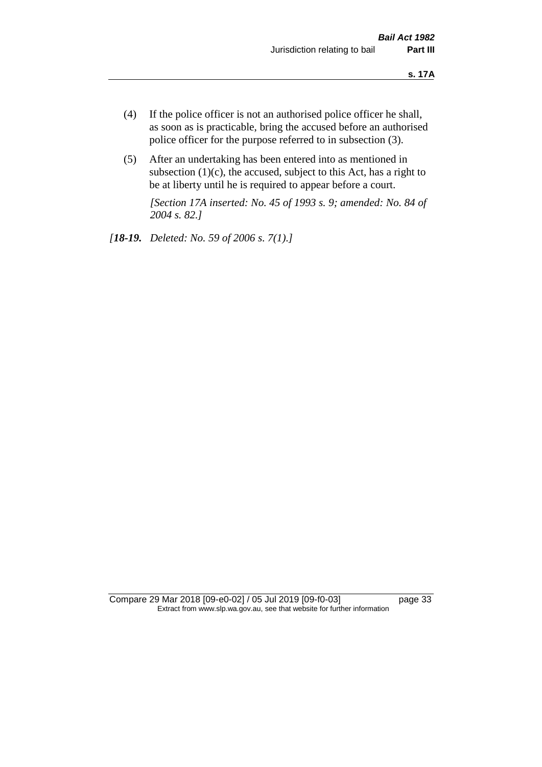(4) If the police officer is not an authorised police officer he shall, as soon as is practicable, bring the accused before an authorised police officer for the purpose referred to in subsection (3).

(5) After an undertaking has been entered into as mentioned in subsection (1)(c), the accused, subject to this Act, has a right to be at liberty until he is required to appear before a court.

*[Section 17A inserted: No. 45 of 1993 s. 9; amended: No. 84 of 2004 s. 82.]*

*[**18-19.** Deleted: No. 59 of 2006 s. 7(1).]*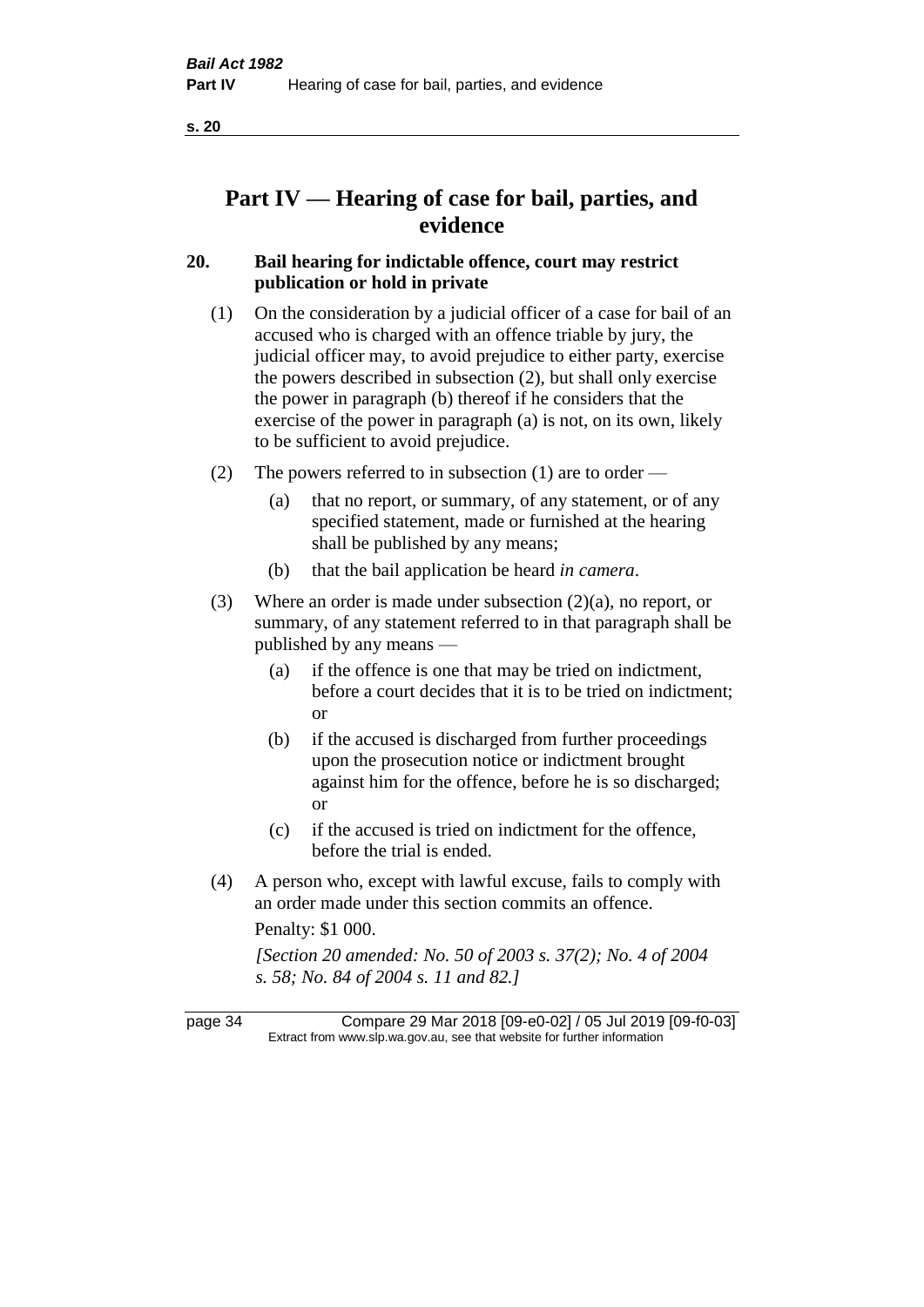# Part IV — Hearing of case for bail, parties, and evidence

## 20. Bail hearing for indictable offence, court may restrict publication or hold in private

(1) On the consideration by a judicial officer of a case for bail of an accused who is charged with an offence triable by jury, the judicial officer may, to avoid prejudice to either party, exercise the powers described in subsection (2), but shall only exercise the power in paragraph (b) thereof if he considers that the exercise of the power in paragraph (a) is not, on its own, likely to be sufficient to avoid prejudice.

(2) The powers referred to in subsection (1) are to order —

- (a) that no report, or summary, of any statement, or of any specified statement, made or furnished at the hearing shall be published by any means;
- (b) that the bail application be heard *in camera*.

(3) Where an order is made under subsection (2)(a), no report, or summary, of any statement referred to in that paragraph shall be published by any means —

- (a) if the offence is one that may be tried on indictment, before a court decides that it is to be tried on indictment; or
- (b) if the accused is discharged from further proceedings upon the prosecution notice or indictment brought against him for the offence, before he is so discharged; or
- (c) if the accused is tried on indictment for the offence, before the trial is ended.

(4) A person who, except with lawful excuse, fails to comply with an order made under this section commits an offence.

Penalty: $1 000.

*[Section 20 amended: No. 50 of 2003 s. 37(2); No. 4 of 2004 s. 58; No. 84 of 2004 s. 11 and 82.]*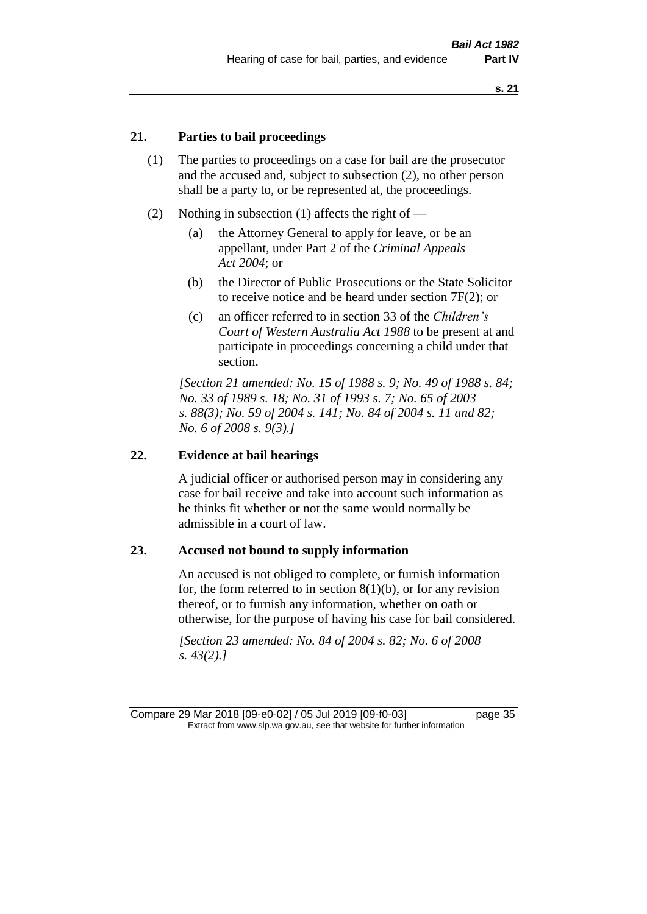## 21. Parties to bail proceedings

(1) The parties to proceedings on a case for bail are the prosecutor and the accused and, subject to subsection (2), no other person shall be a party to, or be represented at, the proceedings.

(2) Nothing in subsection (1) affects the right of —

(a) the Attorney General to apply for leave, or be an appellant, under Part 2 of the *Criminal Appeals Act 2004*; or

(b) the Director of Public Prosecutions or the State Solicitor to receive notice and be heard under section 7F(2); or

(c) an officer referred to in section 33 of the *Children's Court of Western Australia Act 1988* to be present at and participate in proceedings concerning a child under that section.

*[Section 21 amended: No. 15 of 1988 s. 9; No. 49 of 1988 s. 84; No. 33 of 1989 s. 18; No. 31 of 1993 s. 7; No. 65 of 2003 s. 88(3); No. 59 of 2004 s. 141; No. 84 of 2004 s. 11 and 82; No. 6 of 2008 s. 9(3).]*

## 22. Evidence at bail hearings

A judicial officer or authorised person may in considering any case for bail receive and take into account such information as he thinks fit whether or not the same would normally be admissible in a court of law.

## 23. Accused not bound to supply information

An accused is not obliged to complete, or furnish information for, the form referred to in section 8(1)(b), or for any revision thereof, or to furnish any information, whether on oath or otherwise, for the purpose of having his case for bail considered.

*[Section 23 amended: No. 84 of 2004 s. 82; No. 6 of 2008 s. 43(2).]*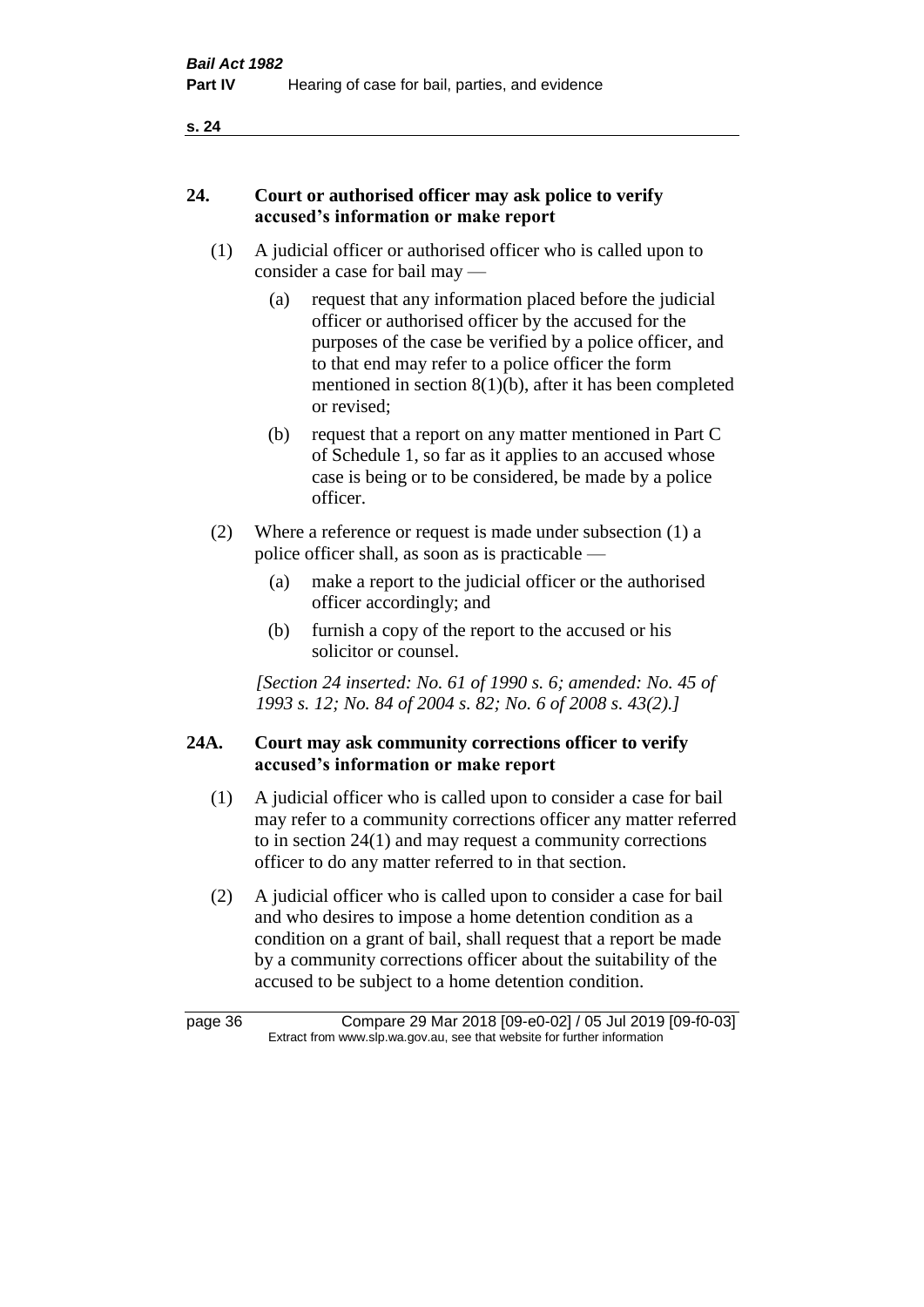## 24. Court or authorised officer may ask police to verify accused's information or make report

(1) A judicial officer or authorised officer who is called upon to consider a case for bail may —

(a) request that any information placed before the judicial officer or authorised officer by the accused for the purposes of the case be verified by a police officer, and to that end may refer to a police officer the form mentioned in section 8(1)(b), after it has been completed or revised;

(b) request that a report on any matter mentioned in Part C of Schedule 1, so far as it applies to an accused whose case is being or to be considered, be made by a police officer.

(2) Where a reference or request is made under subsection (1) a police officer shall, as soon as is practicable —

(a) make a report to the judicial officer or the authorised officer accordingly; and

(b) furnish a copy of the report to the accused or his solicitor or counsel.

*[Section 24 inserted: No. 61 of 1990 s. 6; amended: No. 45 of 1993 s. 12; No. 84 of 2004 s. 82; No. 6 of 2008 s. 43(2).]*

## 24A. Court may ask community corrections officer to verify accused's information or make report

(1) A judicial officer who is called upon to consider a case for bail may refer to a community corrections officer any matter referred to in section 24(1) and may request a community corrections officer to do any matter referred to in that section.

(2) A judicial officer who is called upon to consider a case for bail and who desires to impose a home detention condition as a condition on a grant of bail, shall request that a report be made by a community corrections officer about the suitability of the accused to be subject to a home detention condition.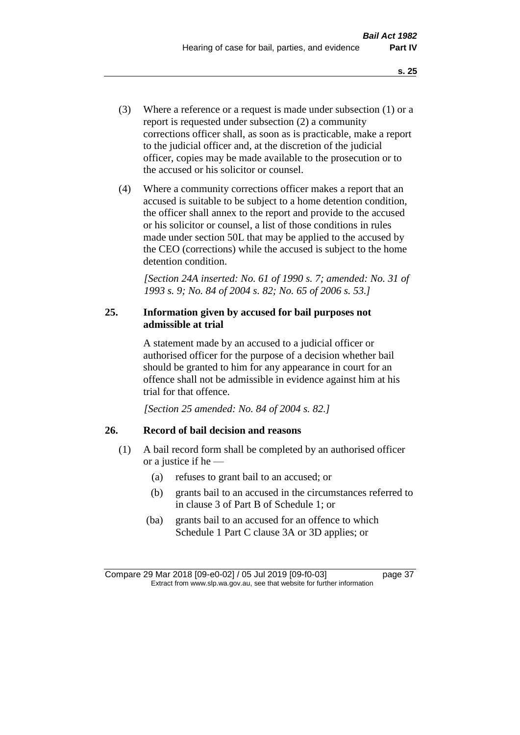(3) Where a reference or a request is made under subsection (1) or a report is requested under subsection (2) a community corrections officer shall, as soon as is practicable, make a report to the judicial officer and, at the discretion of the judicial officer, copies may be made available to the prosecution or to the accused or his solicitor or counsel.

(4) Where a community corrections officer makes a report that an accused is suitable to be subject to a home detention condition, the officer shall annex to the report and provide to the accused or his solicitor or counsel, a list of those conditions in rules made under section 50L that may be applied to the accused by the CEO (corrections) while the accused is subject to the home detention condition.

*[Section 24A inserted: No. 61 of 1990 s. 7; amended: No. 31 of 1993 s. 9; No. 84 of 2004 s. 82; No. 65 of 2006 s. 53.]*

### 25. Information given by accused for bail purposes not admissible at trial

A statement made by an accused to a judicial officer or authorised officer for the purpose of a decision whether bail should be granted to him for any appearance in court for an offence shall not be admissible in evidence against him at his trial for that offence.

*[Section 25 amended: No. 84 of 2004 s. 82.]*

### 26. Record of bail decision and reasons

(1) A bail record form shall be completed by an authorised officer or a justice if he —

(a) refuses to grant bail to an accused; or

(b) grants bail to an accused in the circumstances referred to in clause 3 of Part B of Schedule 1; or

(ba) grants bail to an accused for an offence to which Schedule 1 Part C clause 3A or 3D applies; or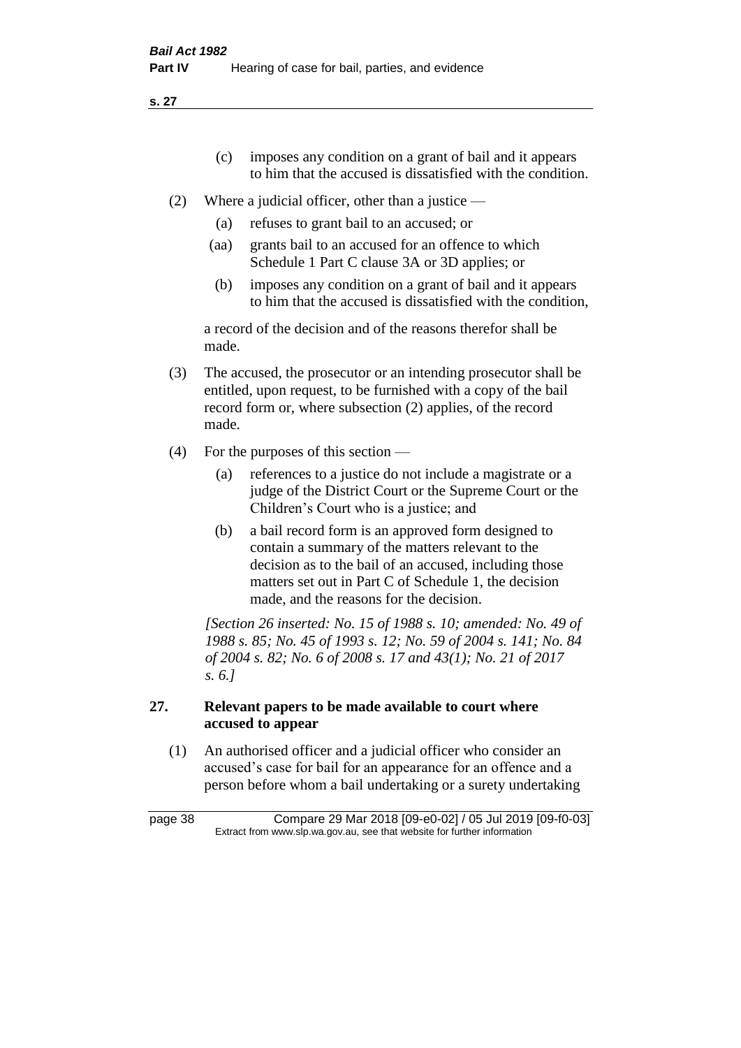(c) imposes any condition on a grant of bail and it appears to him that the accused is dissatisfied with the condition.

(2) Where a judicial officer, other than a justice —

(a) refuses to grant bail to an accused; or

(aa) grants bail to an accused for an offence to which Schedule 1 Part C clause 3A or 3D applies; or

(b) imposes any condition on a grant of bail and it appears to him that the accused is dissatisfied with the condition,

a record of the decision and of the reasons therefor shall be made.

(3) The accused, the prosecutor or an intending prosecutor shall be entitled, upon request, to be furnished with a copy of the bail record form or, where subsection (2) applies, of the record made.

(4) For the purposes of this section —

(a) references to a justice do not include a magistrate or a judge of the District Court or the Supreme Court or the Children's Court who is a justice; and

(b) a bail record form is an approved form designed to contain a summary of the matters relevant to the decision as to the bail of an accused, including those matters set out in Part C of Schedule 1, the decision made, and the reasons for the decision.

*[Section 26 inserted: No. 15 of 1988 s. 10; amended: No. 49 of 1988 s. 85; No. 45 of 1993 s. 12; No. 59 of 2004 s. 141; No. 84 of 2004 s. 82; No. 6 of 2008 s. 17 and 43(1); No. 21 of 2017 s. 6.]*

## 27. Relevant papers to be made available to court where accused to appear

(1) An authorised officer and a judicial officer who consider an accused's case for bail for an appearance for an offence and a person before whom a bail undertaking or a surety undertaking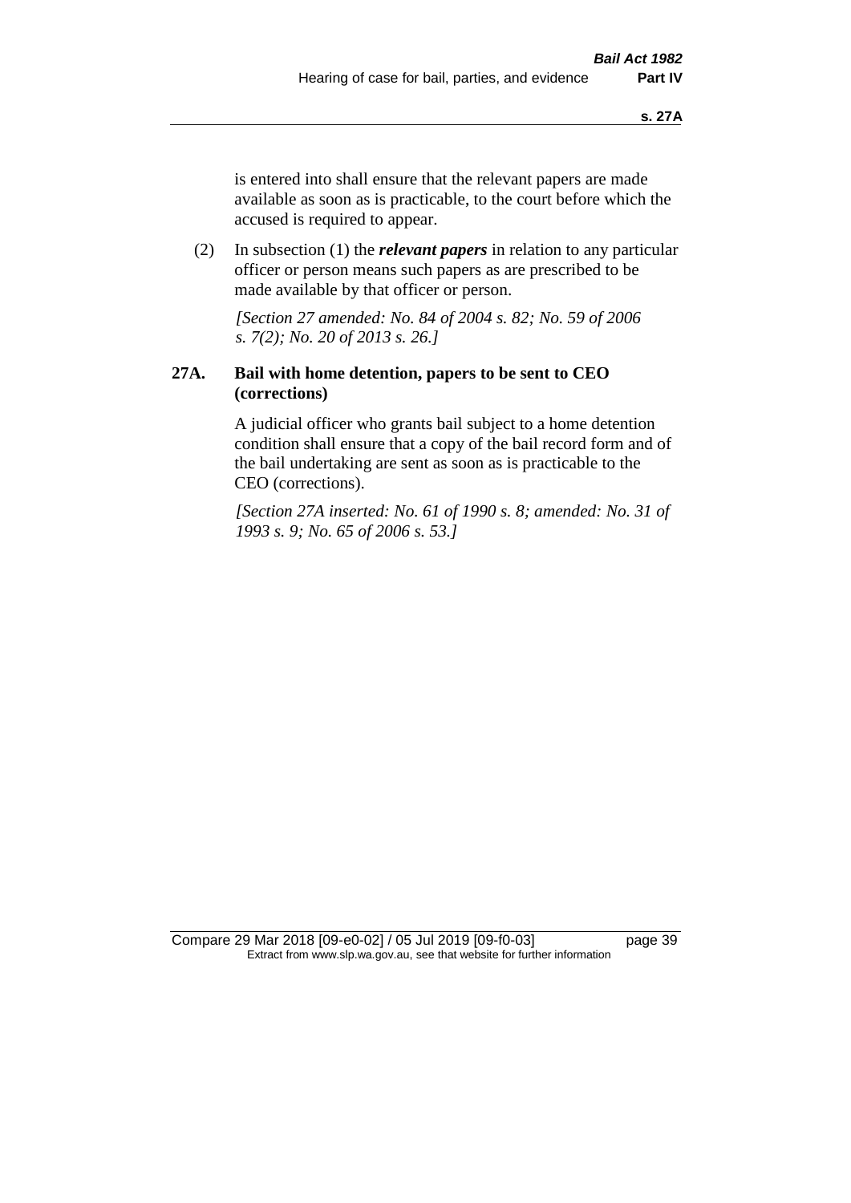is entered into shall ensure that the relevant papers are made available as soon as is practicable, to the court before which the accused is required to appear.

(2) In subsection (1) the ***relevant papers*** in relation to any particular officer or person means such papers as are prescribed to be made available by that officer or person.

*[Section 27 amended: No. 84 of 2004 s. 82; No. 59 of 2006 s. 7(2); No. 20 of 2013 s. 26.]*

### 27A. Bail with home detention, papers to be sent to CEO (corrections)

A judicial officer who grants bail subject to a home detention condition shall ensure that a copy of the bail record form and of the bail undertaking are sent as soon as is practicable to the CEO (corrections).

*[Section 27A inserted: No. 61 of 1990 s. 8; amended: No. 31 of 1993 s. 9; No. 65 of 2006 s. 53.]*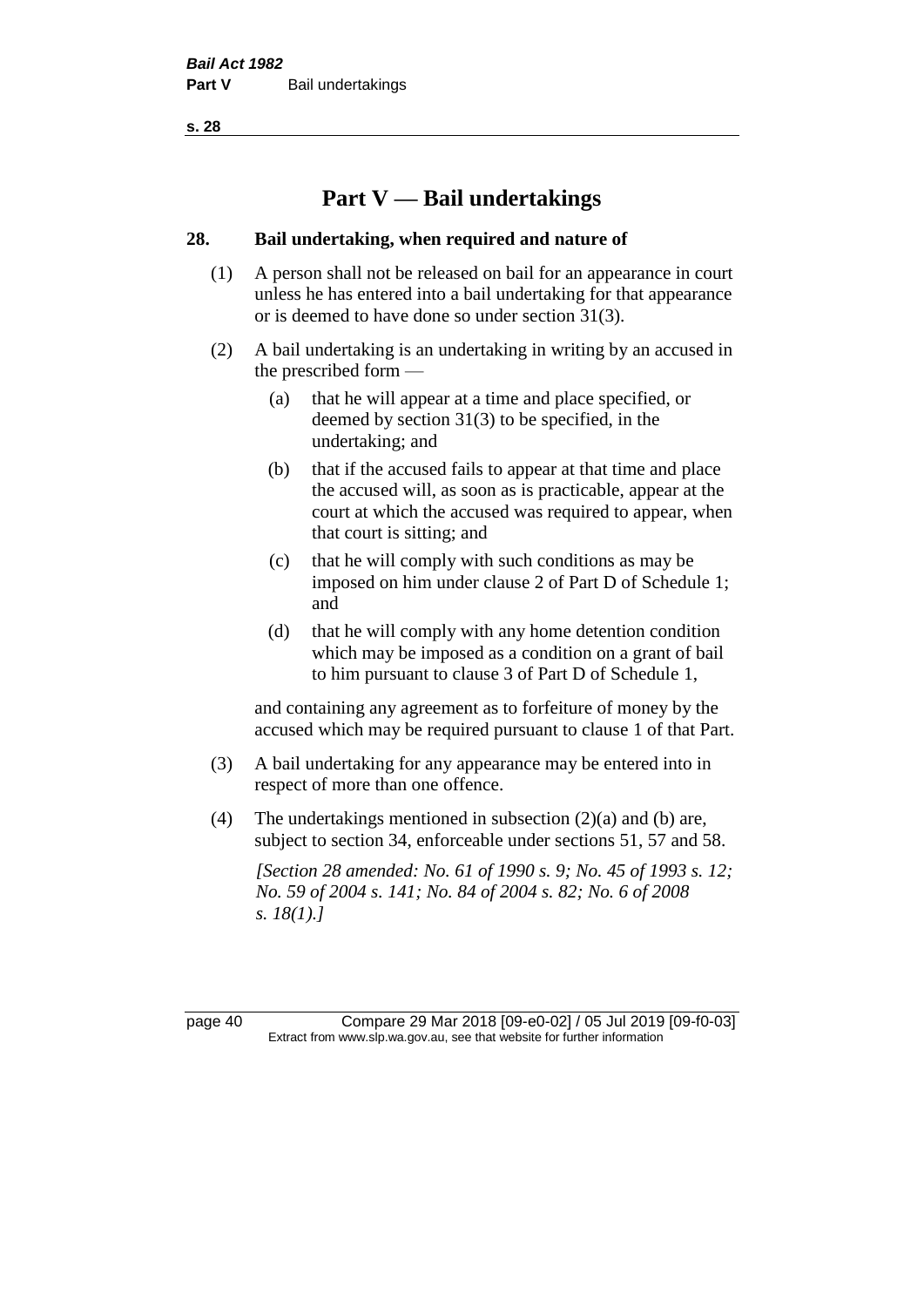# Part V — Bail undertakings

## 28. Bail undertaking, when required and nature of

(1) A person shall not be released on bail for an appearance in court unless he has entered into a bail undertaking for that appearance or is deemed to have done so under section 31(3).

(2) A bail undertaking is an undertaking in writing by an accused in the prescribed form —

- (a) that he will appear at a time and place specified, or deemed by section 31(3) to be specified, in the undertaking; and
- (b) that if the accused fails to appear at that time and place the accused will, as soon as is practicable, appear at the court at which the accused was required to appear, when that court is sitting; and
- (c) that he will comply with such conditions as may be imposed on him under clause 2 of Part D of Schedule 1; and
- (d) that he will comply with any home detention condition which may be imposed as a condition on a grant of bail to him pursuant to clause 3 of Part D of Schedule 1,

and containing any agreement as to forfeiture of money by the accused which may be required pursuant to clause 1 of that Part.

(3) A bail undertaking for any appearance may be entered into in respect of more than one offence.

(4) The undertakings mentioned in subsection (2)(a) and (b) are, subject to section 34, enforceable under sections 51, 57 and 58.

*[Section 28 amended: No. 61 of 1990 s. 9; No. 45 of 1993 s. 12; No. 59 of 2004 s. 141; No. 84 of 2004 s. 82; No. 6 of 2008 s. 18(1).]*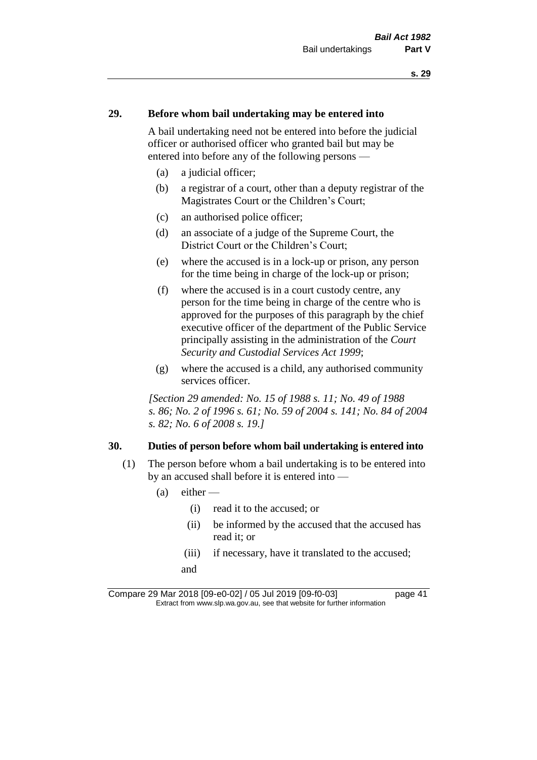## 29. Before whom bail undertaking may be entered into

A bail undertaking need not be entered into before the judicial officer or authorised officer who granted bail but may be entered into before any of the following persons —

(a) a judicial officer;

(b) a registrar of a court, other than a deputy registrar of the Magistrates Court or the Children's Court;

(c) an authorised police officer;

(d) an associate of a judge of the Supreme Court, the District Court or the Children's Court;

(e) where the accused is in a lock-up or prison, any person for the time being in charge of the lock-up or prison;

(f) where the accused is in a court custody centre, any person for the time being in charge of the centre who is approved for the purposes of this paragraph by the chief executive officer of the department of the Public Service principally assisting in the administration of the *Court Security and Custodial Services Act 1999*;

(g) where the accused is a child, any authorised community services officer.

*[Section 29 amended: No. 15 of 1988 s. 11; No. 49 of 1988 s. 86; No. 2 of 1996 s. 61; No. 59 of 2004 s. 141; No. 84 of 2004 s. 82; No. 6 of 2008 s. 19.]*

## 30. Duties of person before whom bail undertaking is entered into

(1) The person before whom a bail undertaking is to be entered into by an accused shall before it is entered into —

(a) either —

(i) read it to the accused; or

(ii) be informed by the accused that the accused has read it; or

(iii) if necessary, have it translated to the accused;

and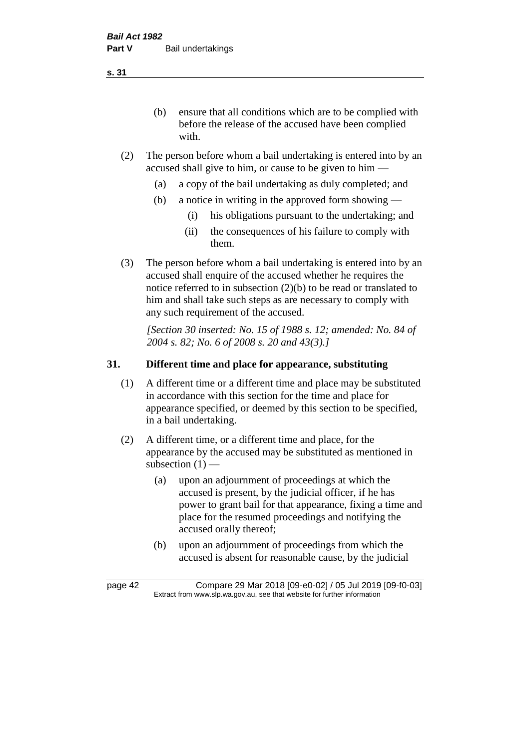(b) ensure that all conditions which are to be complied with before the release of the accused have been complied with.

(2) The person before whom a bail undertaking is entered into by an accused shall give to him, or cause to be given to him —

(a) a copy of the bail undertaking as duly completed; and

(b) a notice in writing in the approved form showing —

(i) his obligations pursuant to the undertaking; and

(ii) the consequences of his failure to comply with them.

(3) The person before whom a bail undertaking is entered into by an accused shall enquire of the accused whether he requires the notice referred to in subsection (2)(b) to be read or translated to him and shall take such steps as are necessary to comply with any such requirement of the accused.

*[Section 30 inserted: No. 15 of 1988 s. 12; amended: No. 84 of 2004 s. 82; No. 6 of 2008 s. 20 and 43(3).]*

## 31. Different time and place for appearance, substituting

(1) A different time or a different time and place may be substituted in accordance with this section for the time and place for appearance specified, or deemed by this section to be specified, in a bail undertaking.

(2) A different time, or a different time and place, for the appearance by the accused may be substituted as mentioned in subsection (1) —

(a) upon an adjournment of proceedings at which the accused is present, by the judicial officer, if he has power to grant bail for that appearance, fixing a time and place for the resumed proceedings and notifying the accused orally thereof;

(b) upon an adjournment of proceedings from which the accused is absent for reasonable cause, by the judicial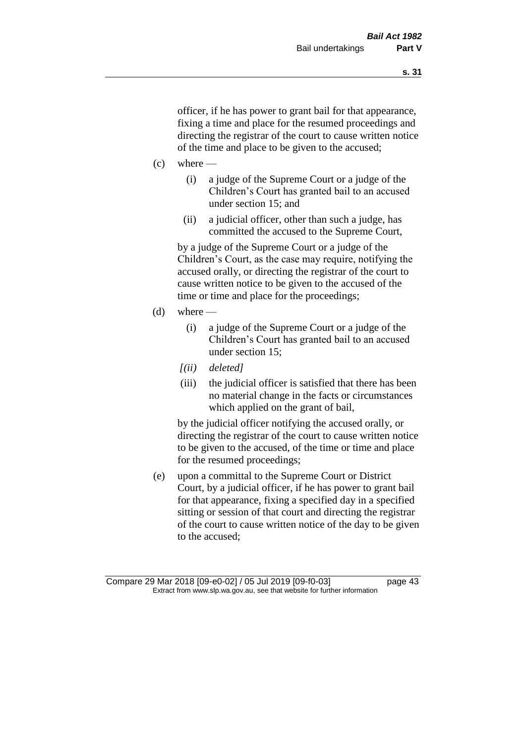officer, if he has power to grant bail for that appearance, fixing a time and place for the resumed proceedings and directing the registrar of the court to cause written notice of the time and place to be given to the accused;

(c) where —

  (i) a judge of the Supreme Court or a judge of the Children's Court has granted bail to an accused under section 15; and

  (ii) a judicial officer, other than such a judge, has committed the accused to the Supreme Court,

by a judge of the Supreme Court or a judge of the Children's Court, as the case may require, notifying the accused orally, or directing the registrar of the court to cause written notice to be given to the accused of the time or time and place for the proceedings;

(d) where —

  (i) a judge of the Supreme Court or a judge of the Children's Court has granted bail to an accused under section 15;

  *[(ii) deleted]*

  (iii) the judicial officer is satisfied that there has been no material change in the facts or circumstances which applied on the grant of bail,

by the judicial officer notifying the accused orally, or directing the registrar of the court to cause written notice to be given to the accused, of the time or time and place for the resumed proceedings;

(e) upon a committal to the Supreme Court or District Court, by a judicial officer, if he has power to grant bail for that appearance, fixing a specified day in a specified sitting or session of that court and directing the registrar of the court to cause written notice of the day to be given to the accused;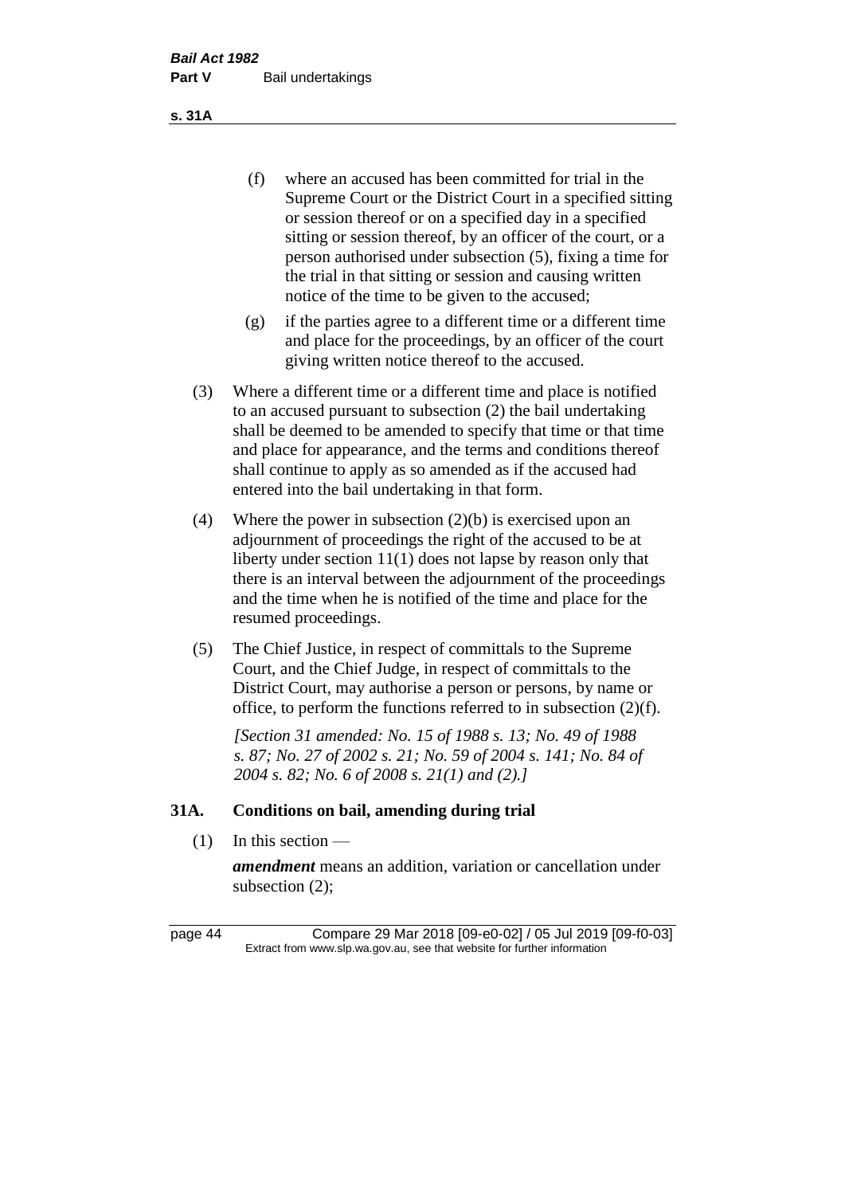(f) where an accused has been committed for trial in the Supreme Court or the District Court in a specified sitting or session thereof or on a specified day in a specified sitting or session thereof, by an officer of the court, or a person authorised under subsection (5), fixing a time for the trial in that sitting or session and causing written notice of the time to be given to the accused;

(g) if the parties agree to a different time or a different time and place for the proceedings, by an officer of the court giving written notice thereof to the accused.

(3) Where a different time or a different time and place is notified to an accused pursuant to subsection (2) the bail undertaking shall be deemed to be amended to specify that time or that time and place for appearance, and the terms and conditions thereof shall continue to apply as so amended as if the accused had entered into the bail undertaking in that form.

(4) Where the power in subsection (2)(b) is exercised upon an adjournment of proceedings the right of the accused to be at liberty under section 11(1) does not lapse by reason only that there is an interval between the adjournment of the proceedings and the time when he is notified of the time and place for the resumed proceedings.

(5) The Chief Justice, in respect of committals to the Supreme Court, and the Chief Judge, in respect of committals to the District Court, may authorise a person or persons, by name or office, to perform the functions referred to in subsection (2)(f).

*[Section 31 amended: No. 15 of 1988 s. 13; No. 49 of 1988 s. 87; No. 27 of 2002 s. 21; No. 59 of 2004 s. 141; No. 84 of 2004 s. 82; No. 6 of 2008 s. 21(1) and (2).]*

## 31A. Conditions on bail, amending during trial

(1) In this section —

***amendment*** means an addition, variation or cancellation under subsection (2);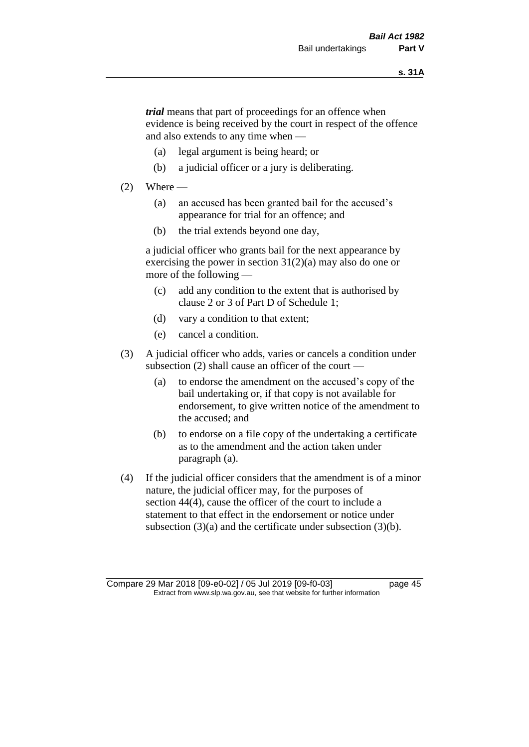***trial*** means that part of proceedings for an offence when evidence is being received by the court in respect of the offence and also extends to any time when —

(a) legal argument is being heard; or

(b) a judicial officer or a jury is deliberating.

(2) Where —

(a) an accused has been granted bail for the accused's appearance for trial for an offence; and

(b) the trial extends beyond one day,

a judicial officer who grants bail for the next appearance by exercising the power in section 31(2)(a) may also do one or more of the following —

(c) add any condition to the extent that is authorised by clause 2 or 3 of Part D of Schedule 1;

(d) vary a condition to that extent;

(e) cancel a condition.

(3) A judicial officer who adds, varies or cancels a condition under subsection (2) shall cause an officer of the court —

(a) to endorse the amendment on the accused's copy of the bail undertaking or, if that copy is not available for endorsement, to give written notice of the amendment to the accused; and

(b) to endorse on a file copy of the undertaking a certificate as to the amendment and the action taken under paragraph (a).

(4) If the judicial officer considers that the amendment is of a minor nature, the judicial officer may, for the purposes of section 44(4), cause the officer of the court to include a statement to that effect in the endorsement or notice under subsection (3)(a) and the certificate under subsection (3)(b).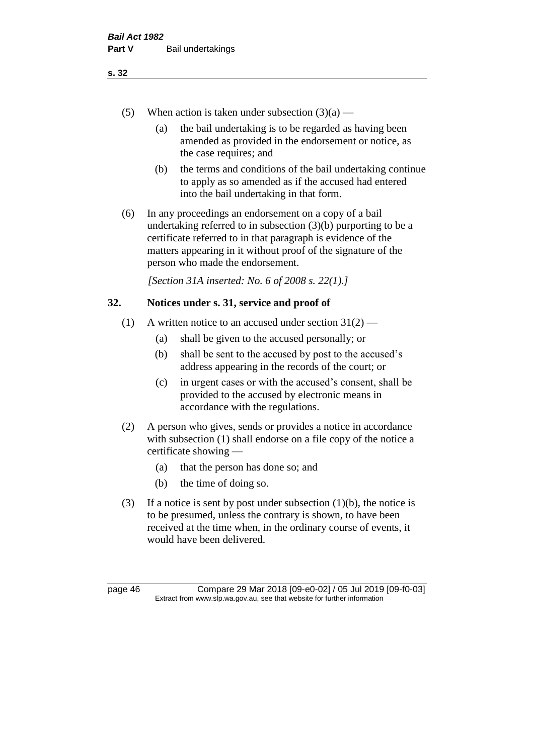(5) When action is taken under subsection (3)(a) —

(a) the bail undertaking is to be regarded as having been amended as provided in the endorsement or notice, as the case requires; and

(b) the terms and conditions of the bail undertaking continue to apply as so amended as if the accused had entered into the bail undertaking in that form.

(6) In any proceedings an endorsement on a copy of a bail undertaking referred to in subsection (3)(b) purporting to be a certificate referred to in that paragraph is evidence of the matters appearing in it without proof of the signature of the person who made the endorsement.

*[Section 31A inserted: No. 6 of 2008 s. 22(1).]*

## 32. Notices under s. 31, service and proof of

(1) A written notice to an accused under section 31(2) —

(a) shall be given to the accused personally; or

(b) shall be sent to the accused by post to the accused's address appearing in the records of the court; or

(c) in urgent cases or with the accused's consent, shall be provided to the accused by electronic means in accordance with the regulations.

(2) A person who gives, sends or provides a notice in accordance with subsection (1) shall endorse on a file copy of the notice a certificate showing —

(a) that the person has done so; and

(b) the time of doing so.

(3) If a notice is sent by post under subsection (1)(b), the notice is to be presumed, unless the contrary is shown, to have been received at the time when, in the ordinary course of events, it would have been delivered.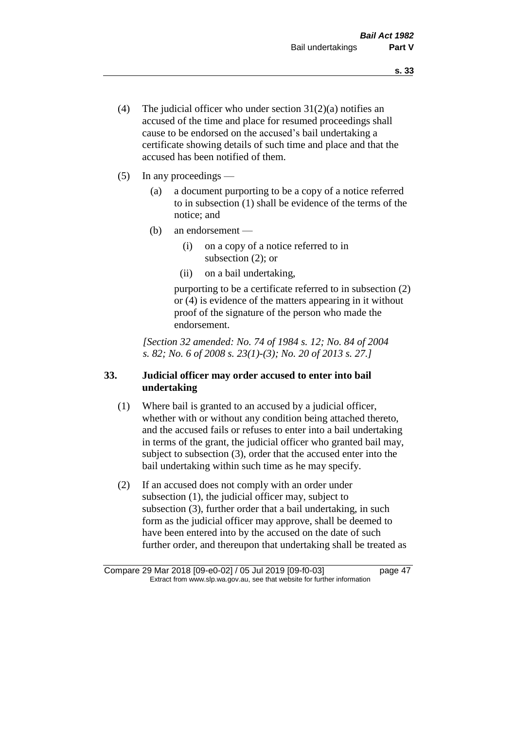(4) The judicial officer who under section 31(2)(a) notifies an accused of the time and place for resumed proceedings shall cause to be endorsed on the accused's bail undertaking a certificate showing details of such time and place and that the accused has been notified of them.

(5) In any proceedings —

(a) a document purporting to be a copy of a notice referred to in subsection (1) shall be evidence of the terms of the notice; and

(b) an endorsement —

(i) on a copy of a notice referred to in subsection (2); or

(ii) on a bail undertaking,

purporting to be a certificate referred to in subsection (2) or (4) is evidence of the matters appearing in it without proof of the signature of the person who made the endorsement.

*[Section 32 amended: No. 74 of 1984 s. 12; No. 84 of 2004 s. 82; No. 6 of 2008 s. 23(1)-(3); No. 20 of 2013 s. 27.]*

### 33. Judicial officer may order accused to enter into bail undertaking

(1) Where bail is granted to an accused by a judicial officer, whether with or without any condition being attached thereto, and the accused fails or refuses to enter into a bail undertaking in terms of the grant, the judicial officer who granted bail may, subject to subsection (3), order that the accused enter into the bail undertaking within such time as he may specify.

(2) If an accused does not comply with an order under subsection (1), the judicial officer may, subject to subsection (3), further order that a bail undertaking, in such form as the judicial officer may approve, shall be deemed to have been entered into by the accused on the date of such further order, and thereupon that undertaking shall be treated as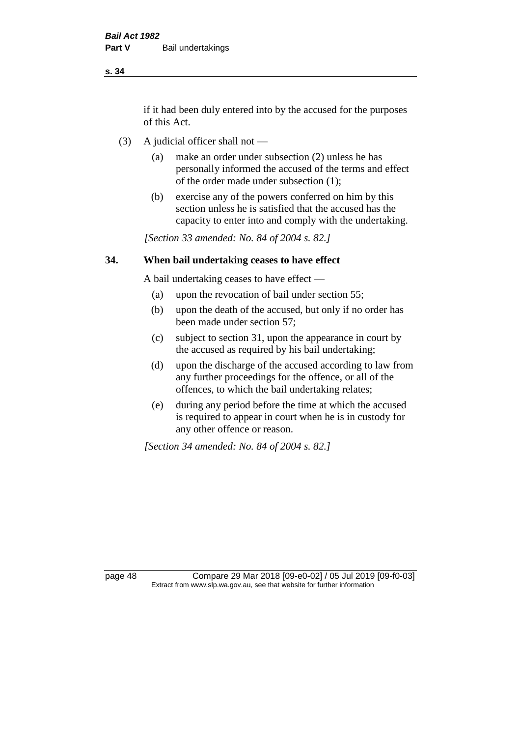if it had been duly entered into by the accused for the purposes of this Act.

(3) A judicial officer shall not —

(a) make an order under subsection (2) unless he has personally informed the accused of the terms and effect of the order made under subsection (1);

(b) exercise any of the powers conferred on him by this section unless he is satisfied that the accused has the capacity to enter into and comply with the undertaking.

*[Section 33 amended: No. 84 of 2004 s. 82.]*

## 34. When bail undertaking ceases to have effect

A bail undertaking ceases to have effect —

(a) upon the revocation of bail under section 55;

(b) upon the death of the accused, but only if no order has been made under section 57;

(c) subject to section 31, upon the appearance in court by the accused as required by his bail undertaking;

(d) upon the discharge of the accused according to law from any further proceedings for the offence, or all of the offences, to which the bail undertaking relates;

(e) during any period before the time at which the accused is required to appear in court when he is in custody for any other offence or reason.

*[Section 34 amended: No. 84 of 2004 s. 82.]*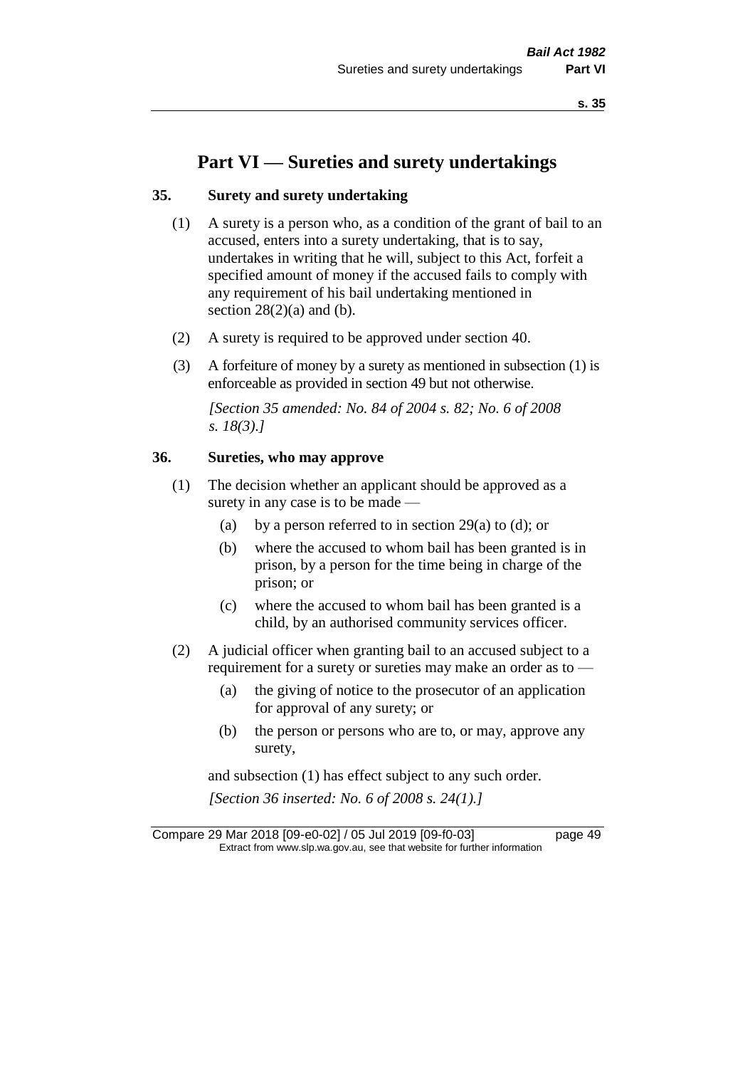# Part VI — Sureties and surety undertakings

## 35. Surety and surety undertaking

(1) A surety is a person who, as a condition of the grant of bail to an accused, enters into a surety undertaking, that is to say, undertakes in writing that he will, subject to this Act, forfeit a specified amount of money if the accused fails to comply with any requirement of his bail undertaking mentioned in section 28(2)(a) and (b).

(2) A surety is required to be approved under section 40.

(3) A forfeiture of money by a surety as mentioned in subsection (1) is enforceable as provided in section 49 but not otherwise.

*[Section 35 amended: No. 84 of 2004 s. 82; No. 6 of 2008 s. 18(3).]*

## 36. Sureties, who may approve

(1) The decision whether an applicant should be approved as a surety in any case is to be made —

- (a) by a person referred to in section 29(a) to (d); or
- (b) where the accused to whom bail has been granted is in prison, by a person for the time being in charge of the prison; or
- (c) where the accused to whom bail has been granted is a child, by an authorised community services officer.

(2) A judicial officer when granting bail to an accused subject to a requirement for a surety or sureties may make an order as to —

- (a) the giving of notice to the prosecutor of an application for approval of any surety; or
- (b) the person or persons who are to, or may, approve any surety,

and subsection (1) has effect subject to any such order.

*[Section 36 inserted: No. 6 of 2008 s. 24(1).]*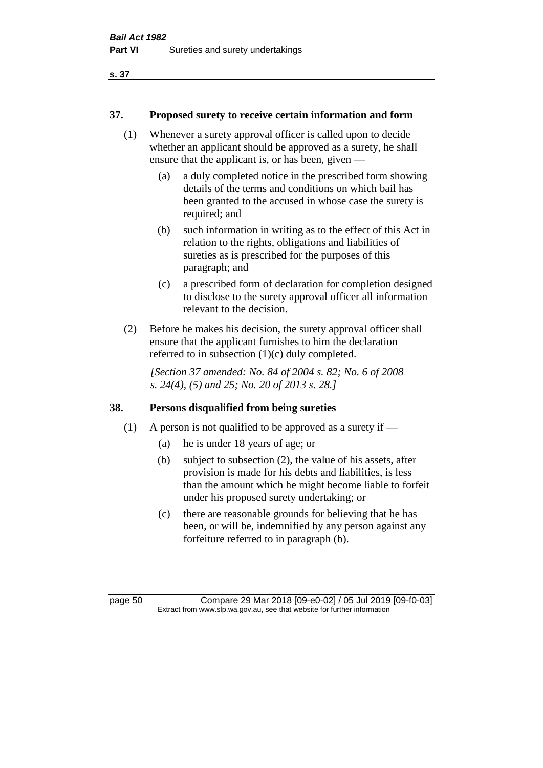## 37. Proposed surety to receive certain information and form

(1) Whenever a surety approval officer is called upon to decide whether an applicant should be approved as a surety, he shall ensure that the applicant is, or has been, given —

(a) a duly completed notice in the prescribed form showing details of the terms and conditions on which bail has been granted to the accused in whose case the surety is required; and

(b) such information in writing as to the effect of this Act in relation to the rights, obligations and liabilities of sureties as is prescribed for the purposes of this paragraph; and

(c) a prescribed form of declaration for completion designed to disclose to the surety approval officer all information relevant to the decision.

(2) Before he makes his decision, the surety approval officer shall ensure that the applicant furnishes to him the declaration referred to in subsection (1)(c) duly completed.

*[Section 37 amended: No. 84 of 2004 s. 82; No. 6 of 2008 s. 24(4), (5) and 25; No. 20 of 2013 s. 28.]*

## 38. Persons disqualified from being sureties

(1) A person is not qualified to be approved as a surety if —

(a) he is under 18 years of age; or

(b) subject to subsection (2), the value of his assets, after provision is made for his debts and liabilities, is less than the amount which he might become liable to forfeit under his proposed surety undertaking; or

(c) there are reasonable grounds for believing that he has been, or will be, indemnified by any person against any forfeiture referred to in paragraph (b).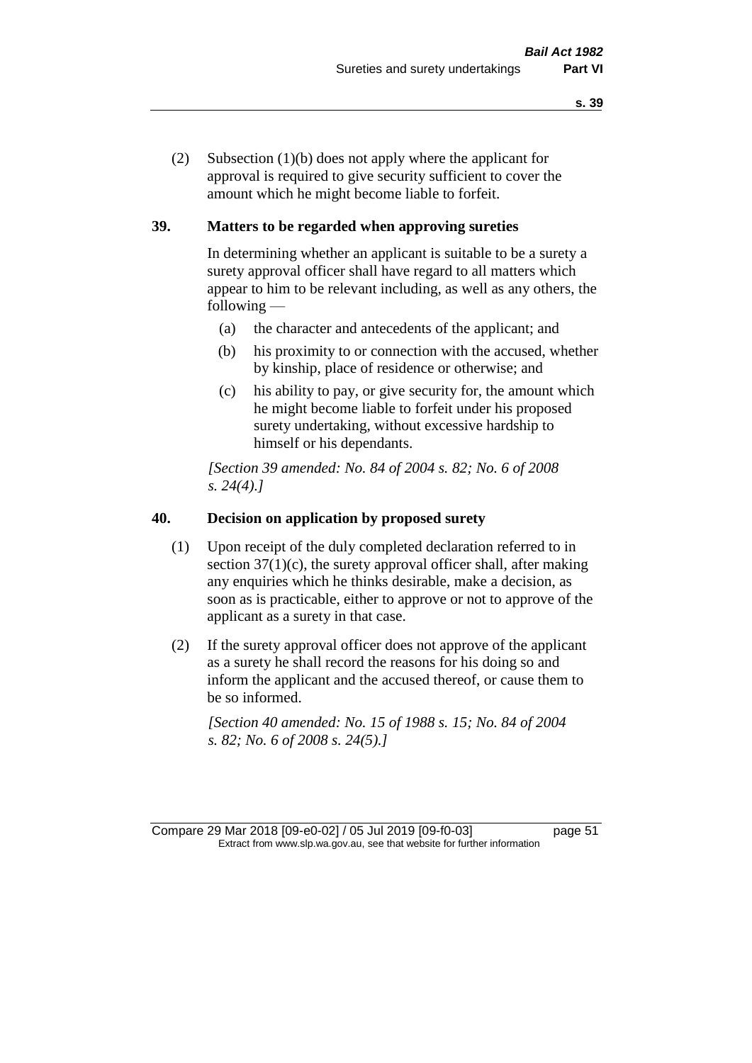(2) Subsection (1)(b) does not apply where the applicant for approval is required to give security sufficient to cover the amount which he might become liable to forfeit.

## 39. Matters to be regarded when approving sureties

In determining whether an applicant is suitable to be a surety a surety approval officer shall have regard to all matters which appear to him to be relevant including, as well as any others, the following —

(a) the character and antecedents of the applicant; and

(b) his proximity to or connection with the accused, whether by kinship, place of residence or otherwise; and

(c) his ability to pay, or give security for, the amount which he might become liable to forfeit under his proposed surety undertaking, without excessive hardship to himself or his dependants.

*[Section 39 amended: No. 84 of 2004 s. 82; No. 6 of 2008 s. 24(4).]*

## 40. Decision on application by proposed surety

(1) Upon receipt of the duly completed declaration referred to in section 37(1)(c), the surety approval officer shall, after making any enquiries which he thinks desirable, make a decision, as soon as is practicable, either to approve or not to approve of the applicant as a surety in that case.

(2) If the surety approval officer does not approve of the applicant as a surety he shall record the reasons for his doing so and inform the applicant and the accused thereof, or cause them to be so informed.

*[Section 40 amended: No. 15 of 1988 s. 15; No. 84 of 2004 s. 82; No. 6 of 2008 s. 24(5).]*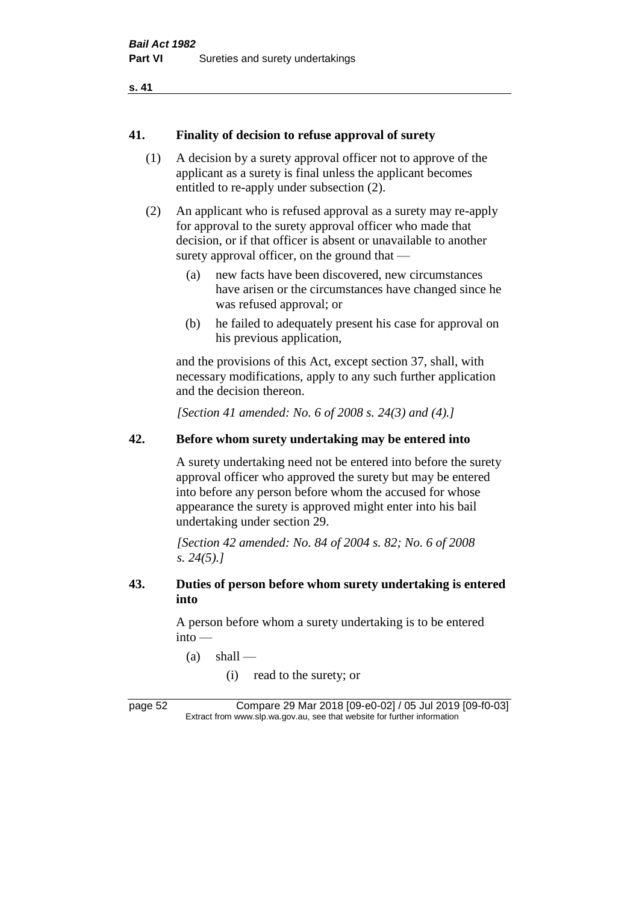## 41. Finality of decision to refuse approval of surety

(1) A decision by a surety approval officer not to approve of the applicant as a surety is final unless the applicant becomes entitled to re-apply under subsection (2).

(2) An applicant who is refused approval as a surety may re-apply for approval to the surety approval officer who made that decision, or if that officer is absent or unavailable to another surety approval officer, on the ground that —

- (a) new facts have been discovered, new circumstances have arisen or the circumstances have changed since he was refused approval; or
- (b) he failed to adequately present his case for approval on his previous application,

and the provisions of this Act, except section 37, shall, with necessary modifications, apply to any such further application and the decision thereon.

*[Section 41 amended: No. 6 of 2008 s. 24(3) and (4).]*

## 42. Before whom surety undertaking may be entered into

A surety undertaking need not be entered into before the surety approval officer who approved the surety but may be entered into before any person before whom the accused for whose appearance the surety is approved might enter into his bail undertaking under section 29.

*[Section 42 amended: No. 84 of 2004 s. 82; No. 6 of 2008 s. 24(5).]*

## 43. Duties of person before whom surety undertaking is entered into

A person before whom a surety undertaking is to be entered into —

- (a) shall —
  - (i) read to the surety; or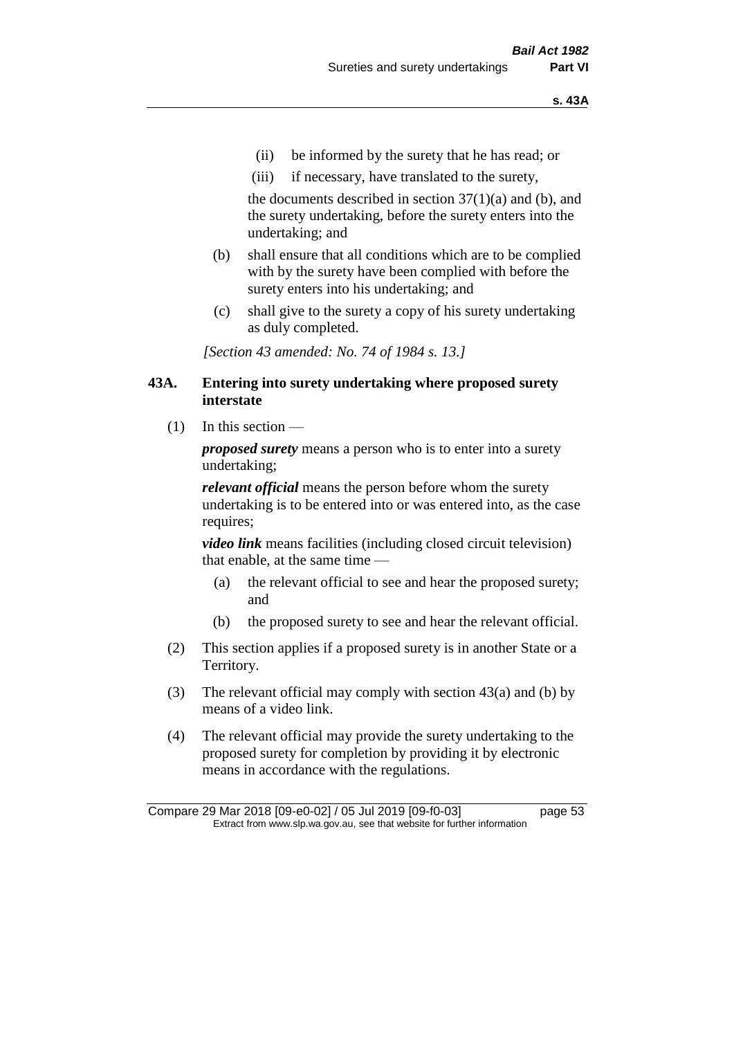(ii) be informed by the surety that he has read; or

(iii) if necessary, have translated to the surety,

the documents described in section 37(1)(a) and (b), and the surety undertaking, before the surety enters into the undertaking; and

(b) shall ensure that all conditions which are to be complied with by the surety have been complied with before the surety enters into his undertaking; and

(c) shall give to the surety a copy of his surety undertaking as duly completed.

*[Section 43 amended: No. 74 of 1984 s. 13.]*

### 43A. Entering into surety undertaking where proposed surety interstate

(1) In this section —

***proposed surety*** means a person who is to enter into a surety undertaking;

***relevant official*** means the person before whom the surety undertaking is to be entered into or was entered into, as the case requires;

***video link*** means facilities (including closed circuit television) that enable, at the same time —

(a) the relevant official to see and hear the proposed surety; and

(b) the proposed surety to see and hear the relevant official.

(2) This section applies if a proposed surety is in another State or a Territory.

(3) The relevant official may comply with section 43(a) and (b) by means of a video link.

(4) The relevant official may provide the surety undertaking to the proposed surety for completion by providing it by electronic means in accordance with the regulations.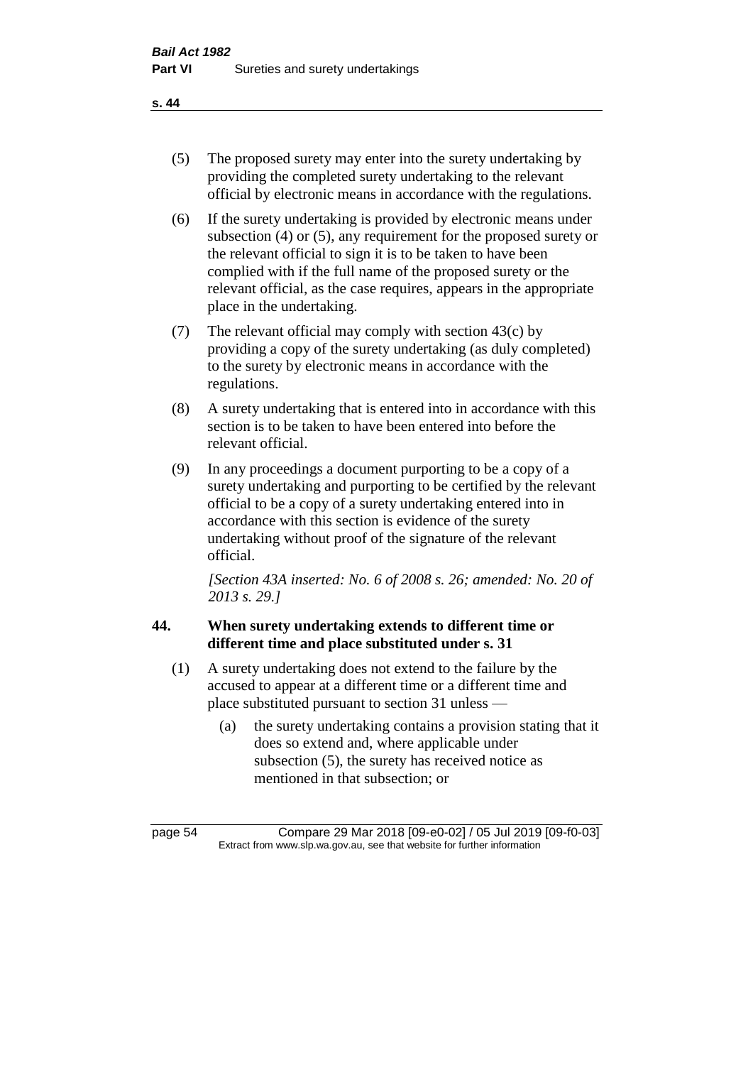(5) The proposed surety may enter into the surety undertaking by providing the completed surety undertaking to the relevant official by electronic means in accordance with the regulations.

(6) If the surety undertaking is provided by electronic means under subsection (4) or (5), any requirement for the proposed surety or the relevant official to sign it is to be taken to have been complied with if the full name of the proposed surety or the relevant official, as the case requires, appears in the appropriate place in the undertaking.

(7) The relevant official may comply with section 43(c) by providing a copy of the surety undertaking (as duly completed) to the surety by electronic means in accordance with the regulations.

(8) A surety undertaking that is entered into in accordance with this section is to be taken to have been entered into before the relevant official.

(9) In any proceedings a document purporting to be a copy of a surety undertaking and purporting to be certified by the relevant official to be a copy of a surety undertaking entered into in accordance with this section is evidence of the surety undertaking without proof of the signature of the relevant official.

*[Section 43A inserted: No. 6 of 2008 s. 26; amended: No. 20 of 2013 s. 29.]*

### 44. When surety undertaking extends to different time or different time and place substituted under s. 31

(1) A surety undertaking does not extend to the failure by the accused to appear at a different time or a different time and place substituted pursuant to section 31 unless —

(a) the surety undertaking contains a provision stating that it does so extend and, where applicable under subsection (5), the surety has received notice as mentioned in that subsection; or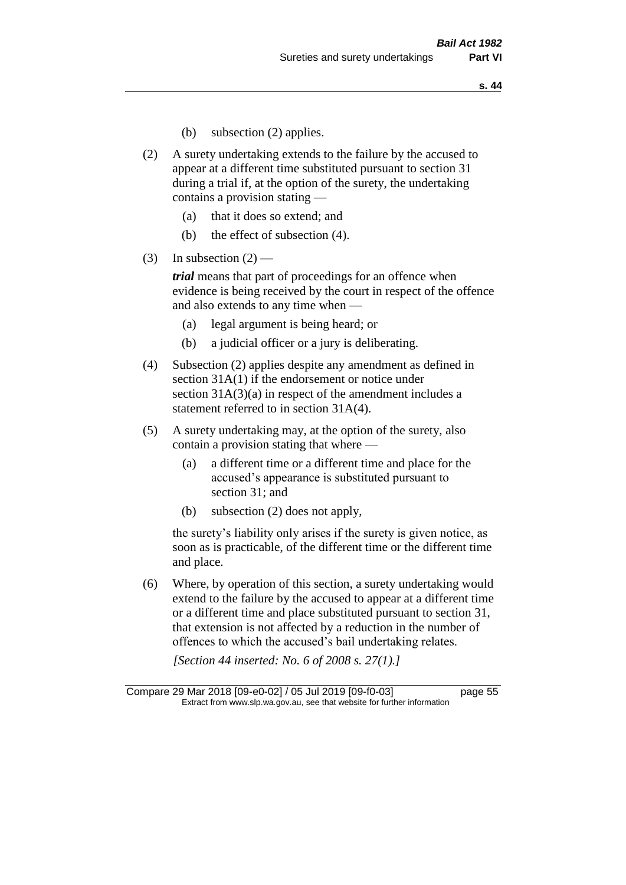(b) subsection (2) applies.

(2) A surety undertaking extends to the failure by the accused to appear at a different time substituted pursuant to section 31 during a trial if, at the option of the surety, the undertaking contains a provision stating —

(a) that it does so extend; and

(b) the effect of subsection (4).

(3) In subsection (2) —

***trial*** means that part of proceedings for an offence when evidence is being received by the court in respect of the offence and also extends to any time when —

(a) legal argument is being heard; or

(b) a judicial officer or a jury is deliberating.

(4) Subsection (2) applies despite any amendment as defined in section 31A(1) if the endorsement or notice under section 31A(3)(a) in respect of the amendment includes a statement referred to in section 31A(4).

(5) A surety undertaking may, at the option of the surety, also contain a provision stating that where —

(a) a different time or a different time and place for the accused's appearance is substituted pursuant to section 31; and

(b) subsection (2) does not apply,

the surety's liability only arises if the surety is given notice, as soon as is practicable, of the different time or the different time and place.

(6) Where, by operation of this section, a surety undertaking would extend to the failure by the accused to appear at a different time or a different time and place substituted pursuant to section 31, that extension is not affected by a reduction in the number of offences to which the accused's bail undertaking relates.

*[Section 44 inserted: No. 6 of 2008 s. 27(1).]*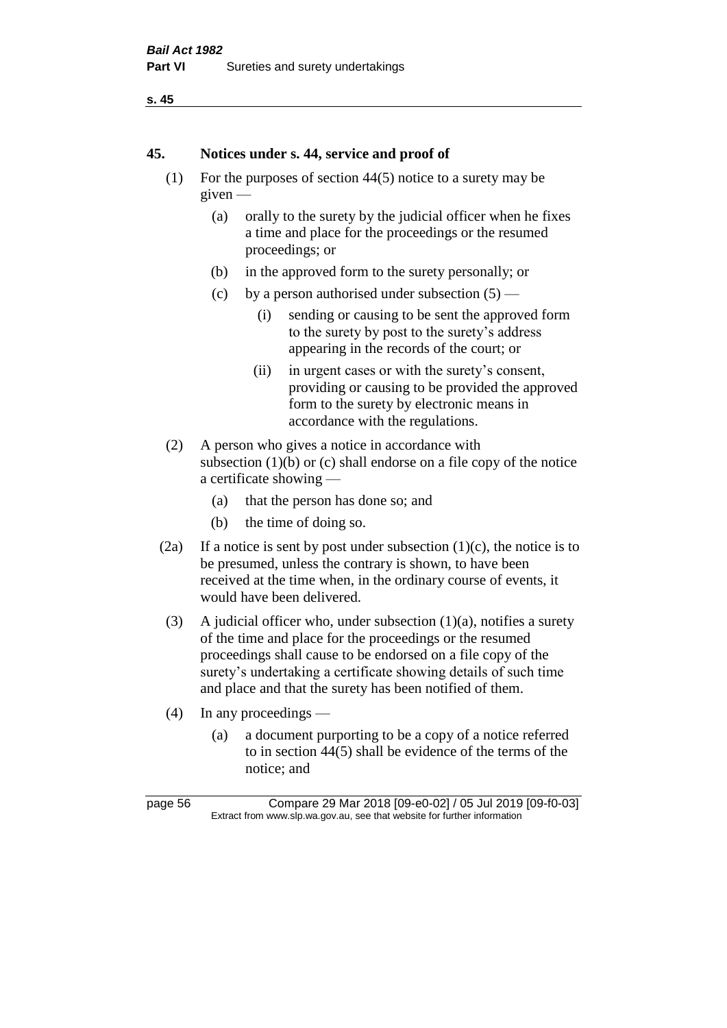## 45. Notices under s. 44, service and proof of

(1) For the purposes of section 44(5) notice to a surety may be given —

(a) orally to the surety by the judicial officer when he fixes a time and place for the proceedings or the resumed proceedings; or

(b) in the approved form to the surety personally; or

(c) by a person authorised under subsection (5) —

(i) sending or causing to be sent the approved form to the surety by post to the surety's address appearing in the records of the court; or

(ii) in urgent cases or with the surety's consent, providing or causing to be provided the approved form to the surety by electronic means in accordance with the regulations.

(2) A person who gives a notice in accordance with subsection (1)(b) or (c) shall endorse on a file copy of the notice a certificate showing —

(a) that the person has done so; and

(b) the time of doing so.

(2a) If a notice is sent by post under subsection (1)(c), the notice is to be presumed, unless the contrary is shown, to have been received at the time when, in the ordinary course of events, it would have been delivered.

(3) A judicial officer who, under subsection (1)(a), notifies a surety of the time and place for the proceedings or the resumed proceedings shall cause to be endorsed on a file copy of the surety's undertaking a certificate showing details of such time and place and that the surety has been notified of them.

(4) In any proceedings —

(a) a document purporting to be a copy of a notice referred to in section 44(5) shall be evidence of the terms of the notice; and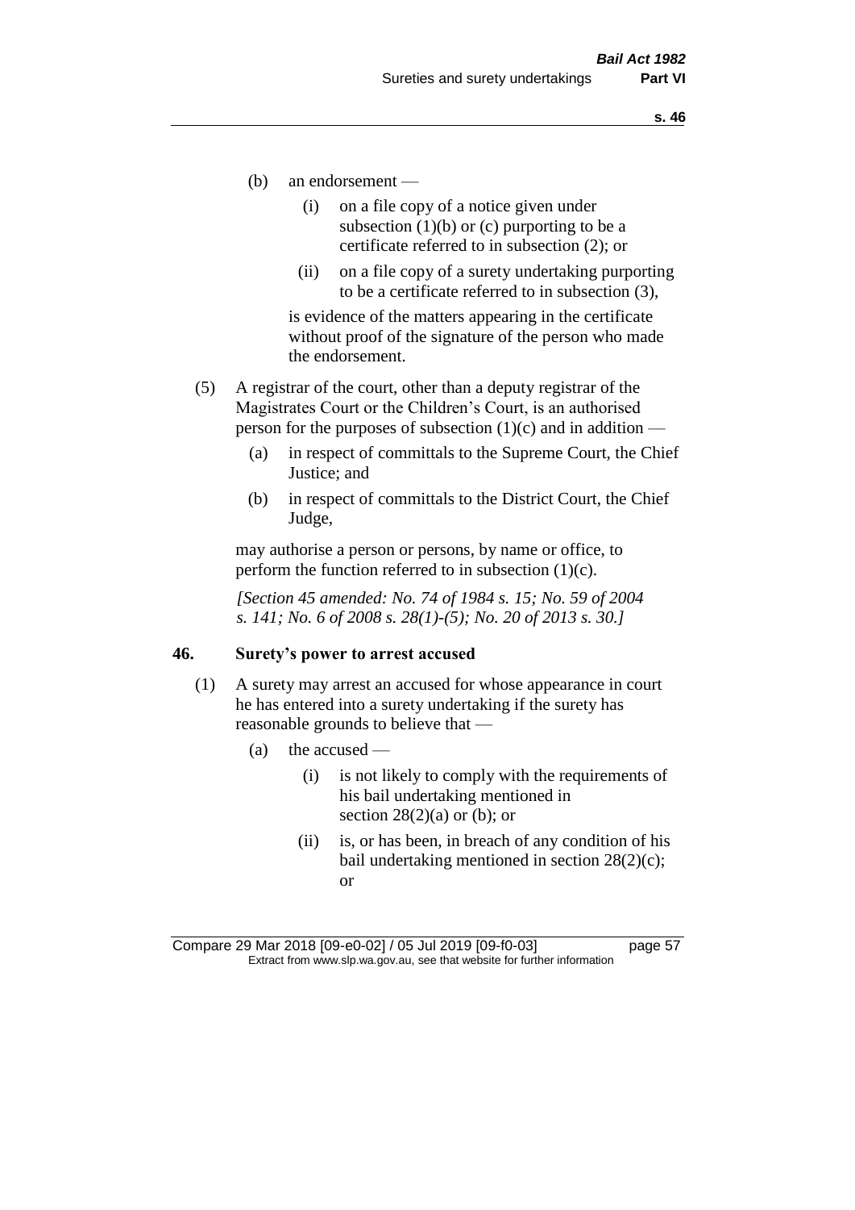(b) an endorsement —

(i) on a file copy of a notice given under subsection (1)(b) or (c) purporting to be a certificate referred to in subsection (2); or

(ii) on a file copy of a surety undertaking purporting to be a certificate referred to in subsection (3),

is evidence of the matters appearing in the certificate without proof of the signature of the person who made the endorsement.

(5) A registrar of the court, other than a deputy registrar of the Magistrates Court or the Children's Court, is an authorised person for the purposes of subsection (1)(c) and in addition —

(a) in respect of committals to the Supreme Court, the Chief Justice; and

(b) in respect of committals to the District Court, the Chief Judge,

may authorise a person or persons, by name or office, to perform the function referred to in subsection (1)(c).

*[Section 45 amended: No. 74 of 1984 s. 15; No. 59 of 2004 s. 141; No. 6 of 2008 s. 28(1)-(5); No. 20 of 2013 s. 30.]*

## 46. Surety's power to arrest accused

(1) A surety may arrest an accused for whose appearance in court he has entered into a surety undertaking if the surety has reasonable grounds to believe that —

(a) the accused —

(i) is not likely to comply with the requirements of his bail undertaking mentioned in section 28(2)(a) or (b); or

(ii) is, or has been, in breach of any condition of his bail undertaking mentioned in section 28(2)(c); or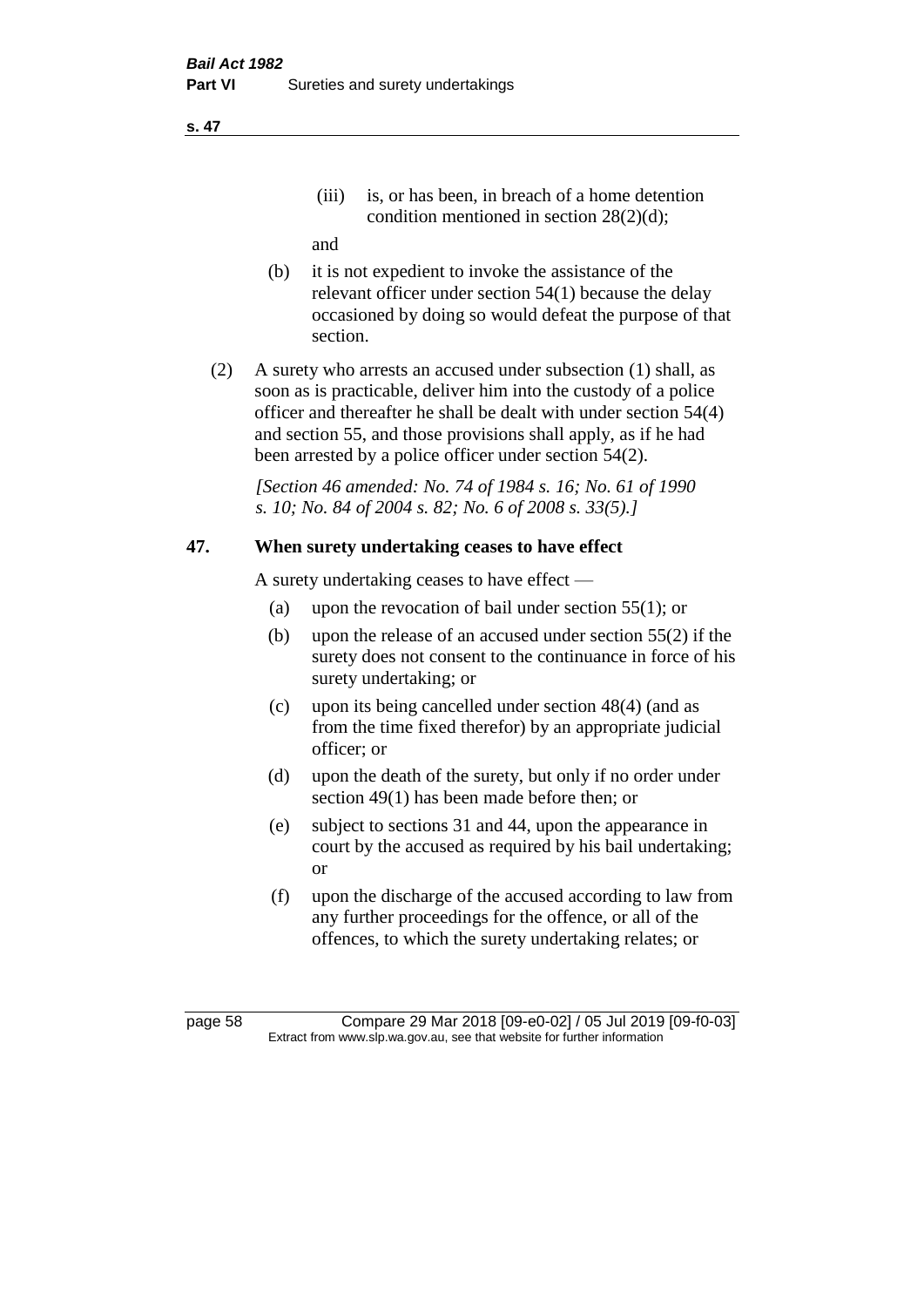(iii) is, or has been, in breach of a home detention condition mentioned in section 28(2)(d);

and

(b) it is not expedient to invoke the assistance of the relevant officer under section 54(1) because the delay occasioned by doing so would defeat the purpose of that section.

(2) A surety who arrests an accused under subsection (1) shall, as soon as is practicable, deliver him into the custody of a police officer and thereafter he shall be dealt with under section 54(4) and section 55, and those provisions shall apply, as if he had been arrested by a police officer under section 54(2).

*[Section 46 amended: No. 74 of 1984 s. 16; No. 61 of 1990 s. 10; No. 84 of 2004 s. 82; No. 6 of 2008 s. 33(5).]*

## 47. When surety undertaking ceases to have effect

A surety undertaking ceases to have effect —

(a) upon the revocation of bail under section 55(1); or

(b) upon the release of an accused under section 55(2) if the surety does not consent to the continuance in force of his surety undertaking; or

(c) upon its being cancelled under section 48(4) (and as from the time fixed therefor) by an appropriate judicial officer; or

(d) upon the death of the surety, but only if no order under section 49(1) has been made before then; or

(e) subject to sections 31 and 44, upon the appearance in court by the accused as required by his bail undertaking; or

(f) upon the discharge of the accused according to law from any further proceedings for the offence, or all of the offences, to which the surety undertaking relates; or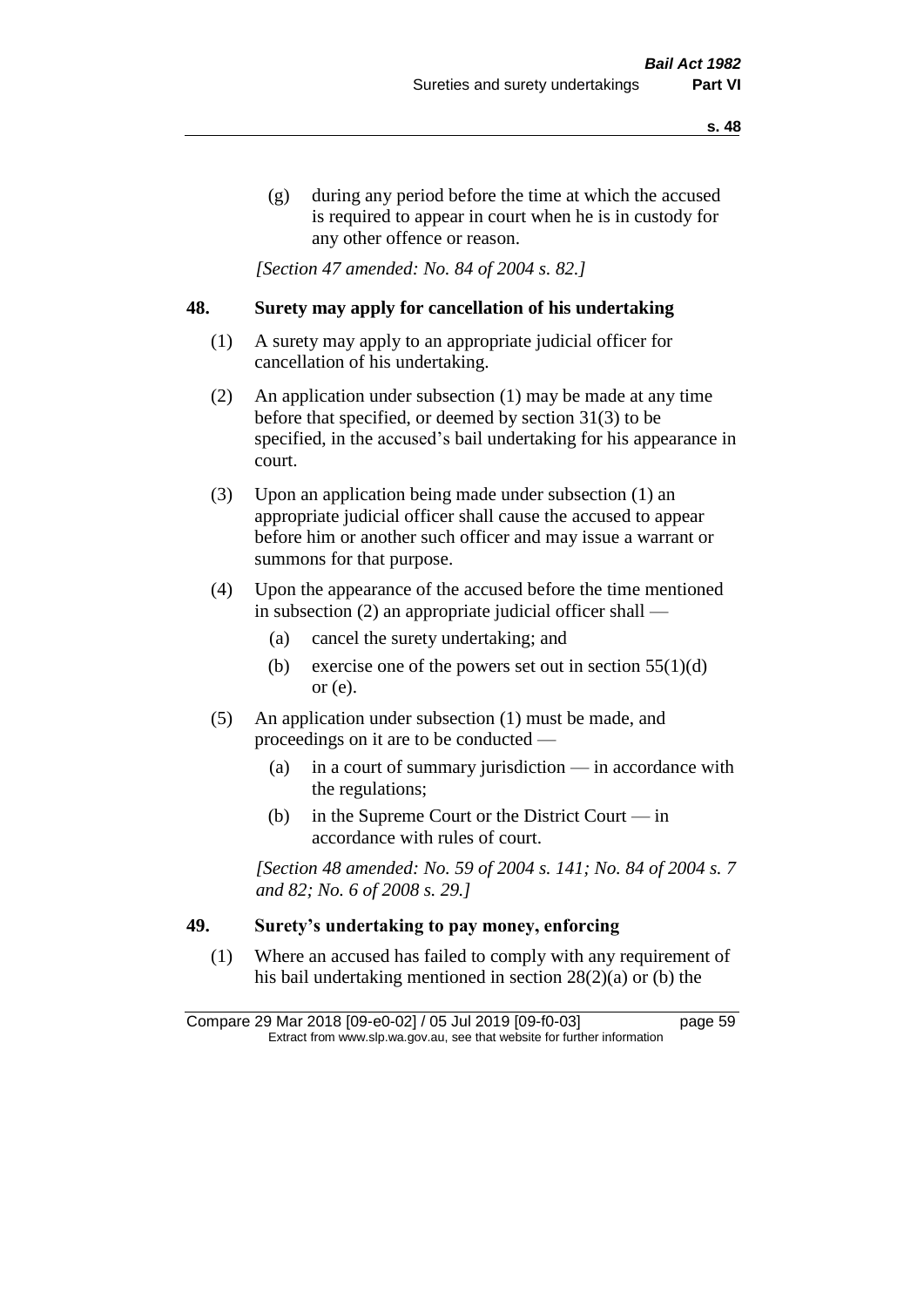(g) during any period before the time at which the accused is required to appear in court when he is in custody for any other offence or reason.

*[Section 47 amended: No. 84 of 2004 s. 82.]*

## 48. Surety may apply for cancellation of his undertaking

(1) A surety may apply to an appropriate judicial officer for cancellation of his undertaking.

(2) An application under subsection (1) may be made at any time before that specified, or deemed by section 31(3) to be specified, in the accused's bail undertaking for his appearance in court.

(3) Upon an application being made under subsection (1) an appropriate judicial officer shall cause the accused to appear before him or another such officer and may issue a warrant or summons for that purpose.

(4) Upon the appearance of the accused before the time mentioned in subsection (2) an appropriate judicial officer shall —

(a) cancel the surety undertaking; and

(b) exercise one of the powers set out in section 55(1)(d) or (e).

(5) An application under subsection (1) must be made, and proceedings on it are to be conducted —

(a) in a court of summary jurisdiction — in accordance with the regulations;

(b) in the Supreme Court or the District Court — in accordance with rules of court.

*[Section 48 amended: No. 59 of 2004 s. 141; No. 84 of 2004 s. 7 and 82; No. 6 of 2008 s. 29.]*

## 49. Surety's undertaking to pay money, enforcing

(1) Where an accused has failed to comply with any requirement of his bail undertaking mentioned in section 28(2)(a) or (b) the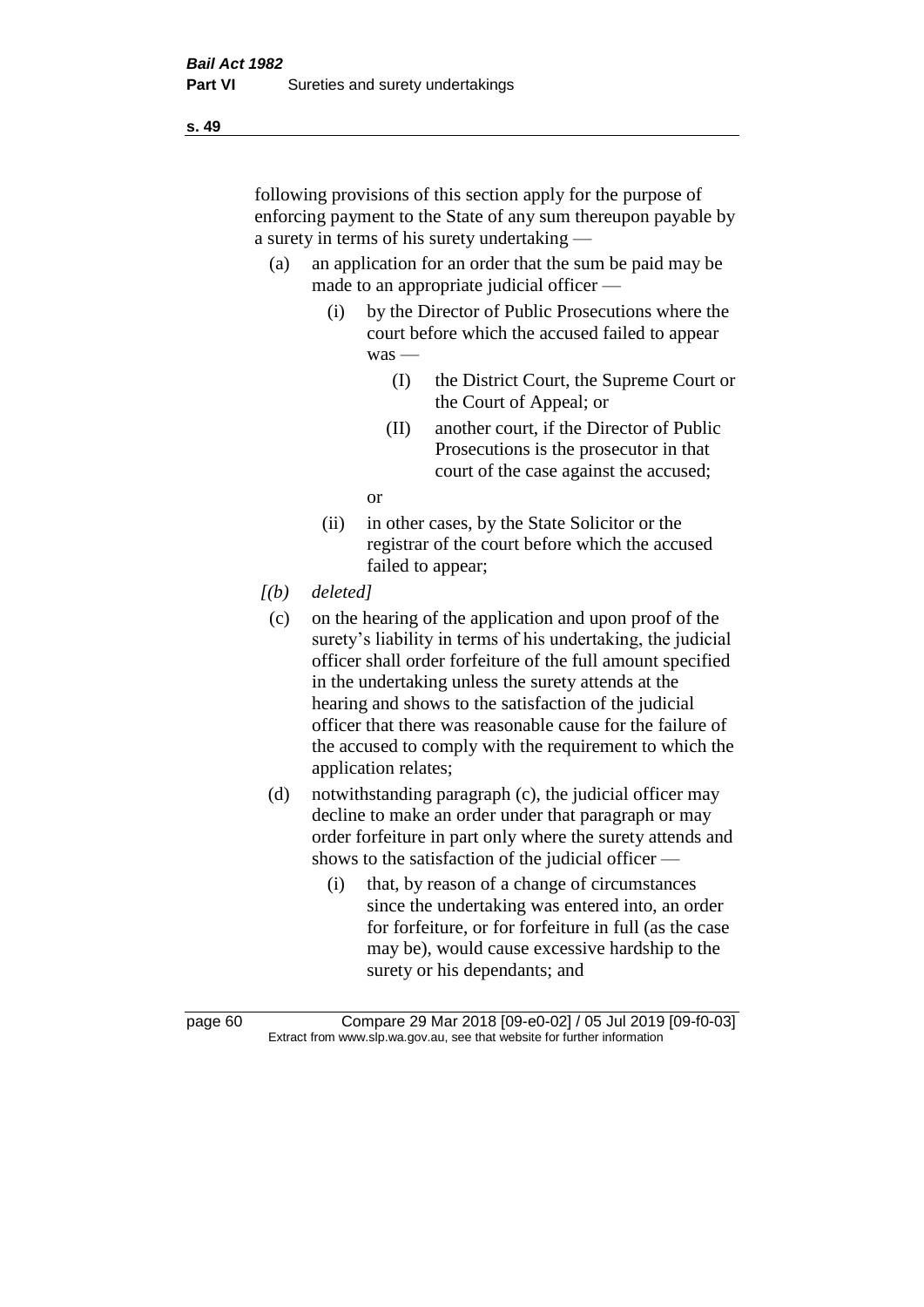following provisions of this section apply for the purpose of enforcing payment to the State of any sum thereupon payable by a surety in terms of his surety undertaking —

(a) an application for an order that the sum be paid may be made to an appropriate judicial officer —

  (i) by the Director of Public Prosecutions where the court before which the accused failed to appear was —

    (I) the District Court, the Supreme Court or the Court of Appeal; or

    (II) another court, if the Director of Public Prosecutions is the prosecutor in that court of the case against the accused;

  or

  (ii) in other cases, by the State Solicitor or the registrar of the court before which the accused failed to appear;

*[(b) deleted]*

(c) on the hearing of the application and upon proof of the surety's liability in terms of his undertaking, the judicial officer shall order forfeiture of the full amount specified in the undertaking unless the surety attends at the hearing and shows to the satisfaction of the judicial officer that there was reasonable cause for the failure of the accused to comply with the requirement to which the application relates;

(d) notwithstanding paragraph (c), the judicial officer may decline to make an order under that paragraph or may order forfeiture in part only where the surety attends and shows to the satisfaction of the judicial officer —

  (i) that, by reason of a change of circumstances since the undertaking was entered into, an order for forfeiture, or for forfeiture in full (as the case may be), would cause excessive hardship to the surety or his dependants; and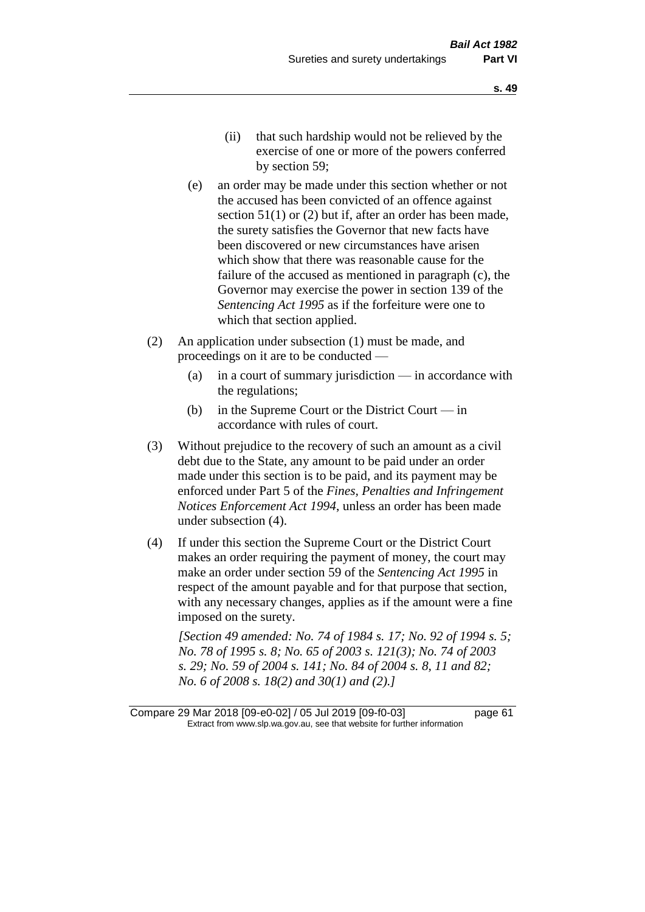(ii) that such hardship would not be relieved by the exercise of one or more of the powers conferred by section 59;

(e) an order may be made under this section whether or not the accused has been convicted of an offence against section 51(1) or (2) but if, after an order has been made, the surety satisfies the Governor that new facts have been discovered or new circumstances have arisen which show that there was reasonable cause for the failure of the accused as mentioned in paragraph (c), the Governor may exercise the power in section 139 of the *Sentencing Act 1995* as if the forfeiture were one to which that section applied.

(2) An application under subsection (1) must be made, and proceedings on it are to be conducted —

(a) in a court of summary jurisdiction — in accordance with the regulations;

(b) in the Supreme Court or the District Court — in accordance with rules of court.

(3) Without prejudice to the recovery of such an amount as a civil debt due to the State, any amount to be paid under an order made under this section is to be paid, and its payment may be enforced under Part 5 of the *Fines, Penalties and Infringement Notices Enforcement Act 1994*, unless an order has been made under subsection (4).

(4) If under this section the Supreme Court or the District Court makes an order requiring the payment of money, the court may make an order under section 59 of the *Sentencing Act 1995* in respect of the amount payable and for that purpose that section, with any necessary changes, applies as if the amount were a fine imposed on the surety.

*[Section 49 amended: No. 74 of 1984 s. 17; No. 92 of 1994 s. 5; No. 78 of 1995 s. 8; No. 65 of 2003 s. 121(3); No. 74 of 2003 s. 29; No. 59 of 2004 s. 141; No. 84 of 2004 s. 8, 11 and 82; No. 6 of 2008 s. 18(2) and 30(1) and (2).]*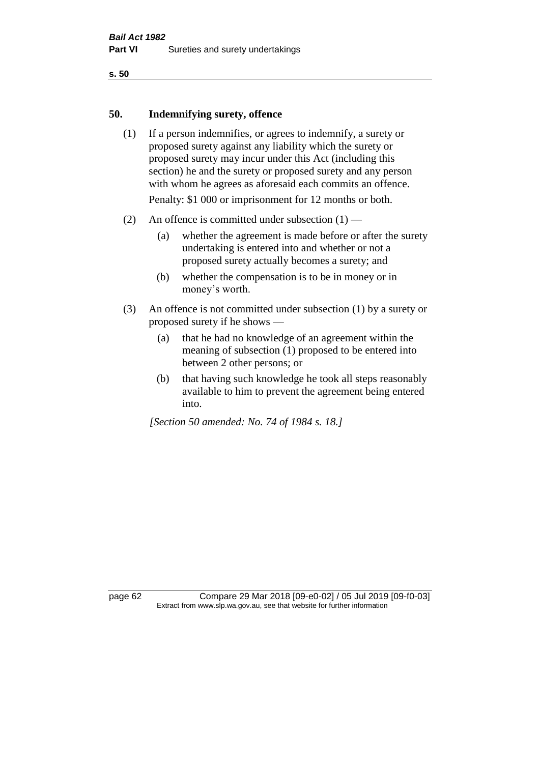## 50. Indemnifying surety, offence

(1) If a person indemnifies, or agrees to indemnify, a surety or proposed surety against any liability which the surety or proposed surety may incur under this Act (including this section) he and the surety or proposed surety and any person with whom he agrees as aforesaid each commits an offence.

Penalty: $1 000 or imprisonment for 12 months or both.

(2) An offence is committed under subsection (1) —

(a) whether the agreement is made before or after the surety undertaking is entered into and whether or not a proposed surety actually becomes a surety; and

(b) whether the compensation is to be in money or in money's worth.

(3) An offence is not committed under subsection (1) by a surety or proposed surety if he shows —

(a) that he had no knowledge of an agreement within the meaning of subsection (1) proposed to be entered into between 2 other persons; or

(b) that having such knowledge he took all steps reasonably available to him to prevent the agreement being entered into.

*[Section 50 amended: No. 74 of 1984 s. 18.]*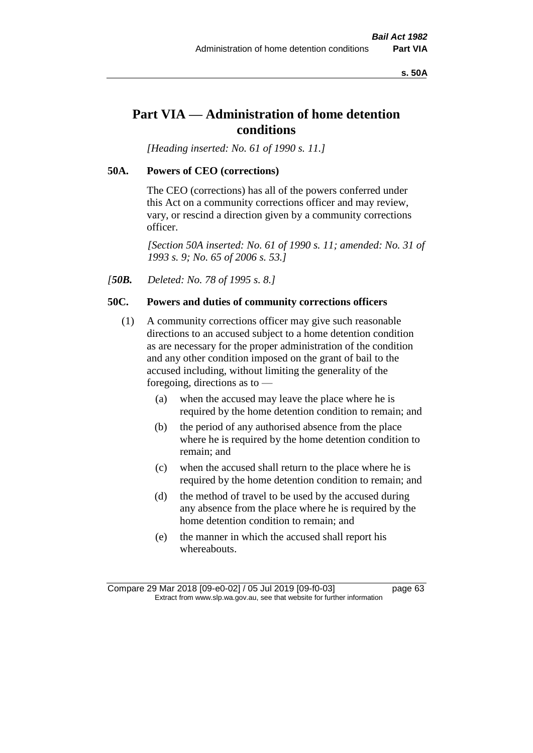# Part VIA — Administration of home detention conditions

*[Heading inserted: No. 61 of 1990 s. 11.]*

### 50A. Powers of CEO (corrections)

The CEO (corrections) has all of the powers conferred under this Act on a community corrections officer and may review, vary, or rescind a direction given by a community corrections officer.

*[Section 50A inserted: No. 61 of 1990 s. 11; amended: No. 31 of 1993 s. 9; No. 65 of 2006 s. 53.]*

*[**50B.** Deleted: No. 78 of 1995 s. 8.]*

### 50C. Powers and duties of community corrections officers

(1) A community corrections officer may give such reasonable directions to an accused subject to a home detention condition as are necessary for the proper administration of the condition and any other condition imposed on the grant of bail to the accused including, without limiting the generality of the foregoing, directions as to —

- (a) when the accused may leave the place where he is required by the home detention condition to remain; and
- (b) the period of any authorised absence from the place where he is required by the home detention condition to remain; and
- (c) when the accused shall return to the place where he is required by the home detention condition to remain; and
- (d) the method of travel to be used by the accused during any absence from the place where he is required by the home detention condition to remain; and
- (e) the manner in which the accused shall report his whereabouts.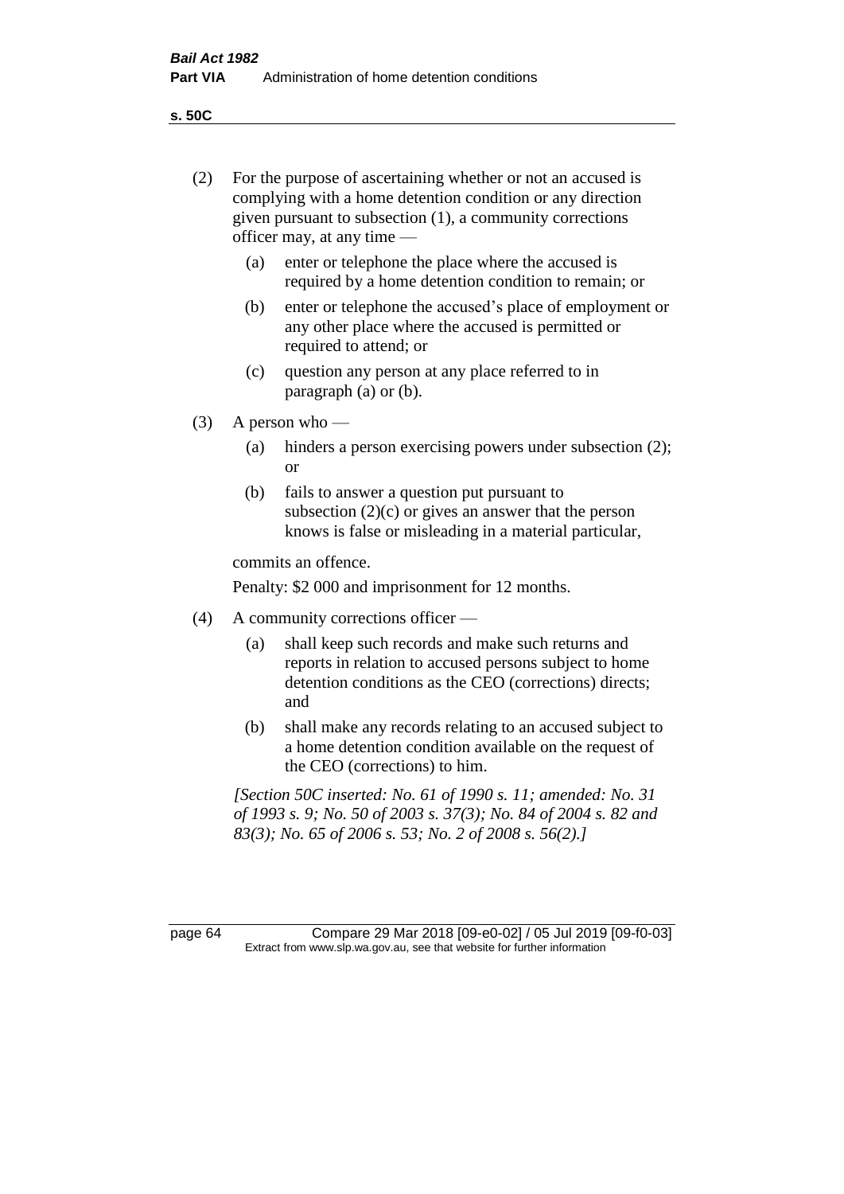(2) For the purpose of ascertaining whether or not an accused is complying with a home detention condition or any direction given pursuant to subsection (1), a community corrections officer may, at any time —

(a) enter or telephone the place where the accused is required by a home detention condition to remain; or

(b) enter or telephone the accused's place of employment or any other place where the accused is permitted or required to attend; or

(c) question any person at any place referred to in paragraph (a) or (b).

(3) A person who —

(a) hinders a person exercising powers under subsection (2); or

(b) fails to answer a question put pursuant to subsection (2)(c) or gives an answer that the person knows is false or misleading in a material particular,

commits an offence.

Penalty: $2 000 and imprisonment for 12 months.

(4) A community corrections officer —

(a) shall keep such records and make such returns and reports in relation to accused persons subject to home detention conditions as the CEO (corrections) directs; and

(b) shall make any records relating to an accused subject to a home detention condition available on the request of the CEO (corrections) to him.

*[Section 50C inserted: No. 61 of 1990 s. 11; amended: No. 31 of 1993 s. 9; No. 50 of 2003 s. 37(3); No. 84 of 2004 s. 82 and 83(3); No. 65 of 2006 s. 53; No. 2 of 2008 s. 56(2).]*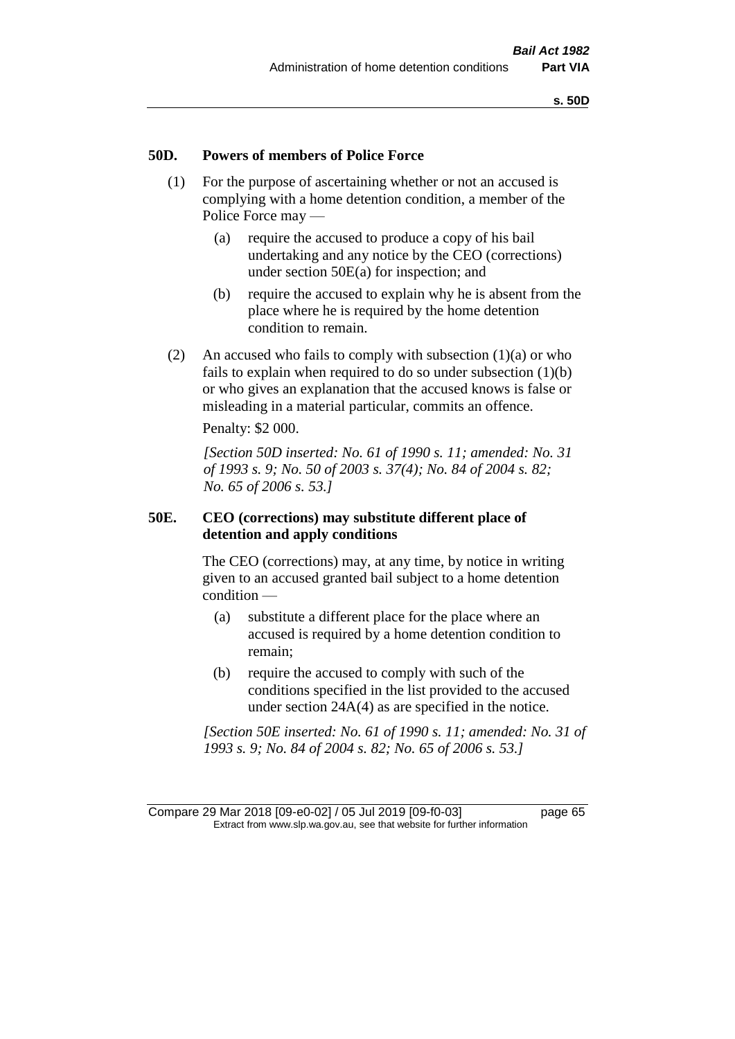## 50D. Powers of members of Police Force

(1) For the purpose of ascertaining whether or not an accused is complying with a home detention condition, a member of the Police Force may —

(a) require the accused to produce a copy of his bail undertaking and any notice by the CEO (corrections) under section 50E(a) for inspection; and

(b) require the accused to explain why he is absent from the place where he is required by the home detention condition to remain.

(2) An accused who fails to comply with subsection (1)(a) or who fails to explain when required to do so under subsection (1)(b) or who gives an explanation that the accused knows is false or misleading in a material particular, commits an offence.

Penalty: $2 000.

*[Section 50D inserted: No. 61 of 1990 s. 11; amended: No. 31 of 1993 s. 9; No. 50 of 2003 s. 37(4); No. 84 of 2004 s. 82; No. 65 of 2006 s. 53.]*

## 50E. CEO (corrections) may substitute different place of detention and apply conditions

The CEO (corrections) may, at any time, by notice in writing given to an accused granted bail subject to a home detention condition —

(a) substitute a different place for the place where an accused is required by a home detention condition to remain;

(b) require the accused to comply with such of the conditions specified in the list provided to the accused under section 24A(4) as are specified in the notice.

*[Section 50E inserted: No. 61 of 1990 s. 11; amended: No. 31 of 1993 s. 9; No. 84 of 2004 s. 82; No. 65 of 2006 s. 53.]*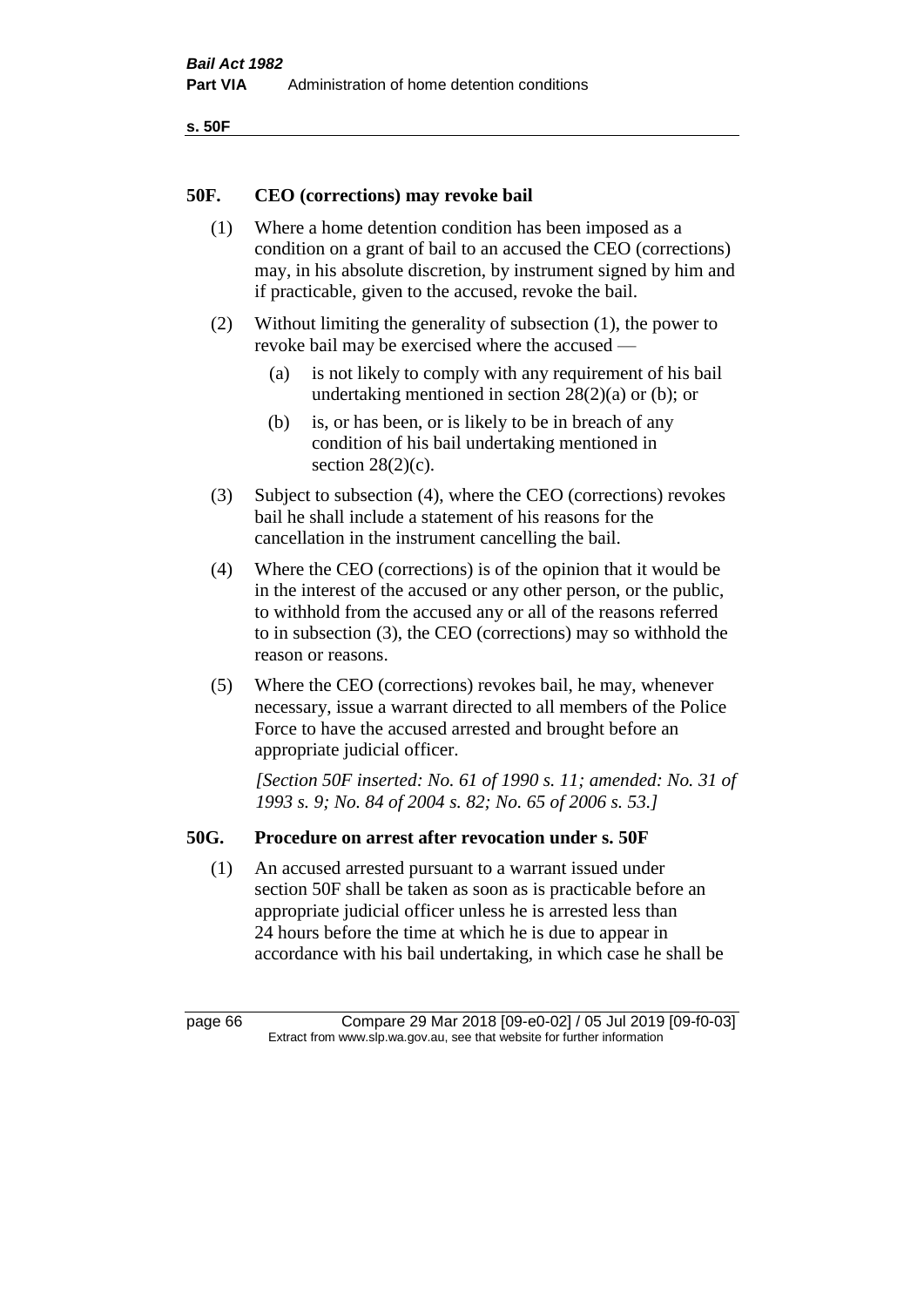## 50F. CEO (corrections) may revoke bail

(1) Where a home detention condition has been imposed as a condition on a grant of bail to an accused the CEO (corrections) may, in his absolute discretion, by instrument signed by him and if practicable, given to the accused, revoke the bail.

(2) Without limiting the generality of subsection (1), the power to revoke bail may be exercised where the accused —

- (a) is not likely to comply with any requirement of his bail undertaking mentioned in section 28(2)(a) or (b); or
- (b) is, or has been, or is likely to be in breach of any condition of his bail undertaking mentioned in section 28(2)(c).

(3) Subject to subsection (4), where the CEO (corrections) revokes bail he shall include a statement of his reasons for the cancellation in the instrument cancelling the bail.

(4) Where the CEO (corrections) is of the opinion that it would be in the interest of the accused or any other person, or the public, to withhold from the accused any or all of the reasons referred to in subsection (3), the CEO (corrections) may so withhold the reason or reasons.

(5) Where the CEO (corrections) revokes bail, he may, whenever necessary, issue a warrant directed to all members of the Police Force to have the accused arrested and brought before an appropriate judicial officer.

*[Section 50F inserted: No. 61 of 1990 s. 11; amended: No. 31 of 1993 s. 9; No. 84 of 2004 s. 82; No. 65 of 2006 s. 53.]*

## 50G. Procedure on arrest after revocation under s. 50F

(1) An accused arrested pursuant to a warrant issued under section 50F shall be taken as soon as is practicable before an appropriate judicial officer unless he is arrested less than 24 hours before the time at which he is due to appear in accordance with his bail undertaking, in which case he shall be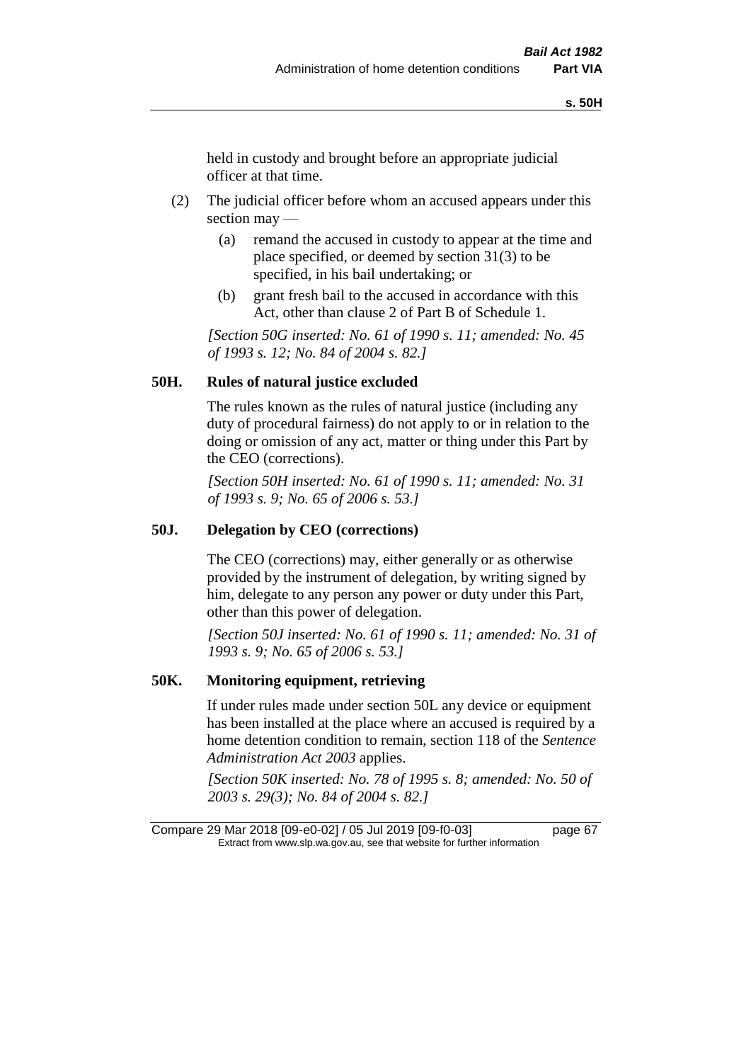held in custody and brought before an appropriate judicial officer at that time.

(2) The judicial officer before whom an accused appears under this section may —

(a) remand the accused in custody to appear at the time and place specified, or deemed by section 31(3) to be specified, in his bail undertaking; or

(b) grant fresh bail to the accused in accordance with this Act, other than clause 2 of Part B of Schedule 1.

*[Section 50G inserted: No. 61 of 1990 s. 11; amended: No. 45 of 1993 s. 12; No. 84 of 2004 s. 82.]*

### 50H. Rules of natural justice excluded

The rules known as the rules of natural justice (including any duty of procedural fairness) do not apply to or in relation to the doing or omission of any act, matter or thing under this Part by the CEO (corrections).

*[Section 50H inserted: No. 61 of 1990 s. 11; amended: No. 31 of 1993 s. 9; No. 65 of 2006 s. 53.]*

### 50J. Delegation by CEO (corrections)

The CEO (corrections) may, either generally or as otherwise provided by the instrument of delegation, by writing signed by him, delegate to any person any power or duty under this Part, other than this power of delegation.

*[Section 50J inserted: No. 61 of 1990 s. 11; amended: No. 31 of 1993 s. 9; No. 65 of 2006 s. 53.]*

### 50K. Monitoring equipment, retrieving

If under rules made under section 50L any device or equipment has been installed at the place where an accused is required by a home detention condition to remain, section 118 of the *Sentence Administration Act 2003* applies.

*[Section 50K inserted: No. 78 of 1995 s. 8; amended: No. 50 of 2003 s. 29(3); No. 84 of 2004 s. 82.]*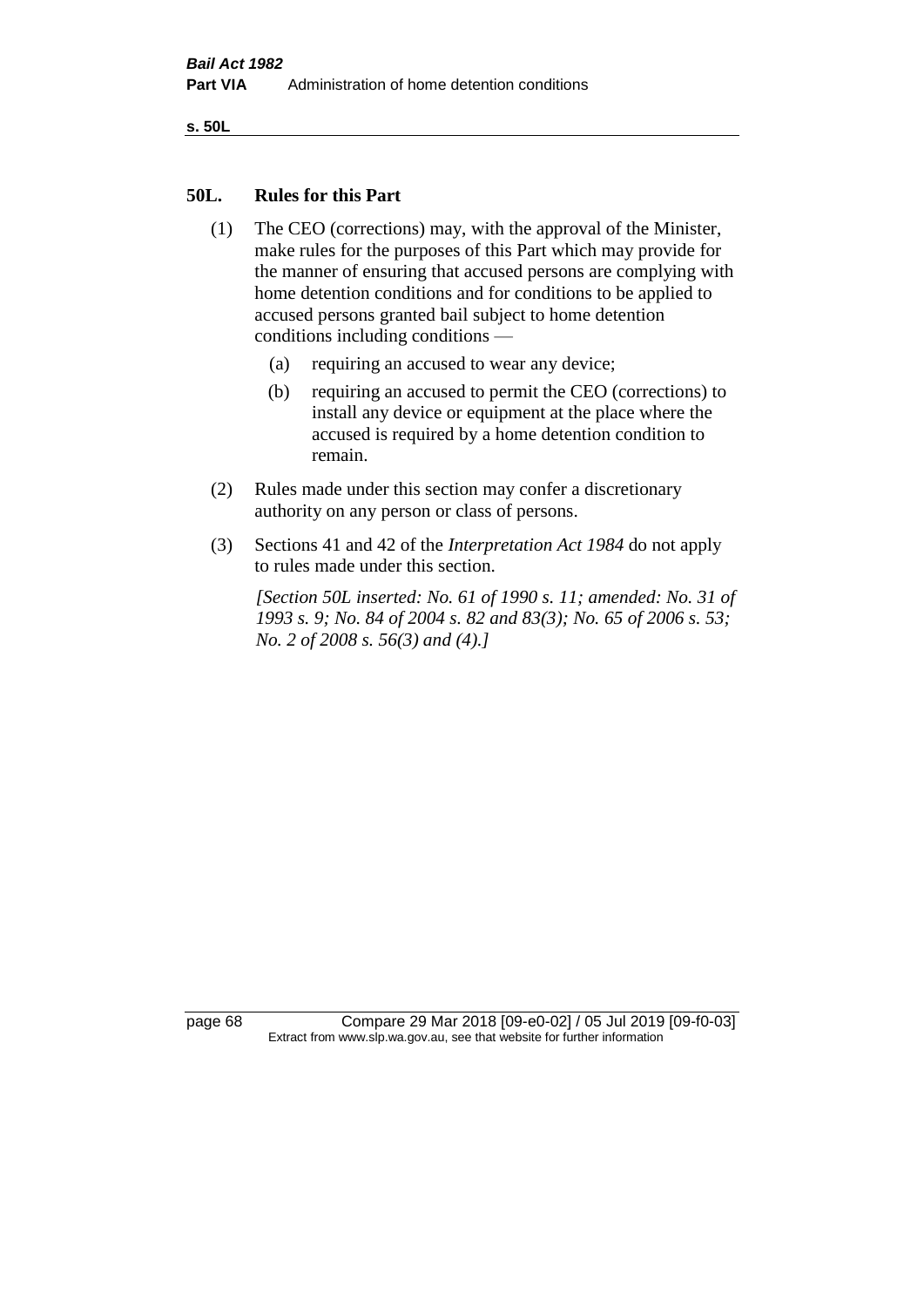## 50L. Rules for this Part

(1) The CEO (corrections) may, with the approval of the Minister, make rules for the purposes of this Part which may provide for the manner of ensuring that accused persons are complying with home detention conditions and for conditions to be applied to accused persons granted bail subject to home detention conditions including conditions —

(a) requiring an accused to wear any device;

(b) requiring an accused to permit the CEO (corrections) to install any device or equipment at the place where the accused is required by a home detention condition to remain.

(2) Rules made under this section may confer a discretionary authority on any person or class of persons.

(3) Sections 41 and 42 of the *Interpretation Act 1984* do not apply to rules made under this section.

*[Section 50L inserted: No. 61 of 1990 s. 11; amended: No. 31 of 1993 s. 9; No. 84 of 2004 s. 82 and 83(3); No. 65 of 2006 s. 53; No. 2 of 2008 s. 56(3) and (4).]*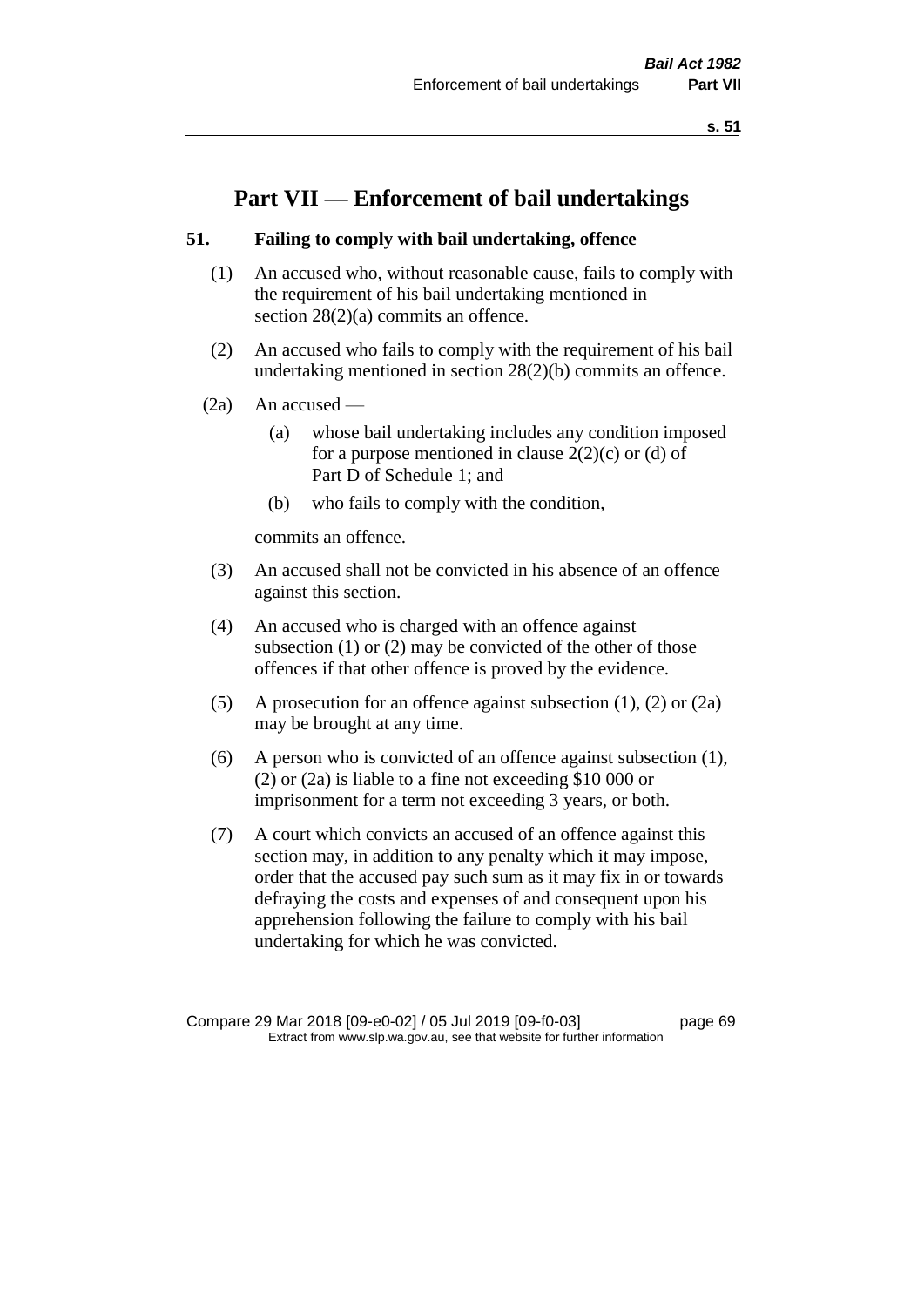# Part VII — Enforcement of bail undertakings

## 51. Failing to comply with bail undertaking, offence

(1) An accused who, without reasonable cause, fails to comply with the requirement of his bail undertaking mentioned in section 28(2)(a) commits an offence.

(2) An accused who fails to comply with the requirement of his bail undertaking mentioned in section 28(2)(b) commits an offence.

(2a) An accused —

(a) whose bail undertaking includes any condition imposed for a purpose mentioned in clause 2(2)(c) or (d) of Part D of Schedule 1; and

(b) who fails to comply with the condition,

commits an offence.

(3) An accused shall not be convicted in his absence of an offence against this section.

(4) An accused who is charged with an offence against subsection (1) or (2) may be convicted of the other of those offences if that other offence is proved by the evidence.

(5) A prosecution for an offence against subsection (1), (2) or (2a) may be brought at any time.

(6) A person who is convicted of an offence against subsection (1), (2) or (2a) is liable to a fine not exceeding $10 000 or imprisonment for a term not exceeding 3 years, or both.

(7) A court which convicts an accused of an offence against this section may, in addition to any penalty which it may impose, order that the accused pay such sum as it may fix in or towards defraying the costs and expenses of and consequent upon his apprehension following the failure to comply with his bail undertaking for which he was convicted.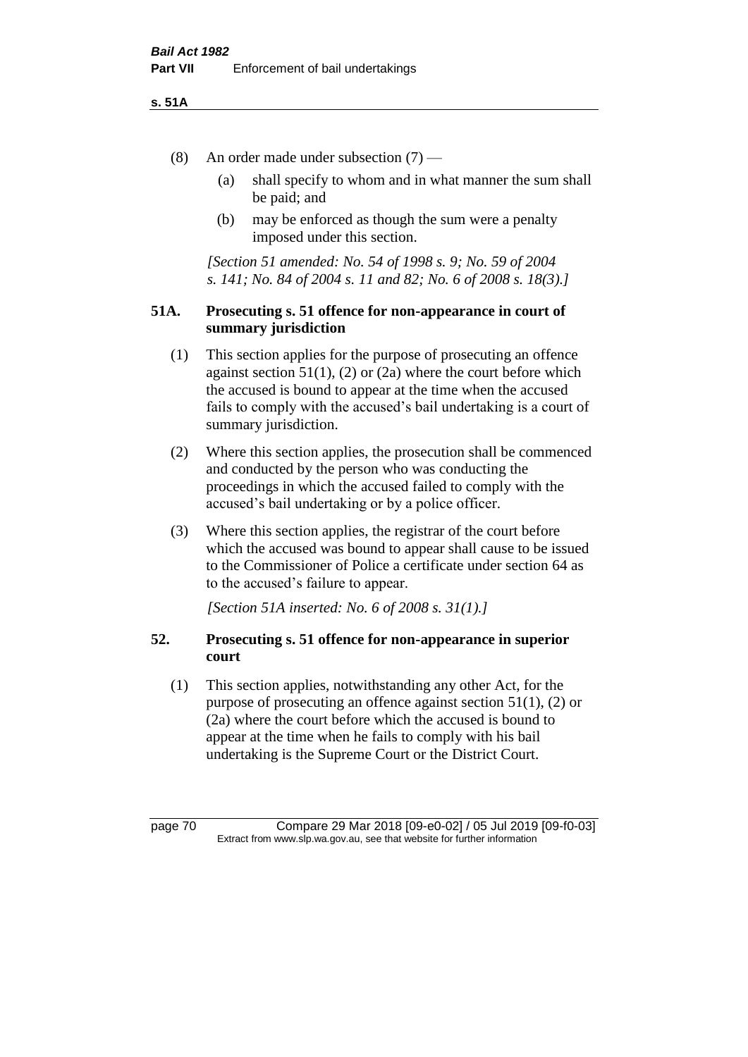(8) An order made under subsection (7) —

  (a) shall specify to whom and in what manner the sum shall be paid; and

  (b) may be enforced as though the sum were a penalty imposed under this section.

*[Section 51 amended: No. 54 of 1998 s. 9; No. 59 of 2004 s. 141; No. 84 of 2004 s. 11 and 82; No. 6 of 2008 s. 18(3).]*

### 51A. Prosecuting s. 51 offence for non-appearance in court of summary jurisdiction

(1) This section applies for the purpose of prosecuting an offence against section 51(1), (2) or (2a) where the court before which the accused is bound to appear at the time when the accused fails to comply with the accused's bail undertaking is a court of summary jurisdiction.

(2) Where this section applies, the prosecution shall be commenced and conducted by the person who was conducting the proceedings in which the accused failed to comply with the accused's bail undertaking or by a police officer.

(3) Where this section applies, the registrar of the court before which the accused was bound to appear shall cause to be issued to the Commissioner of Police a certificate under section 64 as to the accused's failure to appear.

*[Section 51A inserted: No. 6 of 2008 s. 31(1).]*

### 52. Prosecuting s. 51 offence for non-appearance in superior court

(1) This section applies, notwithstanding any other Act, for the purpose of prosecuting an offence against section 51(1), (2) or (2a) where the court before which the accused is bound to appear at the time when he fails to comply with his bail undertaking is the Supreme Court or the District Court.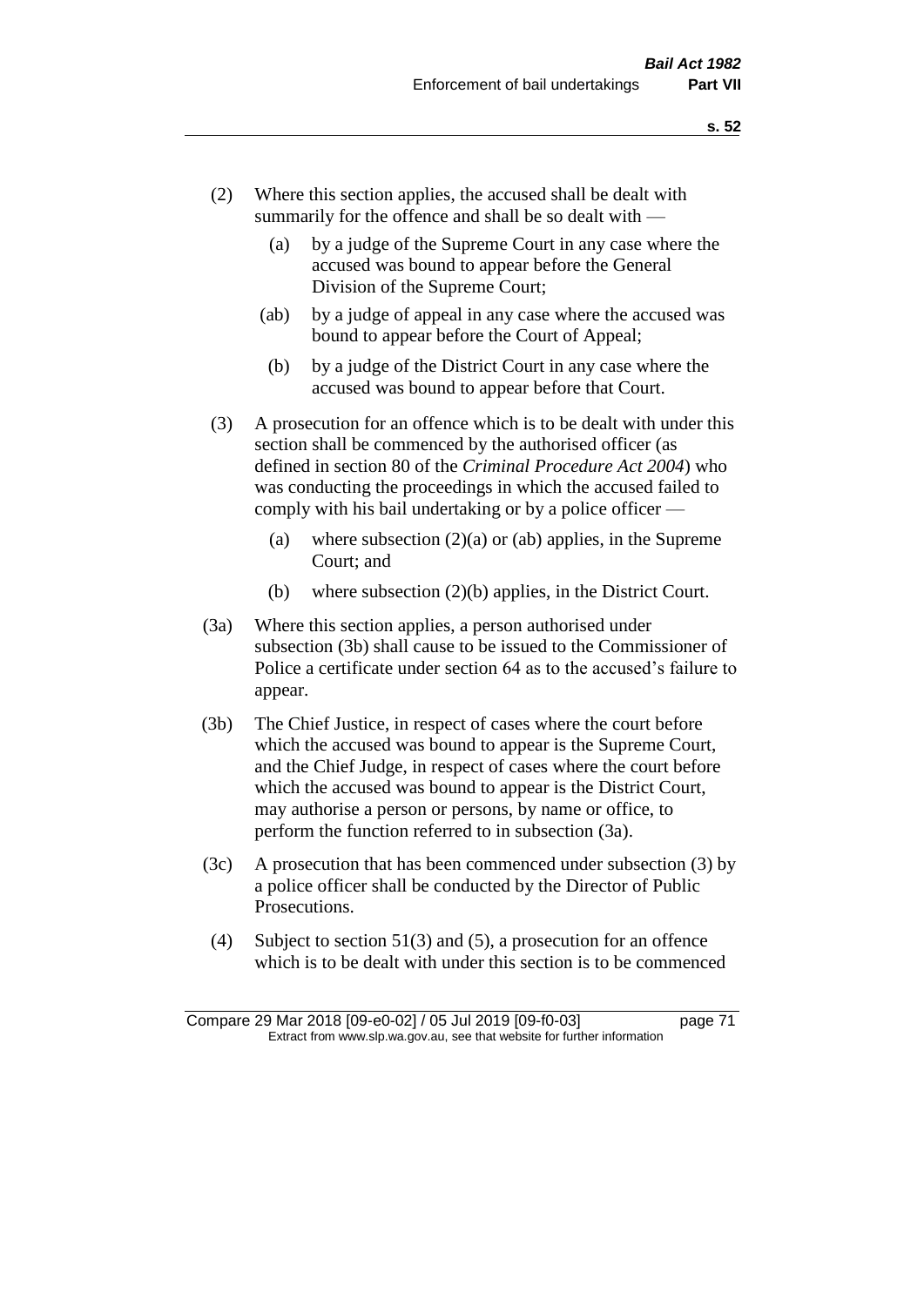(2) Where this section applies, the accused shall be dealt with summarily for the offence and shall be so dealt with —

   (a) by a judge of the Supreme Court in any case where the accused was bound to appear before the General Division of the Supreme Court;

   (ab) by a judge of appeal in any case where the accused was bound to appear before the Court of Appeal;

   (b) by a judge of the District Court in any case where the accused was bound to appear before that Court.

(3) A prosecution for an offence which is to be dealt with under this section shall be commenced by the authorised officer (as defined in section 80 of the *Criminal Procedure Act 2004*) who was conducting the proceedings in which the accused failed to comply with his bail undertaking or by a police officer —

   (a) where subsection (2)(a) or (ab) applies, in the Supreme Court; and

   (b) where subsection (2)(b) applies, in the District Court.

(3a) Where this section applies, a person authorised under subsection (3b) shall cause to be issued to the Commissioner of Police a certificate under section 64 as to the accused's failure to appear.

(3b) The Chief Justice, in respect of cases where the court before which the accused was bound to appear is the Supreme Court, and the Chief Judge, in respect of cases where the court before which the accused was bound to appear is the District Court, may authorise a person or persons, by name or office, to perform the function referred to in subsection (3a).

(3c) A prosecution that has been commenced under subsection (3) by a police officer shall be conducted by the Director of Public Prosecutions.

(4) Subject to section 51(3) and (5), a prosecution for an offence which is to be dealt with under this section is to be commenced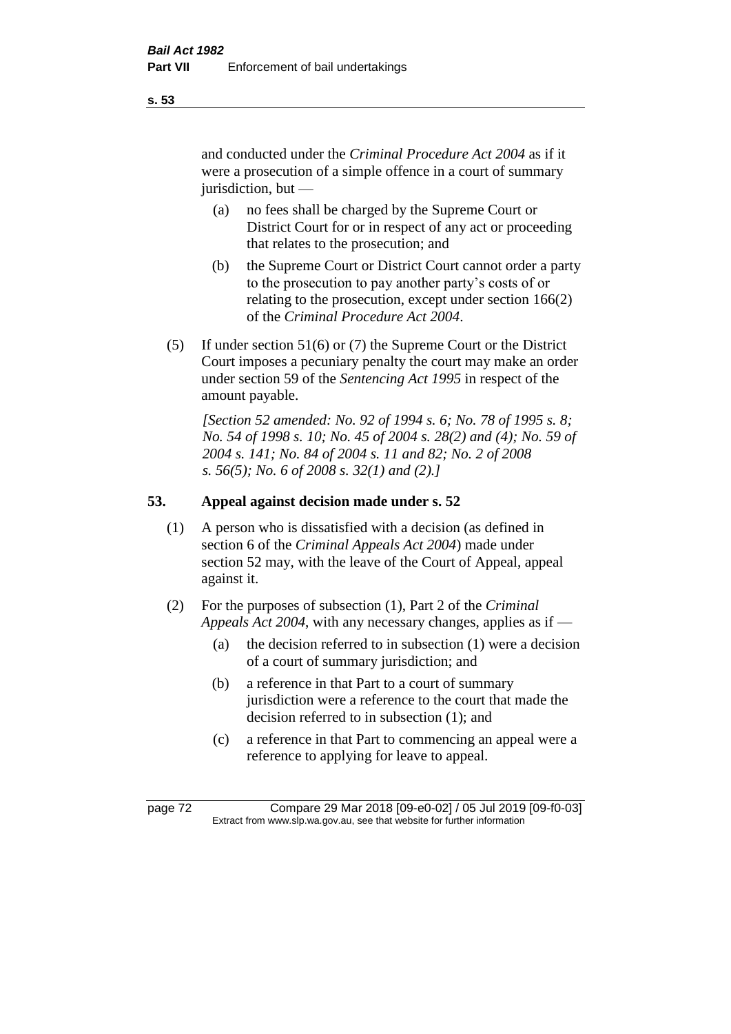and conducted under the *Criminal Procedure Act 2004* as if it were a prosecution of a simple offence in a court of summary jurisdiction, but —

(a) no fees shall be charged by the Supreme Court or District Court for or in respect of any act or proceeding that relates to the prosecution; and

(b) the Supreme Court or District Court cannot order a party to the prosecution to pay another party's costs of or relating to the prosecution, except under section 166(2) of the *Criminal Procedure Act 2004*.

(5) If under section 51(6) or (7) the Supreme Court or the District Court imposes a pecuniary penalty the court may make an order under section 59 of the *Sentencing Act 1995* in respect of the amount payable.

*[Section 52 amended: No. 92 of 1994 s. 6; No. 78 of 1995 s. 8; No. 54 of 1998 s. 10; No. 45 of 2004 s. 28(2) and (4); No. 59 of 2004 s. 141; No. 84 of 2004 s. 11 and 82; No. 2 of 2008 s. 56(5); No. 6 of 2008 s. 32(1) and (2).]*

## 53. Appeal against decision made under s. 52

(1) A person who is dissatisfied with a decision (as defined in section 6 of the *Criminal Appeals Act 2004*) made under section 52 may, with the leave of the Court of Appeal, appeal against it.

(2) For the purposes of subsection (1), Part 2 of the *Criminal Appeals Act 2004*, with any necessary changes, applies as if —

(a) the decision referred to in subsection (1) were a decision of a court of summary jurisdiction; and

(b) a reference in that Part to a court of summary jurisdiction were a reference to the court that made the decision referred to in subsection (1); and

(c) a reference in that Part to commencing an appeal were a reference to applying for leave to appeal.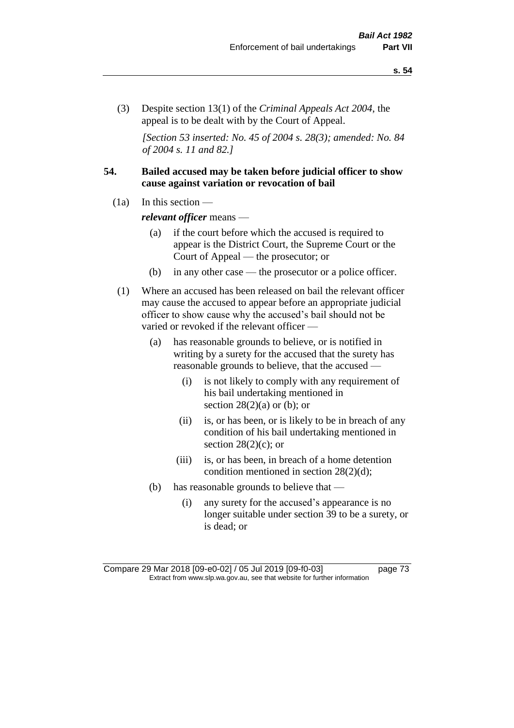(3) Despite section 13(1) of the *Criminal Appeals Act 2004*, the appeal is to be dealt with by the Court of Appeal.

*[Section 53 inserted: No. 45 of 2004 s. 28(3); amended: No. 84 of 2004 s. 11 and 82.]*

## 54. Bailed accused may be taken before judicial officer to show cause against variation or revocation of bail

(1a) In this section —

***relevant officer*** means —

- (a) if the court before which the accused is required to appear is the District Court, the Supreme Court or the Court of Appeal — the prosecutor; or
- (b) in any other case — the prosecutor or a police officer.

(1) Where an accused has been released on bail the relevant officer may cause the accused to appear before an appropriate judicial officer to show cause why the accused's bail should not be varied or revoked if the relevant officer —

- (a) has reasonable grounds to believe, or is notified in writing by a surety for the accused that the surety has reasonable grounds to believe, that the accused —
  - (i) is not likely to comply with any requirement of his bail undertaking mentioned in section 28(2)(a) or (b); or
  - (ii) is, or has been, or is likely to be in breach of any condition of his bail undertaking mentioned in section 28(2)(c); or
  - (iii) is, or has been, in breach of a home detention condition mentioned in section 28(2)(d);
- (b) has reasonable grounds to believe that —
  - (i) any surety for the accused's appearance is no longer suitable under section 39 to be a surety, or is dead; or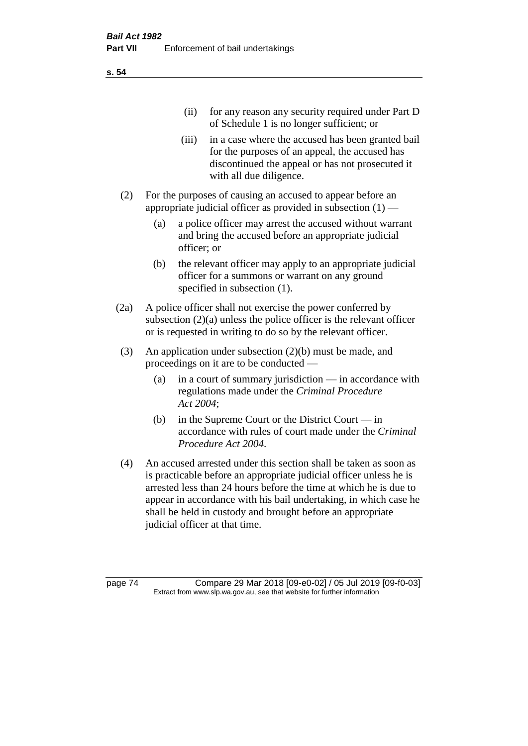(ii) for any reason any security required under Part D of Schedule 1 is no longer sufficient; or

(iii) in a case where the accused has been granted bail for the purposes of an appeal, the accused has discontinued the appeal or has not prosecuted it with all due diligence.

(2) For the purposes of causing an accused to appear before an appropriate judicial officer as provided in subsection (1) —

(a) a police officer may arrest the accused without warrant and bring the accused before an appropriate judicial officer; or

(b) the relevant officer may apply to an appropriate judicial officer for a summons or warrant on any ground specified in subsection (1).

(2a) A police officer shall not exercise the power conferred by subsection (2)(a) unless the police officer is the relevant officer or is requested in writing to do so by the relevant officer.

(3) An application under subsection (2)(b) must be made, and proceedings on it are to be conducted —

(a) in a court of summary jurisdiction — in accordance with regulations made under the *Criminal Procedure Act 2004*;

(b) in the Supreme Court or the District Court — in accordance with rules of court made under the *Criminal Procedure Act 2004*.

(4) An accused arrested under this section shall be taken as soon as is practicable before an appropriate judicial officer unless he is arrested less than 24 hours before the time at which he is due to appear in accordance with his bail undertaking, in which case he shall be held in custody and brought before an appropriate judicial officer at that time.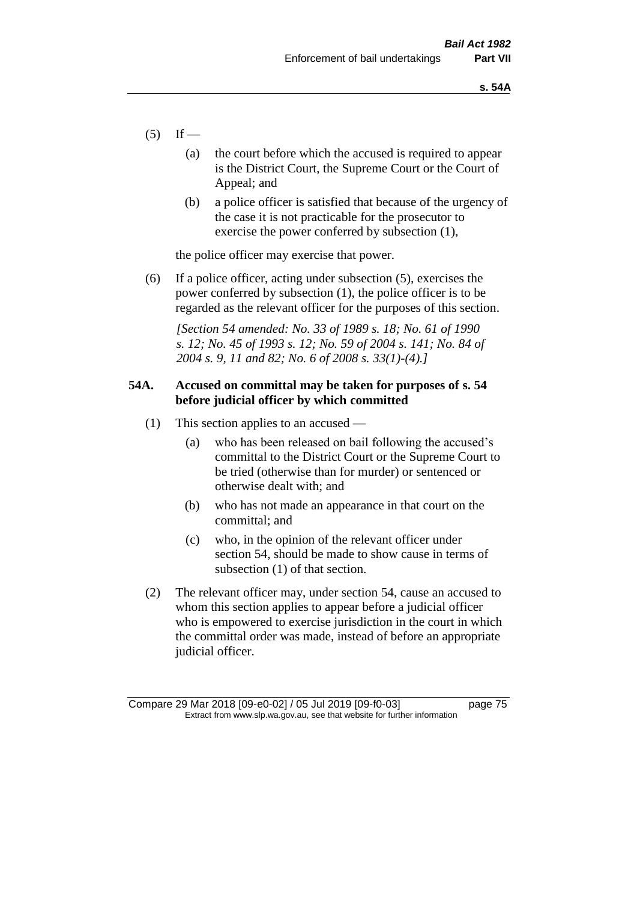(5) If —

  (a) the court before which the accused is required to appear is the District Court, the Supreme Court or the Court of Appeal; and

  (b) a police officer is satisfied that because of the urgency of the case it is not practicable for the prosecutor to exercise the power conferred by subsection (1),

the police officer may exercise that power.

(6) If a police officer, acting under subsection (5), exercises the power conferred by subsection (1), the police officer is to be regarded as the relevant officer for the purposes of this section.

*[Section 54 amended: No. 33 of 1989 s. 18; No. 61 of 1990 s. 12; No. 45 of 1993 s. 12; No. 59 of 2004 s. 141; No. 84 of 2004 s. 9, 11 and 82; No. 6 of 2008 s. 33(1)-(4).]*

### 54A. Accused on committal may be taken for purposes of s. 54 before judicial officer by which committed

(1) This section applies to an accused —

  (a) who has been released on bail following the accused's committal to the District Court or the Supreme Court to be tried (otherwise than for murder) or sentenced or otherwise dealt with; and

  (b) who has not made an appearance in that court on the committal; and

  (c) who, in the opinion of the relevant officer under section 54, should be made to show cause in terms of subsection (1) of that section.

(2) The relevant officer may, under section 54, cause an accused to whom this section applies to appear before a judicial officer who is empowered to exercise jurisdiction in the court in which the committal order was made, instead of before an appropriate judicial officer.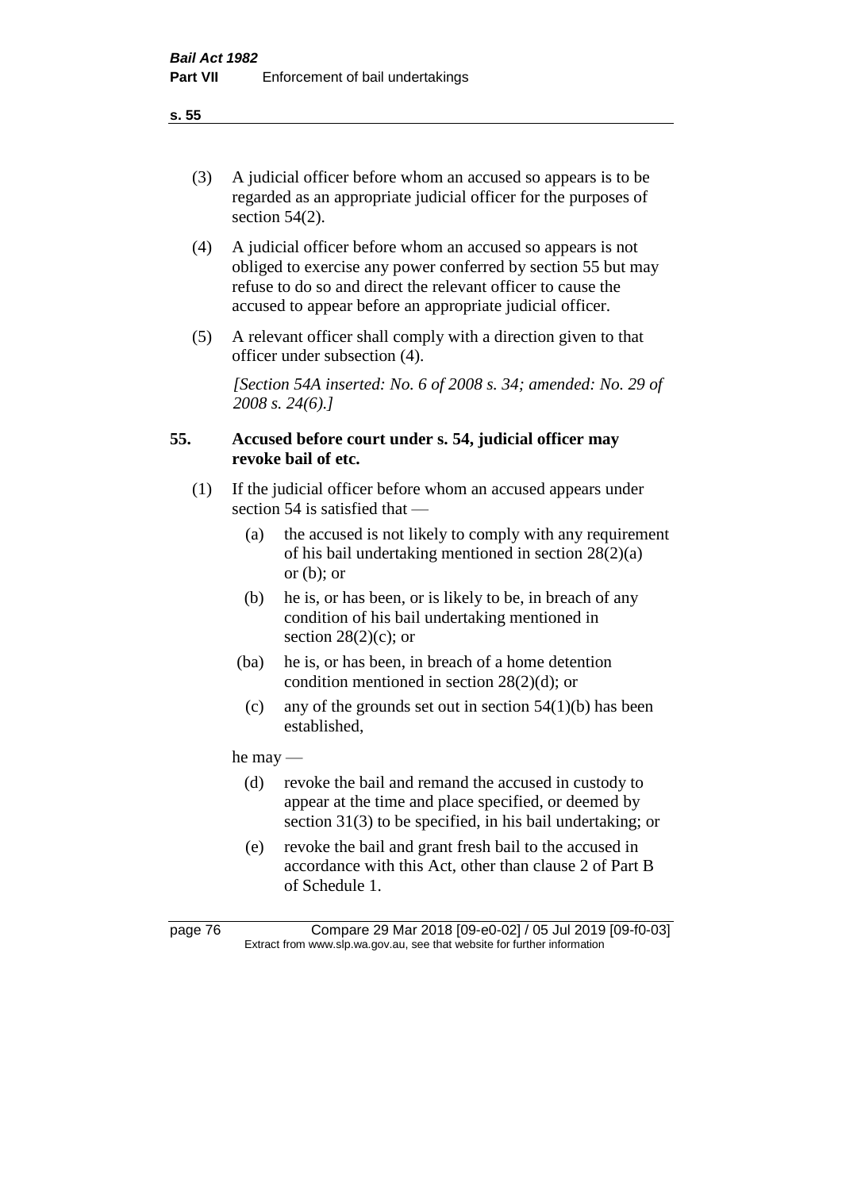(3) A judicial officer before whom an accused so appears is to be regarded as an appropriate judicial officer for the purposes of section 54(2).

(4) A judicial officer before whom an accused so appears is not obliged to exercise any power conferred by section 55 but may refuse to do so and direct the relevant officer to cause the accused to appear before an appropriate judicial officer.

(5) A relevant officer shall comply with a direction given to that officer under subsection (4).

*[Section 54A inserted: No. 6 of 2008 s. 34; amended: No. 29 of 2008 s. 24(6).]*

**55. Accused before court under s. 54, judicial officer may revoke bail of etc.**

(1) If the judicial officer before whom an accused appears under section 54 is satisfied that —

(a) the accused is not likely to comply with any requirement of his bail undertaking mentioned in section 28(2)(a) or (b); or

(b) he is, or has been, or is likely to be, in breach of any condition of his bail undertaking mentioned in section 28(2)(c); or

(ba) he is, or has been, in breach of a home detention condition mentioned in section 28(2)(d); or

(c) any of the grounds set out in section 54(1)(b) has been established,

he may —

(d) revoke the bail and remand the accused in custody to appear at the time and place specified, or deemed by section 31(3) to be specified, in his bail undertaking; or

(e) revoke the bail and grant fresh bail to the accused in accordance with this Act, other than clause 2 of Part B of Schedule 1.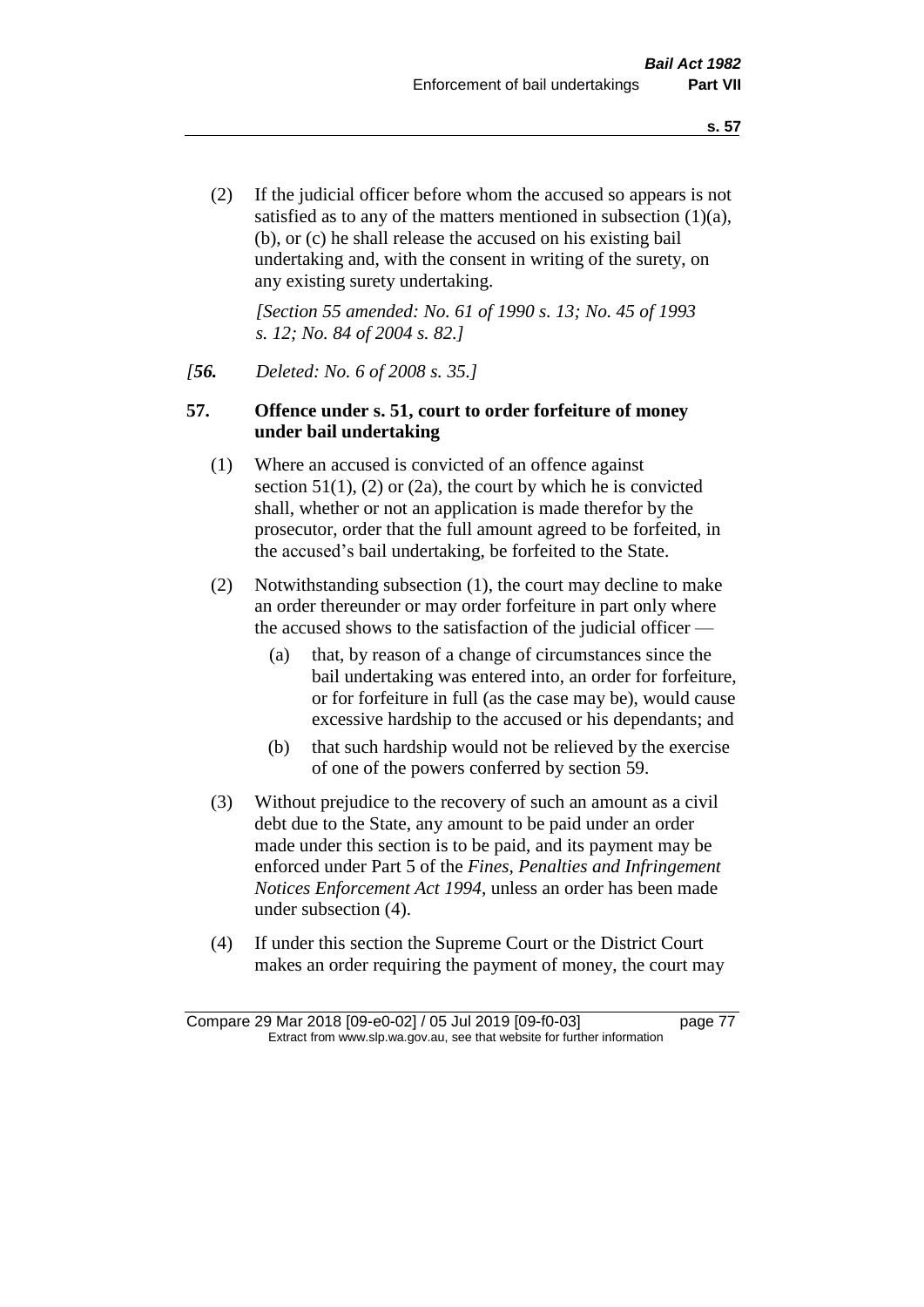(2) If the judicial officer before whom the accused so appears is not satisfied as to any of the matters mentioned in subsection (1)(a), (b), or (c) he shall release the accused on his existing bail undertaking and, with the consent in writing of the surety, on any existing surety undertaking.

*[Section 55 amended: No. 61 of 1990 s. 13; No. 45 of 1993 s. 12; No. 84 of 2004 s. 82.]*

*[**56.** Deleted: No. 6 of 2008 s. 35.]*

**57. Offence under s. 51, court to order forfeiture of money under bail undertaking**

(1) Where an accused is convicted of an offence against section 51(1), (2) or (2a), the court by which he is convicted shall, whether or not an application is made therefor by the prosecutor, order that the full amount agreed to be forfeited, in the accused's bail undertaking, be forfeited to the State.

(2) Notwithstanding subsection (1), the court may decline to make an order thereunder or may order forfeiture in part only where the accused shows to the satisfaction of the judicial officer —

(a) that, by reason of a change of circumstances since the bail undertaking was entered into, an order for forfeiture, or for forfeiture in full (as the case may be), would cause excessive hardship to the accused or his dependants; and

(b) that such hardship would not be relieved by the exercise of one of the powers conferred by section 59.

(3) Without prejudice to the recovery of such an amount as a civil debt due to the State, any amount to be paid under an order made under this section is to be paid, and its payment may be enforced under Part 5 of the *Fines, Penalties and Infringement Notices Enforcement Act 1994*, unless an order has been made under subsection (4).

(4) If under this section the Supreme Court or the District Court makes an order requiring the payment of money, the court may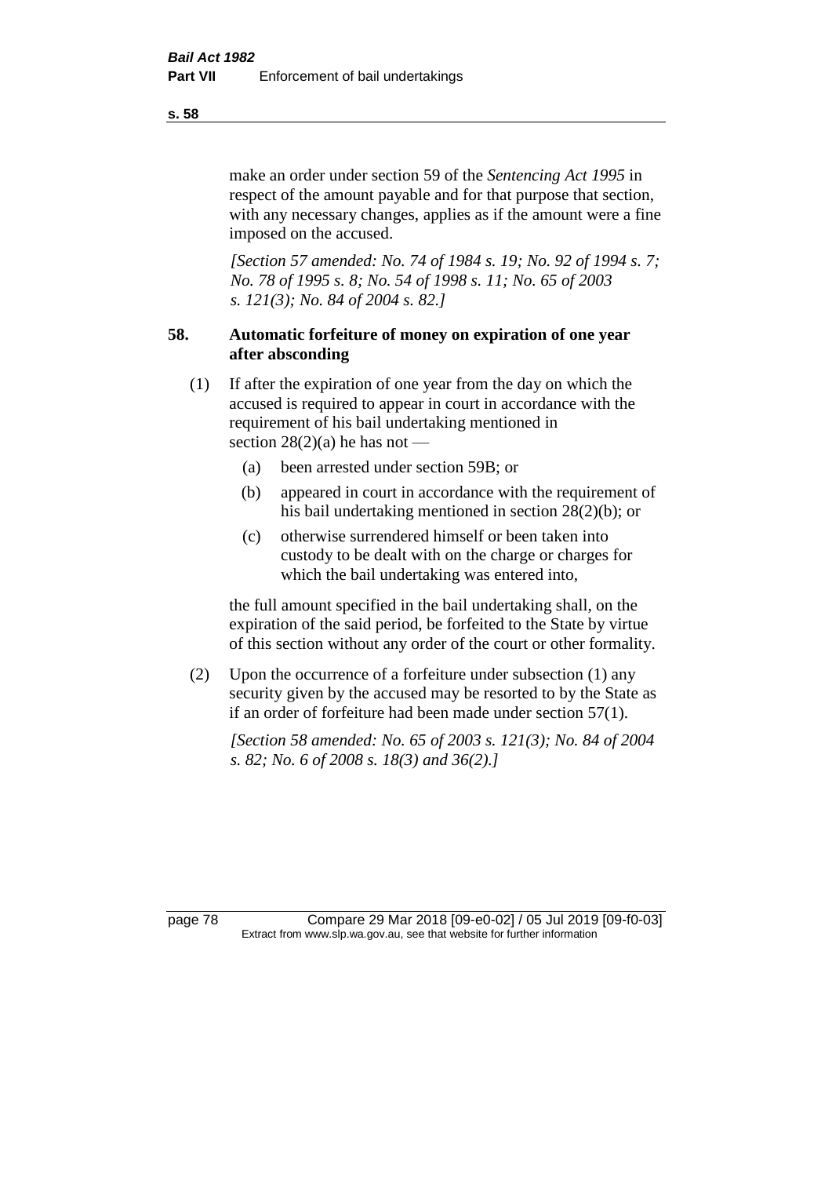make an order under section 59 of the *Sentencing Act 1995* in respect of the amount payable and for that purpose that section, with any necessary changes, applies as if the amount were a fine imposed on the accused.

*[Section 57 amended: No. 74 of 1984 s. 19; No. 92 of 1994 s. 7; No. 78 of 1995 s. 8; No. 54 of 1998 s. 11; No. 65 of 2003 s. 121(3); No. 84 of 2004 s. 82.]*

### 58. Automatic forfeiture of money on expiration of one year after absconding

(1) If after the expiration of one year from the day on which the accused is required to appear in court in accordance with the requirement of his bail undertaking mentioned in section 28(2)(a) he has not —

- (a) been arrested under section 59B; or
- (b) appeared in court in accordance with the requirement of his bail undertaking mentioned in section 28(2)(b); or
- (c) otherwise surrendered himself or been taken into custody to be dealt with on the charge or charges for which the bail undertaking was entered into,

the full amount specified in the bail undertaking shall, on the expiration of the said period, be forfeited to the State by virtue of this section without any order of the court or other formality.

(2) Upon the occurrence of a forfeiture under subsection (1) any security given by the accused may be resorted to by the State as if an order of forfeiture had been made under section 57(1).

*[Section 58 amended: No. 65 of 2003 s. 121(3); No. 84 of 2004 s. 82; No. 6 of 2008 s. 18(3) and 36(2).]*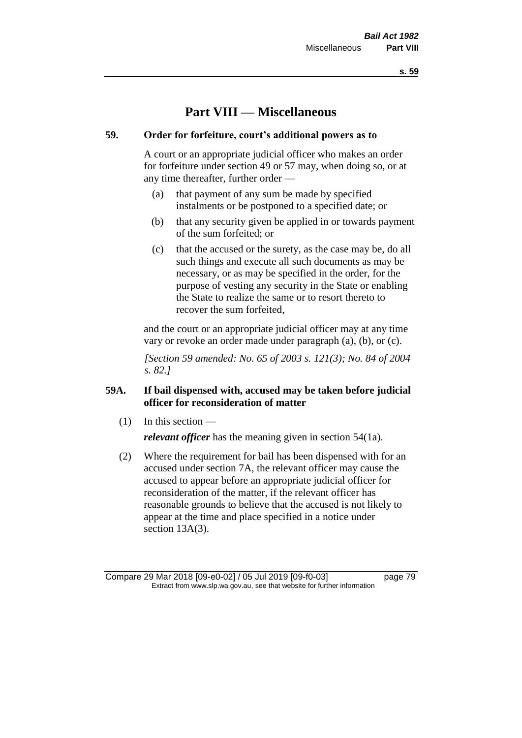# Part VIII — Miscellaneous

## 59. Order for forfeiture, court's additional powers as to

A court or an appropriate judicial officer who makes an order for forfeiture under section 49 or 57 may, when doing so, or at any time thereafter, further order —

(a) that payment of any sum be made by specified instalments or be postponed to a specified date; or

(b) that any security given be applied in or towards payment of the sum forfeited; or

(c) that the accused or the surety, as the case may be, do all such things and execute all such documents as may be necessary, or as may be specified in the order, for the purpose of vesting any security in the State or enabling the State to realize the same or to resort thereto to recover the sum forfeited,

and the court or an appropriate judicial officer may at any time vary or revoke an order made under paragraph (a), (b), or (c).

*[Section 59 amended: No. 65 of 2003 s. 121(3); No. 84 of 2004 s. 82.]*

## 59A. If bail dispensed with, accused may be taken before judicial officer for reconsideration of matter

(1) In this section —

***relevant officer*** has the meaning given in section 54(1a).

(2) Where the requirement for bail has been dispensed with for an accused under section 7A, the relevant officer may cause the accused to appear before an appropriate judicial officer for reconsideration of the matter, if the relevant officer has reasonable grounds to believe that the accused is not likely to appear at the time and place specified in a notice under section 13A(3).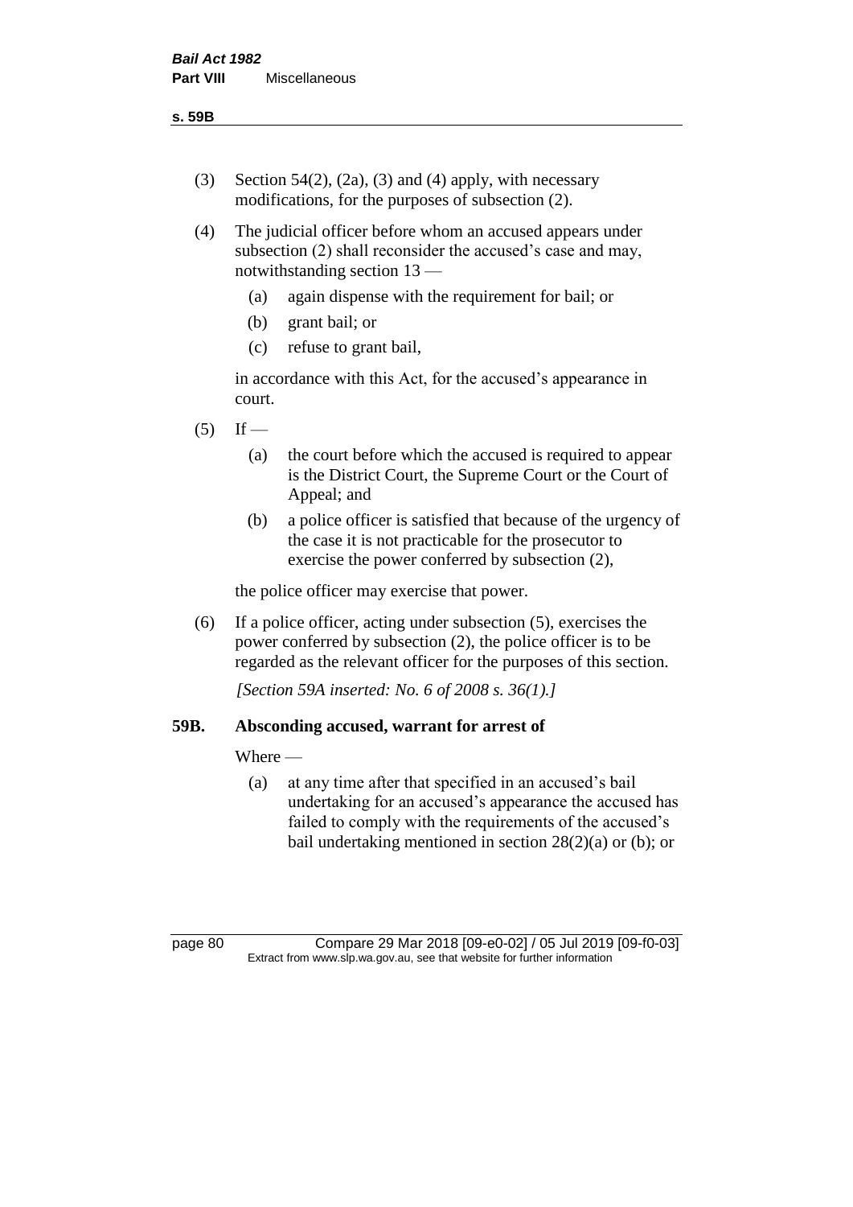(3) Section 54(2), (2a), (3) and (4) apply, with necessary modifications, for the purposes of subsection (2).

(4) The judicial officer before whom an accused appears under subsection (2) shall reconsider the accused's case and may, notwithstanding section 13 —

  (a) again dispense with the requirement for bail; or

  (b) grant bail; or

  (c) refuse to grant bail,

in accordance with this Act, for the accused's appearance in court.

(5) If —

  (a) the court before which the accused is required to appear is the District Court, the Supreme Court or the Court of Appeal; and

  (b) a police officer is satisfied that because of the urgency of the case it is not practicable for the prosecutor to exercise the power conferred by subsection (2),

the police officer may exercise that power.

(6) If a police officer, acting under subsection (5), exercises the power conferred by subsection (2), the police officer is to be regarded as the relevant officer for the purposes of this section.

*[Section 59A inserted: No. 6 of 2008 s. 36(1).]*

### 59B. Absconding accused, warrant for arrest of

Where —

  (a) at any time after that specified in an accused's bail undertaking for an accused's appearance the accused has failed to comply with the requirements of the accused's bail undertaking mentioned in section 28(2)(a) or (b); or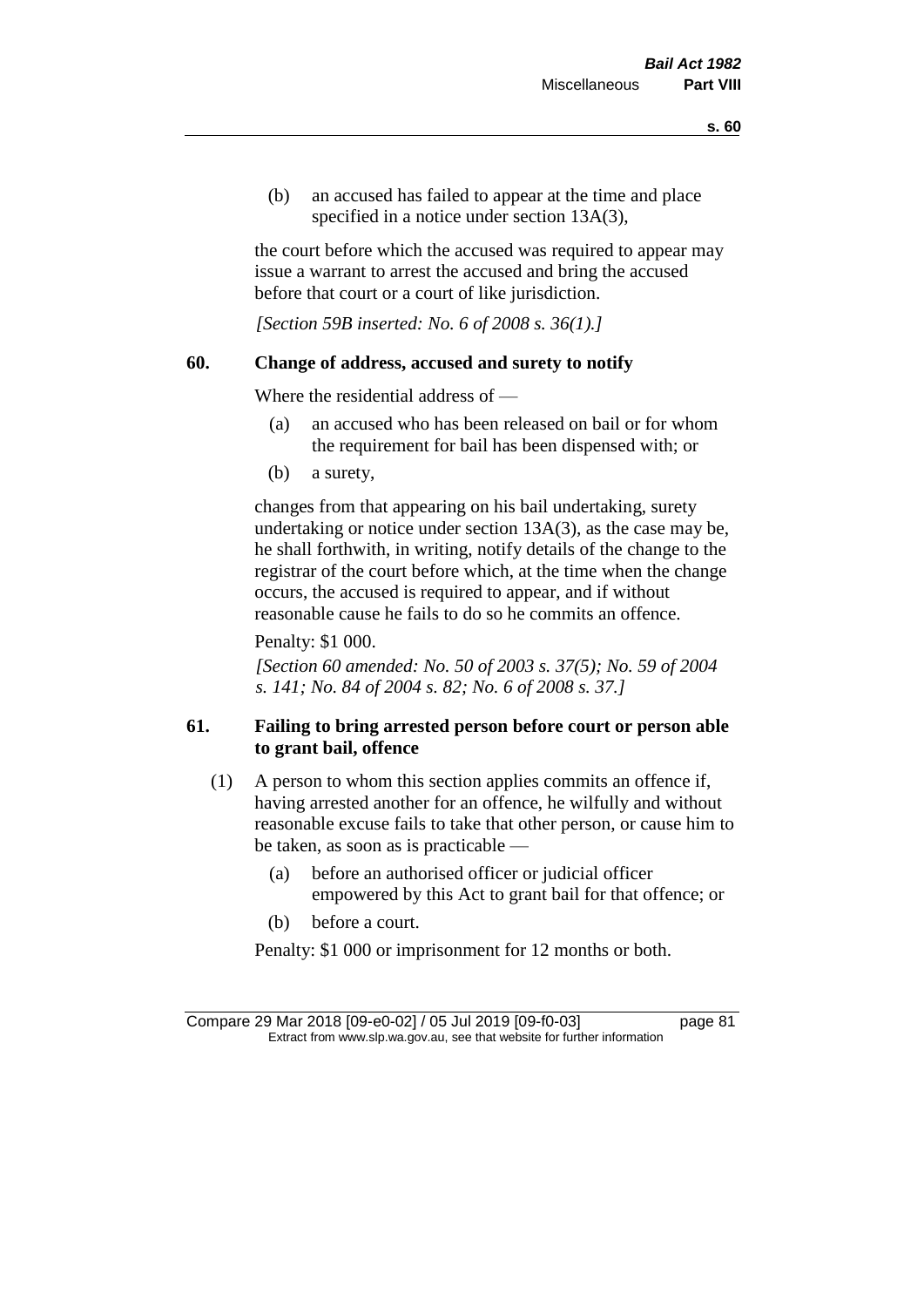(b) an accused has failed to appear at the time and place specified in a notice under section 13A(3),

the court before which the accused was required to appear may issue a warrant to arrest the accused and bring the accused before that court or a court of like jurisdiction.

*[Section 59B inserted: No. 6 of 2008 s. 36(1).]*

### 60. Change of address, accused and surety to notify

Where the residential address of —

(a) an accused who has been released on bail or for whom the requirement for bail has been dispensed with; or

(b) a surety,

changes from that appearing on his bail undertaking, surety undertaking or notice under section 13A(3), as the case may be, he shall forthwith, in writing, notify details of the change to the registrar of the court before which, at the time when the change occurs, the accused is required to appear, and if without reasonable cause he fails to do so he commits an offence.

Penalty: $1 000.

*[Section 60 amended: No. 50 of 2003 s. 37(5); No. 59 of 2004 s. 141; No. 84 of 2004 s. 82; No. 6 of 2008 s. 37.]*

### 61. Failing to bring arrested person before court or person able to grant bail, offence

(1) A person to whom this section applies commits an offence if, having arrested another for an offence, he wilfully and without reasonable excuse fails to take that other person, or cause him to be taken, as soon as is practicable —

(a) before an authorised officer or judicial officer empowered by this Act to grant bail for that offence; or

(b) before a court.

Penalty: $1 000 or imprisonment for 12 months or both.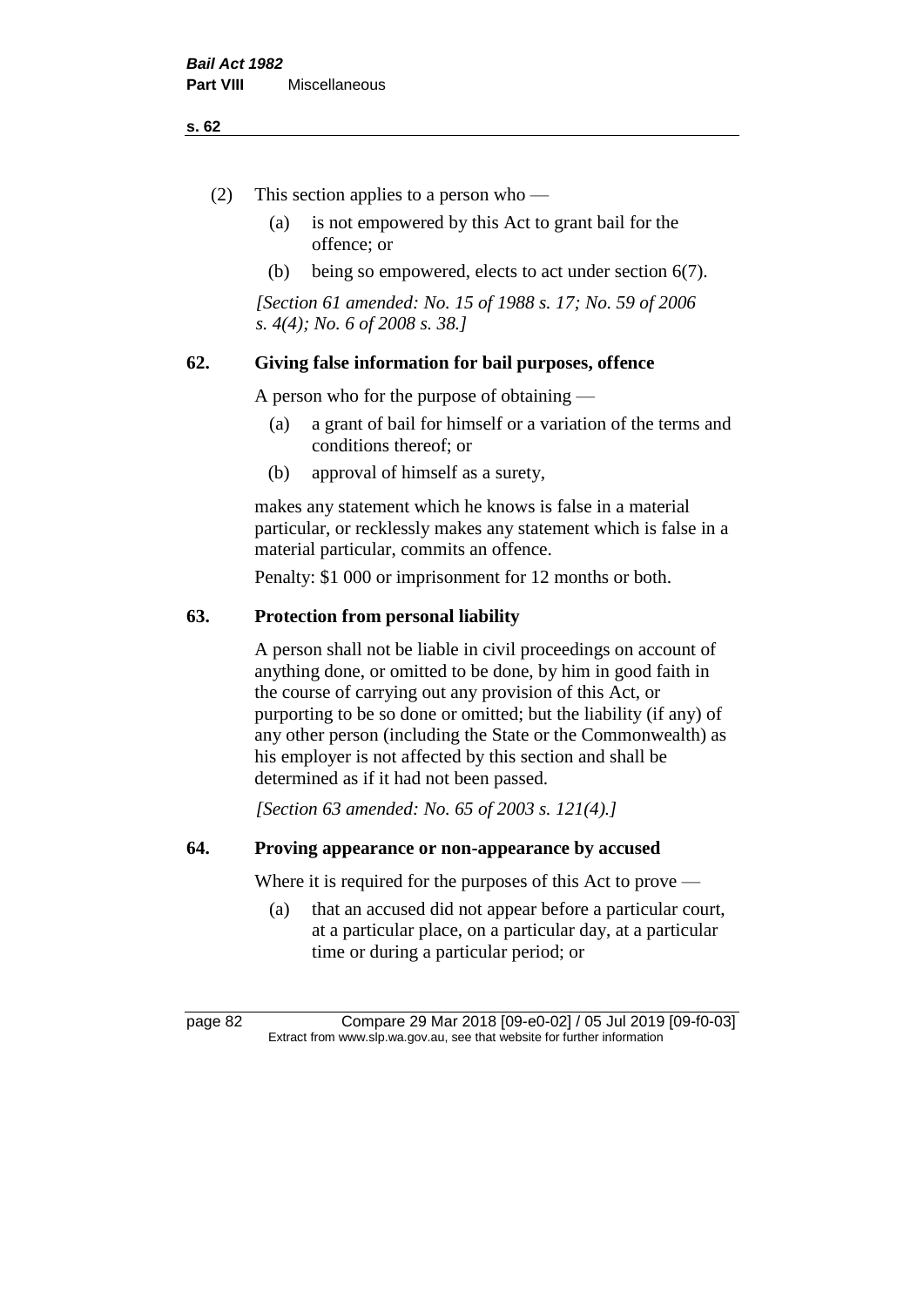(2) This section applies to a person who —

  (a) is not empowered by this Act to grant bail for the offence; or

  (b) being so empowered, elects to act under section 6(7).

*[Section 61 amended: No. 15 of 1988 s. 17; No. 59 of 2006 s. 4(4); No. 6 of 2008 s. 38.]*

### 62. Giving false information for bail purposes, offence

A person who for the purpose of obtaining —

  (a) a grant of bail for himself or a variation of the terms and conditions thereof; or

  (b) approval of himself as a surety,

makes any statement which he knows is false in a material particular, or recklessly makes any statement which is false in a material particular, commits an offence.

Penalty: $1 000 or imprisonment for 12 months or both.

### 63. Protection from personal liability

A person shall not be liable in civil proceedings on account of anything done, or omitted to be done, by him in good faith in the course of carrying out any provision of this Act, or purporting to be so done or omitted; but the liability (if any) of any other person (including the State or the Commonwealth) as his employer is not affected by this section and shall be determined as if it had not been passed.

*[Section 63 amended: No. 65 of 2003 s. 121(4).]*

### 64. Proving appearance or non-appearance by accused

Where it is required for the purposes of this Act to prove —

  (a) that an accused did not appear before a particular court, at a particular place, on a particular day, at a particular time or during a particular period; or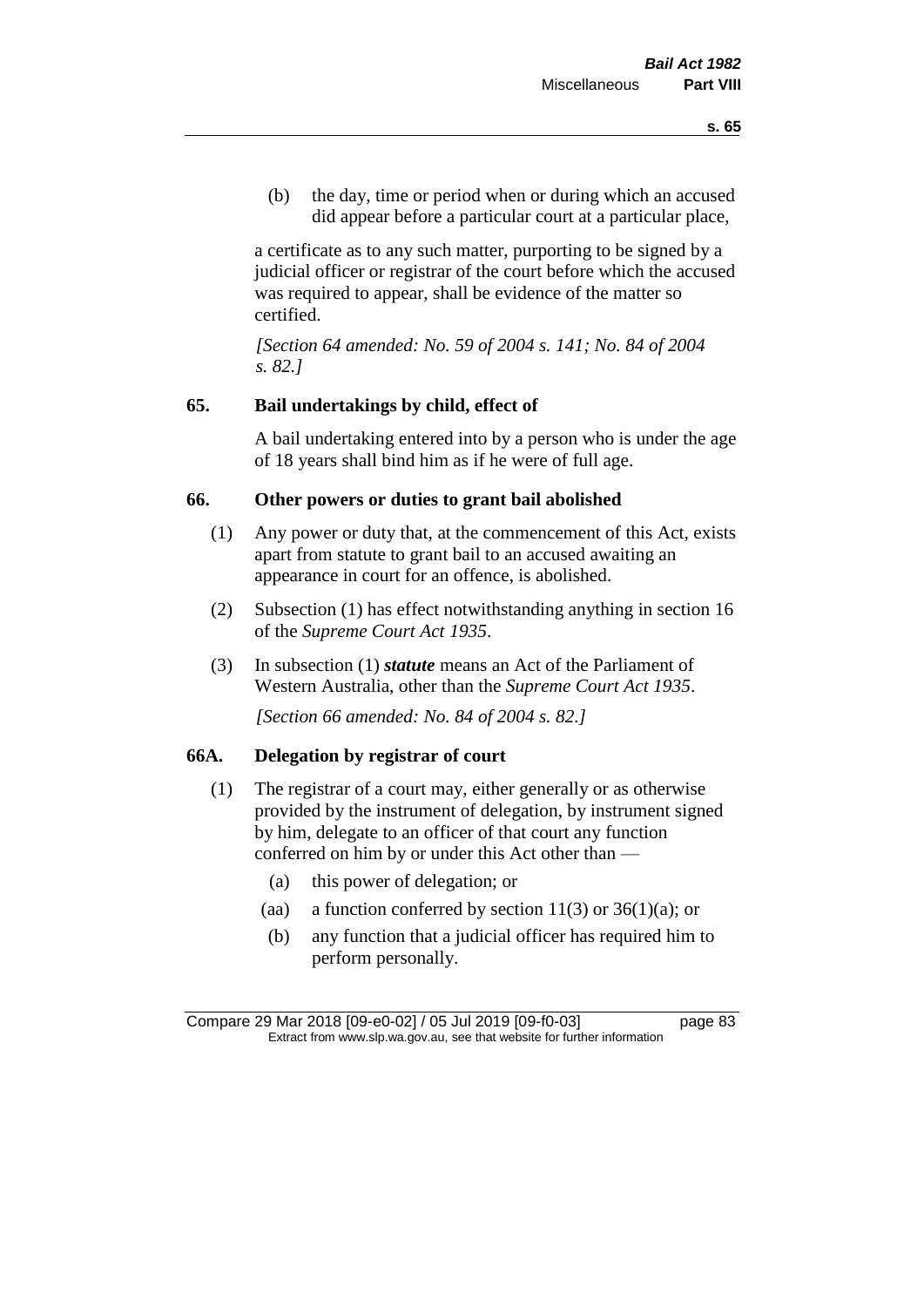(b) the day, time or period when or during which an accused did appear before a particular court at a particular place,

a certificate as to any such matter, purporting to be signed by a judicial officer or registrar of the court before which the accused was required to appear, shall be evidence of the matter so certified.

*[Section 64 amended: No. 59 of 2004 s. 141; No. 84 of 2004 s. 82.]*

## 65. Bail undertakings by child, effect of

A bail undertaking entered into by a person who is under the age of 18 years shall bind him as if he were of full age.

## 66. Other powers or duties to grant bail abolished

(1) Any power or duty that, at the commencement of this Act, exists apart from statute to grant bail to an accused awaiting an appearance in court for an offence, is abolished.

(2) Subsection (1) has effect notwithstanding anything in section 16 of the *Supreme Court Act 1935*.

(3) In subsection (1) ***statute*** means an Act of the Parliament of Western Australia, other than the *Supreme Court Act 1935*.

*[Section 66 amended: No. 84 of 2004 s. 82.]*

## 66A. Delegation by registrar of court

(1) The registrar of a court may, either generally or as otherwise provided by the instrument of delegation, by instrument signed by him, delegate to an officer of that court any function conferred on him by or under this Act other than —

- (a) this power of delegation; or
- (aa) a function conferred by section 11(3) or 36(1)(a); or
- (b) any function that a judicial officer has required him to perform personally.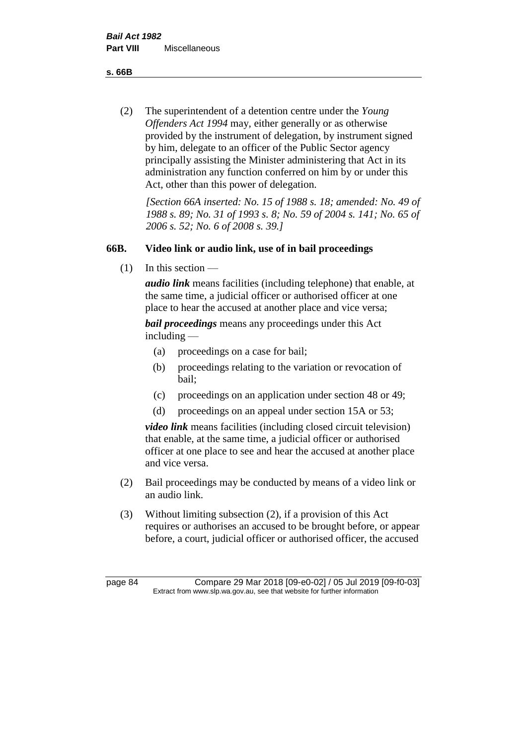(2) The superintendent of a detention centre under the *Young Offenders Act 1994* may, either generally or as otherwise provided by the instrument of delegation, by instrument signed by him, delegate to an officer of the Public Sector agency principally assisting the Minister administering that Act in its administration any function conferred on him by or under this Act, other than this power of delegation.

*[Section 66A inserted: No. 15 of 1988 s. 18; amended: No. 49 of 1988 s. 89; No. 31 of 1993 s. 8; No. 59 of 2004 s. 141; No. 65 of 2006 s. 52; No. 6 of 2008 s. 39.]*

### 66B. Video link or audio link, use of in bail proceedings

(1) In this section —

***audio link*** means facilities (including telephone) that enable, at the same time, a judicial officer or authorised officer at one place to hear the accused at another place and vice versa;

***bail proceedings*** means any proceedings under this Act including —

- (a) proceedings on a case for bail;
- (b) proceedings relating to the variation or revocation of bail;
- (c) proceedings on an application under section 48 or 49;
- (d) proceedings on an appeal under section 15A or 53;

***video link*** means facilities (including closed circuit television) that enable, at the same time, a judicial officer or authorised officer at one place to see and hear the accused at another place and vice versa.

(2) Bail proceedings may be conducted by means of a video link or an audio link.

(3) Without limiting subsection (2), if a provision of this Act requires or authorises an accused to be brought before, or appear before, a court, judicial officer or authorised officer, the accused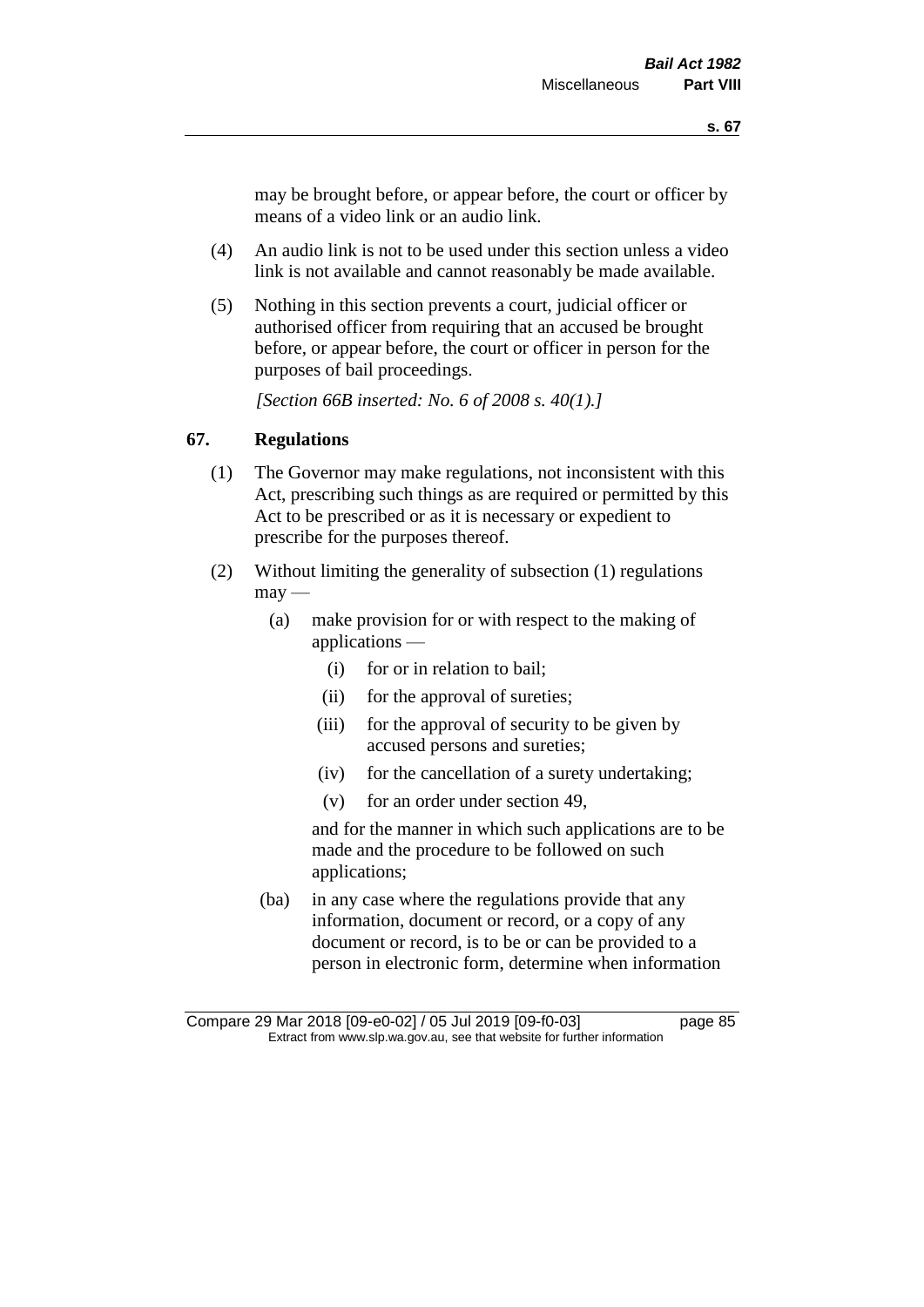may be brought before, or appear before, the court or officer by means of a video link or an audio link.

(4) An audio link is not to be used under this section unless a video link is not available and cannot reasonably be made available.

(5) Nothing in this section prevents a court, judicial officer or authorised officer from requiring that an accused be brought before, or appear before, the court or officer in person for the purposes of bail proceedings.

*[Section 66B inserted: No. 6 of 2008 s. 40(1).]*

## 67. Regulations

(1) The Governor may make regulations, not inconsistent with this Act, prescribing such things as are required or permitted by this Act to be prescribed or as it is necessary or expedient to prescribe for the purposes thereof.

(2) Without limiting the generality of subsection (1) regulations may —

- (a) make provision for or with respect to the making of applications —
  - (i) for or in relation to bail;
  - (ii) for the approval of sureties;
  - (iii) for the approval of security to be given by accused persons and sureties;
  - (iv) for the cancellation of a surety undertaking;
  - (v) for an order under section 49,

  and for the manner in which such applications are to be made and the procedure to be followed on such applications;

- (ba) in any case where the regulations provide that any information, document or record, or a copy of any document or record, is to be or can be provided to a person in electronic form, determine when information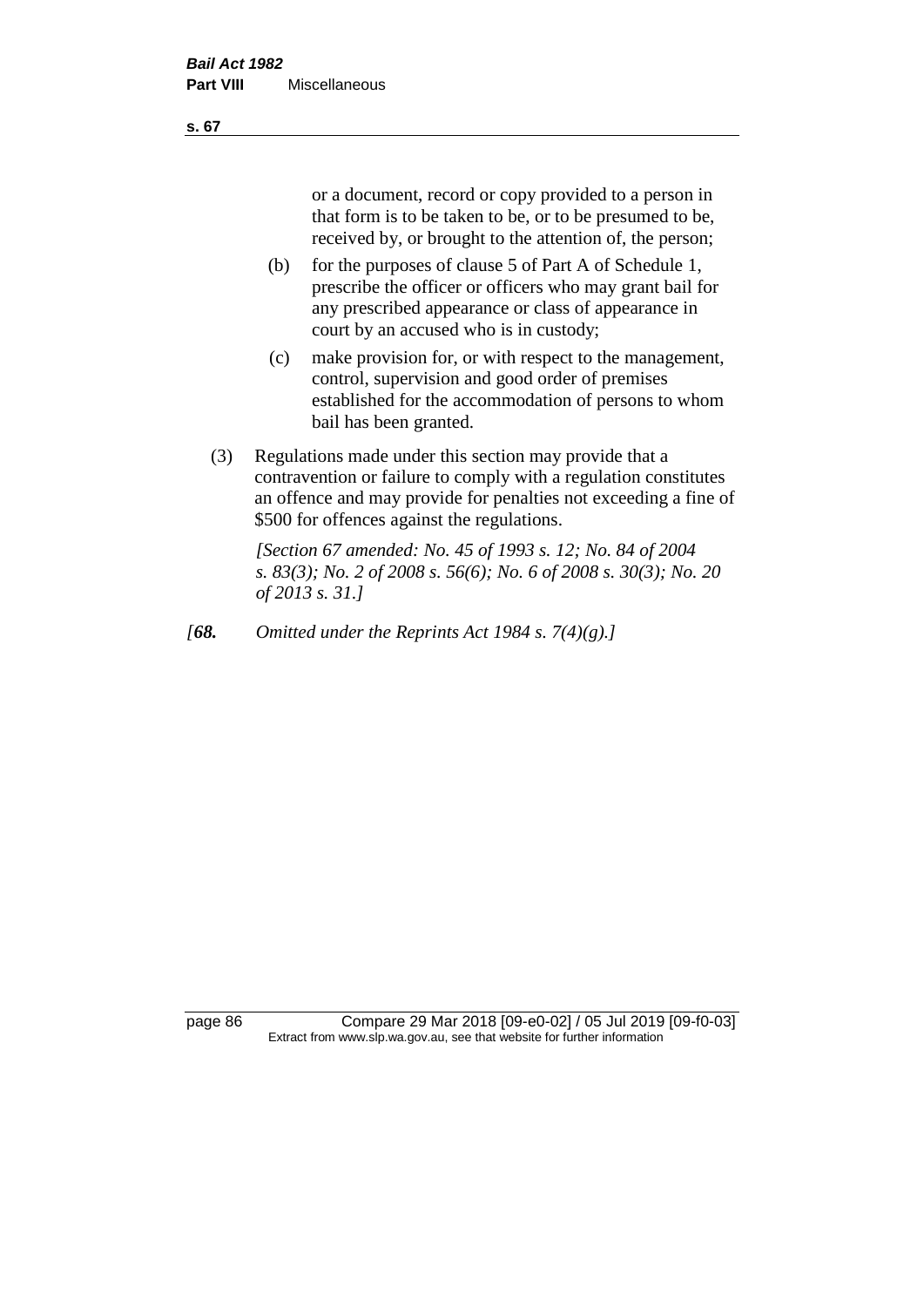or a document, record or copy provided to a person in that form is to be taken to be, or to be presumed to be, received by, or brought to the attention of, the person;

(b) for the purposes of clause 5 of Part A of Schedule 1, prescribe the officer or officers who may grant bail for any prescribed appearance or class of appearance in court by an accused who is in custody;

(c) make provision for, or with respect to the management, control, supervision and good order of premises established for the accommodation of persons to whom bail has been granted.

(3) Regulations made under this section may provide that a contravention or failure to comply with a regulation constitutes an offence and may provide for penalties not exceeding a fine of $500 for offences against the regulations.

*[Section 67 amended: No. 45 of 1993 s. 12; No. 84 of 2004 s. 83(3); No. 2 of 2008 s. 56(6); No. 6 of 2008 s. 30(3); No. 20 of 2013 s. 31.]*

*[**68.** Omitted under the Reprints Act 1984 s. 7(4)(g).]*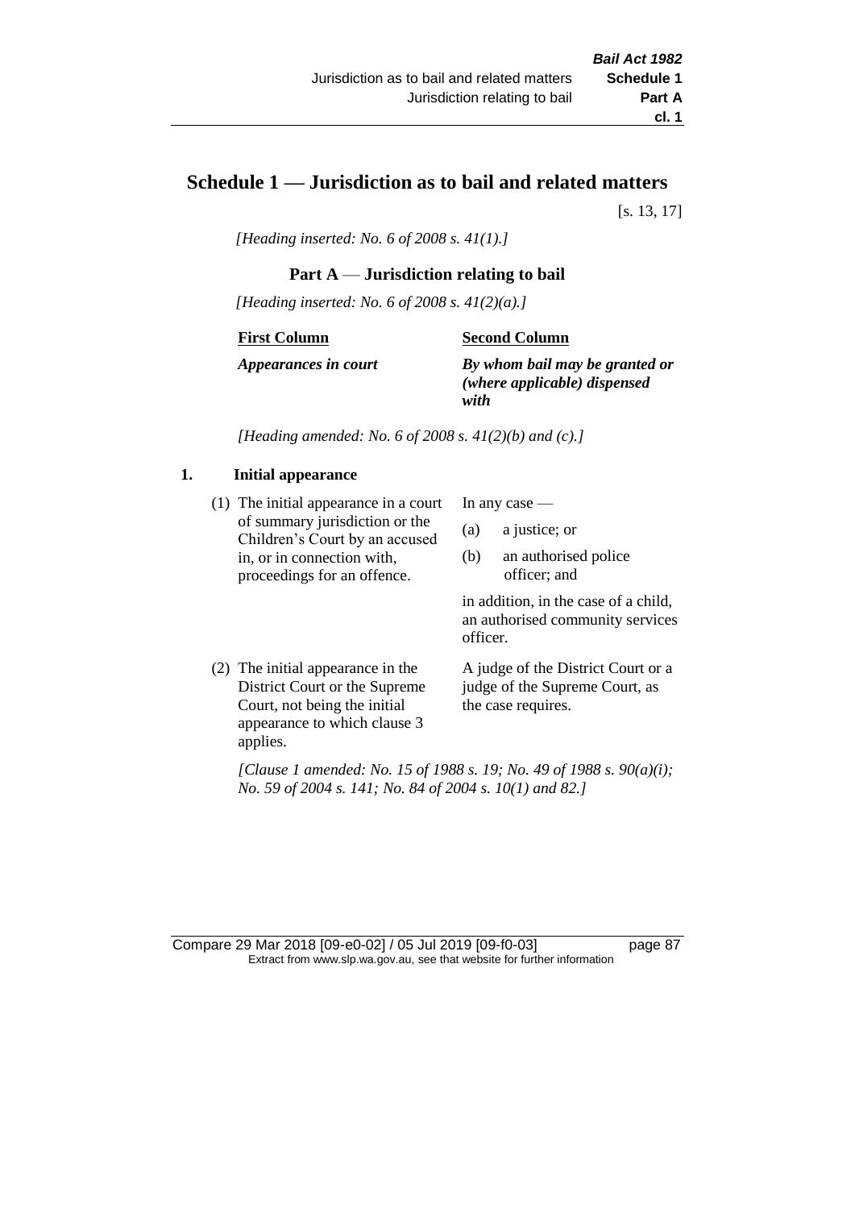# Schedule 1 — Jurisdiction as to bail and related matters

[s. 13, 17]

*[Heading inserted: No. 6 of 2008 s. 41(1).]*

## Part A — Jurisdiction relating to bail

*[Heading inserted: No. 6 of 2008 s. 41(2)(a).]*

| First Column | Second Column |
|---|---|
| ***Appearances in court*** | ***By whom bail may be granted or (where applicable) dispensed with*** |

*[Heading amended: No. 6 of 2008 s. 41(2)(b) and (c).]*

### 1. Initial appearance

| | |
|---|---|
| (1) The initial appearance in a court of summary jurisdiction or the Children's Court by an accused in, or in connection with, proceedings for an offence. | In any case — (a) a justice; or (b) an authorised police officer; and in addition, in the case of a child, an authorised community services officer. |
| (2) The initial appearance in the District Court or the Supreme Court, not being the initial appearance to which clause 3 applies. | A judge of the District Court or a judge of the Supreme Court, as the case requires. |

*[Clause 1 amended: No. 15 of 1988 s. 19; No. 49 of 1988 s. 90(a)(i); No. 59 of 2004 s. 141; No. 84 of 2004 s. 10(1) and 82.]*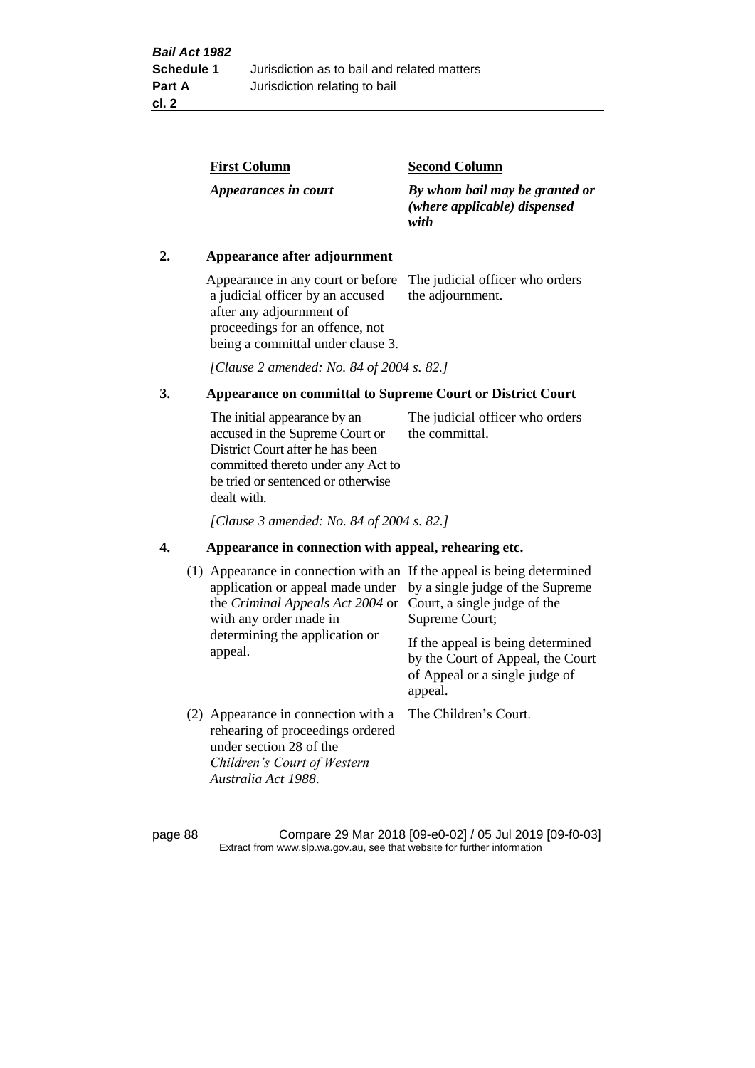| First Column | Second Column |
|---|---|
| *Appearances in court* | *By whom bail may be granted or (where applicable) dispensed with* |

**2. Appearance after adjournment**

| | |
|---|---|
| Appearance in any court or before a judicial officer by an accused after any adjournment of proceedings for an offence, not being a committal under clause 3. | The judicial officer who orders the adjournment. |

*[Clause 2 amended: No. 84 of 2004 s. 82.]*

**3. Appearance on committal to Supreme Court or District Court**

| | |
|---|---|
| The initial appearance by an accused in the Supreme Court or District Court after he has been committed thereto under any Act to be tried or sentenced or otherwise dealt with. | The judicial officer who orders the committal. |

*[Clause 3 amended: No. 84 of 2004 s. 82.]*

**4. Appearance in connection with appeal, rehearing etc.**

| | |
|---|---|
| (1) Appearance in connection with an application or appeal made under the *Criminal Appeals Act 2004* or with any order made in determining the application or appeal. | If the appeal is being determined by a single judge of the Supreme Court, a single judge of the Supreme Court; If the appeal is being determined by the Court of Appeal, the Court of Appeal or a single judge of appeal. |
| (2) Appearance in connection with a rehearing of proceedings ordered under section 28 of the *Children's Court of Western Australia Act 1988*. | The Children's Court. |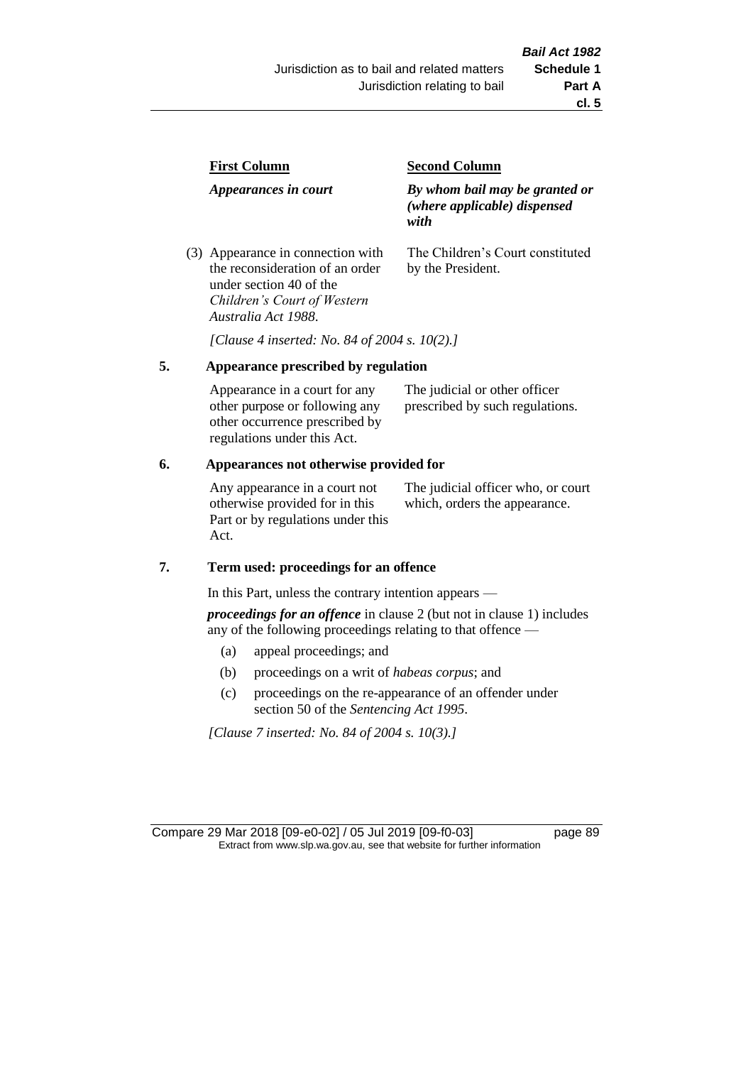| First Column | Second Column |
|---|---|
| *Appearances in court* | *By whom bail may be granted or (where applicable) dispensed with* |
| (3) Appearance in connection with the reconsideration of an order under section 40 of the *Children's Court of Western Australia Act 1988*. | The Children's Court constituted by the President. |

*[Clause 4 inserted: No. 84 of 2004 s. 10(2).]*

## 5. Appearance prescribed by regulation

| | |
|---|---|
| Appearance in a court for any other purpose or following any other occurrence prescribed by regulations under this Act. | The judicial or other officer prescribed by such regulations. |

## 6. Appearances not otherwise provided for

| | |
|---|---|
| Any appearance in a court not otherwise provided for in this Part or by regulations under this Act. | The judicial officer who, or court which, orders the appearance. |

## 7. Term used: proceedings for an offence

In this Part, unless the contrary intention appears —

***proceedings for an offence*** in clause 2 (but not in clause 1) includes any of the following proceedings relating to that offence —

(a) appeal proceedings; and

(b) proceedings on a writ of *habeas corpus*; and

(c) proceedings on the re-appearance of an offender under section 50 of the *Sentencing Act 1995*.

*[Clause 7 inserted: No. 84 of 2004 s. 10(3).]*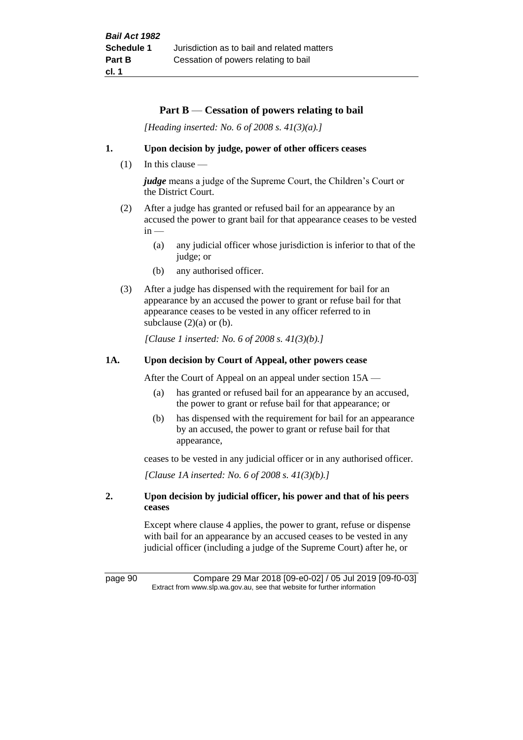## Part B — Cessation of powers relating to bail

*[Heading inserted: No. 6 of 2008 s. 41(3)(a).]*

### 1. Upon decision by judge, power of other officers ceases

(1) In this clause —

***judge*** means a judge of the Supreme Court, the Children's Court or the District Court.

(2) After a judge has granted or refused bail for an appearance by an accused the power to grant bail for that appearance ceases to be vested in —

  (a) any judicial officer whose jurisdiction is inferior to that of the judge; or

  (b) any authorised officer.

(3) After a judge has dispensed with the requirement for bail for an appearance by an accused the power to grant or refuse bail for that appearance ceases to be vested in any officer referred to in subclause (2)(a) or (b).

*[Clause 1 inserted: No. 6 of 2008 s. 41(3)(b).]*

### 1A. Upon decision by Court of Appeal, other powers cease

After the Court of Appeal on an appeal under section 15A —

  (a) has granted or refused bail for an appearance by an accused, the power to grant or refuse bail for that appearance; or

  (b) has dispensed with the requirement for bail for an appearance by an accused, the power to grant or refuse bail for that appearance,

ceases to be vested in any judicial officer or in any authorised officer.

*[Clause 1A inserted: No. 6 of 2008 s. 41(3)(b).]*

### 2. Upon decision by judicial officer, his power and that of his peers ceases

Except where clause 4 applies, the power to grant, refuse or dispense with bail for an appearance by an accused ceases to be vested in any judicial officer (including a judge of the Supreme Court) after he, or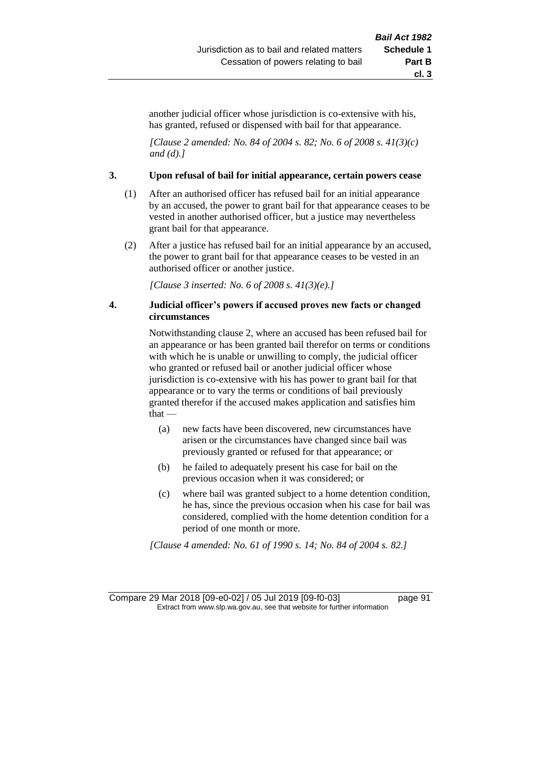another judicial officer whose jurisdiction is co-extensive with his, has granted, refused or dispensed with bail for that appearance.

*[Clause 2 amended: No. 84 of 2004 s. 82; No. 6 of 2008 s. 41(3)(c) and (d).]*

### 3. Upon refusal of bail for initial appearance, certain powers cease

(1) After an authorised officer has refused bail for an initial appearance by an accused, the power to grant bail for that appearance ceases to be vested in another authorised officer, but a justice may nevertheless grant bail for that appearance.

(2) After a justice has refused bail for an initial appearance by an accused, the power to grant bail for that appearance ceases to be vested in an authorised officer or another justice.

*[Clause 3 inserted: No. 6 of 2008 s. 41(3)(e).]*

### 4. Judicial officer's powers if accused proves new facts or changed circumstances

Notwithstanding clause 2, where an accused has been refused bail for an appearance or has been granted bail therefor on terms or conditions with which he is unable or unwilling to comply, the judicial officer who granted or refused bail or another judicial officer whose jurisdiction is co-extensive with his has power to grant bail for that appearance or to vary the terms or conditions of bail previously granted therefor if the accused makes application and satisfies him that —

(a) new facts have been discovered, new circumstances have arisen or the circumstances have changed since bail was previously granted or refused for that appearance; or

(b) he failed to adequately present his case for bail on the previous occasion when it was considered; or

(c) where bail was granted subject to a home detention condition, he has, since the previous occasion when his case for bail was considered, complied with the home detention condition for a period of one month or more.

*[Clause 4 amended: No. 61 of 1990 s. 14; No. 84 of 2004 s. 82.]*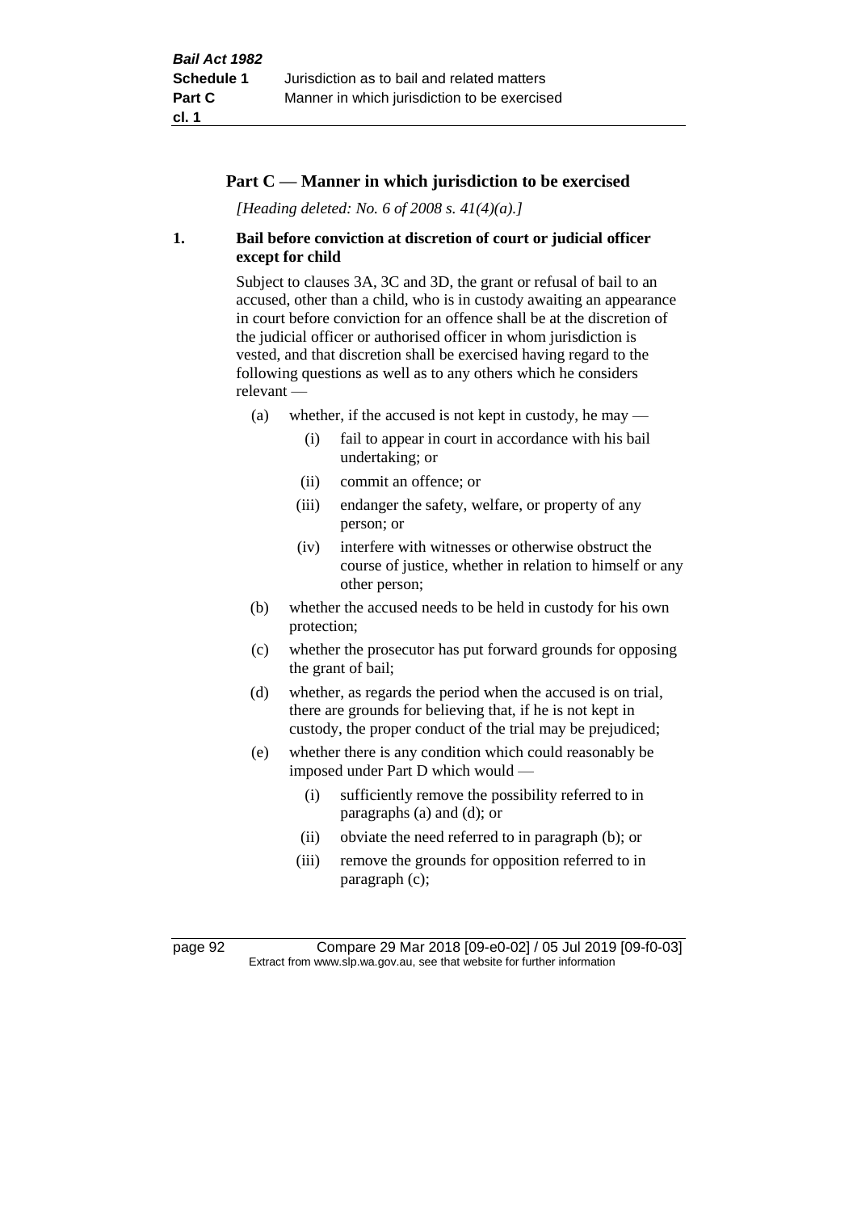## Part C — Manner in which jurisdiction to be exercised

*[Heading deleted: No. 6 of 2008 s. 41(4)(a).]*

### 1. Bail before conviction at discretion of court or judicial officer except for child

Subject to clauses 3A, 3C and 3D, the grant or refusal of bail to an accused, other than a child, who is in custody awaiting an appearance in court before conviction for an offence shall be at the discretion of the judicial officer or authorised officer in whom jurisdiction is vested, and that discretion shall be exercised having regard to the following questions as well as to any others which he considers relevant —

- (a) whether, if the accused is not kept in custody, he may —
  - (i) fail to appear in court in accordance with his bail undertaking; or
  - (ii) commit an offence; or
  - (iii) endanger the safety, welfare, or property of any person; or
  - (iv) interfere with witnesses or otherwise obstruct the course of justice, whether in relation to himself or any other person;
- (b) whether the accused needs to be held in custody for his own protection;
- (c) whether the prosecutor has put forward grounds for opposing the grant of bail;
- (d) whether, as regards the period when the accused is on trial, there are grounds for believing that, if he is not kept in custody, the proper conduct of the trial may be prejudiced;
- (e) whether there is any condition which could reasonably be imposed under Part D which would —
  - (i) sufficiently remove the possibility referred to in paragraphs (a) and (d); or
  - (ii) obviate the need referred to in paragraph (b); or
  - (iii) remove the grounds for opposition referred to in paragraph (c);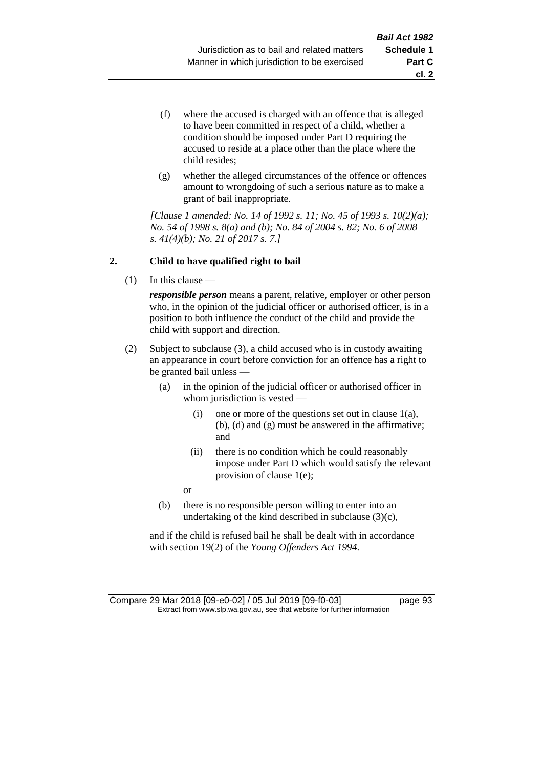(f) where the accused is charged with an offence that is alleged to have been committed in respect of a child, whether a condition should be imposed under Part D requiring the accused to reside at a place other than the place where the child resides;

(g) whether the alleged circumstances of the offence or offences amount to wrongdoing of such a serious nature as to make a grant of bail inappropriate.

*[Clause 1 amended: No. 14 of 1992 s. 11; No. 45 of 1993 s. 10(2)(a); No. 54 of 1998 s. 8(a) and (b); No. 84 of 2004 s. 82; No. 6 of 2008 s. 41(4)(b); No. 21 of 2017 s. 7.]*

## 2. Child to have qualified right to bail

(1) In this clause —

***responsible person*** means a parent, relative, employer or other person who, in the opinion of the judicial officer or authorised officer, is in a position to both influence the conduct of the child and provide the child with support and direction.

(2) Subject to subclause (3), a child accused who is in custody awaiting an appearance in court before conviction for an offence has a right to be granted bail unless —

(a) in the opinion of the judicial officer or authorised officer in whom jurisdiction is vested —

(i) one or more of the questions set out in clause 1(a), (b), (d) and (g) must be answered in the affirmative; and

(ii) there is no condition which he could reasonably impose under Part D which would satisfy the relevant provision of clause 1(e);

or

(b) there is no responsible person willing to enter into an undertaking of the kind described in subclause (3)(c),

and if the child is refused bail he shall be dealt with in accordance with section 19(2) of the *Young Offenders Act 1994*.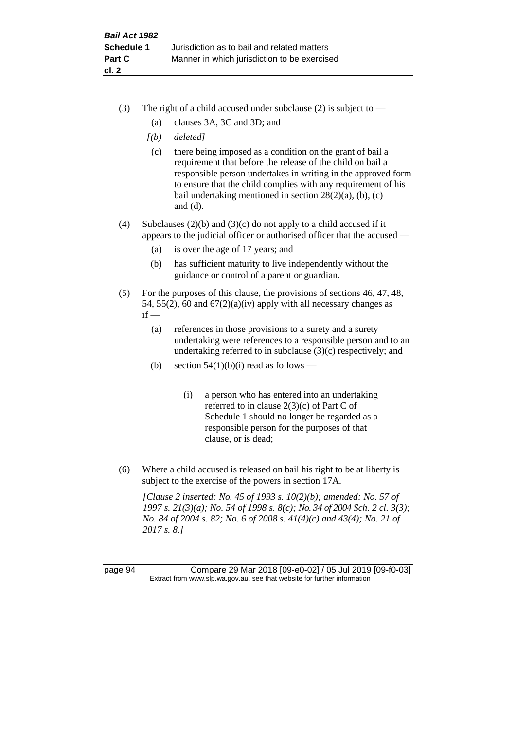(3) The right of a child accused under subclause (2) is subject to —

  (a) clauses 3A, 3C and 3D; and

  *[(b) deleted]*

  (c) there being imposed as a condition on the grant of bail a requirement that before the release of the child on bail a responsible person undertakes in writing in the approved form to ensure that the child complies with any requirement of his bail undertaking mentioned in section 28(2)(a), (b), (c) and (d).

(4) Subclauses (2)(b) and (3)(c) do not apply to a child accused if it appears to the judicial officer or authorised officer that the accused —

  (a) is over the age of 17 years; and

  (b) has sufficient maturity to live independently without the guidance or control of a parent or guardian.

(5) For the purposes of this clause, the provisions of sections 46, 47, 48, 54, 55(2), 60 and 67(2)(a)(iv) apply with all necessary changes as if —

  (a) references in those provisions to a surety and a surety undertaking were references to a responsible person and to an undertaking referred to in subclause (3)(c) respectively; and

  (b) section 54(1)(b)(i) read as follows —

    (i) a person who has entered into an undertaking referred to in clause 2(3)(c) of Part C of Schedule 1 should no longer be regarded as a responsible person for the purposes of that clause, or is dead;

(6) Where a child accused is released on bail his right to be at liberty is subject to the exercise of the powers in section 17A.

*[Clause 2 inserted: No. 45 of 1993 s. 10(2)(b); amended: No. 57 of 1997 s. 21(3)(a); No. 54 of 1998 s. 8(c); No. 34 of 2004 Sch. 2 cl. 3(3); No. 84 of 2004 s. 82; No. 6 of 2008 s. 41(4)(c) and 43(4); No. 21 of 2017 s. 8.]*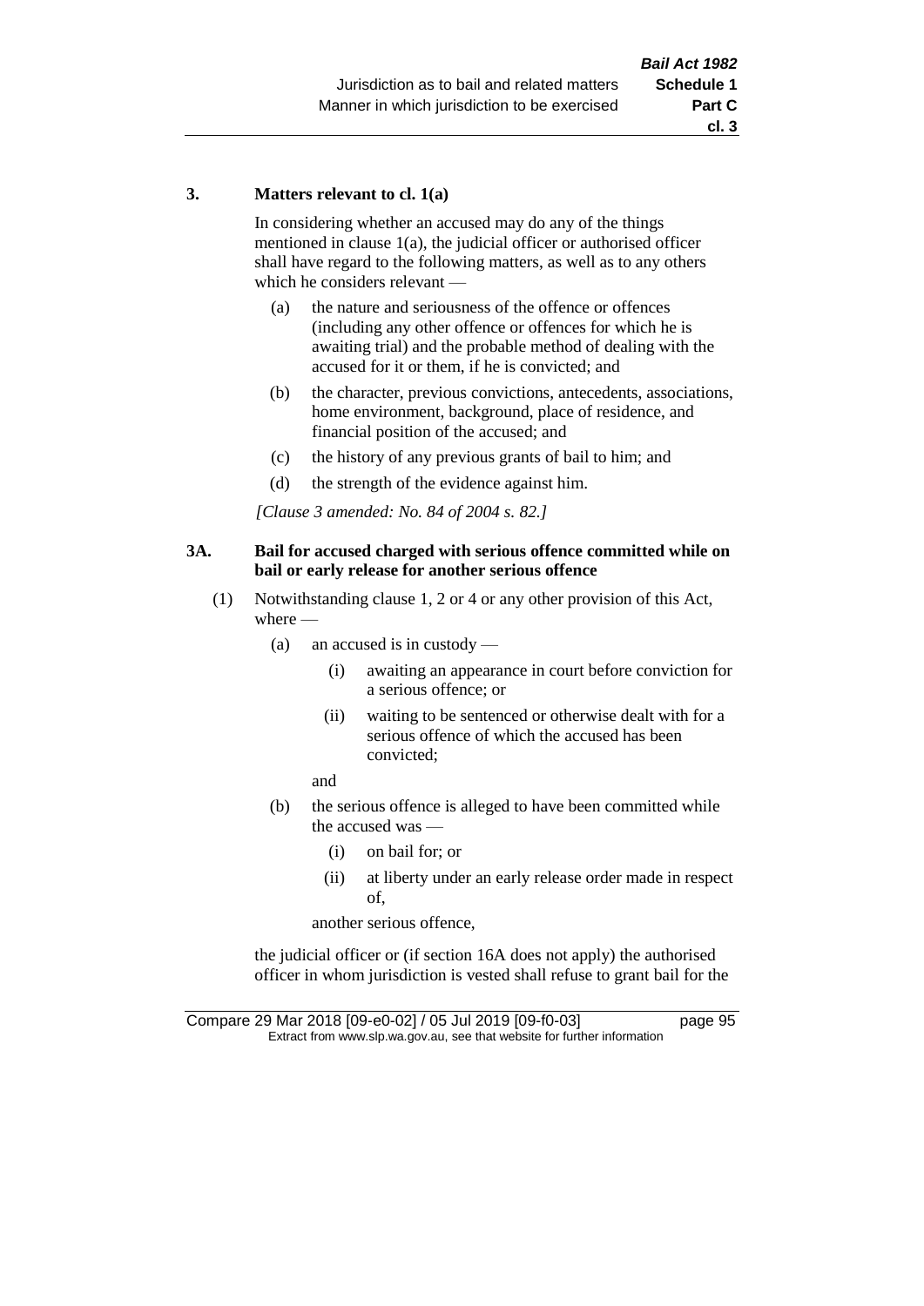**3. Matters relevant to cl. 1(a)**

In considering whether an accused may do any of the things mentioned in clause 1(a), the judicial officer or authorised officer shall have regard to the following matters, as well as to any others which he considers relevant —

- (a) the nature and seriousness of the offence or offences (including any other offence or offences for which he is awaiting trial) and the probable method of dealing with the accused for it or them, if he is convicted; and
- (b) the character, previous convictions, antecedents, associations, home environment, background, place of residence, and financial position of the accused; and
- (c) the history of any previous grants of bail to him; and
- (d) the strength of the evidence against him.

*[Clause 3 amended: No. 84 of 2004 s. 82.]*

**3A. Bail for accused charged with serious offence committed while on bail or early release for another serious offence**

(1) Notwithstanding clause 1, 2 or 4 or any other provision of this Act, where —

- (a) an accused is in custody —
  - (i) awaiting an appearance in court before conviction for a serious offence; or
  - (ii) waiting to be sentenced or otherwise dealt with for a serious offence of which the accused has been convicted;

  and
- (b) the serious offence is alleged to have been committed while the accused was —
  - (i) on bail for; or
  - (ii) at liberty under an early release order made in respect of,

  another serious offence,

the judicial officer or (if section 16A does not apply) the authorised officer in whom jurisdiction is vested shall refuse to grant bail for the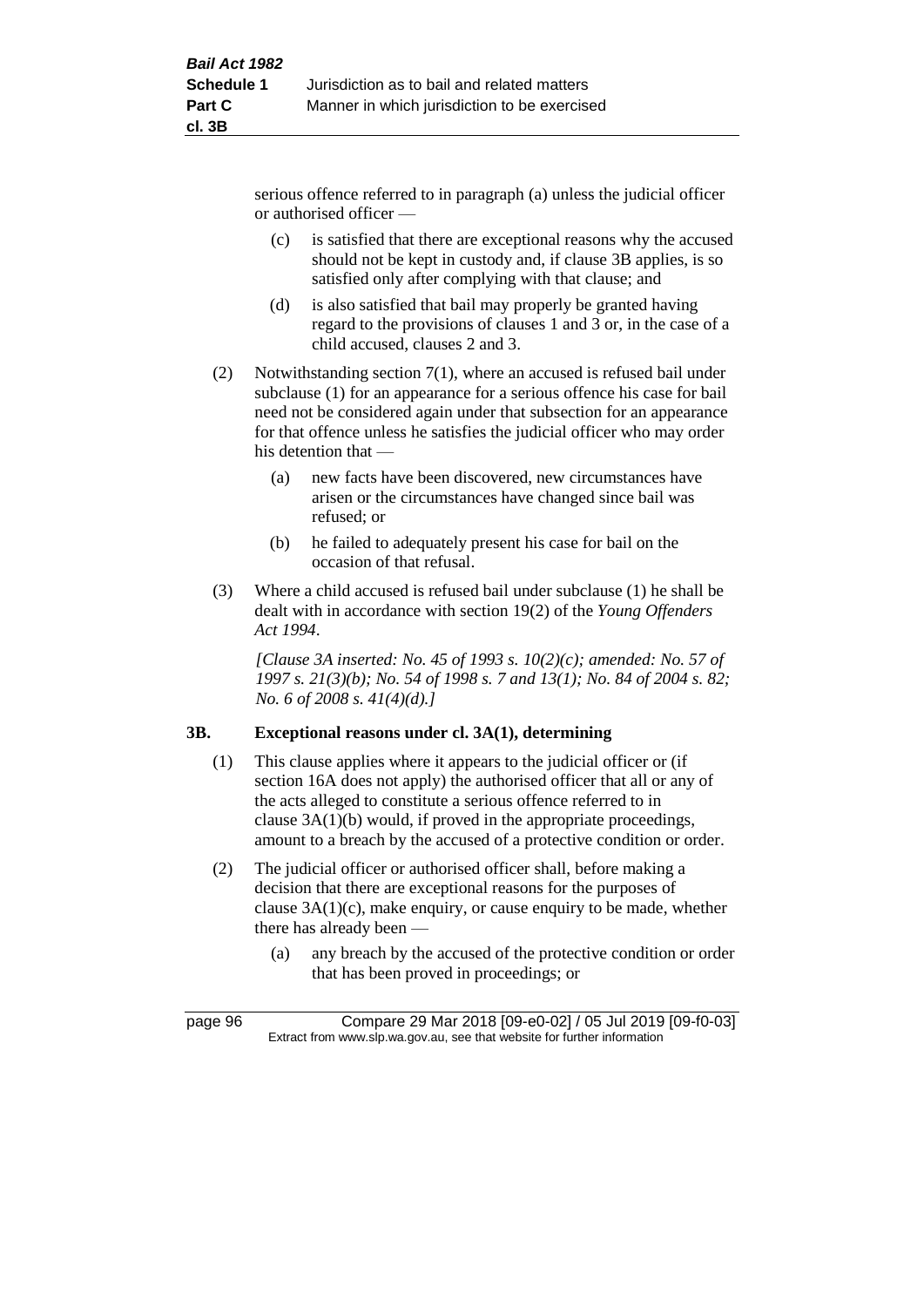serious offence referred to in paragraph (a) unless the judicial officer or authorised officer —

(c) is satisfied that there are exceptional reasons why the accused should not be kept in custody and, if clause 3B applies, is so satisfied only after complying with that clause; and

(d) is also satisfied that bail may properly be granted having regard to the provisions of clauses 1 and 3 or, in the case of a child accused, clauses 2 and 3.

(2) Notwithstanding section 7(1), where an accused is refused bail under subclause (1) for an appearance for a serious offence his case for bail need not be considered again under that subsection for an appearance for that offence unless he satisfies the judicial officer who may order his detention that —

(a) new facts have been discovered, new circumstances have arisen or the circumstances have changed since bail was refused; or

(b) he failed to adequately present his case for bail on the occasion of that refusal.

(3) Where a child accused is refused bail under subclause (1) he shall be dealt with in accordance with section 19(2) of the *Young Offenders Act 1994*.

*[Clause 3A inserted: No. 45 of 1993 s. 10(2)(c); amended: No. 57 of 1997 s. 21(3)(b); No. 54 of 1998 s. 7 and 13(1); No. 84 of 2004 s. 82; No. 6 of 2008 s. 41(4)(d).]*

## 3B. Exceptional reasons under cl. 3A(1), determining

(1) This clause applies where it appears to the judicial officer or (if section 16A does not apply) the authorised officer that all or any of the acts alleged to constitute a serious offence referred to in clause 3A(1)(b) would, if proved in the appropriate proceedings, amount to a breach by the accused of a protective condition or order.

(2) The judicial officer or authorised officer shall, before making a decision that there are exceptional reasons for the purposes of clause 3A(1)(c), make enquiry, or cause enquiry to be made, whether there has already been —

(a) any breach by the accused of the protective condition or order that has been proved in proceedings; or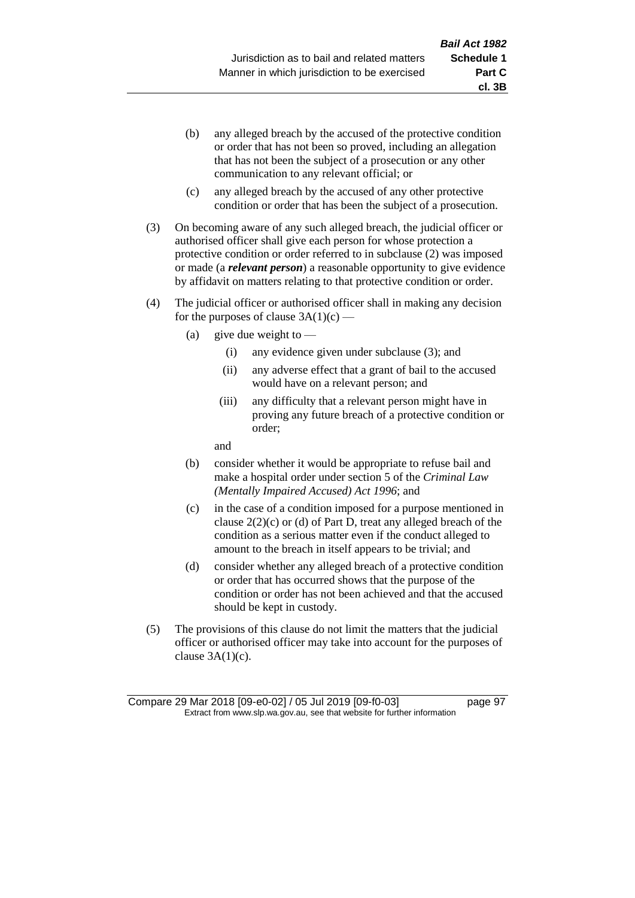(b) any alleged breach by the accused of the protective condition or order that has not been so proved, including an allegation that has not been the subject of a prosecution or any other communication to any relevant official; or

(c) any alleged breach by the accused of any other protective condition or order that has been the subject of a prosecution.

(3) On becoming aware of any such alleged breach, the judicial officer or authorised officer shall give each person for whose protection a protective condition or order referred to in subclause (2) was imposed or made (a ***relevant person***) a reasonable opportunity to give evidence by affidavit on matters relating to that protective condition or order.

(4) The judicial officer or authorised officer shall in making any decision for the purposes of clause 3A(1)(c) —

(a) give due weight to —

(i) any evidence given under subclause (3); and

(ii) any adverse effect that a grant of bail to the accused would have on a relevant person; and

(iii) any difficulty that a relevant person might have in proving any future breach of a protective condition or order;

and

(b) consider whether it would be appropriate to refuse bail and make a hospital order under section 5 of the *Criminal Law (Mentally Impaired Accused) Act 1996*; and

(c) in the case of a condition imposed for a purpose mentioned in clause 2(2)(c) or (d) of Part D, treat any alleged breach of the condition as a serious matter even if the conduct alleged to amount to the breach in itself appears to be trivial; and

(d) consider whether any alleged breach of a protective condition or order that has occurred shows that the purpose of the condition or order has not been achieved and that the accused should be kept in custody.

(5) The provisions of this clause do not limit the matters that the judicial officer or authorised officer may take into account for the purposes of clause 3A(1)(c).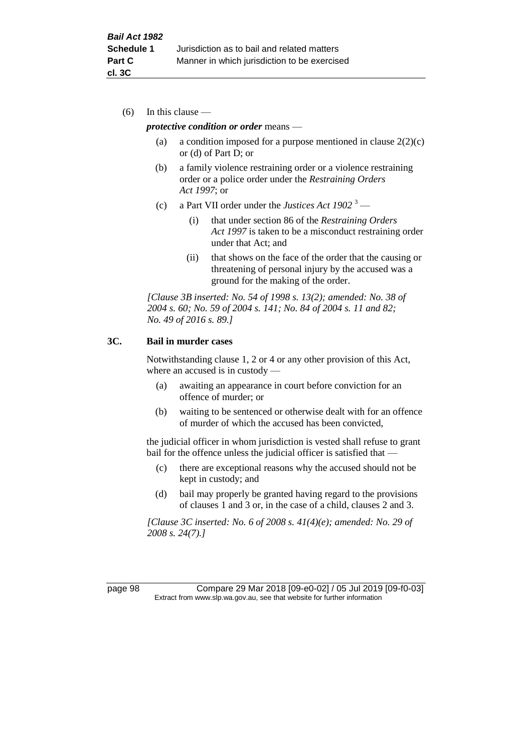(6) In this clause —

*protective condition or order* means —

(a) a condition imposed for a purpose mentioned in clause 2(2)(c) or (d) of Part D; or

(b) a family violence restraining order or a violence restraining order or a police order under the *Restraining Orders Act 1997*; or

(c) a Part VII order under the *Justices Act 1902* [3] —

(i) that under section 86 of the *Restraining Orders Act 1997* is taken to be a misconduct restraining order under that Act; and

(ii) that shows on the face of the order that the causing or threatening of personal injury by the accused was a ground for the making of the order.

*[Clause 3B inserted: No. 54 of 1998 s. 13(2); amended: No. 38 of 2004 s. 60; No. 59 of 2004 s. 141; No. 84 of 2004 s. 11 and 82; No. 49 of 2016 s. 89.]*

## 3C. Bail in murder cases

Notwithstanding clause 1, 2 or 4 or any other provision of this Act, where an accused is in custody —

(a) awaiting an appearance in court before conviction for an offence of murder; or

(b) waiting to be sentenced or otherwise dealt with for an offence of murder of which the accused has been convicted,

the judicial officer in whom jurisdiction is vested shall refuse to grant bail for the offence unless the judicial officer is satisfied that —

(c) there are exceptional reasons why the accused should not be kept in custody; and

(d) bail may properly be granted having regard to the provisions of clauses 1 and 3 or, in the case of a child, clauses 2 and 3.

*[Clause 3C inserted: No. 6 of 2008 s. 41(4)(e); amended: No. 29 of 2008 s. 24(7).]*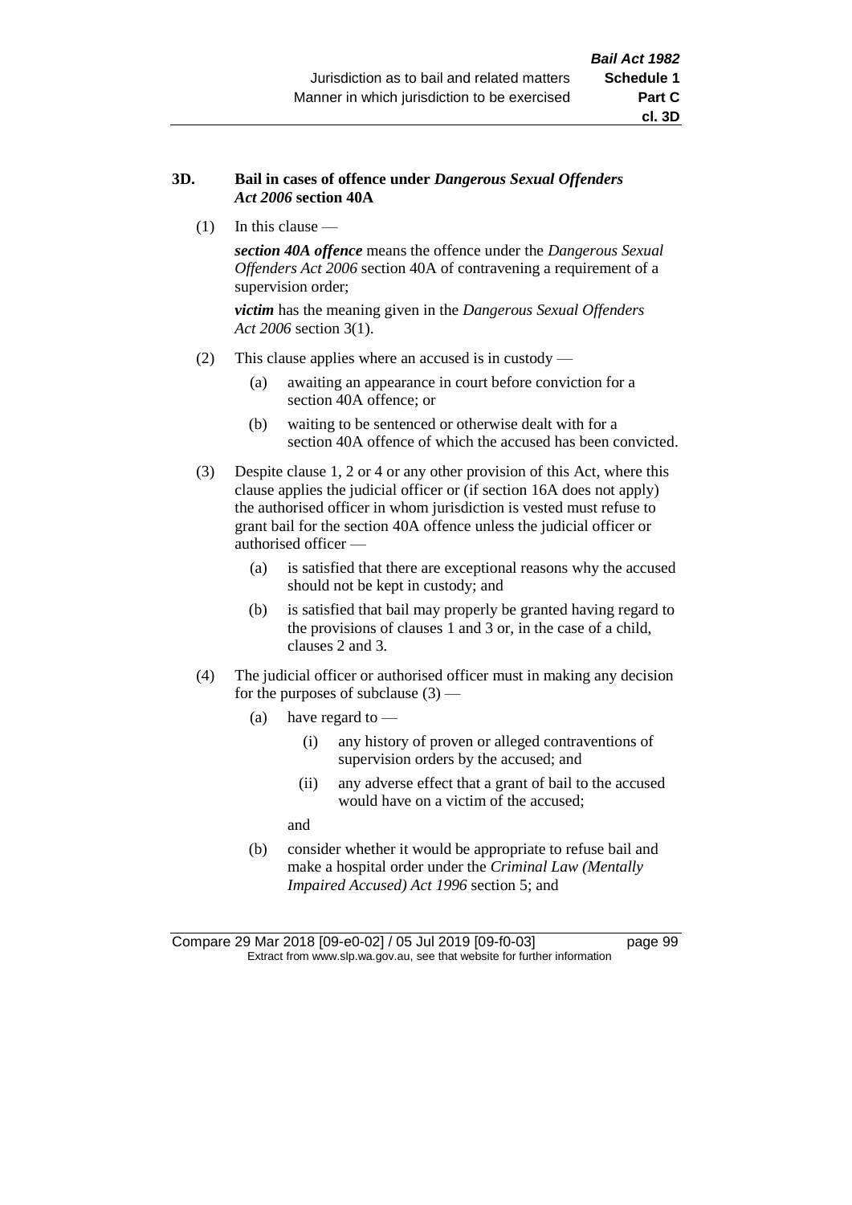### 3D. Bail in cases of offence under *Dangerous Sexual Offenders Act 2006* section 40A

(1) In this clause —

***section 40A offence*** means the offence under the *Dangerous Sexual Offenders Act 2006* section 40A of contravening a requirement of a supervision order;

***victim*** has the meaning given in the *Dangerous Sexual Offenders Act 2006* section 3(1).

(2) This clause applies where an accused is in custody —

- (a) awaiting an appearance in court before conviction for a section 40A offence; or
- (b) waiting to be sentenced or otherwise dealt with for a section 40A offence of which the accused has been convicted.

(3) Despite clause 1, 2 or 4 or any other provision of this Act, where this clause applies the judicial officer or (if section 16A does not apply) the authorised officer in whom jurisdiction is vested must refuse to grant bail for the section 40A offence unless the judicial officer or authorised officer —

- (a) is satisfied that there are exceptional reasons why the accused should not be kept in custody; and
- (b) is satisfied that bail may properly be granted having regard to the provisions of clauses 1 and 3 or, in the case of a child, clauses 2 and 3.

(4) The judicial officer or authorised officer must in making any decision for the purposes of subclause (3) —

- (a) have regard to —
  - (i) any history of proven or alleged contraventions of supervision orders by the accused; and
  - (ii) any adverse effect that a grant of bail to the accused would have on a victim of the accused;

  and
- (b) consider whether it would be appropriate to refuse bail and make a hospital order under the *Criminal Law (Mentally Impaired Accused) Act 1996* section 5; and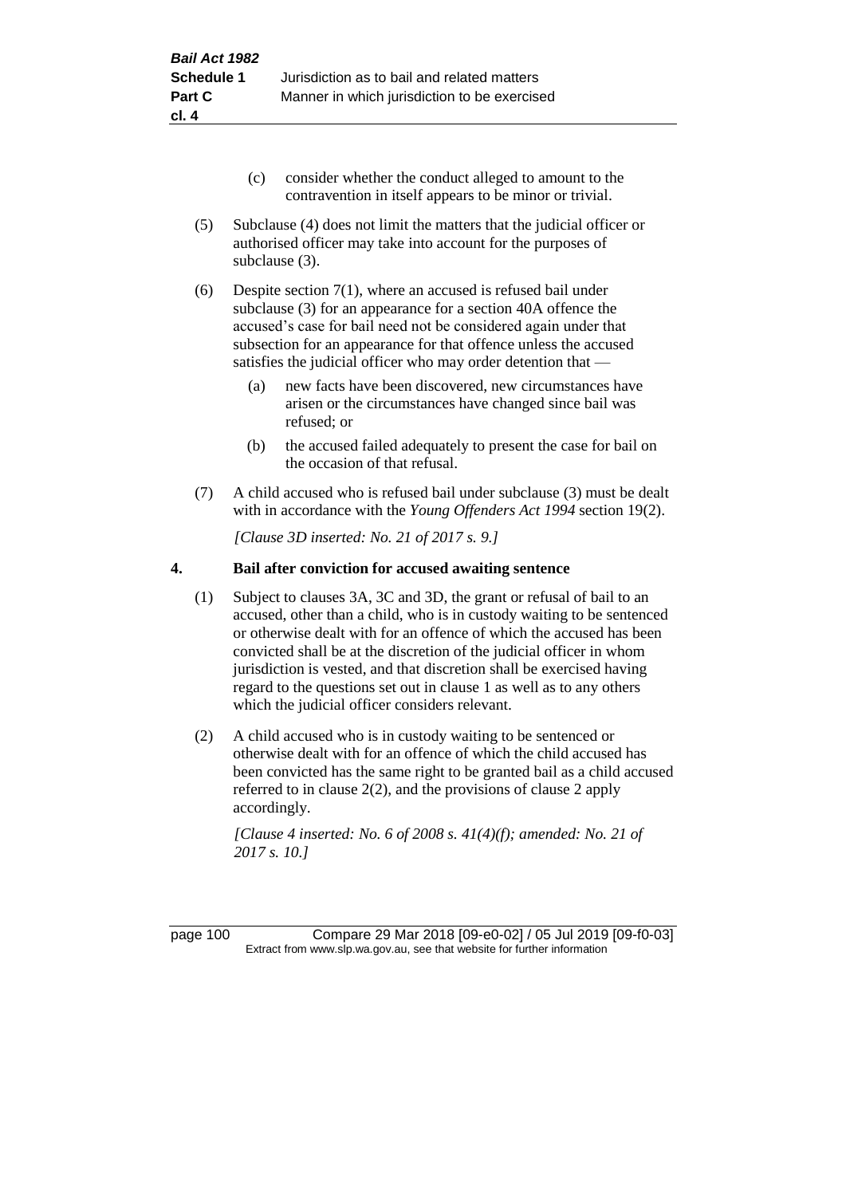(c) consider whether the conduct alleged to amount to the contravention in itself appears to be minor or trivial.

(5) Subclause (4) does not limit the matters that the judicial officer or authorised officer may take into account for the purposes of subclause (3).

(6) Despite section 7(1), where an accused is refused bail under subclause (3) for an appearance for a section 40A offence the accused's case for bail need not be considered again under that subsection for an appearance for that offence unless the accused satisfies the judicial officer who may order detention that —

(a) new facts have been discovered, new circumstances have arisen or the circumstances have changed since bail was refused; or

(b) the accused failed adequately to present the case for bail on the occasion of that refusal.

(7) A child accused who is refused bail under subclause (3) must be dealt with in accordance with the *Young Offenders Act 1994* section 19(2).

*[Clause 3D inserted: No. 21 of 2017 s. 9.]*

## 4. Bail after conviction for accused awaiting sentence

(1) Subject to clauses 3A, 3C and 3D, the grant or refusal of bail to an accused, other than a child, who is in custody waiting to be sentenced or otherwise dealt with for an offence of which the accused has been convicted shall be at the discretion of the judicial officer in whom jurisdiction is vested, and that discretion shall be exercised having regard to the questions set out in clause 1 as well as to any others which the judicial officer considers relevant.

(2) A child accused who is in custody waiting to be sentenced or otherwise dealt with for an offence of which the child accused has been convicted has the same right to be granted bail as a child accused referred to in clause 2(2), and the provisions of clause 2 apply accordingly.

*[Clause 4 inserted: No. 6 of 2008 s. 41(4)(f); amended: No. 21 of 2017 s. 10.]*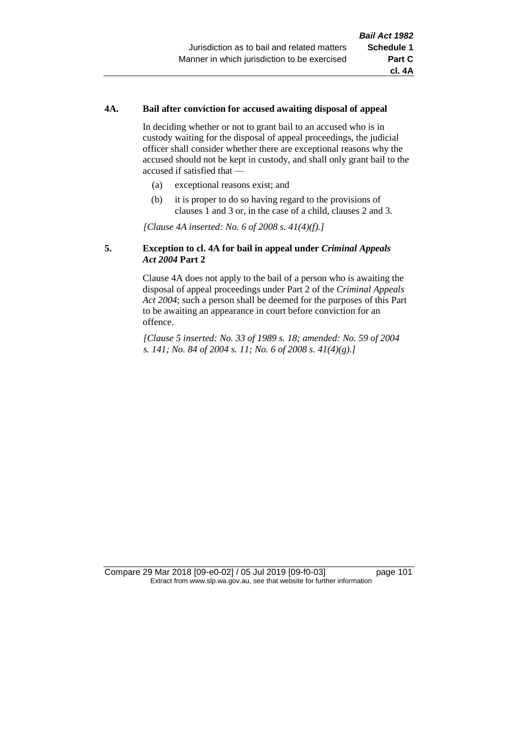#### 4A. Bail after conviction for accused awaiting disposal of appeal

In deciding whether or not to grant bail to an accused who is in custody waiting for the disposal of appeal proceedings, the judicial officer shall consider whether there are exceptional reasons why the accused should not be kept in custody, and shall only grant bail to the accused if satisfied that —

(a) exceptional reasons exist; and

(b) it is proper to do so having regard to the provisions of clauses 1 and 3 or, in the case of a child, clauses 2 and 3.

*[Clause 4A inserted: No. 6 of 2008 s. 41(4)(f).]*

#### 5. Exception to cl. 4A for bail in appeal under *Criminal Appeals Act 2004* Part 2

Clause 4A does not apply to the bail of a person who is awaiting the disposal of appeal proceedings under Part 2 of the *Criminal Appeals Act 2004*; such a person shall be deemed for the purposes of this Part to be awaiting an appearance in court before conviction for an offence.

*[Clause 5 inserted: No. 33 of 1989 s. 18; amended: No. 59 of 2004 s. 141; No. 84 of 2004 s. 11; No. 6 of 2008 s. 41(4)(g).]*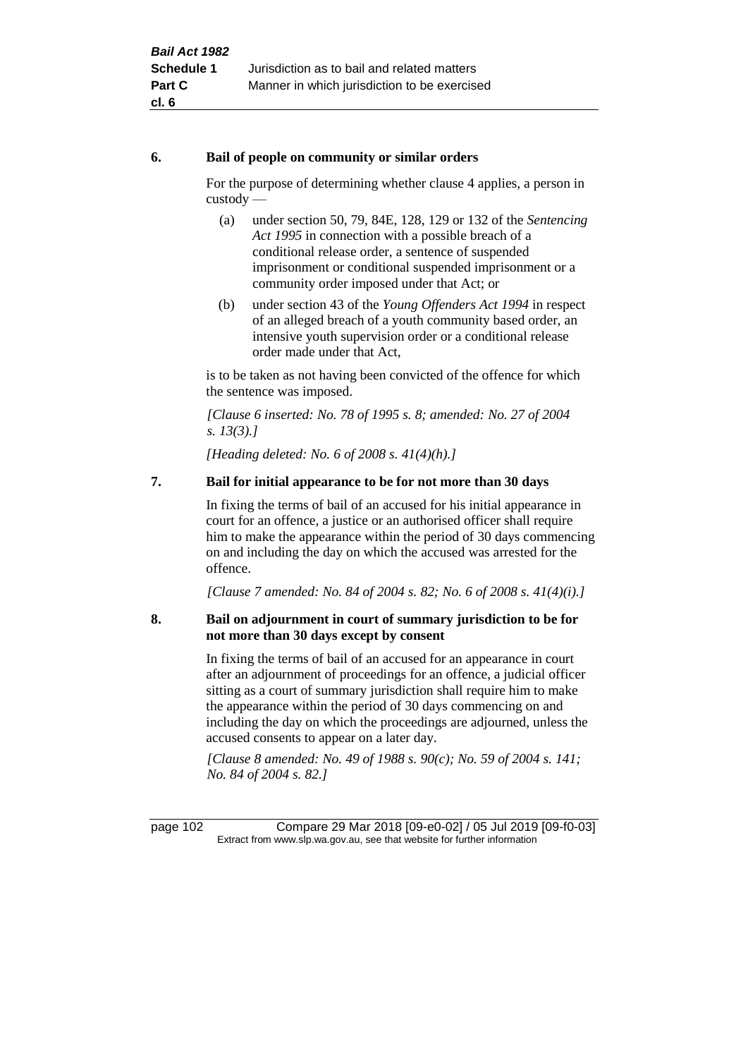**6. Bail of people on community or similar orders**

For the purpose of determining whether clause 4 applies, a person in custody —

(a) under section 50, 79, 84E, 128, 129 or 132 of the *Sentencing Act 1995* in connection with a possible breach of a conditional release order, a sentence of suspended imprisonment or conditional suspended imprisonment or a community order imposed under that Act; or

(b) under section 43 of the *Young Offenders Act 1994* in respect of an alleged breach of a youth community based order, an intensive youth supervision order or a conditional release order made under that Act,

is to be taken as not having been convicted of the offence for which the sentence was imposed.

*[Clause 6 inserted: No. 78 of 1995 s. 8; amended: No. 27 of 2004 s. 13(3).]*

*[Heading deleted: No. 6 of 2008 s. 41(4)(h).]*

**7. Bail for initial appearance to be for not more than 30 days**

In fixing the terms of bail of an accused for his initial appearance in court for an offence, a justice or an authorised officer shall require him to make the appearance within the period of 30 days commencing on and including the day on which the accused was arrested for the offence.

*[Clause 7 amended: No. 84 of 2004 s. 82; No. 6 of 2008 s. 41(4)(i).]*

**8. Bail on adjournment in court of summary jurisdiction to be for not more than 30 days except by consent**

In fixing the terms of bail of an accused for an appearance in court after an adjournment of proceedings for an offence, a judicial officer sitting as a court of summary jurisdiction shall require him to make the appearance within the period of 30 days commencing on and including the day on which the proceedings are adjourned, unless the accused consents to appear on a later day.

*[Clause 8 amended: No. 49 of 1988 s. 90(c); No. 59 of 2004 s. 141; No. 84 of 2004 s. 82.]*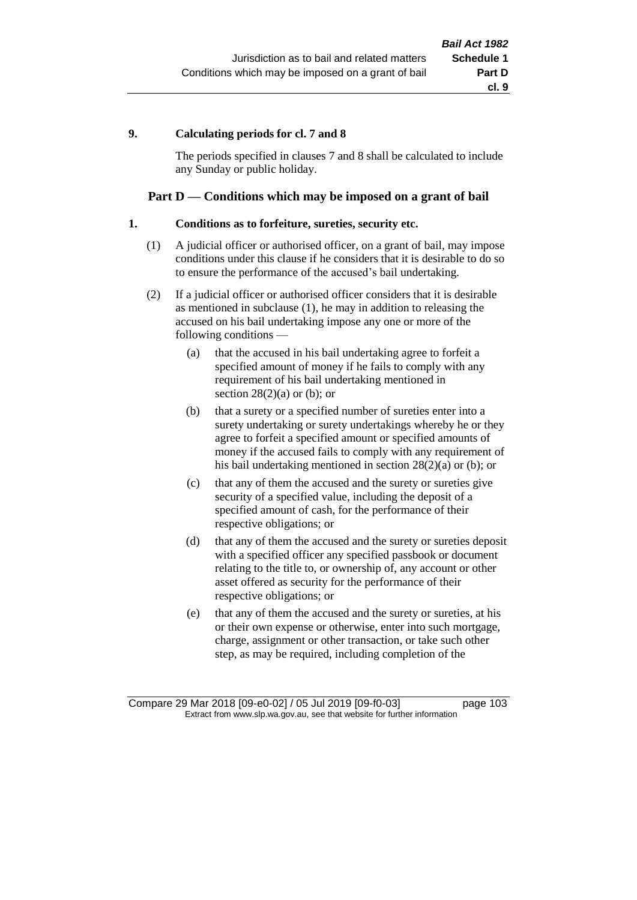**9. Calculating periods for cl. 7 and 8**

The periods specified in clauses 7 and 8 shall be calculated to include any Sunday or public holiday.

## Part D — Conditions which may be imposed on a grant of bail

**1. Conditions as to forfeiture, sureties, security etc.**

(1) A judicial officer or authorised officer, on a grant of bail, may impose conditions under this clause if he considers that it is desirable to do so to ensure the performance of the accused's bail undertaking.

(2) If a judicial officer or authorised officer considers that it is desirable as mentioned in subclause (1), he may in addition to releasing the accused on his bail undertaking impose any one or more of the following conditions —

(a) that the accused in his bail undertaking agree to forfeit a specified amount of money if he fails to comply with any requirement of his bail undertaking mentioned in section 28(2)(a) or (b); or

(b) that a surety or a specified number of sureties enter into a surety undertaking or surety undertakings whereby he or they agree to forfeit a specified amount or specified amounts of money if the accused fails to comply with any requirement of his bail undertaking mentioned in section 28(2)(a) or (b); or

(c) that any of them the accused and the surety or sureties give security of a specified value, including the deposit of a specified amount of cash, for the performance of their respective obligations; or

(d) that any of them the accused and the surety or sureties deposit with a specified officer any specified passbook or document relating to the title to, or ownership of, any account or other asset offered as security for the performance of their respective obligations; or

(e) that any of them the accused and the surety or sureties, at his or their own expense or otherwise, enter into such mortgage, charge, assignment or other transaction, or take such other step, as may be required, including completion of the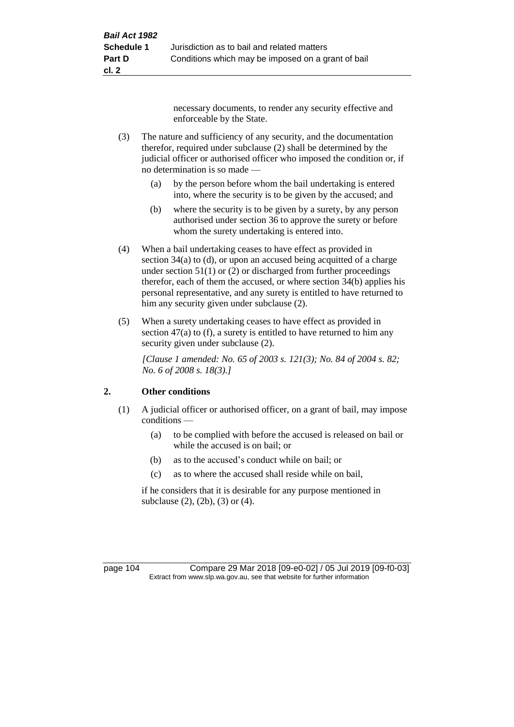necessary documents, to render any security effective and enforceable by the State.

(3) The nature and sufficiency of any security, and the documentation therefor, required under subclause (2) shall be determined by the judicial officer or authorised officer who imposed the condition or, if no determination is so made —

(a) by the person before whom the bail undertaking is entered into, where the security is to be given by the accused; and

(b) where the security is to be given by a surety, by any person authorised under section 36 to approve the surety or before whom the surety undertaking is entered into.

(4) When a bail undertaking ceases to have effect as provided in section 34(a) to (d), or upon an accused being acquitted of a charge under section 51(1) or (2) or discharged from further proceedings therefor, each of them the accused, or where section 34(b) applies his personal representative, and any surety is entitled to have returned to him any security given under subclause (2).

(5) When a surety undertaking ceases to have effect as provided in section 47(a) to (f), a surety is entitled to have returned to him any security given under subclause (2).

*[Clause 1 amended: No. 65 of 2003 s. 121(3); No. 84 of 2004 s. 82; No. 6 of 2008 s. 18(3).]*

## 2. Other conditions

(1) A judicial officer or authorised officer, on a grant of bail, may impose conditions —

(a) to be complied with before the accused is released on bail or while the accused is on bail; or

(b) as to the accused's conduct while on bail; or

(c) as to where the accused shall reside while on bail,

if he considers that it is desirable for any purpose mentioned in subclause (2), (2b), (3) or (4).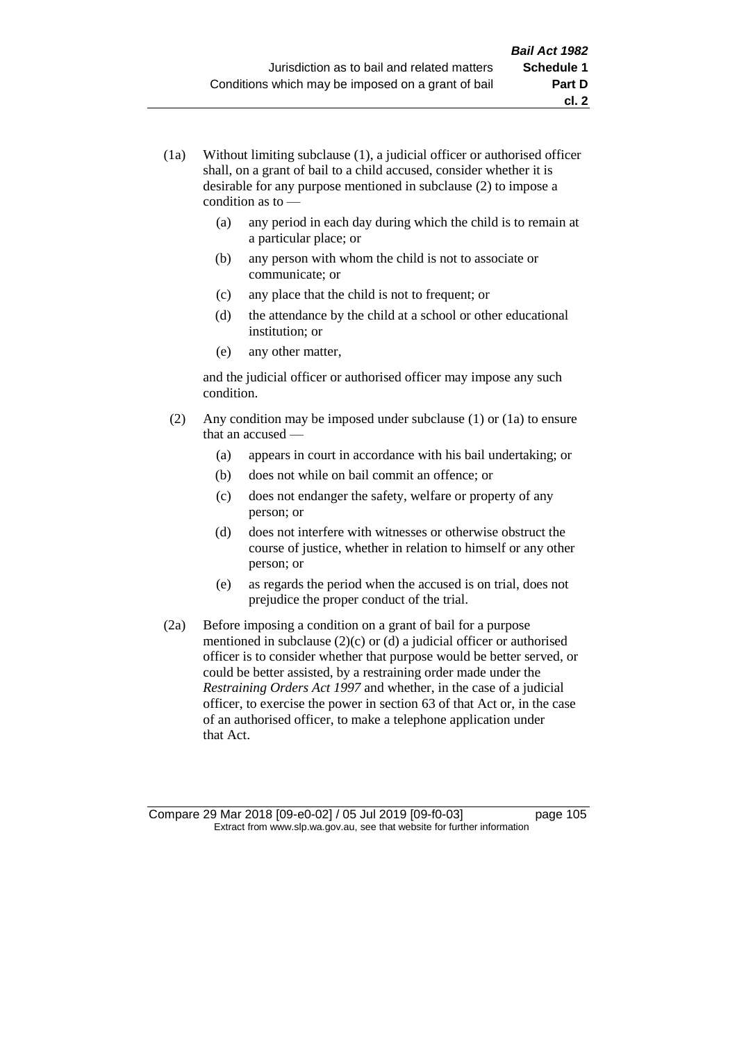(1a) Without limiting subclause (1), a judicial officer or authorised officer shall, on a grant of bail to a child accused, consider whether it is desirable for any purpose mentioned in subclause (2) to impose a condition as to —

  (a) any period in each day during which the child is to remain at a particular place; or

  (b) any person with whom the child is not to associate or communicate; or

  (c) any place that the child is not to frequent; or

  (d) the attendance by the child at a school or other educational institution; or

  (e) any other matter,

  and the judicial officer or authorised officer may impose any such condition.

(2) Any condition may be imposed under subclause (1) or (1a) to ensure that an accused —

  (a) appears in court in accordance with his bail undertaking; or

  (b) does not while on bail commit an offence; or

  (c) does not endanger the safety, welfare or property of any person; or

  (d) does not interfere with witnesses or otherwise obstruct the course of justice, whether in relation to himself or any other person; or

  (e) as regards the period when the accused is on trial, does not prejudice the proper conduct of the trial.

(2a) Before imposing a condition on a grant of bail for a purpose mentioned in subclause (2)(c) or (d) a judicial officer or authorised officer is to consider whether that purpose would be better served, or could be better assisted, by a restraining order made under the *Restraining Orders Act 1997* and whether, in the case of a judicial officer, to exercise the power in section 63 of that Act or, in the case of an authorised officer, to make a telephone application under that Act.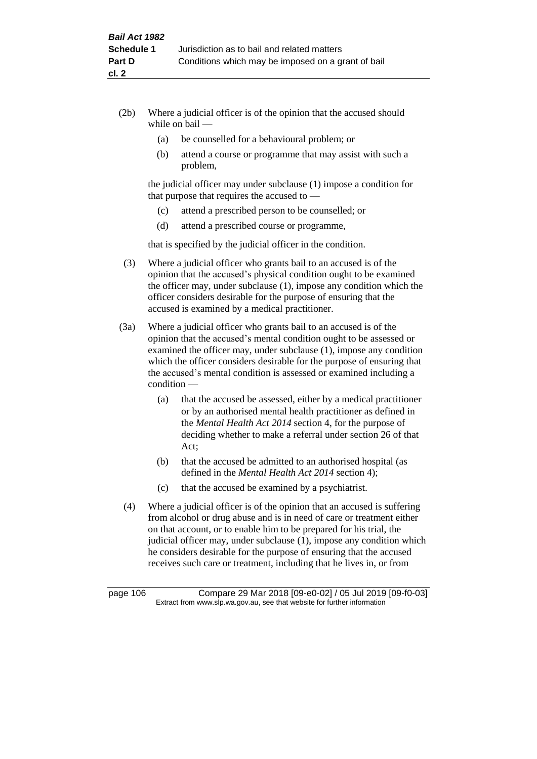(2b) Where a judicial officer is of the opinion that the accused should while on bail —

   (a) be counselled for a behavioural problem; or

   (b) attend a course or programme that may assist with such a problem,

the judicial officer may under subclause (1) impose a condition for that purpose that requires the accused to —

   (c) attend a prescribed person to be counselled; or

   (d) attend a prescribed course or programme,

that is specified by the judicial officer in the condition.

(3) Where a judicial officer who grants bail to an accused is of the opinion that the accused's physical condition ought to be examined the officer may, under subclause (1), impose any condition which the officer considers desirable for the purpose of ensuring that the accused is examined by a medical practitioner.

(3a) Where a judicial officer who grants bail to an accused is of the opinion that the accused's mental condition ought to be assessed or examined the officer may, under subclause (1), impose any condition which the officer considers desirable for the purpose of ensuring that the accused's mental condition is assessed or examined including a condition —

   (a) that the accused be assessed, either by a medical practitioner or by an authorised mental health practitioner as defined in the *Mental Health Act 2014* section 4, for the purpose of deciding whether to make a referral under section 26 of that Act;

   (b) that the accused be admitted to an authorised hospital (as defined in the *Mental Health Act 2014* section 4);

   (c) that the accused be examined by a psychiatrist.

(4) Where a judicial officer is of the opinion that an accused is suffering from alcohol or drug abuse and is in need of care or treatment either on that account, or to enable him to be prepared for his trial, the judicial officer may, under subclause (1), impose any condition which he considers desirable for the purpose of ensuring that the accused receives such care or treatment, including that he lives in, or from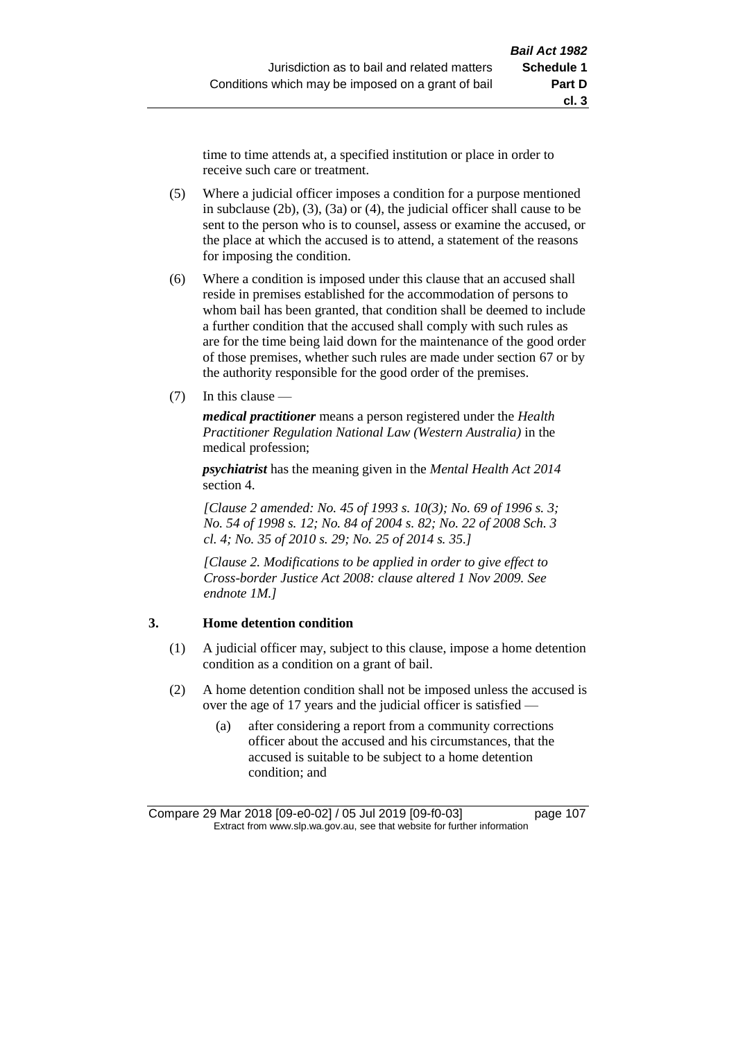time to time attends at, a specified institution or place in order to receive such care or treatment.

(5) Where a judicial officer imposes a condition for a purpose mentioned in subclause (2b), (3), (3a) or (4), the judicial officer shall cause to be sent to the person who is to counsel, assess or examine the accused, or the place at which the accused is to attend, a statement of the reasons for imposing the condition.

(6) Where a condition is imposed under this clause that an accused shall reside in premises established for the accommodation of persons to whom bail has been granted, that condition shall be deemed to include a further condition that the accused shall comply with such rules as are for the time being laid down for the maintenance of the good order of those premises, whether such rules are made under section 67 or by the authority responsible for the good order of the premises.

(7) In this clause —

***medical practitioner*** means a person registered under the *Health Practitioner Regulation National Law (Western Australia)* in the medical profession;

***psychiatrist*** has the meaning given in the *Mental Health Act 2014* section 4.

*[Clause 2 amended: No. 45 of 1993 s. 10(3); No. 69 of 1996 s. 3; No. 54 of 1998 s. 12; No. 84 of 2004 s. 82; No. 22 of 2008 Sch. 3 cl. 4; No. 35 of 2010 s. 29; No. 25 of 2014 s. 35.]*

*[Clause 2. Modifications to be applied in order to give effect to Cross-border Justice Act 2008: clause altered 1 Nov 2009. See endnote 1M.]*

### 3. Home detention condition

(1) A judicial officer may, subject to this clause, impose a home detention condition as a condition on a grant of bail.

(2) A home detention condition shall not be imposed unless the accused is over the age of 17 years and the judicial officer is satisfied —

(a) after considering a report from a community corrections officer about the accused and his circumstances, that the accused is suitable to be subject to a home detention condition; and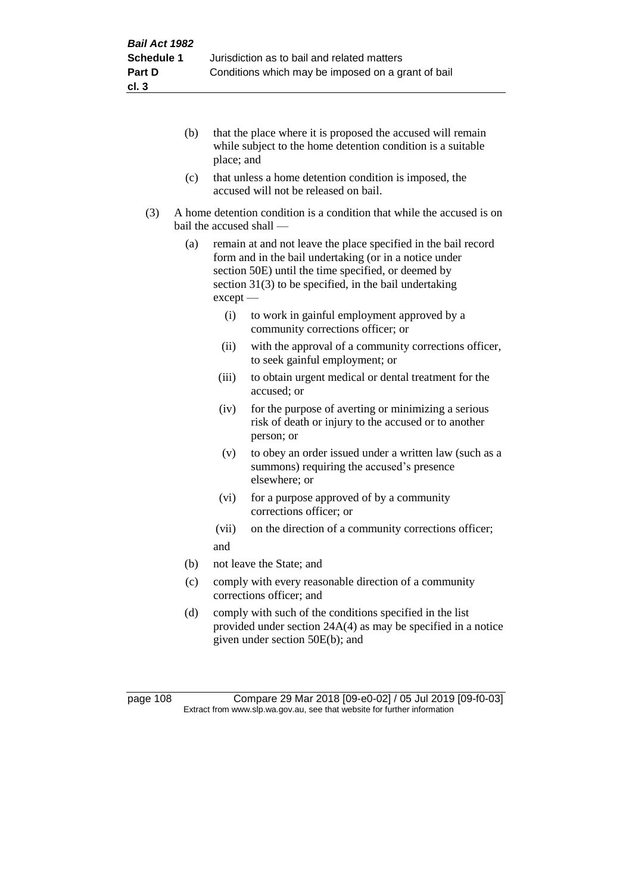(b) that the place where it is proposed the accused will remain while subject to the home detention condition is a suitable place; and

(c) that unless a home detention condition is imposed, the accused will not be released on bail.

(3) A home detention condition is a condition that while the accused is on bail the accused shall —

(a) remain at and not leave the place specified in the bail record form and in the bail undertaking (or in a notice under section 50E) until the time specified, or deemed by section 31(3) to be specified, in the bail undertaking except —

(i) to work in gainful employment approved by a community corrections officer; or

(ii) with the approval of a community corrections officer, to seek gainful employment; or

(iii) to obtain urgent medical or dental treatment for the accused; or

(iv) for the purpose of averting or minimizing a serious risk of death or injury to the accused or to another person; or

(v) to obey an order issued under a written law (such as a summons) requiring the accused's presence elsewhere; or

(vi) for a purpose approved of by a community corrections officer; or

(vii) on the direction of a community corrections officer;

and

(b) not leave the State; and

(c) comply with every reasonable direction of a community corrections officer; and

(d) comply with such of the conditions specified in the list provided under section 24A(4) as may be specified in a notice given under section 50E(b); and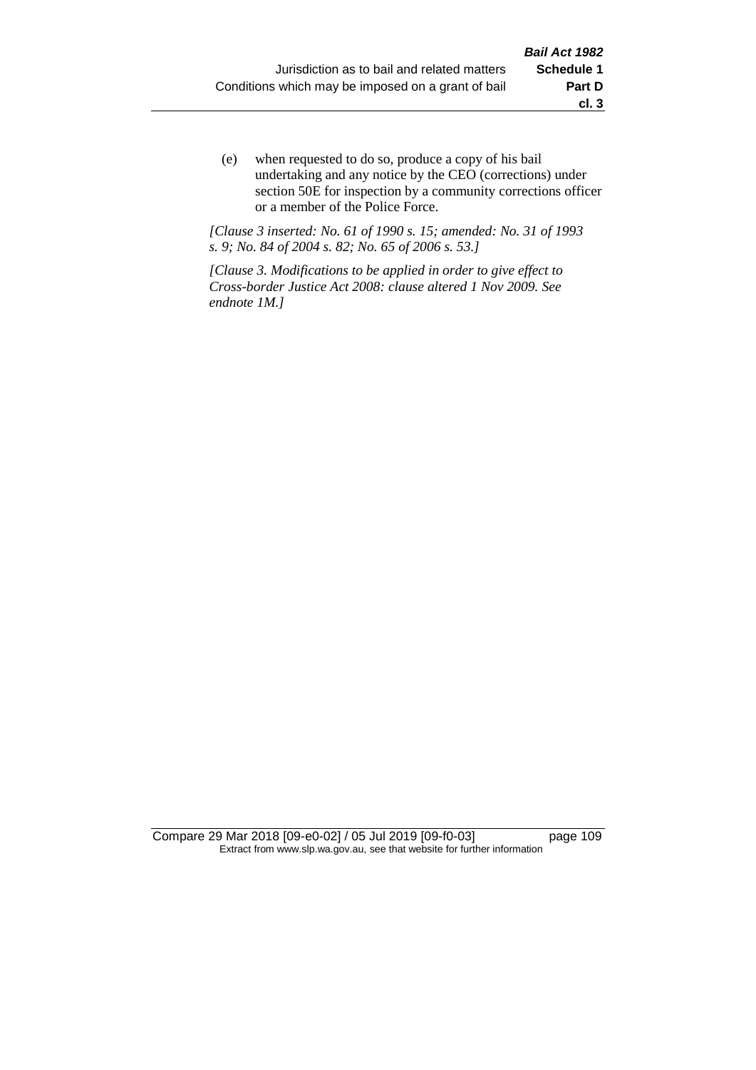(e) when requested to do so, produce a copy of his bail undertaking and any notice by the CEO (corrections) under section 50E for inspection by a community corrections officer or a member of the Police Force.

*[Clause 3 inserted: No. 61 of 1990 s. 15; amended: No. 31 of 1993 s. 9; No. 84 of 2004 s. 82; No. 65 of 2006 s. 53.]*

*[Clause 3. Modifications to be applied in order to give effect to Cross-border Justice Act 2008: clause altered 1 Nov 2009. See endnote 1M.]*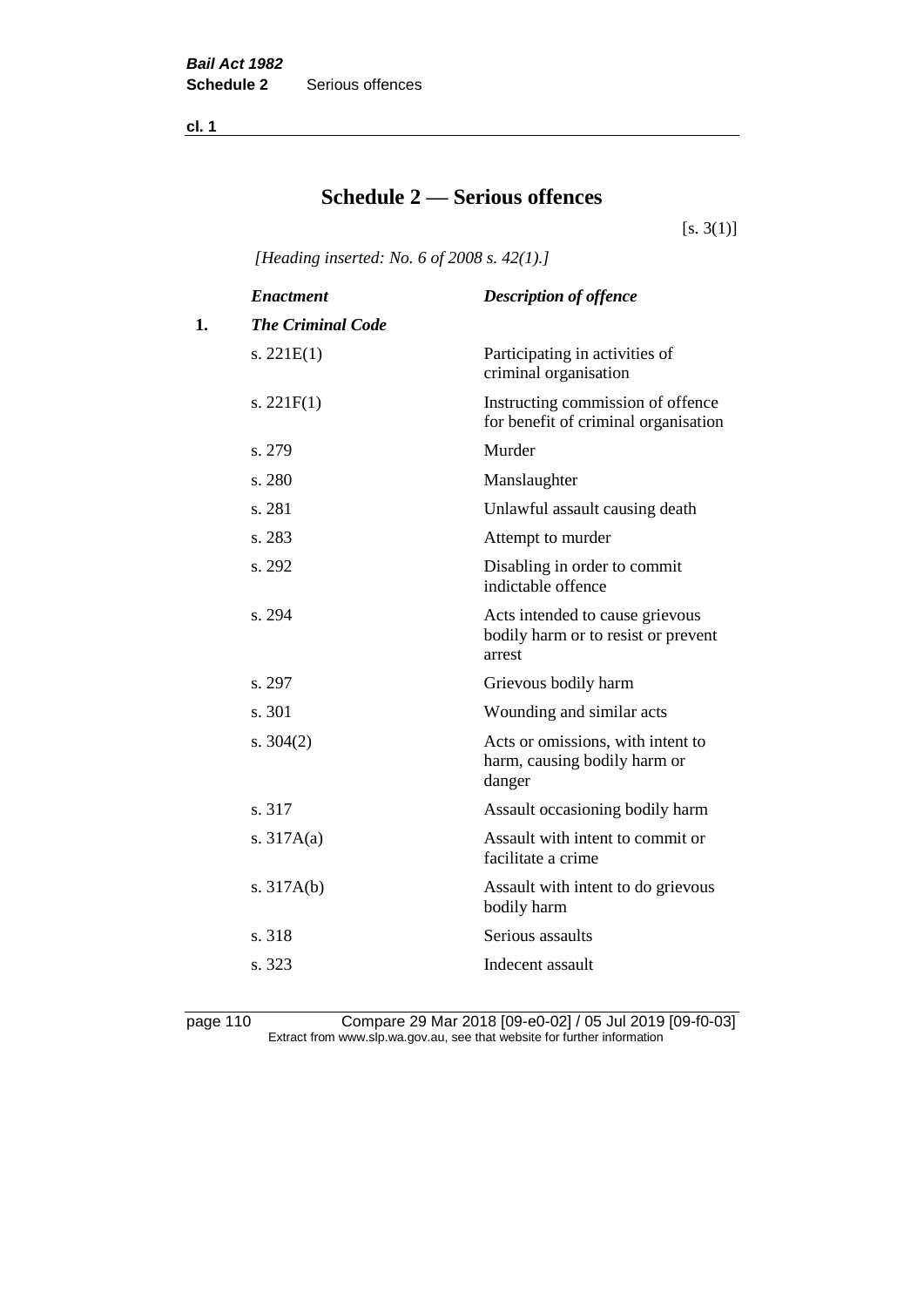# Schedule 2 — Serious offences

[s. 3(1)]

*[Heading inserted: No. 6 of 2008 s. 42(1).]*

| | *Enactment* | *Description of offence* |
|---|---|---|
| **1.** | ***The Criminal Code*** | |
| | s. 221E(1) | Participating in activities of criminal organisation |
| | s. 221F(1) | Instructing commission of offence for benefit of criminal organisation |
| | s. 279 | Murder |
| | s. 280 | Manslaughter |
| | s. 281 | Unlawful assault causing death |
| | s. 283 | Attempt to murder |
| | s. 292 | Disabling in order to commit indictable offence |
| | s. 294 | Acts intended to cause grievous bodily harm or to resist or prevent arrest |
| | s. 297 | Grievous bodily harm |
| | s. 301 | Wounding and similar acts |
| | s. 304(2) | Acts or omissions, with intent to harm, causing bodily harm or danger |
| | s. 317 | Assault occasioning bodily harm |
| | s. 317A(a) | Assault with intent to commit or facilitate a crime |
| | s. 317A(b) | Assault with intent to do grievous bodily harm |
| | s. 318 | Serious assaults |
| | s. 323 | Indecent assault |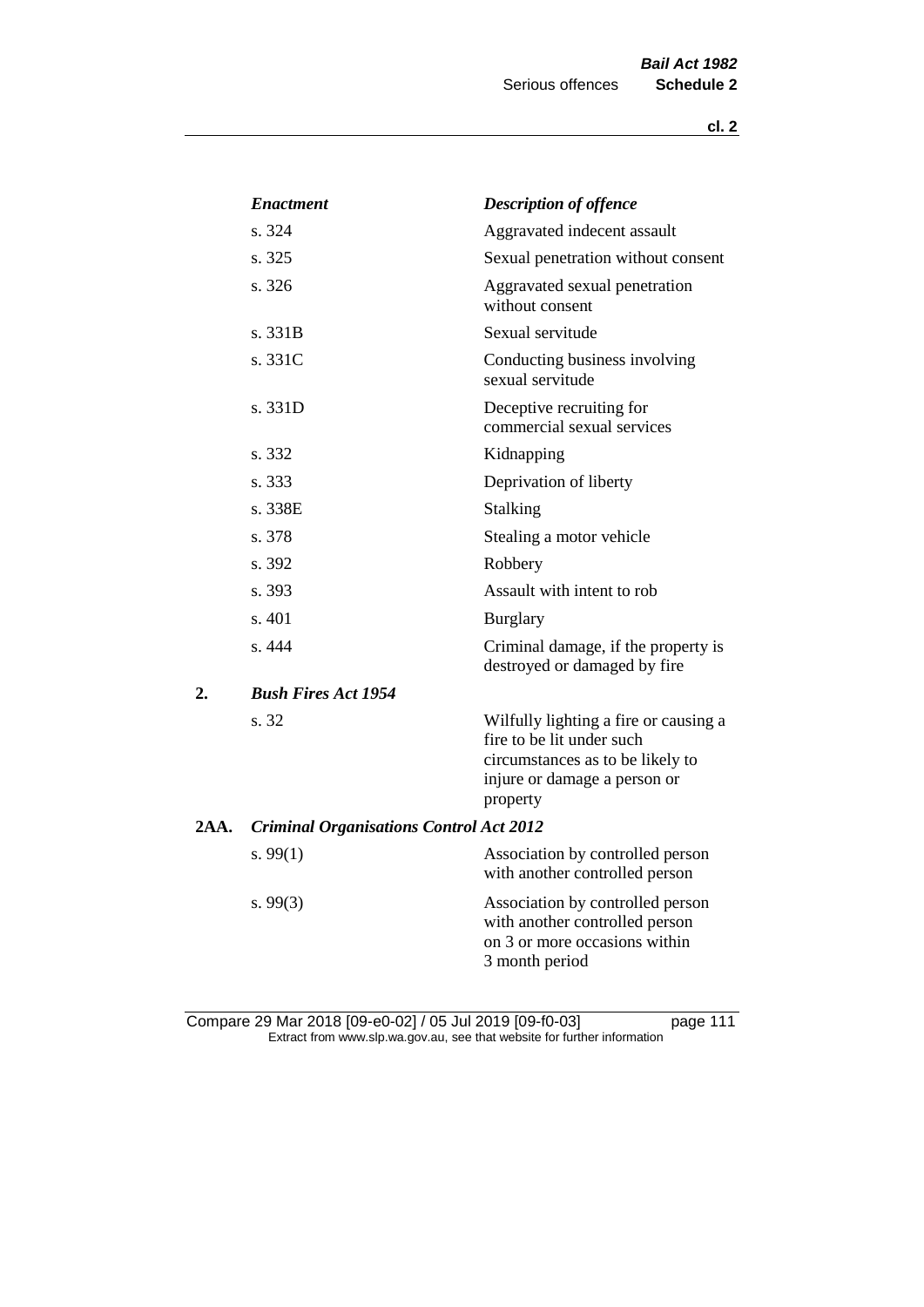| | *Enactment* | *Description of offence* |
|---|---|---|
| | s. 324 | Aggravated indecent assault |
| | s. 325 | Sexual penetration without consent |
| | s. 326 | Aggravated sexual penetration without consent |
| | s. 331B | Sexual servitude |
| | s. 331C | Conducting business involving sexual servitude |
| | s. 331D | Deceptive recruiting for commercial sexual services |
| | s. 332 | Kidnapping |
| | s. 333 | Deprivation of liberty |
| | s. 338E | Stalking |
| | s. 378 | Stealing a motor vehicle |
| | s. 392 | Robbery |
| | s. 393 | Assault with intent to rob |
| | s. 401 | Burglary |
| | s. 444 | Criminal damage, if the property is destroyed or damaged by fire |
| **2.** | ***Bush Fires Act 1954*** | |
| | s. 32 | Wilfully lighting a fire or causing a fire to be lit under such circumstances as to be likely to injure or damage a person or property |
| **2AA.** | ***Criminal Organisations Control Act 2012*** | |
| | s. 99(1) | Association by controlled person with another controlled person |
| | s. 99(3) | Association by controlled person with another controlled person on 3 or more occasions within 3 month period |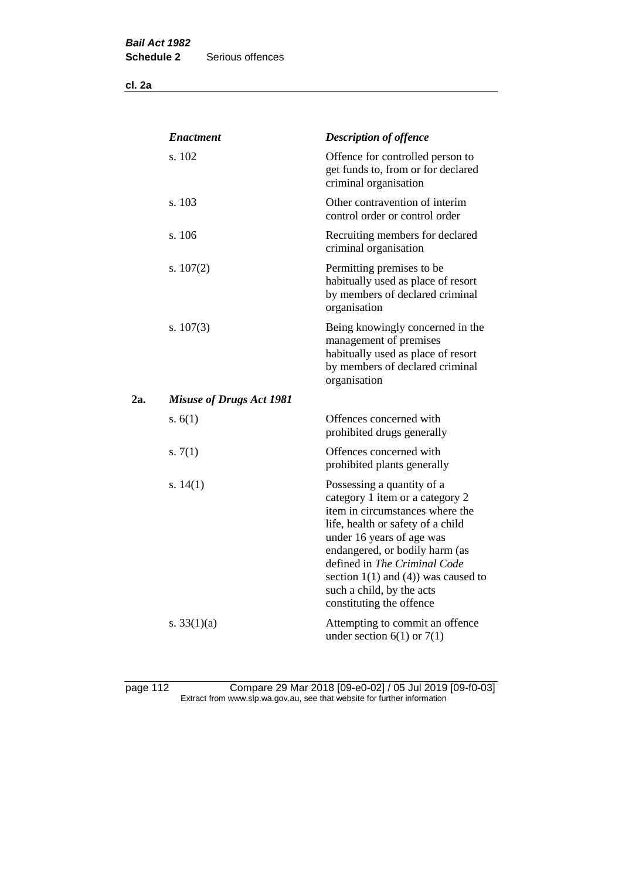| | *Enactment* | *Description of offence* |
|---|---|---|
| | s. 102 | Offence for controlled person to get funds to, from or for declared criminal organisation |
| | s. 103 | Other contravention of interim control order or control order |
| | s. 106 | Recruiting members for declared criminal organisation |
| | s. 107(2) | Permitting premises to be habitually used as place of resort by members of declared criminal organisation |
| | s. 107(3) | Being knowingly concerned in the management of premises habitually used as place of resort by members of declared criminal organisation |
| **2a.** | ***Misuse of Drugs Act 1981*** | |
| | s. 6(1) | Offences concerned with prohibited drugs generally |
| | s. 7(1) | Offences concerned with prohibited plants generally |
| | s. 14(1) | Possessing a quantity of a category 1 item or a category 2 item in circumstances where the life, health or safety of a child under 16 years of age was endangered, or bodily harm (as defined in *The Criminal Code* section 1(1) and (4)) was caused to such a child, by the acts constituting the offence |
| | s. 33(1)(a) | Attempting to commit an offence under section 6(1) or 7(1) |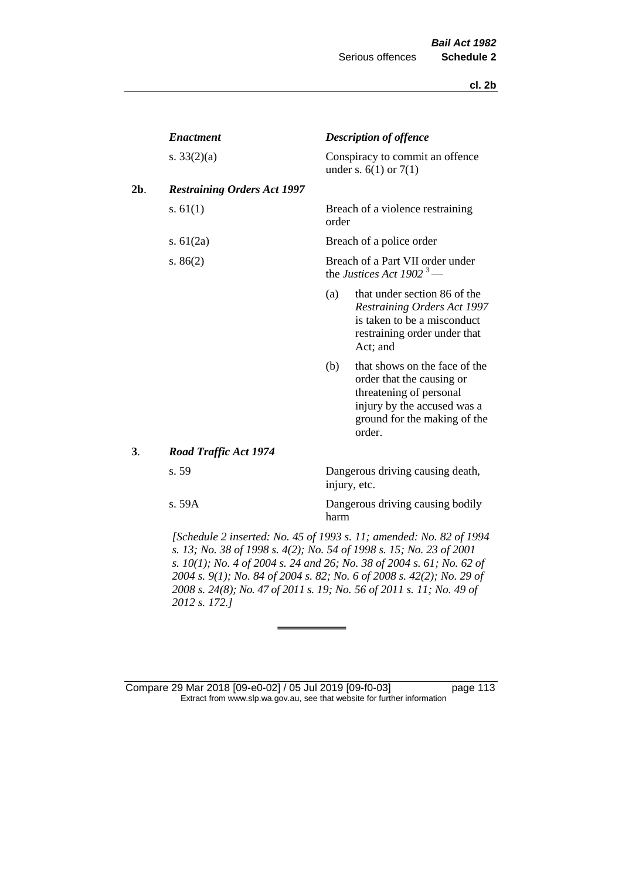| | *Enactment* | *Description of offence* |
|---|---|---|
| | s. 33(2)(a) | Conspiracy to commit an offence under s. 6(1) or 7(1) |
| **2b**. | ***Restraining Orders Act 1997*** | |
| | s. 61(1) | Breach of a violence restraining order |
| | s. 61(2a) | Breach of a police order |
| | s. 86(2) | Breach of a Part VII order under the *Justices Act 1902* [3] — (a) that under section 86 of the *Restraining Orders Act 1997* is taken to be a misconduct restraining order under that Act; and (b) that shows on the face of the order that the causing or threatening of personal injury by the accused was a ground for the making of the order. |
| **3**. | ***Road Traffic Act 1974*** | |
| | s. 59 | Dangerous driving causing death, injury, etc. |
| | s. 59A | Dangerous driving causing bodily harm |

*[Schedule 2 inserted: No. 45 of 1993 s. 11; amended: No. 82 of 1994 s. 13; No. 38 of 1998 s. 4(2); No. 54 of 1998 s. 15; No. 23 of 2001 s. 10(1); No. 4 of 2004 s. 24 and 26; No. 38 of 2004 s. 61; No. 62 of 2004 s. 9(1); No. 84 of 2004 s. 82; No. 6 of 2008 s. 42(2); No. 29 of 2008 s. 24(8); No. 47 of 2011 s. 19; No. 56 of 2011 s. 11; No. 49 of 2012 s. 172.]*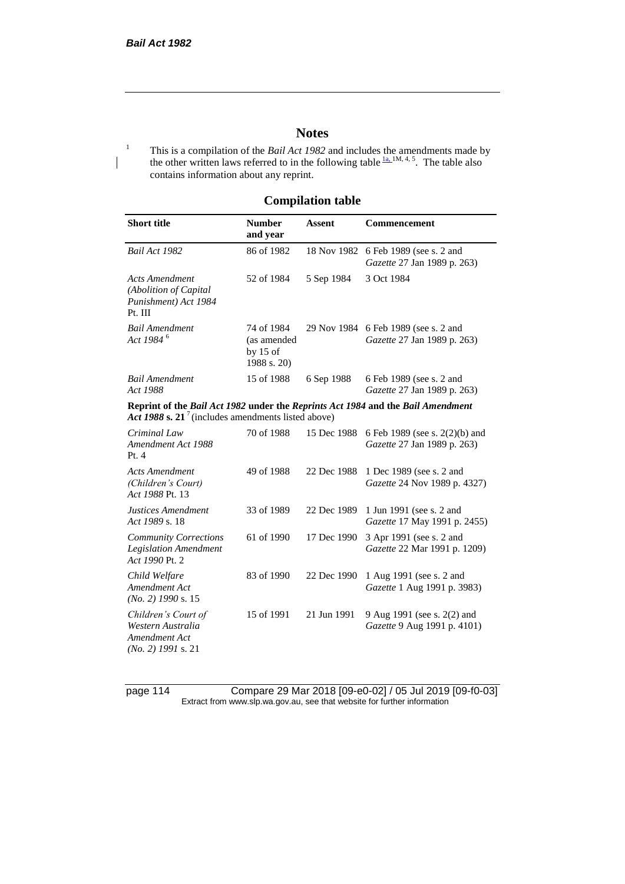## Notes

[1] This is a compilation of the *Bail Act 1982* and includes the amendments made by the other written laws referred to in the following table [1a, 1M, 4, 5]. The table also contains information about any reprint.

### Compilation table

| Short title | Number and year | Assent | Commencement |
|---|---|---|---|
| *Bail Act 1982* | 86 of 1982 | 18 Nov 1982 | 6 Feb 1989 (see s. 2 and *Gazette* 27 Jan 1989 p. 263) |
| *Acts Amendment (Abolition of Capital Punishment) Act 1984* Pt. III | 52 of 1984 | 5 Sep 1984 | 3 Oct 1984 |
| *Bail Amendment Act 1984* [6] | 74 of 1984 (as amended by 15 of 1988 s. 20) | 29 Nov 1984 | 6 Feb 1989 (see s. 2 and *Gazette* 27 Jan 1989 p. 263) |
| *Bail Amendment Act 1988* | 15 of 1988 | 6 Sep 1988 | 6 Feb 1989 (see s. 2 and *Gazette* 27 Jan 1989 p. 263) |
| **Reprint of the *Bail Act 1982* under the *Reprints Act 1984* and the *Bail Amendment Act 1988* s. 21** [7] (includes amendments listed above) | | | |
| *Criminal Law Amendment Act 1988* Pt. 4 | 70 of 1988 | 15 Dec 1988 | 6 Feb 1989 (see s. 2(2)(b) and *Gazette* 27 Jan 1989 p. 263) |
| *Acts Amendment (Children's Court) Act 1988* Pt. 13 | 49 of 1988 | 22 Dec 1988 | 1 Dec 1989 (see s. 2 and *Gazette* 24 Nov 1989 p. 4327) |
| *Justices Amendment Act 1989* s. 18 | 33 of 1989 | 22 Dec 1989 | 1 Jun 1991 (see s. 2 and *Gazette* 17 May 1991 p. 2455) |
| *Community Corrections Legislation Amendment Act 1990* Pt. 2 | 61 of 1990 | 17 Dec 1990 | 3 Apr 1991 (see s. 2 and *Gazette* 22 Mar 1991 p. 1209) |
| *Child Welfare Amendment Act (No. 2) 1990* s. 15 | 83 of 1990 | 22 Dec 1990 | 1 Aug 1991 (see s. 2 and *Gazette* 1 Aug 1991 p. 3983) |
| *Children's Court of Western Australia Amendment Act (No. 2) 1991* s. 21 | 15 of 1991 | 21 Jun 1991 | 9 Aug 1991 (see s. 2(2) and *Gazette* 9 Aug 1991 p. 4101) |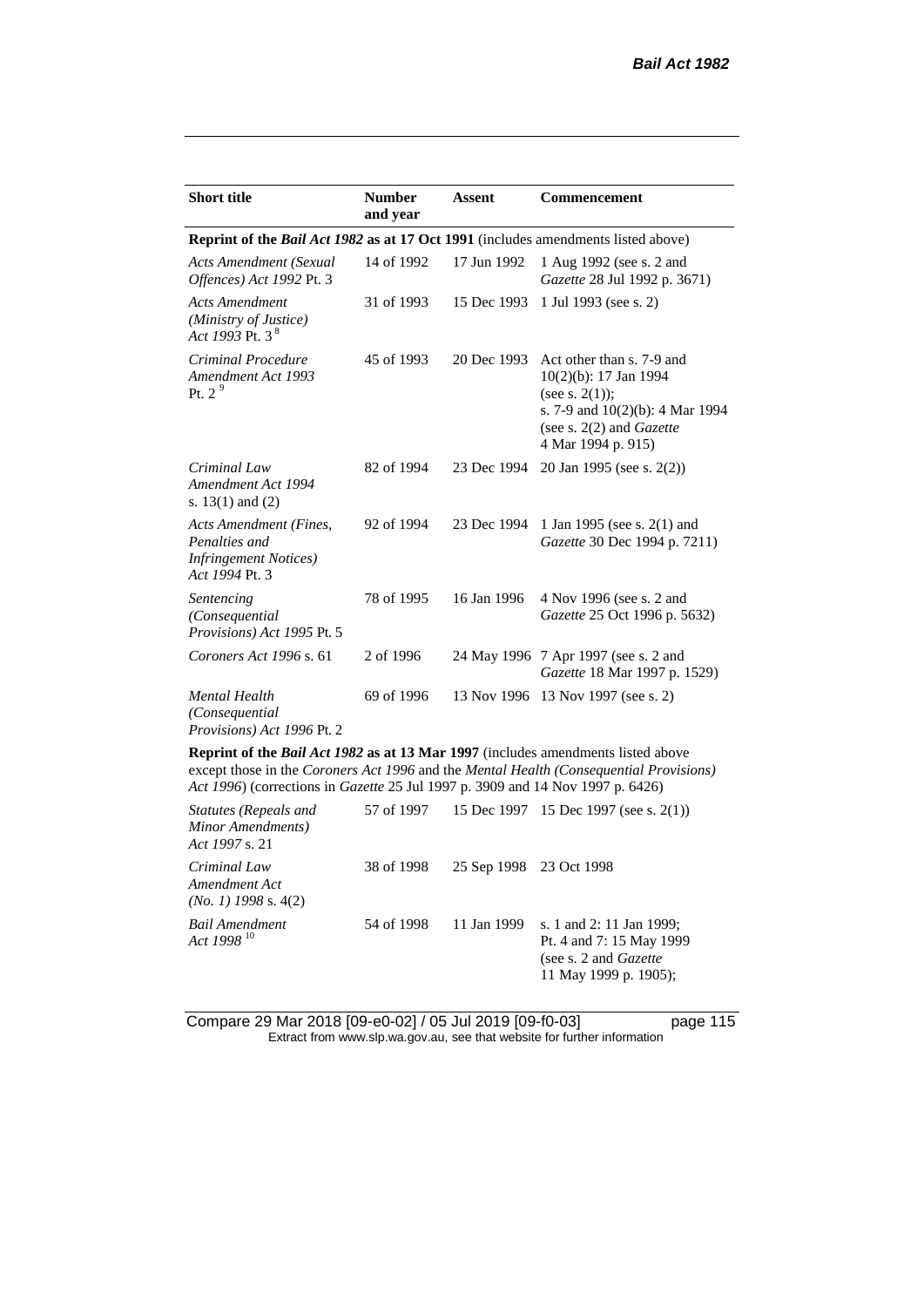| Short title | Number and year | Assent | Commencement |
|---|---|---|---|
| **Reprint of the *Bail Act 1982* as at 17 Oct 1991** (includes amendments listed above) | | | |
| *Acts Amendment (Sexual Offences) Act 1992* Pt. 3 | 14 of 1992 | 17 Jun 1992 | 1 Aug 1992 (see s. 2 and *Gazette* 28 Jul 1992 p. 3671) |
| *Acts Amendment (Ministry of Justice) Act 1993* Pt. 3 [8] | 31 of 1993 | 15 Dec 1993 | 1 Jul 1993 (see s. 2) |
| *Criminal Procedure Amendment Act 1993* Pt. 2 [9] | 45 of 1993 | 20 Dec 1993 | Act other than s. 7-9 and 10(2)(b): 17 Jan 1994 (see s. 2(1)); s. 7-9 and 10(2)(b): 4 Mar 1994 (see s. 2(2) and *Gazette* 4 Mar 1994 p. 915) |
| *Criminal Law Amendment Act 1994* s. 13(1) and (2) | 82 of 1994 | 23 Dec 1994 | 20 Jan 1995 (see s. 2(2)) |
| *Acts Amendment (Fines, Penalties and Infringement Notices) Act 1994* Pt. 3 | 92 of 1994 | 23 Dec 1994 | 1 Jan 1995 (see s. 2(1) and *Gazette* 30 Dec 1994 p. 7211) |
| *Sentencing (Consequential Provisions) Act 1995* Pt. 5 | 78 of 1995 | 16 Jan 1996 | 4 Nov 1996 (see s. 2 and *Gazette* 25 Oct 1996 p. 5632) |
| *Coroners Act 1996* s. 61 | 2 of 1996 | 24 May 1996 | 7 Apr 1997 (see s. 2 and *Gazette* 18 Mar 1997 p. 1529) |
| *Mental Health (Consequential Provisions) Act 1996* Pt. 2 | 69 of 1996 | 13 Nov 1996 | 13 Nov 1997 (see s. 2) |
| **Reprint of the *Bail Act 1982* as at 13 Mar 1997** (includes amendments listed above except those in the *Coroners Act 1996* and the *Mental Health (Consequential Provisions) Act 1996*) (corrections in *Gazette* 25 Jul 1997 p. 3909 and 14 Nov 1997 p. 6426) | | | |
| *Statutes (Repeals and Minor Amendments) Act 1997* s. 21 | 57 of 1997 | 15 Dec 1997 | 15 Dec 1997 (see s. 2(1)) |
| *Criminal Law Amendment Act (No. 1) 1998* s. 4(2) | 38 of 1998 | 25 Sep 1998 | 23 Oct 1998 |
| *Bail Amendment Act 1998* [10] | 54 of 1998 | 11 Jan 1999 | s. 1 and 2: 11 Jan 1999; Pt. 4 and 7: 15 May 1999 (see s. 2 and *Gazette* 11 May 1999 p. 1905); |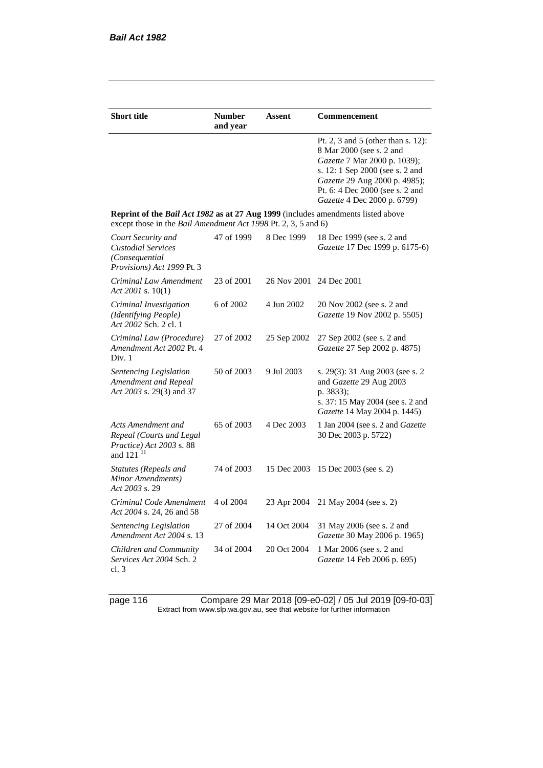| Short title | Number and year | Assent | Commencement |
|---|---|---|---|
| | | | Pt. 2, 3 and 5 (other than s. 12): 8 Mar 2000 (see s. 2 and *Gazette* 7 Mar 2000 p. 1039); s. 12: 1 Sep 2000 (see s. 2 and *Gazette* 29 Aug 2000 p. 4985); Pt. 6: 4 Dec 2000 (see s. 2 and *Gazette* 4 Dec 2000 p. 6799) |
| **Reprint of the *Bail Act 1982* as at 27 Aug 1999** (includes amendments listed above except those in the *Bail Amendment Act 1998* Pt. 2, 3, 5 and 6) | | | |
| *Court Security and Custodial Services (Consequential Provisions) Act 1999* Pt. 3 | 47 of 1999 | 8 Dec 1999 | 18 Dec 1999 (see s. 2 and *Gazette* 17 Dec 1999 p. 6175-6) |
| *Criminal Law Amendment Act 2001* s. 10(1) | 23 of 2001 | 26 Nov 2001 | 24 Dec 2001 |
| *Criminal Investigation (Identifying People) Act 2002* Sch. 2 cl. 1 | 6 of 2002 | 4 Jun 2002 | 20 Nov 2002 (see s. 2 and *Gazette* 19 Nov 2002 p. 5505) |
| *Criminal Law (Procedure) Amendment Act 2002* Pt. 4 Div. 1 | 27 of 2002 | 25 Sep 2002 | 27 Sep 2002 (see s. 2 and *Gazette* 27 Sep 2002 p. 4875) |
| *Sentencing Legislation Amendment and Repeal Act 2003* s. 29(3) and 37 | 50 of 2003 | 9 Jul 2003 | s. 29(3): 31 Aug 2003 (see s. 2 and *Gazette* 29 Aug 2003 p. 3833); s. 37: 15 May 2004 (see s. 2 and *Gazette* 14 May 2004 p. 1445) |
| *Acts Amendment and Repeal (Courts and Legal Practice) Act 2003* s. 88 and 121 [11] | 65 of 2003 | 4 Dec 2003 | 1 Jan 2004 (see s. 2 and *Gazette* 30 Dec 2003 p. 5722) |
| *Statutes (Repeals and Minor Amendments) Act 2003* s. 29 | 74 of 2003 | 15 Dec 2003 | 15 Dec 2003 (see s. 2) |
| *Criminal Code Amendment Act 2004* s. 24, 26 and 58 | 4 of 2004 | 23 Apr 2004 | 21 May 2004 (see s. 2) |
| *Sentencing Legislation Amendment Act 2004* s. 13 | 27 of 2004 | 14 Oct 2004 | 31 May 2006 (see s. 2 and *Gazette* 30 May 2006 p. 1965) |
| *Children and Community Services Act 2004* Sch. 2 cl. 3 | 34 of 2004 | 20 Oct 2004 | 1 Mar 2006 (see s. 2 and *Gazette* 14 Feb 2006 p. 695) |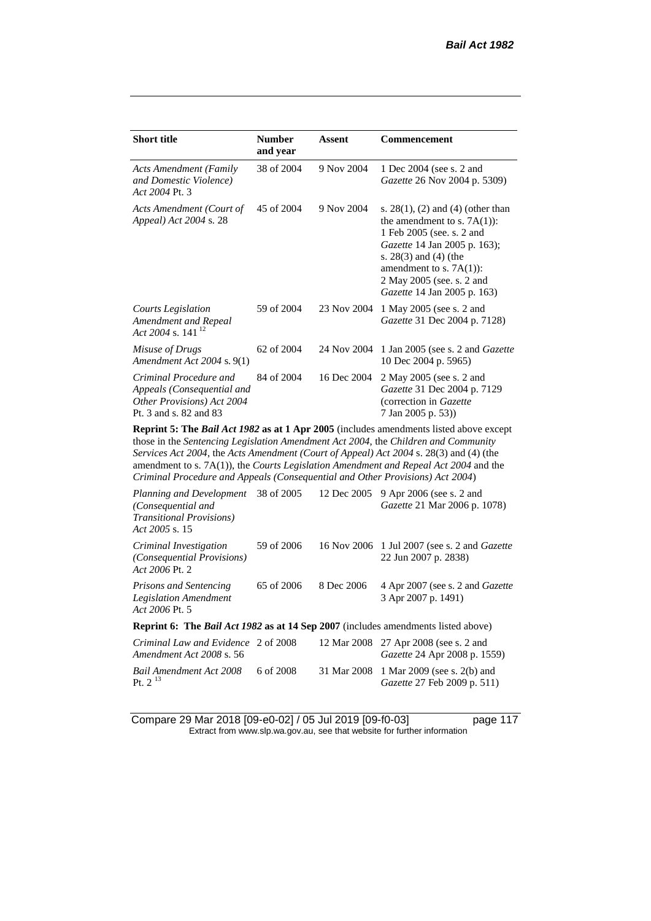| Short title | Number and year | Assent | Commencement |
|---|---|---|---|
| *Acts Amendment (Family and Domestic Violence) Act 2004* Pt. 3 | 38 of 2004 | 9 Nov 2004 | 1 Dec 2004 (see s. 2 and *Gazette* 26 Nov 2004 p. 5309) |
| *Acts Amendment (Court of Appeal) Act 2004* s. 28 | 45 of 2004 | 9 Nov 2004 | s. 28(1), (2) and (4) (other than the amendment to s. 7A(1)): 1 Feb 2005 (see. s. 2 and *Gazette* 14 Jan 2005 p. 163); s. 28(3) and (4) (the amendment to s. 7A(1)): 2 May 2005 (see. s. 2 and *Gazette* 14 Jan 2005 p. 163) |
| *Courts Legislation Amendment and Repeal Act 2004* s. 141 [12] | 59 of 2004 | 23 Nov 2004 | 1 May 2005 (see s. 2 and *Gazette* 31 Dec 2004 p. 7128) |
| *Misuse of Drugs Amendment Act 2004* s. 9(1) | 62 of 2004 | 24 Nov 2004 | 1 Jan 2005 (see s. 2 and *Gazette* 10 Dec 2004 p. 5965) |
| *Criminal Procedure and Appeals (Consequential and Other Provisions) Act 2004* Pt. 3 and s. 82 and 83 | 84 of 2004 | 16 Dec 2004 | 2 May 2005 (see s. 2 and *Gazette* 31 Dec 2004 p. 7129 (correction in *Gazette* 7 Jan 2005 p. 53)) |
| **Reprint 5: The *Bail Act 1982* as at 1 Apr 2005** (includes amendments listed above except those in the *Sentencing Legislation Amendment Act 2004*, the *Children and Community Services Act 2004*, the *Acts Amendment (Court of Appeal) Act 2004* s. 28(3) and (4) (the amendment to s. 7A(1)), the *Courts Legislation Amendment and Repeal Act 2004* and the *Criminal Procedure and Appeals (Consequential and Other Provisions) Act 2004*) | | | |
| *Planning and Development (Consequential and Transitional Provisions) Act 2005* s. 15 | 38 of 2005 | 12 Dec 2005 | 9 Apr 2006 (see s. 2 and *Gazette* 21 Mar 2006 p. 1078) |
| *Criminal Investigation (Consequential Provisions) Act 2006* Pt. 2 | 59 of 2006 | 16 Nov 2006 | 1 Jul 2007 (see s. 2 and *Gazette* 22 Jun 2007 p. 2838) |
| *Prisons and Sentencing Legislation Amendment Act 2006* Pt. 5 | 65 of 2006 | 8 Dec 2006 | 4 Apr 2007 (see s. 2 and *Gazette* 3 Apr 2007 p. 1491) |
| **Reprint 6: The *Bail Act 1982* as at 14 Sep 2007** (includes amendments listed above) | | | |
| *Criminal Law and Evidence Amendment Act 2008* s. 56 | 2 of 2008 | 12 Mar 2008 | 27 Apr 2008 (see s. 2 and *Gazette* 24 Apr 2008 p. 1559) |
| *Bail Amendment Act 2008* Pt. 2 [13] | 6 of 2008 | 31 Mar 2008 | 1 Mar 2009 (see s. 2(b) and *Gazette* 27 Feb 2009 p. 511) |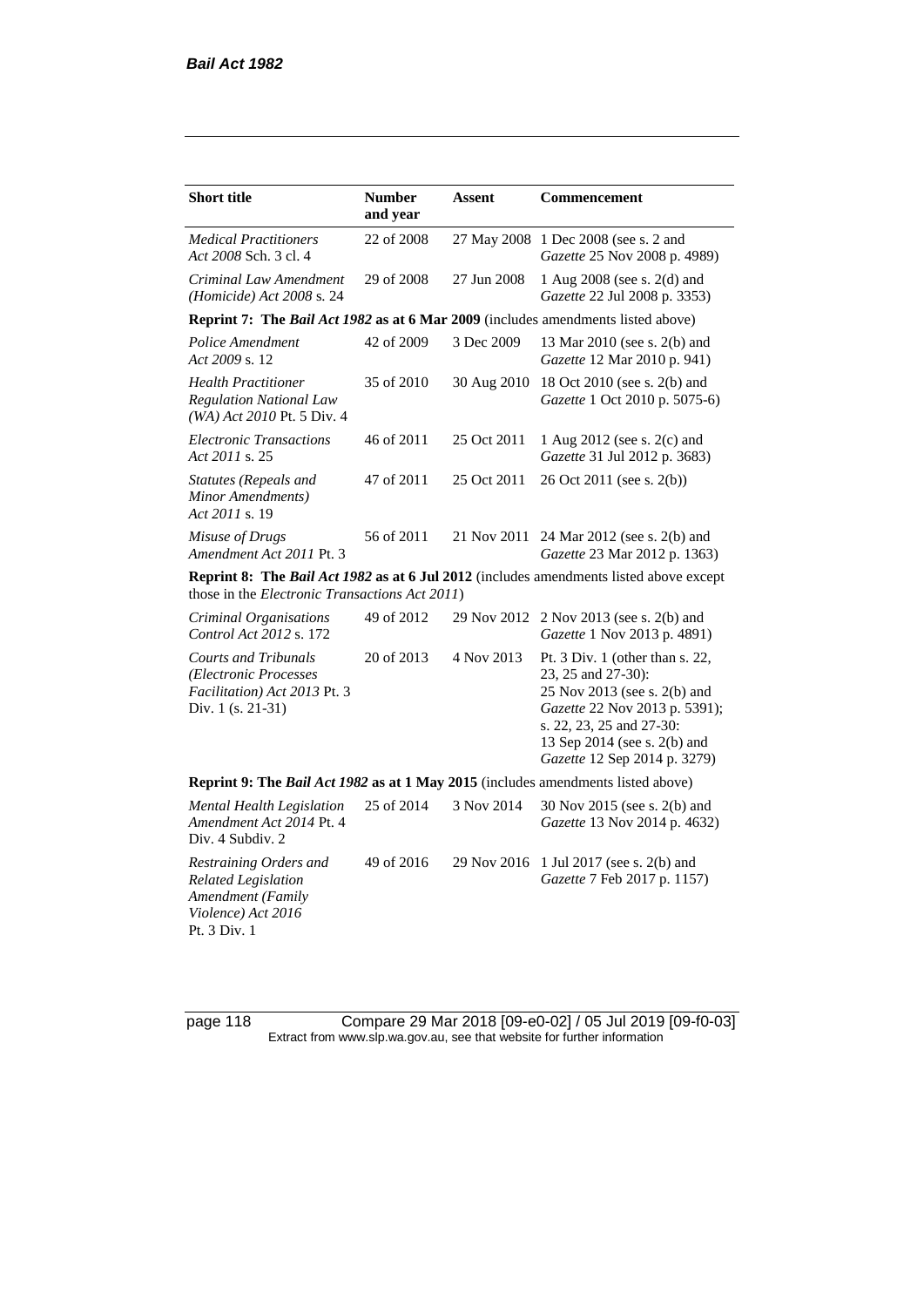| **Short title** | **Number and year** | **Assent** | **Commencement** |
|---|---|---|---|
| *Medical Practitioners Act 2008* Sch. 3 cl. 4 | 22 of 2008 | 27 May 2008 | 1 Dec 2008 (see s. 2 and *Gazette* 25 Nov 2008 p. 4989) |
| *Criminal Law Amendment (Homicide) Act 2008* s. 24 | 29 of 2008 | 27 Jun 2008 | 1 Aug 2008 (see s. 2(d) and *Gazette* 22 Jul 2008 p. 3353) |
| **Reprint 7: The *Bail Act 1982* as at 6 Mar 2009** (includes amendments listed above) | | | |
| *Police Amendment Act 2009* s. 12 | 42 of 2009 | 3 Dec 2009 | 13 Mar 2010 (see s. 2(b) and *Gazette* 12 Mar 2010 p. 941) |
| *Health Practitioner Regulation National Law (WA) Act 2010* Pt. 5 Div. 4 | 35 of 2010 | 30 Aug 2010 | 18 Oct 2010 (see s. 2(b) and *Gazette* 1 Oct 2010 p. 5075-6) |
| *Electronic Transactions Act 2011* s. 25 | 46 of 2011 | 25 Oct 2011 | 1 Aug 2012 (see s. 2(c) and *Gazette* 31 Jul 2012 p. 3683) |
| *Statutes (Repeals and Minor Amendments) Act 2011* s. 19 | 47 of 2011 | 25 Oct 2011 | 26 Oct 2011 (see s. 2(b)) |
| *Misuse of Drugs Amendment Act 2011* Pt. 3 | 56 of 2011 | 21 Nov 2011 | 24 Mar 2012 (see s. 2(b) and *Gazette* 23 Mar 2012 p. 1363) |
| **Reprint 8: The *Bail Act 1982* as at 6 Jul 2012** (includes amendments listed above except those in the *Electronic Transactions Act 2011*) | | | |
| *Criminal Organisations Control Act 2012* s. 172 | 49 of 2012 | 29 Nov 2012 | 2 Nov 2013 (see s. 2(b) and *Gazette* 1 Nov 2013 p. 4891) |
| *Courts and Tribunals (Electronic Processes Facilitation) Act 2013* Pt. 3 Div. 1 (s. 21-31) | 20 of 2013 | 4 Nov 2013 | Pt. 3 Div. 1 (other than s. 22, 23, 25 and 27-30): 25 Nov 2013 (see s. 2(b) and *Gazette* 22 Nov 2013 p. 5391); s. 22, 23, 25 and 27-30: 13 Sep 2014 (see s. 2(b) and *Gazette* 12 Sep 2014 p. 3279) |
| **Reprint 9: The *Bail Act 1982* as at 1 May 2015** (includes amendments listed above) | | | |
| *Mental Health Legislation Amendment Act 2014* Pt. 4 Div. 4 Subdiv. 2 | 25 of 2014 | 3 Nov 2014 | 30 Nov 2015 (see s. 2(b) and *Gazette* 13 Nov 2014 p. 4632) |
| *Restraining Orders and Related Legislation Amendment (Family Violence) Act 2016* Pt. 3 Div. 1 | 49 of 2016 | 29 Nov 2016 | 1 Jul 2017 (see s. 2(b) and *Gazette* 7 Feb 2017 p. 1157) |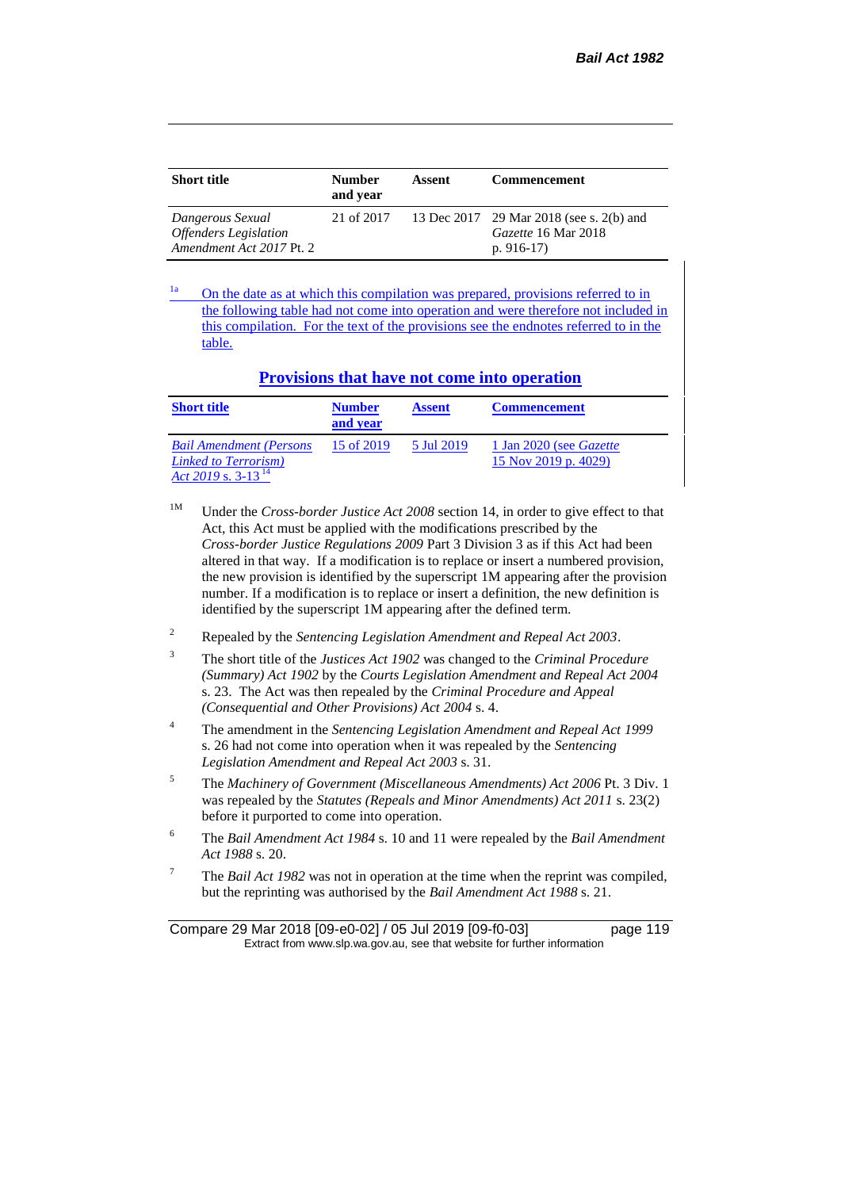| Short title | Number and year | Assent | Commencement |
|---|---|---|---|
| *Dangerous Sexual Offenders Legislation Amendment Act 2017* Pt. 2 | 21 of 2017 | 13 Dec 2017 | 29 Mar 2018 (see s. 2(b) and *Gazette* 16 Mar 2018 p. 916-17) |

[1a] On the date as at which this compilation was prepared, provisions referred to in the following table had not come into operation and were therefore not included in this compilation. For the text of the provisions see the endnotes referred to in the table.

## Provisions that have not come into operation

| Short title | Number and year | Assent | Commencement |
|---|---|---|---|
| *Bail Amendment (Persons Linked to Terrorism) Act 2019* s. 3-13 [14] | 15 of 2019 | 5 Jul 2019 | 1 Jan 2020 (see *Gazette* 15 Nov 2019 p. 4029) |

[1M] Under the *Cross-border Justice Act 2008* section 14, in order to give effect to that Act, this Act must be applied with the modifications prescribed by the *Cross-border Justice Regulations 2009* Part 3 Division 3 as if this Act had been altered in that way. If a modification is to replace or insert a numbered provision, the new provision is identified by the superscript 1M appearing after the provision number. If a modification is to replace or insert a definition, the new definition is identified by the superscript 1M appearing after the defined term.

[2] Repealed by the *Sentencing Legislation Amendment and Repeal Act 2003*.

[3] The short title of the *Justices Act 1902* was changed to the *Criminal Procedure (Summary) Act 1902* by the *Courts Legislation Amendment and Repeal Act 2004* s. 23. The Act was then repealed by the *Criminal Procedure and Appeal (Consequential and Other Provisions) Act 2004* s. 4.

[4] The amendment in the *Sentencing Legislation Amendment and Repeal Act 1999* s. 26 had not come into operation when it was repealed by the *Sentencing Legislation Amendment and Repeal Act 2003* s. 31.

[5] The *Machinery of Government (Miscellaneous Amendments) Act 2006* Pt. 3 Div. 1 was repealed by the *Statutes (Repeals and Minor Amendments) Act 2011* s. 23(2) before it purported to come into operation.

[6] The *Bail Amendment Act 1984* s. 10 and 11 were repealed by the *Bail Amendment Act 1988* s. 20.

[7] The *Bail Act 1982* was not in operation at the time when the reprint was compiled, but the reprinting was authorised by the *Bail Amendment Act 1988* s. 21.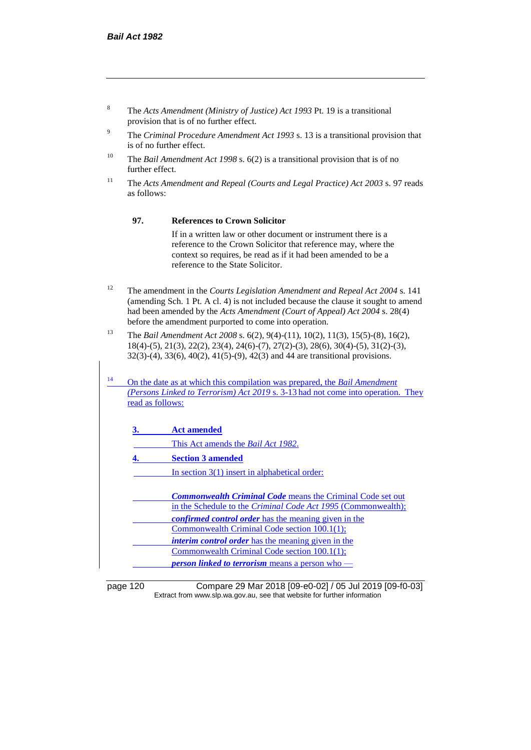[8] The *Acts Amendment (Ministry of Justice) Act 1993* Pt. 19 is a transitional provision that is of no further effect.

[9] The *Criminal Procedure Amendment Act 1993* s. 13 is a transitional provision that is of no further effect.

[10] The *Bail Amendment Act 1998* s. 6(2) is a transitional provision that is of no further effect.

[11] The *Acts Amendment and Repeal (Courts and Legal Practice) Act 2003* s. 97 reads as follows:

> **97. References to Crown Solicitor**
>
> If in a written law or other document or instrument there is a reference to the Crown Solicitor that reference may, where the context so requires, be read as if it had been amended to be a reference to the State Solicitor.

[12] The amendment in the *Courts Legislation Amendment and Repeal Act 2004* s. 141 (amending Sch. 1 Pt. A cl. 4) is not included because the clause it sought to amend had been amended by the *Acts Amendment (Court of Appeal) Act 2004* s. 28(4) before the amendment purported to come into operation.

[13] The *Bail Amendment Act 2008* s. 6(2), 9(4)-(11), 10(2), 11(3), 15(5)-(8), 16(2), 18(4)-(5), 21(3), 22(2), 23(4), 24(6)-(7), 27(2)-(3), 28(6), 30(4)-(5), 31(2)-(3), 32(3)-(4), 33(6), 40(2), 41(5)-(9), 42(3) and 44 are transitional provisions.

[14] On the date as at which this compilation was prepared, the *Bail Amendment (Persons Linked to Terrorism) Act 2019* s. 3-13 had not come into operation. They read as follows:

> **3. Act amended**
>
> This Act amends the *Bail Act 1982*.
>
> **4. Section 3 amended**
>
> In section 3(1) insert in alphabetical order:
>
> ***Commonwealth Criminal Code*** means the Criminal Code set out in the Schedule to the *Criminal Code Act 1995* (Commonwealth);
>
> ***confirmed control order*** has the meaning given in the Commonwealth Criminal Code section 100.1(1);
>
> ***interim control order*** has the meaning given in the Commonwealth Criminal Code section 100.1(1);
>
> ***person linked to terrorism*** means a person who —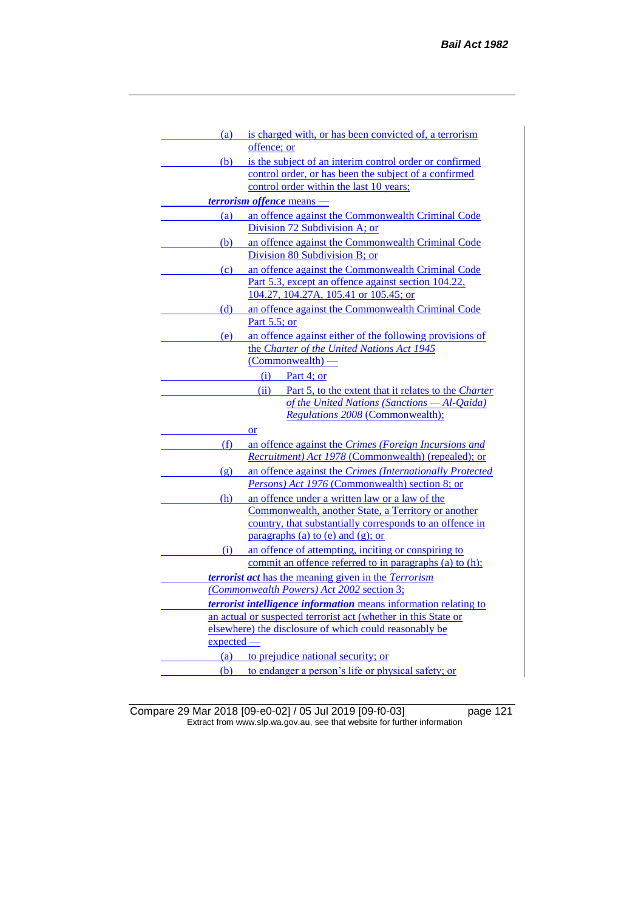(a) is charged with, or has been convicted of, a terrorism offence; or

(b) is the subject of an interim control order or confirmed control order, or has been the subject of a confirmed control order within the last 10 years;

***terrorism offence*** means —

(a) an offence against the Commonwealth Criminal Code Division 72 Subdivision A; or

(b) an offence against the Commonwealth Criminal Code Division 80 Subdivision B; or

(c) an offence against the Commonwealth Criminal Code Part 5.3, except an offence against section 104.22, 104.27, 104.27A, 105.41 or 105.45; or

(d) an offence against the Commonwealth Criminal Code Part 5.5; or

(e) an offence against either of the following provisions of the *Charter of the United Nations Act 1945* (Commonwealth) —

  (i) Part 4; or

  (ii) Part 5, to the extent that it relates to the *Charter of the United Nations (Sanctions — Al-Qaida) Regulations 2008* (Commonwealth);

  or

(f) an offence against the *Crimes (Foreign Incursions and Recruitment) Act 1978* (Commonwealth) (repealed); or

(g) an offence against the *Crimes (Internationally Protected Persons) Act 1976* (Commonwealth) section 8; or

(h) an offence under a written law or a law of the Commonwealth, another State, a Territory or another country, that substantially corresponds to an offence in paragraphs (a) to (e) and (g); or

(i) an offence of attempting, inciting or conspiring to commit an offence referred to in paragraphs (a) to (h);

***terrorist act*** has the meaning given in the *Terrorism (Commonwealth Powers) Act 2002* section 3;

***terrorist intelligence information*** means information relating to an actual or suspected terrorist act (whether in this State or elsewhere) the disclosure of which could reasonably be expected —

(a) to prejudice national security; or

(b) to endanger a person's life or physical safety; or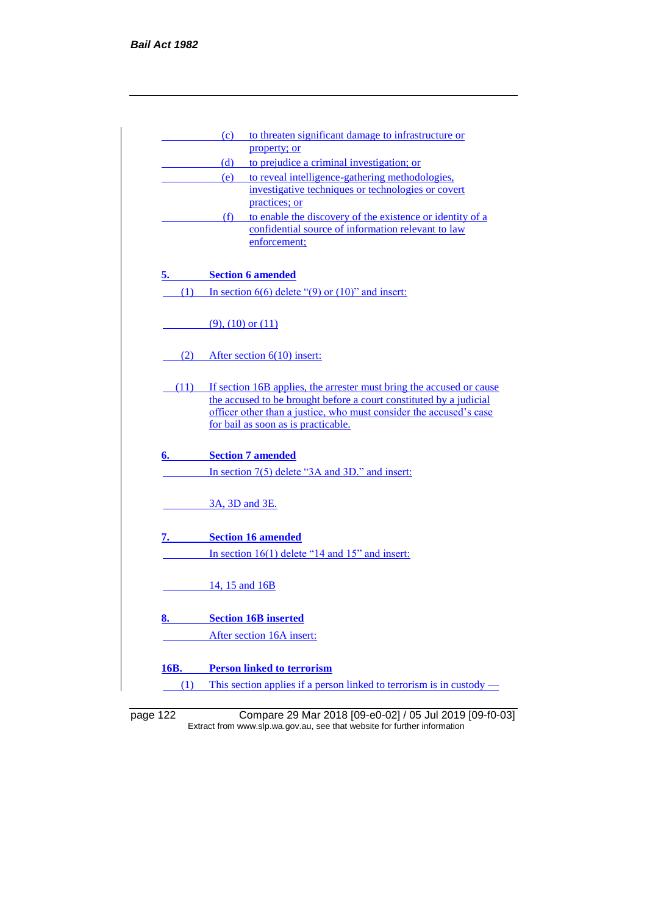(c) to threaten significant damage to infrastructure or property; or

(d) to prejudice a criminal investigation; or

(e) to reveal intelligence-gathering methodologies, investigative techniques or technologies or covert practices; or

(f) to enable the discovery of the existence or identity of a confidential source of information relevant to law enforcement;

**5. Section 6 amended**

(1) In section 6(6) delete "(9) or (10)" and insert:

(9), (10) or (11)

(2) After section 6(10) insert:

(11) If section 16B applies, the arrester must bring the accused or cause the accused to be brought before a court constituted by a judicial officer other than a justice, who must consider the accused's case for bail as soon as is practicable.

**6. Section 7 amended**

In section 7(5) delete "3A and 3D." and insert:

3A, 3D and 3E.

**7. Section 16 amended**

In section 16(1) delete "14 and 15" and insert:

14, 15 and 16B

**8. Section 16B inserted**

After section 16A insert:

**16B. Person linked to terrorism**

(1) This section applies if a person linked to terrorism is in custody —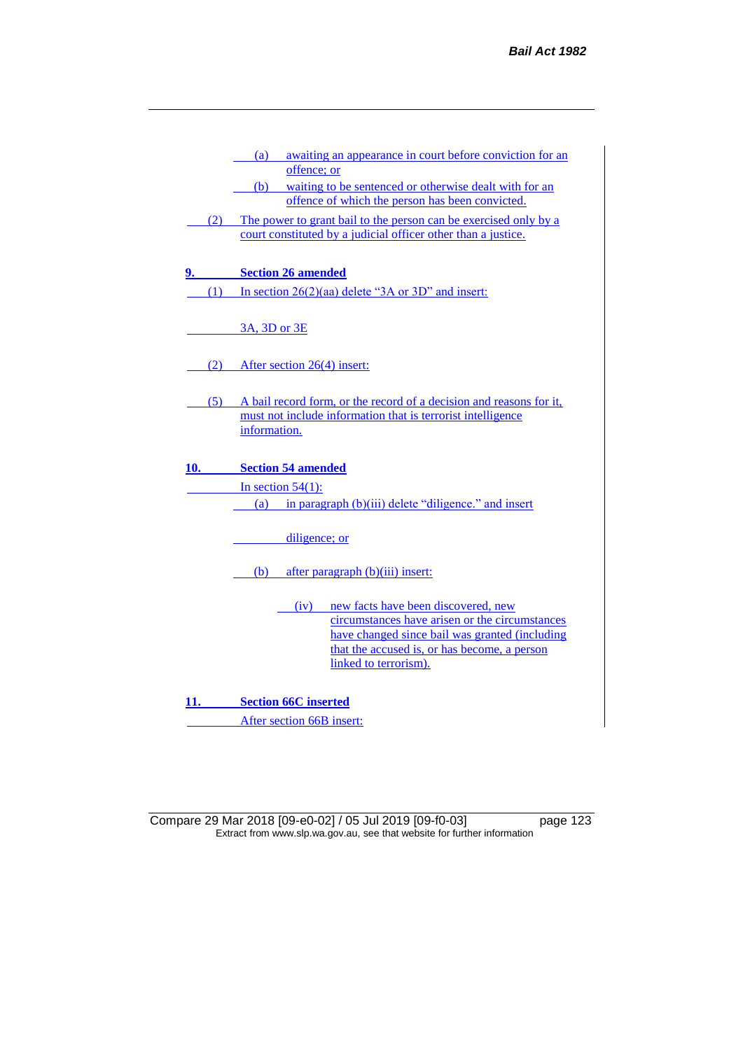(a) awaiting an appearance in court before conviction for an offence; or

(b) waiting to be sentenced or otherwise dealt with for an offence of which the person has been convicted.

(2) The power to grant bail to the person can be exercised only by a court constituted by a judicial officer other than a justice.

**9. Section 26 amended**

(1) In section 26(2)(aa) delete "3A or 3D" and insert:

3A, 3D or 3E

(2) After section 26(4) insert:

(5) A bail record form, or the record of a decision and reasons for it, must not include information that is terrorist intelligence information.

**10. Section 54 amended**

In section 54(1):

(a) in paragraph (b)(iii) delete "diligence." and insert

diligence; or

(b) after paragraph (b)(iii) insert:

(iv) new facts have been discovered, new circumstances have arisen or the circumstances have changed since bail was granted (including that the accused is, or has become, a person linked to terrorism).

**11. Section 66C inserted**

After section 66B insert: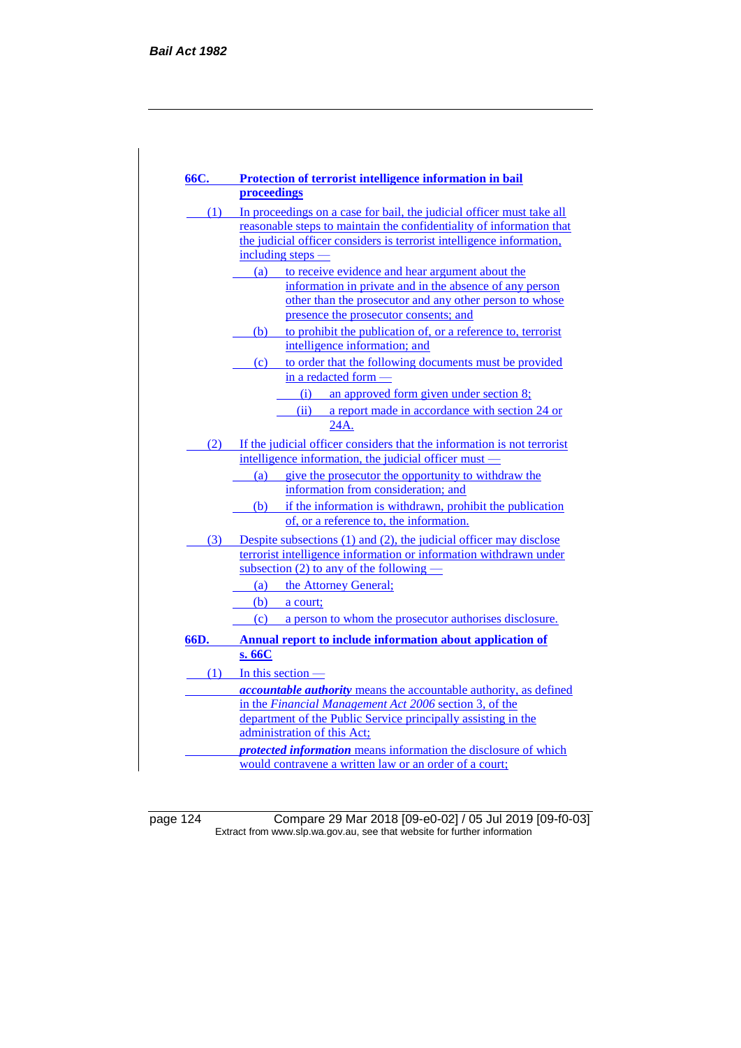## 66C. Protection of terrorist intelligence information in bail proceedings

(1) In proceedings on a case for bail, the judicial officer must take all reasonable steps to maintain the confidentiality of information that the judicial officer considers is terrorist intelligence information, including steps —

(a) to receive evidence and hear argument about the information in private and in the absence of any person other than the prosecutor and any other person to whose presence the prosecutor consents; and

(b) to prohibit the publication of, or a reference to, terrorist intelligence information; and

(c) to order that the following documents must be provided in a redacted form —

(i) an approved form given under section 8;

(ii) a report made in accordance with section 24 or 24A.

(2) If the judicial officer considers that the information is not terrorist intelligence information, the judicial officer must —

(a) give the prosecutor the opportunity to withdraw the information from consideration; and

(b) if the information is withdrawn, prohibit the publication of, or a reference to, the information.

(3) Despite subsections (1) and (2), the judicial officer may disclose terrorist intelligence information or information withdrawn under subsection (2) to any of the following —

(a) the Attorney General;

(b) a court;

(c) a person to whom the prosecutor authorises disclosure.

## 66D. Annual report to include information about application of s. 66C

(1) In this section —

***accountable authority*** means the accountable authority, as defined in the *Financial Management Act 2006* section 3, of the department of the Public Service principally assisting in the administration of this Act;

***protected information*** means information the disclosure of which would contravene a written law or an order of a court;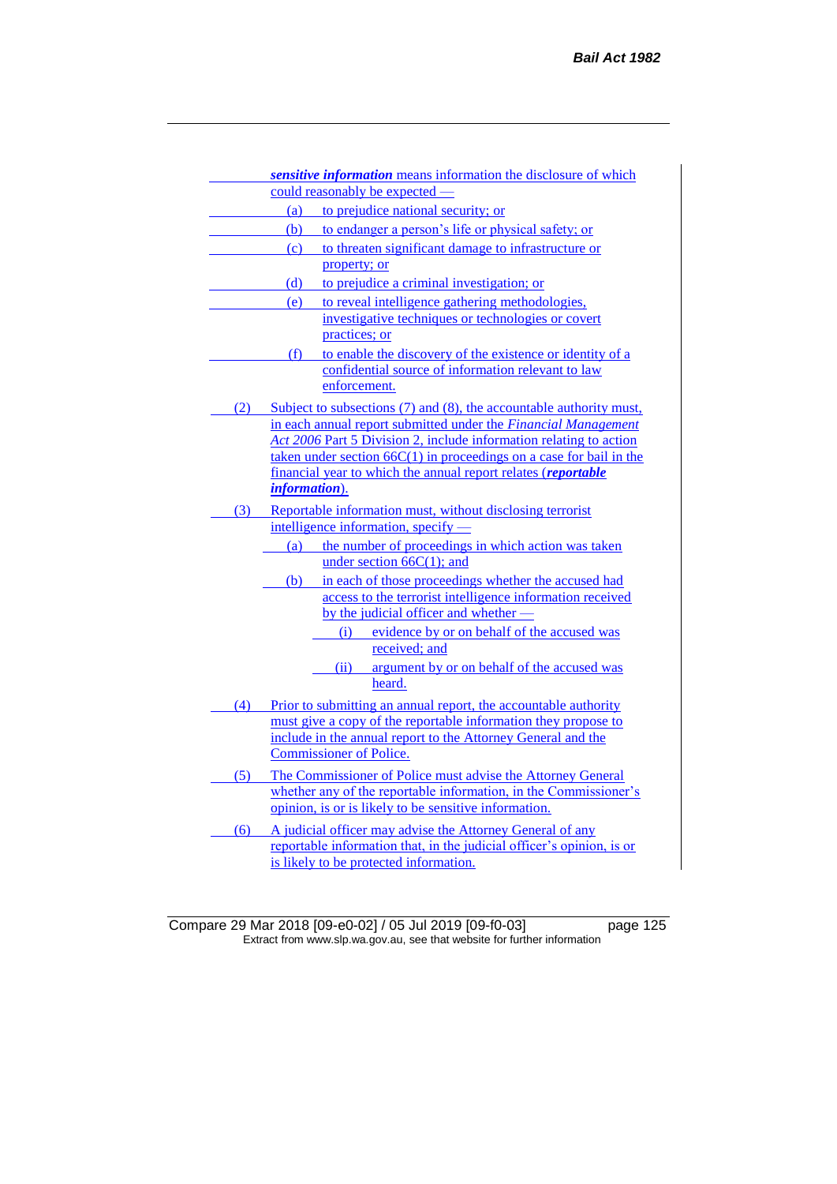***sensitive information*** means information the disclosure of which could reasonably be expected —

(a) to prejudice national security; or

(b) to endanger a person's life or physical safety; or

(c) to threaten significant damage to infrastructure or property; or

(d) to prejudice a criminal investigation; or

(e) to reveal intelligence gathering methodologies, investigative techniques or technologies or covert practices; or

(f) to enable the discovery of the existence or identity of a confidential source of information relevant to law enforcement.

(2) Subject to subsections (7) and (8), the accountable authority must, in each annual report submitted under the *Financial Management Act 2006* Part 5 Division 2, include information relating to action taken under section 66C(1) in proceedings on a case for bail in the financial year to which the annual report relates (***reportable information***).

(3) Reportable information must, without disclosing terrorist intelligence information, specify —

(a) the number of proceedings in which action was taken under section 66C(1); and

(b) in each of those proceedings whether the accused had access to the terrorist intelligence information received by the judicial officer and whether —

(i) evidence by or on behalf of the accused was received; and

(ii) argument by or on behalf of the accused was heard.

(4) Prior to submitting an annual report, the accountable authority must give a copy of the reportable information they propose to include in the annual report to the Attorney General and the Commissioner of Police.

(5) The Commissioner of Police must advise the Attorney General whether any of the reportable information, in the Commissioner's opinion, is or is likely to be sensitive information.

(6) A judicial officer may advise the Attorney General of any reportable information that, in the judicial officer's opinion, is or is likely to be protected information.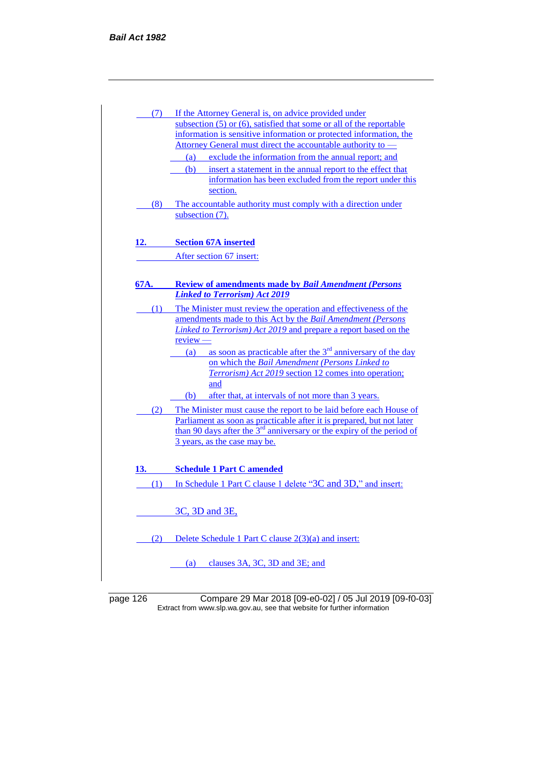(7) If the Attorney General is, on advice provided under subsection (5) or (6), satisfied that some or all of the reportable information is sensitive information or protected information, the Attorney General must direct the accountable authority to —

(a) exclude the information from the annual report; and

(b) insert a statement in the annual report to the effect that information has been excluded from the report under this section.

(8) The accountable authority must comply with a direction under subsection (7).

**12. Section 67A inserted**

After section 67 insert:

**67A. Review of amendments made by *Bail Amendment (Persons Linked to Terrorism) Act 2019***

(1) The Minister must review the operation and effectiveness of the amendments made to this Act by the *Bail Amendment (Persons Linked to Terrorism) Act 2019* and prepare a report based on the review —

(a) as soon as practicable after the 3rd anniversary of the day on which the *Bail Amendment (Persons Linked to Terrorism) Act 2019* section 12 comes into operation; and

(b) after that, at intervals of not more than 3 years.

(2) The Minister must cause the report to be laid before each House of Parliament as soon as practicable after it is prepared, but not later than 90 days after the 3rd anniversary or the expiry of the period of 3 years, as the case may be.

**13. Schedule 1 Part C amended**

(1) In Schedule 1 Part C clause 1 delete "3C and 3D," and insert:

3C, 3D and 3E,

(2) Delete Schedule 1 Part C clause 2(3)(a) and insert:

(a) clauses 3A, 3C, 3D and 3E; and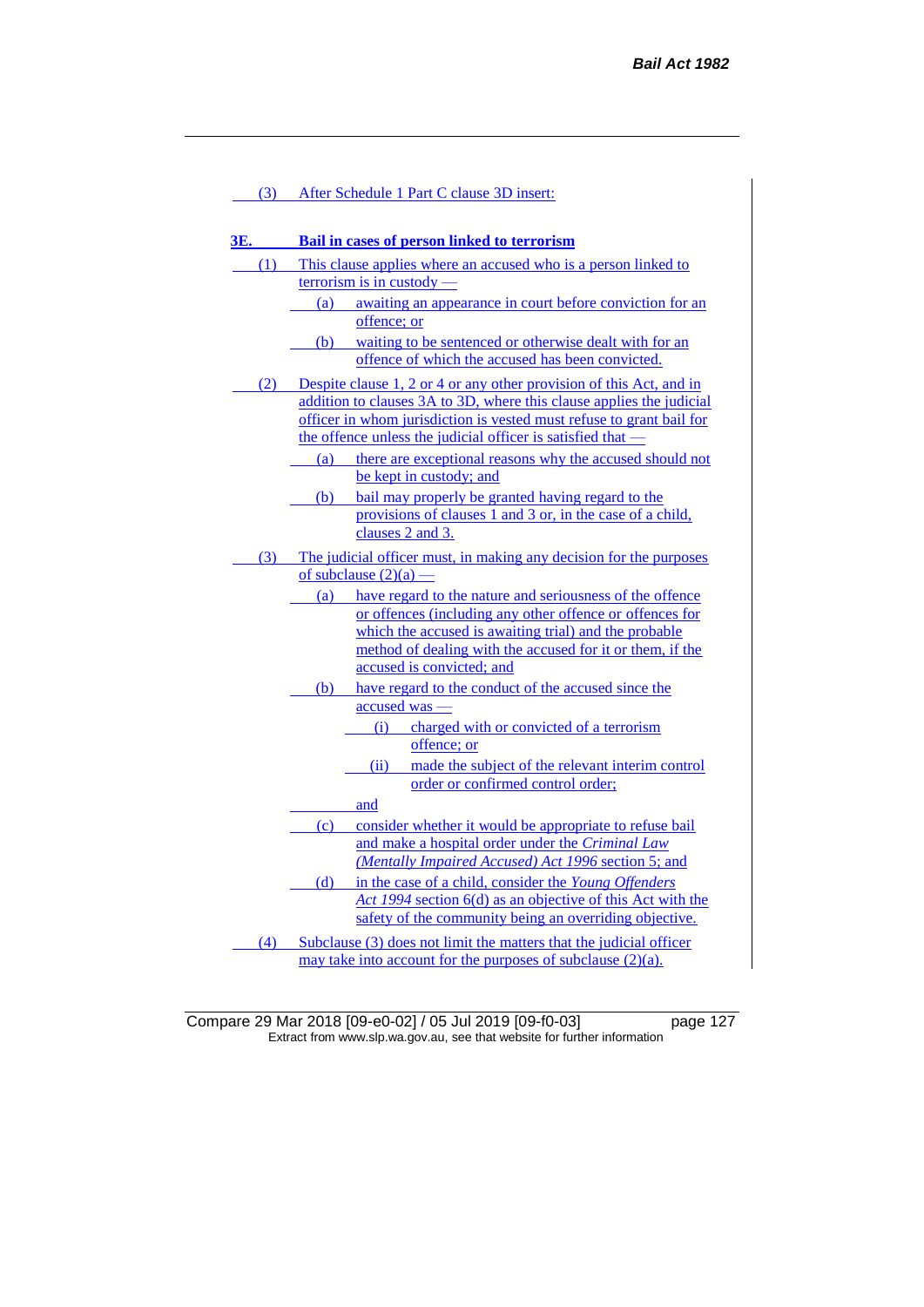(3) After Schedule 1 Part C clause 3D insert:

**3E. Bail in cases of person linked to terrorism**

(1) This clause applies where an accused who is a person linked to terrorism is in custody —

(a) awaiting an appearance in court before conviction for an offence; or

(b) waiting to be sentenced or otherwise dealt with for an offence of which the accused has been convicted.

(2) Despite clause 1, 2 or 4 or any other provision of this Act, and in addition to clauses 3A to 3D, where this clause applies the judicial officer in whom jurisdiction is vested must refuse to grant bail for the offence unless the judicial officer is satisfied that —

(a) there are exceptional reasons why the accused should not be kept in custody; and

(b) bail may properly be granted having regard to the provisions of clauses 1 and 3 or, in the case of a child, clauses 2 and 3.

(3) The judicial officer must, in making any decision for the purposes of subclause (2)(a) —

(a) have regard to the nature and seriousness of the offence or offences (including any other offence or offences for which the accused is awaiting trial) and the probable method of dealing with the accused for it or them, if the accused is convicted; and

(b) have regard to the conduct of the accused since the accused was —

(i) charged with or convicted of a terrorism offence; or

(ii) made the subject of the relevant interim control order or confirmed control order;

and

(c) consider whether it would be appropriate to refuse bail and make a hospital order under the *Criminal Law (Mentally Impaired Accused) Act 1996* section 5; and

(d) in the case of a child, consider the *Young Offenders Act 1994* section 6(d) as an objective of this Act with the safety of the community being an overriding objective.

(4) Subclause (3) does not limit the matters that the judicial officer may take into account for the purposes of subclause (2)(a).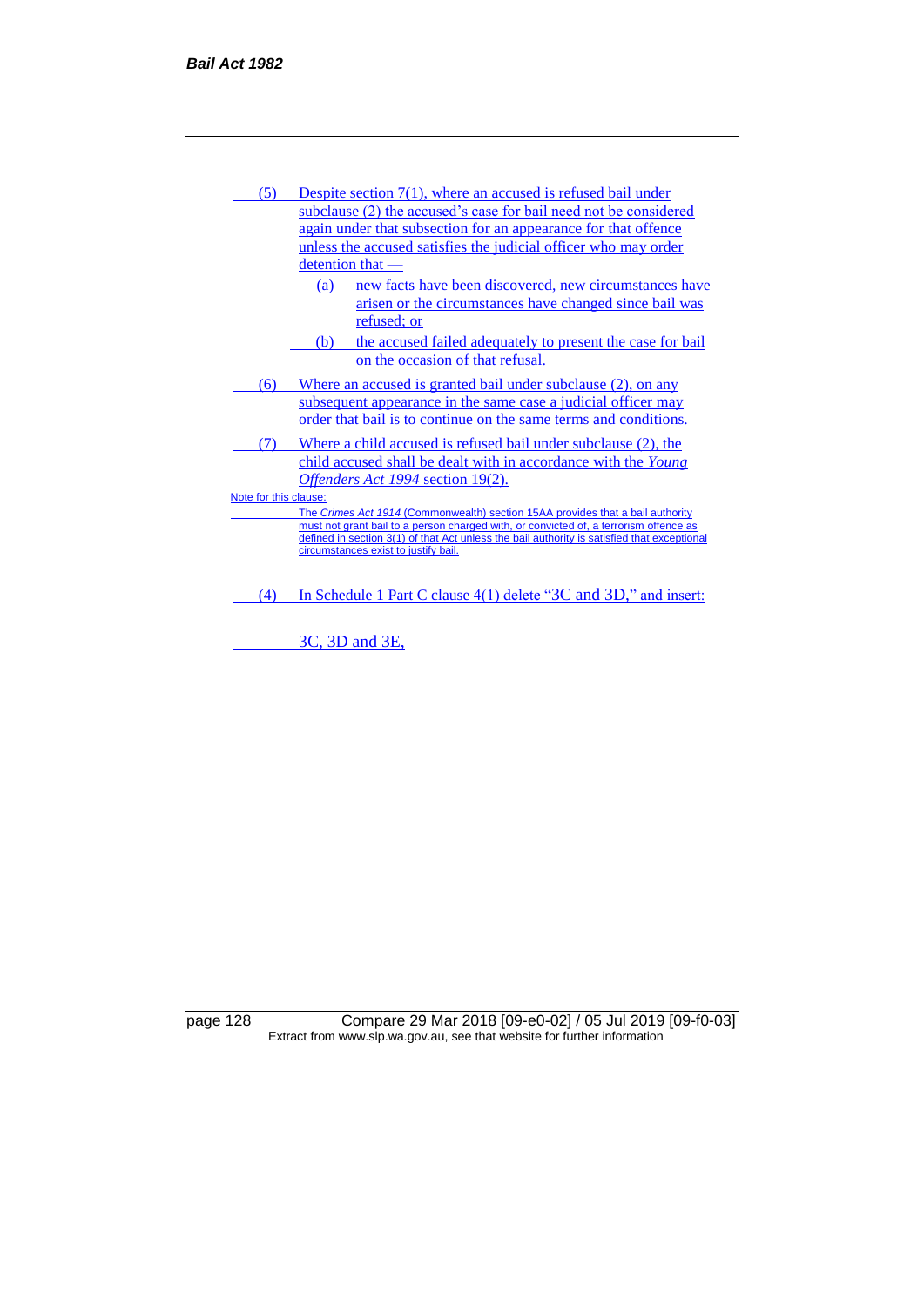(5) Despite section 7(1), where an accused is refused bail under subclause (2) the accused's case for bail need not be considered again under that subsection for an appearance for that offence unless the accused satisfies the judicial officer who may order detention that —

(a) new facts have been discovered, new circumstances have arisen or the circumstances have changed since bail was refused; or

(b) the accused failed adequately to present the case for bail on the occasion of that refusal.

(6) Where an accused is granted bail under subclause (2), on any subsequent appearance in the same case a judicial officer may order that bail is to continue on the same terms and conditions.

(7) Where a child accused is refused bail under subclause (2), the child accused shall be dealt with in accordance with the *Young Offenders Act 1994* section 19(2).

Note for this clause:

The *Crimes Act 1914* (Commonwealth) section 15AA provides that a bail authority must not grant bail to a person charged with, or convicted of, a terrorism offence as defined in section 3(1) of that Act unless the bail authority is satisfied that exceptional circumstances exist to justify bail.

(4) In Schedule 1 Part C clause 4(1) delete "3C and 3D," and insert:

3C, 3D and 3E,